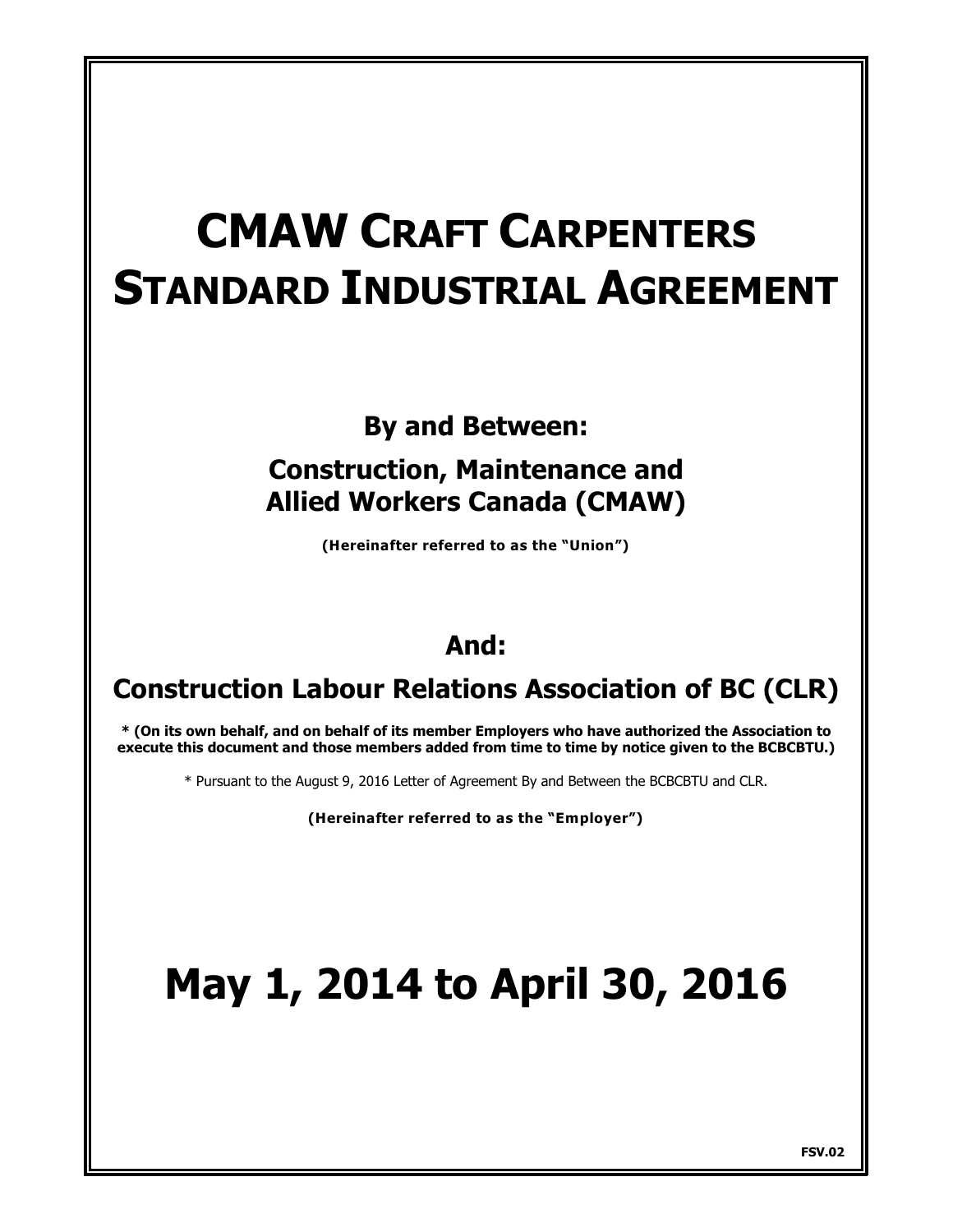# CMAW CRAFT CARPENTERS STANDARD INDUSTRIAL AGREEMENT

**By and Between:**

**Construction, Maintenance and Allied Workers Canada (CMAW)**

**(Hereinafter referred to as the "Union")**

**And:**

**Construction Labour Relations Association of BC (CLR)**

**\* (On its own behalf, and on behalf of its member Employers who have authorized the Association to execute this document and those members added from time to time by notice given to the BCBCBTU.)**

\* Pursuant to the August 9, 2016 Letter of Agreement By and Between the BCBCBTU and CLR.

**(Hereinafter referred to as the "Employer")**

# May 1, 2014 to April 30, 2016

**FSV.02**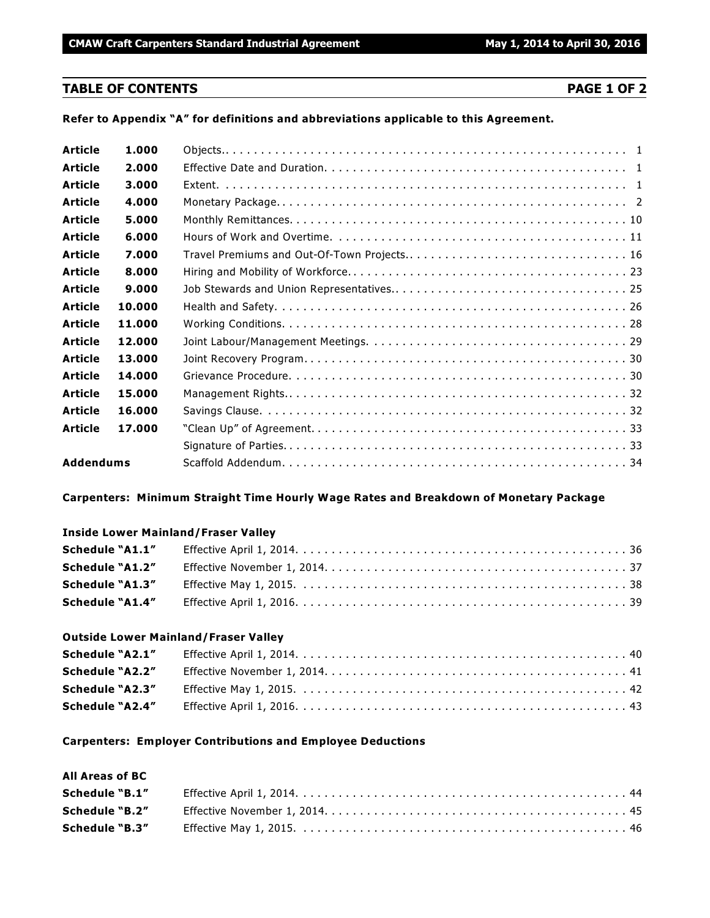## TABLE OF CONTENTS PAGE 1 OF 2

**Refer to Appendix "A" for definitions and abbreviations applicable to this Agreement.**

| | | | |
|---|---|---|---|
| **Article** | **1.000** | Objects. | 1 |
| **Article** | **2.000** | Effective Date and Duration. | 1 |
| **Article** | **3.000** | Extent. | 1 |
| **Article** | **4.000** | Monetary Package. | 2 |
| **Article** | **5.000** | Monthly Remittances. | 10 |
| **Article** | **6.000** | Hours of Work and Overtime. | 11 |
| **Article** | **7.000** | Travel Premiums and Out-Of-Town Projects. | 16 |
| **Article** | **8.000** | Hiring and Mobility of Workforce. | 23 |
| **Article** | **9.000** | Job Stewards and Union Representatives. | 25 |
| **Article** | **10.000** | Health and Safety. | 26 |
| **Article** | **11.000** | Working Conditions. | 28 |
| **Article** | **12.000** | Joint Labour/Management Meetings. | 29 |
| **Article** | **13.000** | Joint Recovery Program. | 30 |
| **Article** | **14.000** | Grievance Procedure. | 30 |
| **Article** | **15.000** | Management Rights. | 32 |
| **Article** | **16.000** | Savings Clause. | 32 |
| **Article** | **17.000** | "Clean Up" of Agreement. | 33 |
| | | Signature of Parties. | 33 |
| **Addendums** | | Scaffold Addendum. | 34 |

**Carpenters: Minimum Straight Time Hourly Wage Rates and Breakdown of Monetary Package**

**Inside Lower Mainland/Fraser Valley**

| | | |
|---|---|---|
| **Schedule "A1.1"** | Effective April 1, 2014. | 36 |
| **Schedule "A1.2"** | Effective November 1, 2014. | 37 |
| **Schedule "A1.3"** | Effective May 1, 2015. | 38 |
| **Schedule "A1.4"** | Effective April 1, 2016. | 39 |

**Outside Lower Mainland/Fraser Valley**

| | | |
|---|---|---|
| **Schedule "A2.1"** | Effective April 1, 2014. | 40 |
| **Schedule "A2.2"** | Effective November 1, 2014. | 41 |
| **Schedule "A2.3"** | Effective May 1, 2015. | 42 |
| **Schedule "A2.4"** | Effective April 1, 2016. | 43 |

**Carpenters: Employer Contributions and Employee Deductions**

**All Areas of BC**

| | | |
|---|---|---|
| **Schedule "B.1"** | Effective April 1, 2014. | 44 |
| **Schedule "B.2"** | Effective November 1, 2014. | 45 |
| **Schedule "B.3"** | Effective May 1, 2015. | 46 |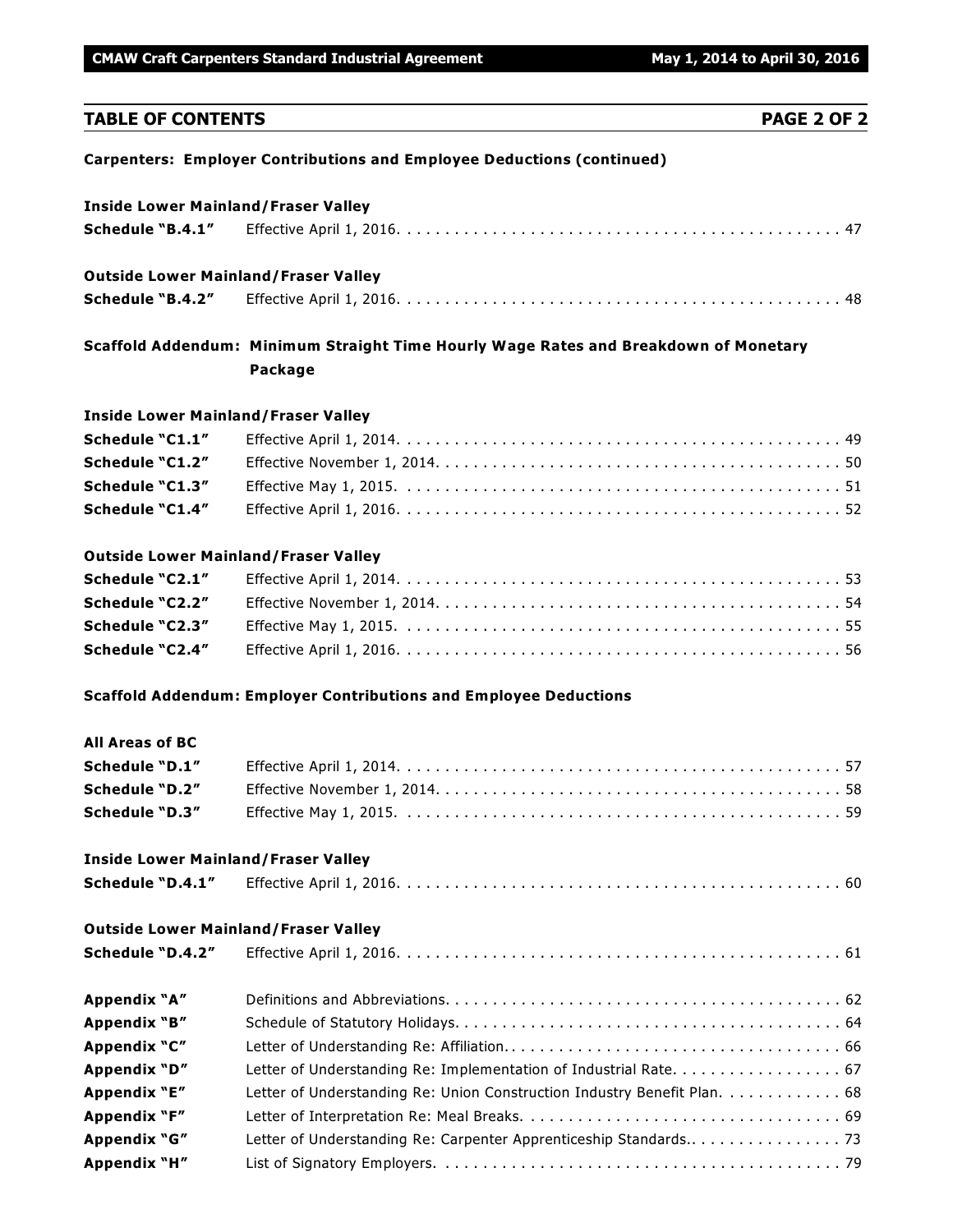## TABLE OF CONTENTS

**Carpenters: Employer Contributions and Employee Deductions (continued)**

**Inside Lower Mainland/Fraser Valley**

| | | |
|---|---|---|
| **Schedule "B.4.1"** | Effective April 1, 2016. | 47 |

**Outside Lower Mainland/Fraser Valley**

| | | |
|---|---|---|
| **Schedule "B.4.2"** | Effective April 1, 2016. | 48 |

**Scaffold Addendum: Minimum Straight Time Hourly Wage Rates and Breakdown of Monetary Package**

**Inside Lower Mainland/Fraser Valley**

| | | |
|---|---|---|
| **Schedule "C1.1"** | Effective April 1, 2014. | 49 |
| **Schedule "C1.2"** | Effective November 1, 2014. | 50 |
| **Schedule "C1.3"** | Effective May 1, 2015. | 51 |
| **Schedule "C1.4"** | Effective April 1, 2016. | 52 |

**Outside Lower Mainland/Fraser Valley**

| | | |
|---|---|---|
| **Schedule "C2.1"** | Effective April 1, 2014. | 53 |
| **Schedule "C2.2"** | Effective November 1, 2014. | 54 |
| **Schedule "C2.3"** | Effective May 1, 2015. | 55 |
| **Schedule "C2.4"** | Effective April 1, 2016. | 56 |

**Scaffold Addendum: Employer Contributions and Employee Deductions**

**All Areas of BC**

| | | |
|---|---|---|
| **Schedule "D.1"** | Effective April 1, 2014. | 57 |
| **Schedule "D.2"** | Effective November 1, 2014. | 58 |
| **Schedule "D.3"** | Effective May 1, 2015. | 59 |

**Inside Lower Mainland/Fraser Valley**

| | | |
|---|---|---|
| **Schedule "D.4.1"** | Effective April 1, 2016. | 60 |

**Outside Lower Mainland/Fraser Valley**

| | | |
|---|---|---|
| **Schedule "D.4.2"** | Effective April 1, 2016. | 61 |

| | | |
|---|---|---|
| **Appendix "A"** | Definitions and Abbreviations. | 62 |
| **Appendix "B"** | Schedule of Statutory Holidays. | 64 |
| **Appendix "C"** | Letter of Understanding Re: Affiliation. | 66 |
| **Appendix "D"** | Letter of Understanding Re: Implementation of Industrial Rate. | 67 |
| **Appendix "E"** | Letter of Understanding Re: Union Construction Industry Benefit Plan. | 68 |
| **Appendix "F"** | Letter of Interpretation Re: Meal Breaks. | 69 |
| **Appendix "G"** | Letter of Understanding Re: Carpenter Apprenticeship Standards. | 73 |
| **Appendix "H"** | List of Signatory Employers. | 79 |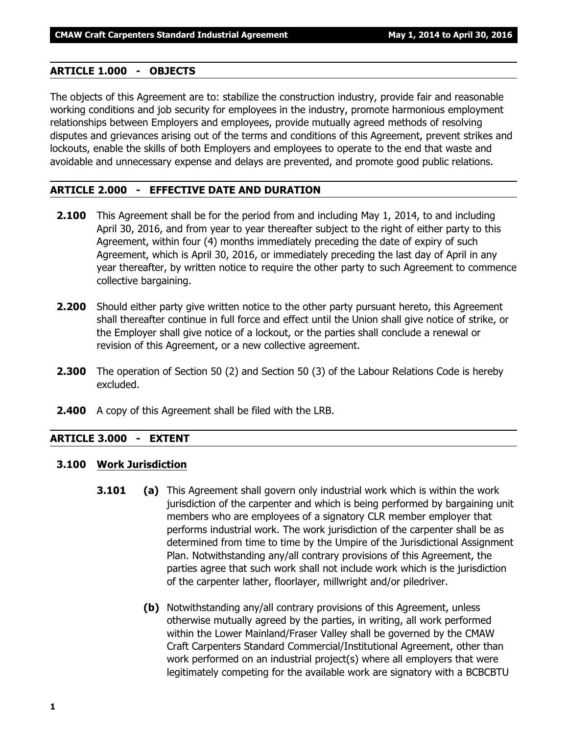## ARTICLE 1.000 - OBJECTS

The objects of this Agreement are to: stabilize the construction industry, provide fair and reasonable working conditions and job security for employees in the industry, promote harmonious employment relationships between Employers and employees, provide mutually agreed methods of resolving disputes and grievances arising out of the terms and conditions of this Agreement, prevent strikes and lockouts, enable the skills of both Employers and employees to operate to the end that waste and avoidable and unnecessary expense and delays are prevented, and promote good public relations.

## ARTICLE 2.000 - EFFECTIVE DATE AND DURATION

**2.100** This Agreement shall be for the period from and including May 1, 2014, to and including April 30, 2016, and from year to year thereafter subject to the right of either party to this Agreement, within four (4) months immediately preceding the date of expiry of such Agreement, which is April 30, 2016, or immediately preceding the last day of April in any year thereafter, by written notice to require the other party to such Agreement to commence collective bargaining.

**2.200** Should either party give written notice to the other party pursuant hereto, this Agreement shall thereafter continue in full force and effect until the Union shall give notice of strike, or the Employer shall give notice of a lockout, or the parties shall conclude a renewal or revision of this Agreement, or a new collective agreement.

**2.300** The operation of Section 50 (2) and Section 50 (3) of the Labour Relations Code is hereby excluded.

**2.400** A copy of this Agreement shall be filed with the LRB.

## ARTICLE 3.000 - EXTENT

### 3.100 Work Jurisdiction

**3.101** **(a)** This Agreement shall govern only industrial work which is within the work jurisdiction of the carpenter and which is being performed by bargaining unit members who are employees of a signatory CLR member employer that performs industrial work. The work jurisdiction of the carpenter shall be as determined from time to time by the Umpire of the Jurisdictional Assignment Plan. Notwithstanding any/all contrary provisions of this Agreement, the parties agree that such work shall not include work which is the jurisdiction of the carpenter lather, floorlayer, millwright and/or piledriver.

**(b)** Notwithstanding any/all contrary provisions of this Agreement, unless otherwise mutually agreed by the parties, in writing, all work performed within the Lower Mainland/Fraser Valley shall be governed by the CMAW Craft Carpenters Standard Commercial/Institutional Agreement, other than work performed on an industrial project(s) where all employers that were legitimately competing for the available work are signatory with a BCBCBTU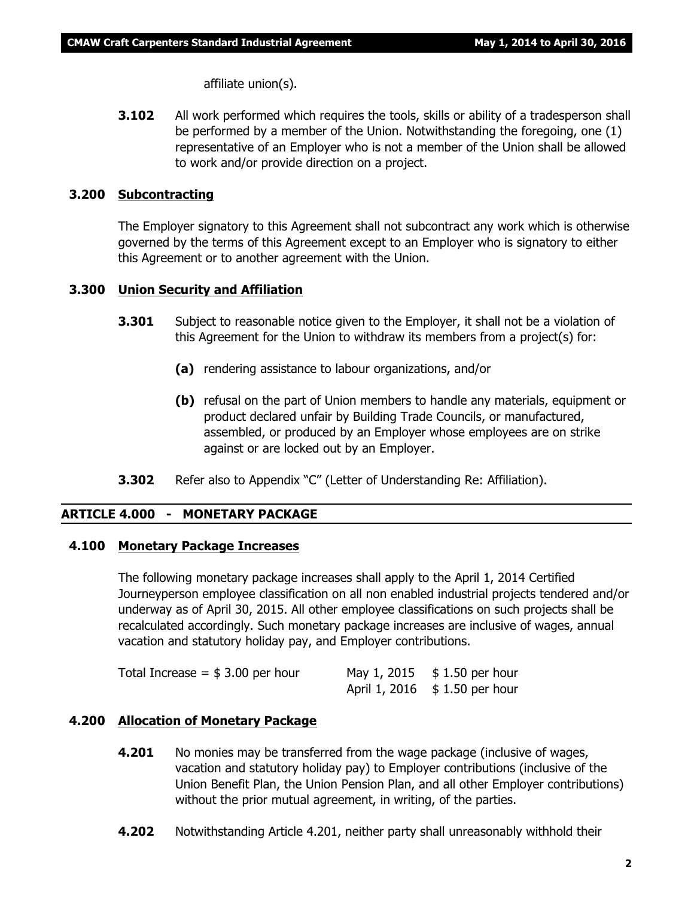affiliate union(s).

**3.102** All work performed which requires the tools, skills or ability of a tradesperson shall be performed by a member of the Union. Notwithstanding the foregoing, one (1) representative of an Employer who is not a member of the Union shall be allowed to work and/or provide direction on a project.

### 3.200 Subcontracting

The Employer signatory to this Agreement shall not subcontract any work which is otherwise governed by the terms of this Agreement except to an Employer who is signatory to either this Agreement or to another agreement with the Union.

### 3.300 Union Security and Affiliation

**3.301** Subject to reasonable notice given to the Employer, it shall not be a violation of this Agreement for the Union to withdraw its members from a project(s) for:

**(a)** rendering assistance to labour organizations, and/or

**(b)** refusal on the part of Union members to handle any materials, equipment or product declared unfair by Building Trade Councils, or manufactured, assembled, or produced by an Employer whose employees are on strike against or are locked out by an Employer.

**3.302** Refer also to Appendix "C" (Letter of Understanding Re: Affiliation).

## ARTICLE 4.000 - MONETARY PACKAGE

### 4.100 Monetary Package Increases

The following monetary package increases shall apply to the April 1, 2014 Certified Journeyperson employee classification on all non enabled industrial projects tendered and/or underway as of April 30, 2015. All other employee classifications on such projects shall be recalculated accordingly. Such monetary package increases are inclusive of wages, annual vacation and statutory holiday pay, and Employer contributions.

| | | |
|---|---|---|
| Total Increase = $ 3.00 per hour | May 1, 2015 | $ 1.50 per hour |
| | April 1, 2016 | $ 1.50 per hour |

### 4.200 Allocation of Monetary Package

**4.201** No monies may be transferred from the wage package (inclusive of wages, vacation and statutory holiday pay) to Employer contributions (inclusive of the Union Benefit Plan, the Union Pension Plan, and all other Employer contributions) without the prior mutual agreement, in writing, of the parties.

**4.202** Notwithstanding Article 4.201, neither party shall unreasonably withhold their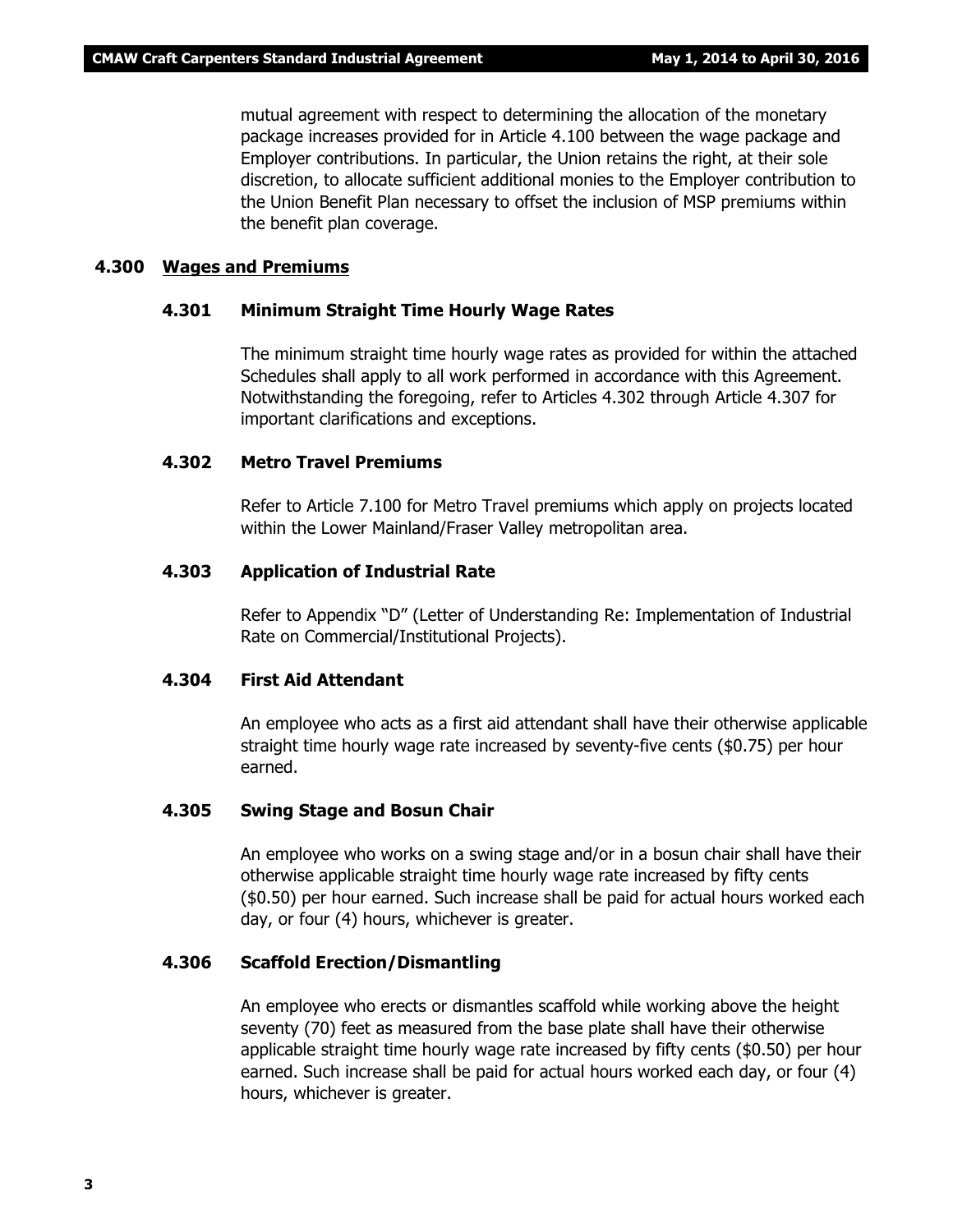mutual agreement with respect to determining the allocation of the monetary package increases provided for in Article 4.100 between the wage package and Employer contributions. In particular, the Union retains the right, at their sole discretion, to allocate sufficient additional monies to the Employer contribution to the Union Benefit Plan necessary to offset the inclusion of MSP premiums within the benefit plan coverage.

## 4.300 Wages and Premiums

### 4.301 Minimum Straight Time Hourly Wage Rates

The minimum straight time hourly wage rates as provided for within the attached Schedules shall apply to all work performed in accordance with this Agreement. Notwithstanding the foregoing, refer to Articles 4.302 through Article 4.307 for important clarifications and exceptions.

### 4.302 Metro Travel Premiums

Refer to Article 7.100 for Metro Travel premiums which apply on projects located within the Lower Mainland/Fraser Valley metropolitan area.

### 4.303 Application of Industrial Rate

Refer to Appendix "D" (Letter of Understanding Re: Implementation of Industrial Rate on Commercial/Institutional Projects).

### 4.304 First Aid Attendant

An employee who acts as a first aid attendant shall have their otherwise applicable straight time hourly wage rate increased by seventy-five cents ($0.75) per hour earned.

### 4.305 Swing Stage and Bosun Chair

An employee who works on a swing stage and/or in a bosun chair shall have their otherwise applicable straight time hourly wage rate increased by fifty cents ($0.50) per hour earned. Such increase shall be paid for actual hours worked each day, or four (4) hours, whichever is greater.

### 4.306 Scaffold Erection/Dismantling

An employee who erects or dismantles scaffold while working above the height seventy (70) feet as measured from the base plate shall have their otherwise applicable straight time hourly wage rate increased by fifty cents ($0.50) per hour earned. Such increase shall be paid for actual hours worked each day, or four (4) hours, whichever is greater.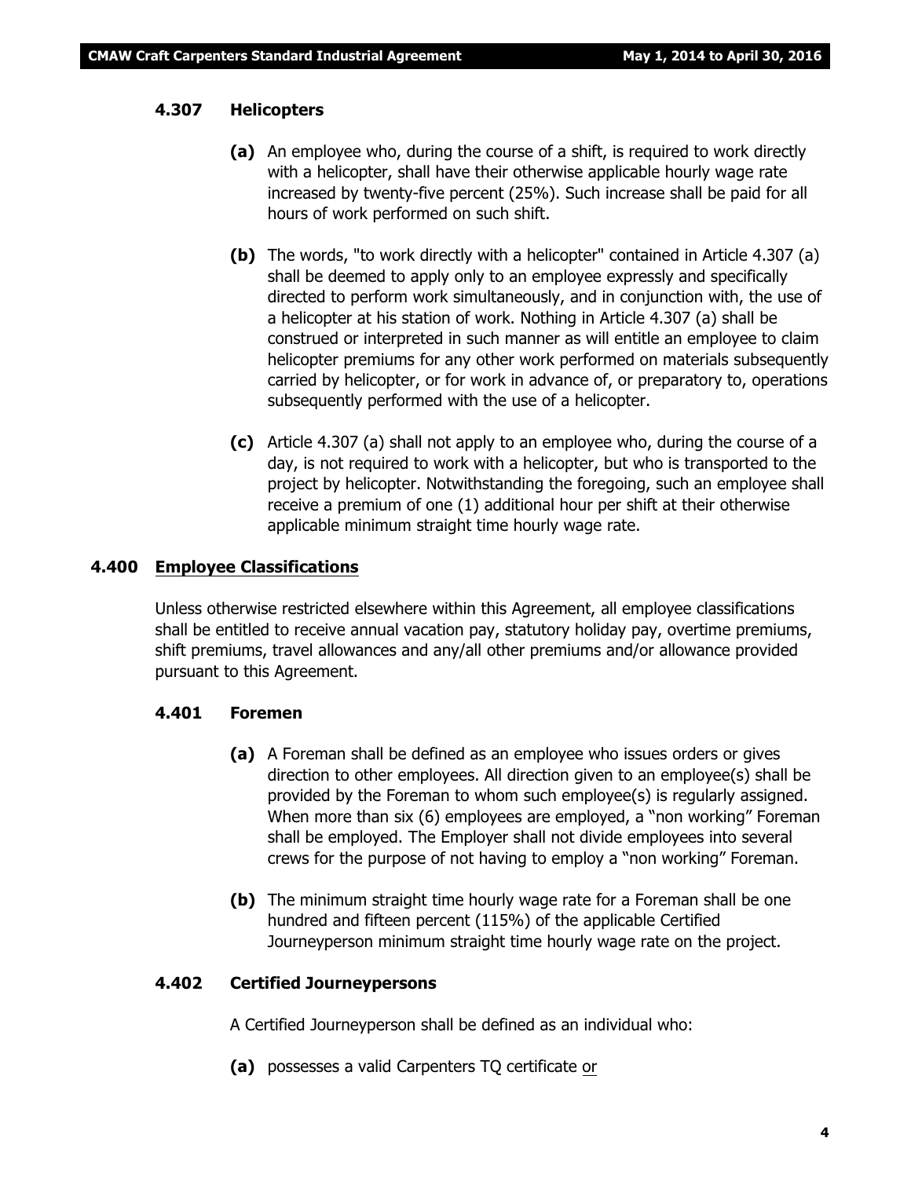### 4.307 Helicopters

**(a)** An employee who, during the course of a shift, is required to work directly with a helicopter, shall have their otherwise applicable hourly wage rate increased by twenty-five percent (25%). Such increase shall be paid for all hours of work performed on such shift.

**(b)** The words, "to work directly with a helicopter" contained in Article 4.307 (a) shall be deemed to apply only to an employee expressly and specifically directed to perform work simultaneously, and in conjunction with, the use of a helicopter at his station of work. Nothing in Article 4.307 (a) shall be construed or interpreted in such manner as will entitle an employee to claim helicopter premiums for any other work performed on materials subsequently carried by helicopter, or for work in advance of, or preparatory to, operations subsequently performed with the use of a helicopter.

**(c)** Article 4.307 (a) shall not apply to an employee who, during the course of a day, is not required to work with a helicopter, but who is transported to the project by helicopter. Notwithstanding the foregoing, such an employee shall receive a premium of one (1) additional hour per shift at their otherwise applicable minimum straight time hourly wage rate.

## 4.400 Employee Classifications

Unless otherwise restricted elsewhere within this Agreement, all employee classifications shall be entitled to receive annual vacation pay, statutory holiday pay, overtime premiums, shift premiums, travel allowances and any/all other premiums and/or allowance provided pursuant to this Agreement.

### 4.401 Foremen

**(a)** A Foreman shall be defined as an employee who issues orders or gives direction to other employees. All direction given to an employee(s) shall be provided by the Foreman to whom such employee(s) is regularly assigned. When more than six (6) employees are employed, a "non working" Foreman shall be employed. The Employer shall not divide employees into several crews for the purpose of not having to employ a "non working" Foreman.

**(b)** The minimum straight time hourly wage rate for a Foreman shall be one hundred and fifteen percent (115%) of the applicable Certified Journeyperson minimum straight time hourly wage rate on the project.

### 4.402 Certified Journeypersons

A Certified Journeyperson shall be defined as an individual who:

**(a)** possesses a valid Carpenters TQ certificate or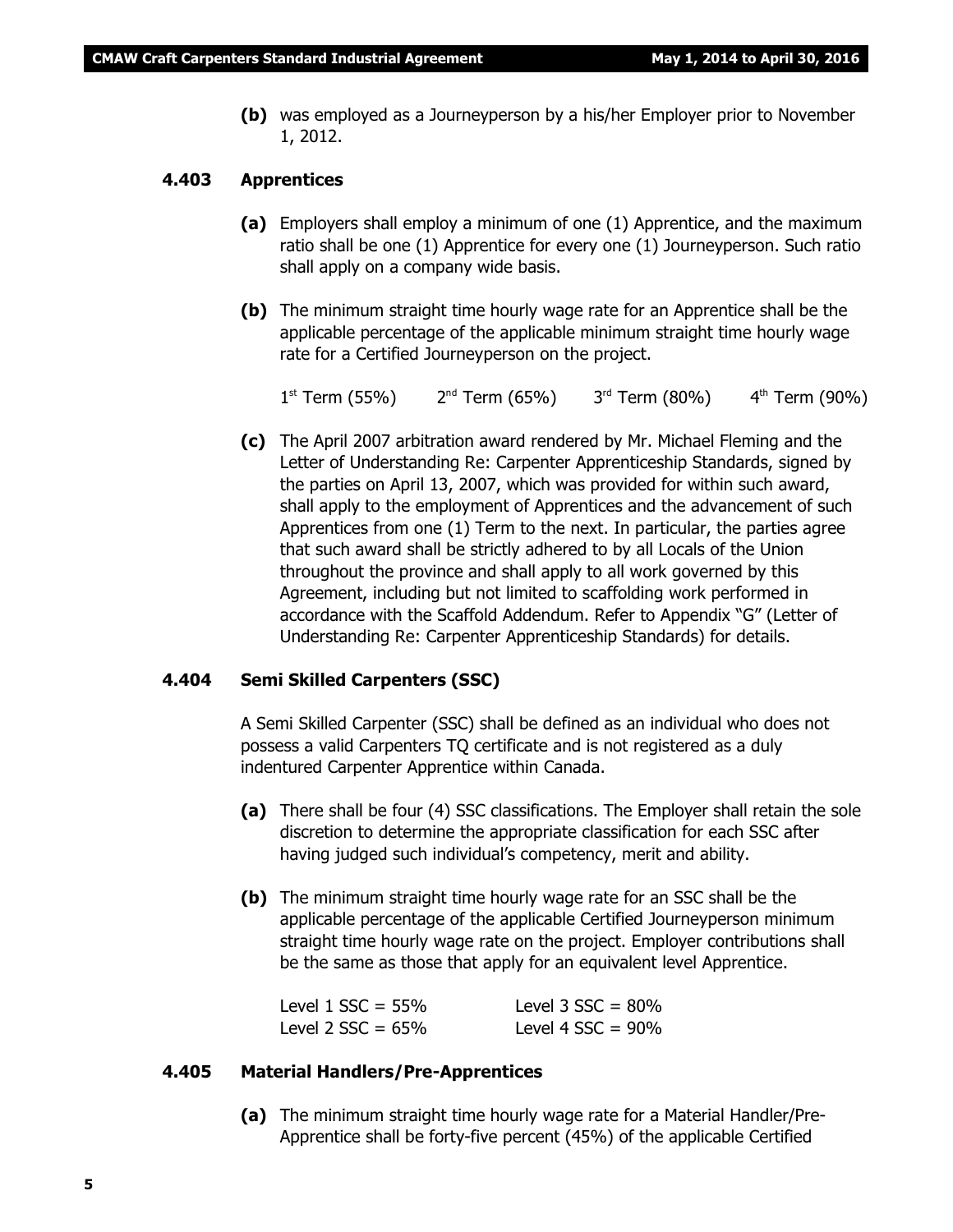**(b)** was employed as a Journeyperson by a his/her Employer prior to November 1, 2012.

### 4.403 Apprentices

**(a)** Employers shall employ a minimum of one (1) Apprentice, and the maximum ratio shall be one (1) Apprentice for every one (1) Journeyperson. Such ratio shall apply on a company wide basis.

**(b)** The minimum straight time hourly wage rate for an Apprentice shall be the applicable percentage of the applicable minimum straight time hourly wage rate for a Certified Journeyperson on the project.

1st Term (55%)    2nd Term (65%)    3rd Term (80%)    4th Term (90%)

**(c)** The April 2007 arbitration award rendered by Mr. Michael Fleming and the Letter of Understanding Re: Carpenter Apprenticeship Standards, signed by the parties on April 13, 2007, which was provided for within such award, shall apply to the employment of Apprentices and the advancement of such Apprentices from one (1) Term to the next. In particular, the parties agree that such award shall be strictly adhered to by all Locals of the Union throughout the province and shall apply to all work governed by this Agreement, including but not limited to scaffolding work performed in accordance with the Scaffold Addendum. Refer to Appendix "G" (Letter of Understanding Re: Carpenter Apprenticeship Standards) for details.

### 4.404 Semi Skilled Carpenters (SSC)

A Semi Skilled Carpenter (SSC) shall be defined as an individual who does not possess a valid Carpenters TQ certificate and is not registered as a duly indentured Carpenter Apprentice within Canada.

**(a)** There shall be four (4) SSC classifications. The Employer shall retain the sole discretion to determine the appropriate classification for each SSC after having judged such individual's competency, merit and ability.

**(b)** The minimum straight time hourly wage rate for an SSC shall be the applicable percentage of the applicable Certified Journeyperson minimum straight time hourly wage rate on the project. Employer contributions shall be the same as those that apply for an equivalent level Apprentice.

Level 1 SSC = 55%    Level 3 SSC = 80%
Level 2 SSC = 65%    Level 4 SSC = 90%

### 4.405 Material Handlers/Pre-Apprentices

**(a)** The minimum straight time hourly wage rate for a Material Handler/Pre-Apprentice shall be forty-five percent (45%) of the applicable Certified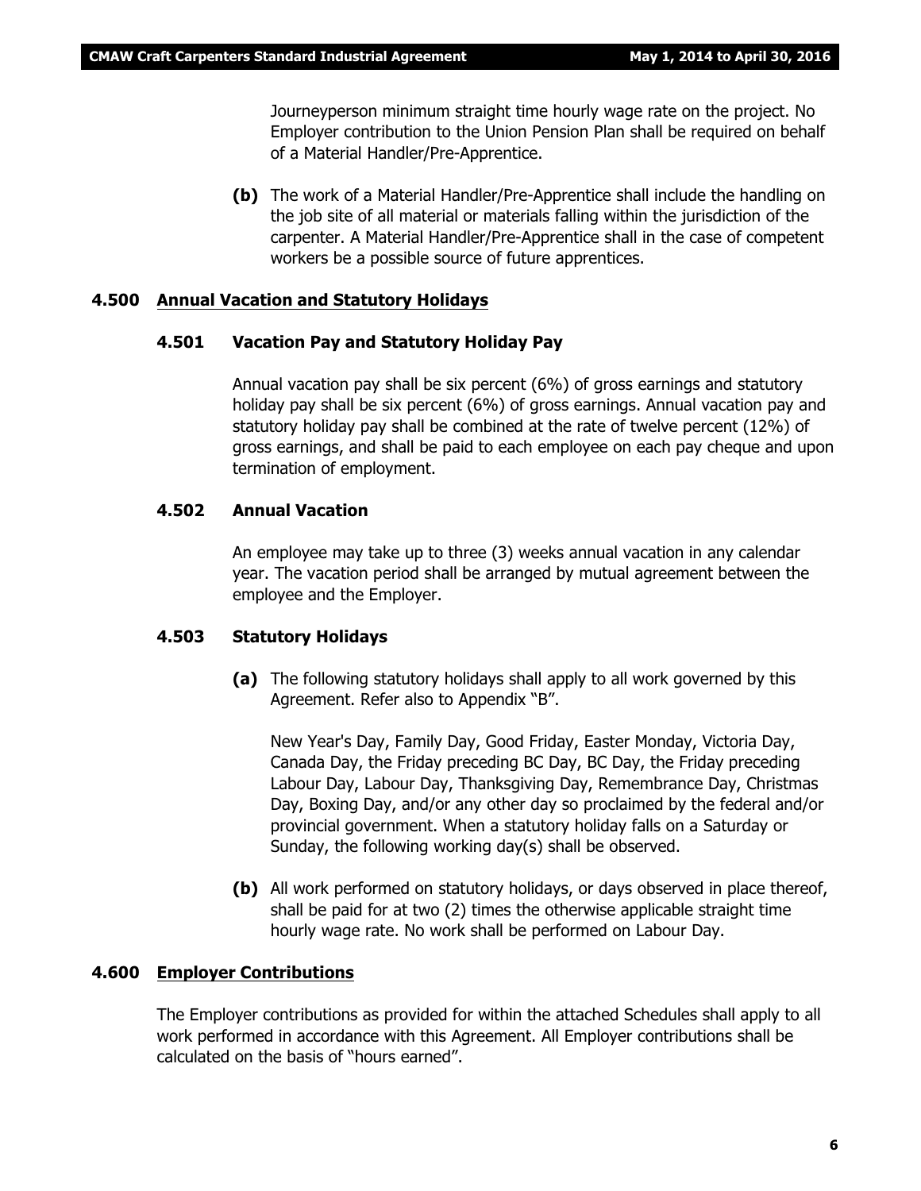Journeyperson minimum straight time hourly wage rate on the project. No Employer contribution to the Union Pension Plan shall be required on behalf of a Material Handler/Pre-Apprentice.

**(b)** The work of a Material Handler/Pre-Apprentice shall include the handling on the job site of all material or materials falling within the jurisdiction of the carpenter. A Material Handler/Pre-Apprentice shall in the case of competent workers be a possible source of future apprentices.

## 4.500 Annual Vacation and Statutory Holidays

### 4.501 Vacation Pay and Statutory Holiday Pay

Annual vacation pay shall be six percent (6%) of gross earnings and statutory holiday pay shall be six percent (6%) of gross earnings. Annual vacation pay and statutory holiday pay shall be combined at the rate of twelve percent (12%) of gross earnings, and shall be paid to each employee on each pay cheque and upon termination of employment.

### 4.502 Annual Vacation

An employee may take up to three (3) weeks annual vacation in any calendar year. The vacation period shall be arranged by mutual agreement between the employee and the Employer.

### 4.503 Statutory Holidays

**(a)** The following statutory holidays shall apply to all work governed by this Agreement. Refer also to Appendix "B".

New Year's Day, Family Day, Good Friday, Easter Monday, Victoria Day, Canada Day, the Friday preceding BC Day, BC Day, the Friday preceding Labour Day, Labour Day, Thanksgiving Day, Remembrance Day, Christmas Day, Boxing Day, and/or any other day so proclaimed by the federal and/or provincial government. When a statutory holiday falls on a Saturday or Sunday, the following working day(s) shall be observed.

**(b)** All work performed on statutory holidays, or days observed in place thereof, shall be paid for at two (2) times the otherwise applicable straight time hourly wage rate. No work shall be performed on Labour Day.

## 4.600 Employer Contributions

The Employer contributions as provided for within the attached Schedules shall apply to all work performed in accordance with this Agreement. All Employer contributions shall be calculated on the basis of "hours earned".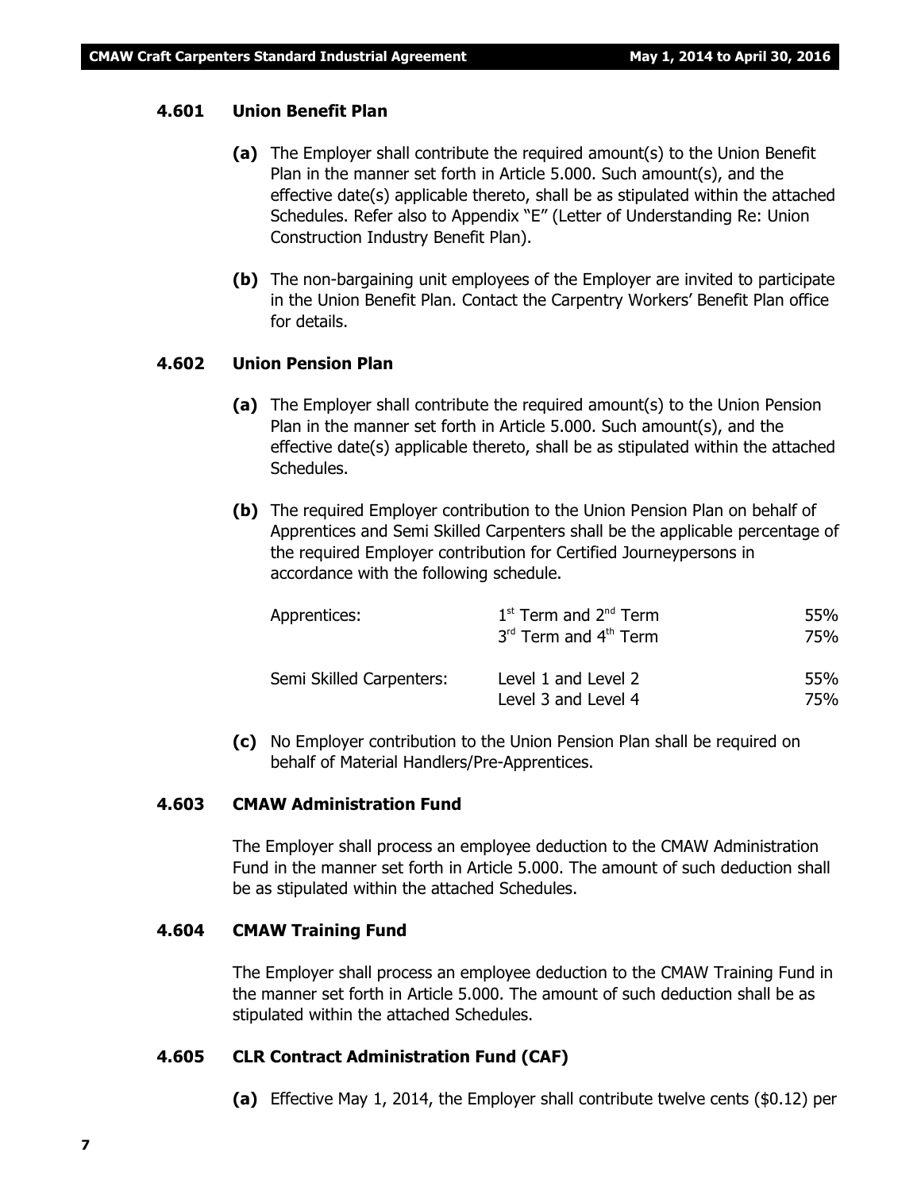### 4.601 Union Benefit Plan

**(a)** The Employer shall contribute the required amount(s) to the Union Benefit Plan in the manner set forth in Article 5.000. Such amount(s), and the effective date(s) applicable thereto, shall be as stipulated within the attached Schedules. Refer also to Appendix "E" (Letter of Understanding Re: Union Construction Industry Benefit Plan).

**(b)** The non-bargaining unit employees of the Employer are invited to participate in the Union Benefit Plan. Contact the Carpentry Workers' Benefit Plan office for details.

### 4.602 Union Pension Plan

**(a)** The Employer shall contribute the required amount(s) to the Union Pension Plan in the manner set forth in Article 5.000. Such amount(s), and the effective date(s) applicable thereto, shall be as stipulated within the attached Schedules.

**(b)** The required Employer contribution to the Union Pension Plan on behalf of Apprentices and Semi Skilled Carpenters shall be the applicable percentage of the required Employer contribution for Certified Journeypersons in accordance with the following schedule.

| | | |
|---|---|---|
| Apprentices: | 1st Term and 2nd Term | 55% |
| | 3rd Term and 4th Term | 75% |
| Semi Skilled Carpenters: | Level 1 and Level 2 | 55% |
| | Level 3 and Level 4 | 75% |

**(c)** No Employer contribution to the Union Pension Plan shall be required on behalf of Material Handlers/Pre-Apprentices.

### 4.603 CMAW Administration Fund

The Employer shall process an employee deduction to the CMAW Administration Fund in the manner set forth in Article 5.000. The amount of such deduction shall be as stipulated within the attached Schedules.

### 4.604 CMAW Training Fund

The Employer shall process an employee deduction to the CMAW Training Fund in the manner set forth in Article 5.000. The amount of such deduction shall be as stipulated within the attached Schedules.

### 4.605 CLR Contract Administration Fund (CAF)

**(a)** Effective May 1, 2014, the Employer shall contribute twelve cents ($0.12) per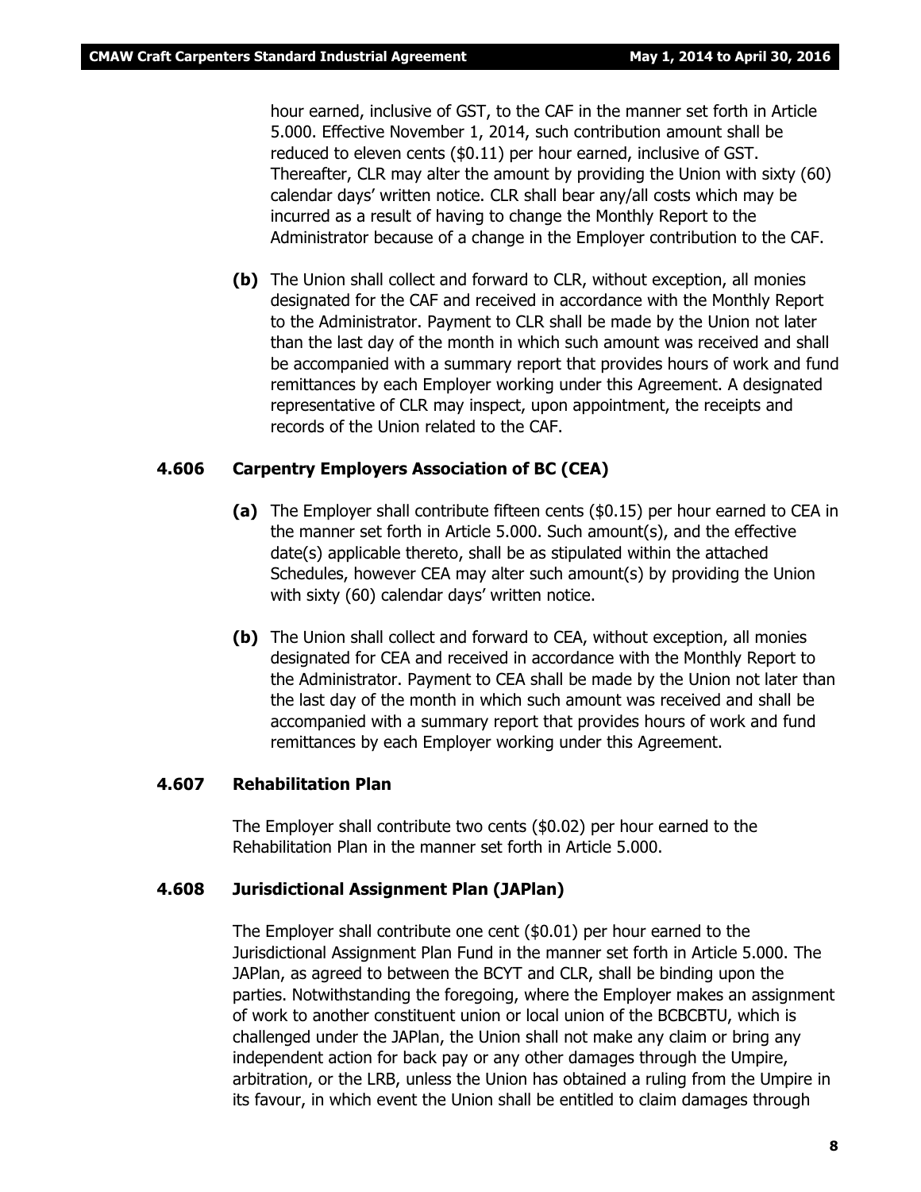hour earned, inclusive of GST, to the CAF in the manner set forth in Article 5.000. Effective November 1, 2014, such contribution amount shall be reduced to eleven cents ($0.11) per hour earned, inclusive of GST. Thereafter, CLR may alter the amount by providing the Union with sixty (60) calendar days' written notice. CLR shall bear any/all costs which may be incurred as a result of having to change the Monthly Report to the Administrator because of a change in the Employer contribution to the CAF.

**(b)** The Union shall collect and forward to CLR, without exception, all monies designated for the CAF and received in accordance with the Monthly Report to the Administrator. Payment to CLR shall be made by the Union not later than the last day of the month in which such amount was received and shall be accompanied with a summary report that provides hours of work and fund remittances by each Employer working under this Agreement. A designated representative of CLR may inspect, upon appointment, the receipts and records of the Union related to the CAF.

### 4.606 Carpentry Employers Association of BC (CEA)

**(a)** The Employer shall contribute fifteen cents ($0.15) per hour earned to CEA in the manner set forth in Article 5.000. Such amount(s), and the effective date(s) applicable thereto, shall be as stipulated within the attached Schedules, however CEA may alter such amount(s) by providing the Union with sixty (60) calendar days' written notice.

**(b)** The Union shall collect and forward to CEA, without exception, all monies designated for CEA and received in accordance with the Monthly Report to the Administrator. Payment to CEA shall be made by the Union not later than the last day of the month in which such amount was received and shall be accompanied with a summary report that provides hours of work and fund remittances by each Employer working under this Agreement.

### 4.607 Rehabilitation Plan

The Employer shall contribute two cents ($0.02) per hour earned to the Rehabilitation Plan in the manner set forth in Article 5.000.

### 4.608 Jurisdictional Assignment Plan (JAPlan)

The Employer shall contribute one cent ($0.01) per hour earned to the Jurisdictional Assignment Plan Fund in the manner set forth in Article 5.000. The JAPlan, as agreed to between the BCYT and CLR, shall be binding upon the parties. Notwithstanding the foregoing, where the Employer makes an assignment of work to another constituent union or local union of the BCBCBTU, which is challenged under the JAPlan, the Union shall not make any claim or bring any independent action for back pay or any other damages through the Umpire, arbitration, or the LRB, unless the Union has obtained a ruling from the Umpire in its favour, in which event the Union shall be entitled to claim damages through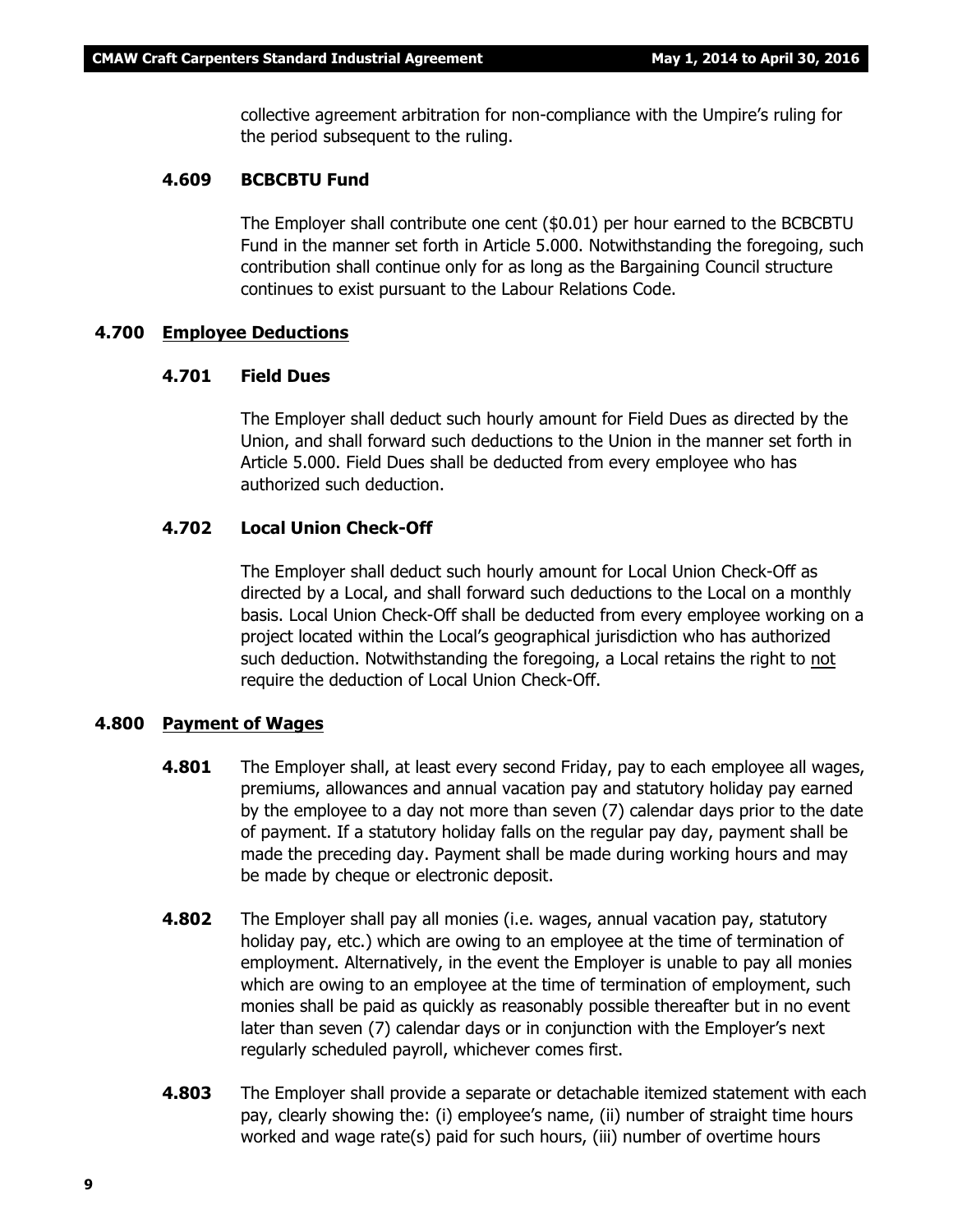collective agreement arbitration for non-compliance with the Umpire's ruling for the period subsequent to the ruling.

#### 4.609 BCBCBTU Fund

The Employer shall contribute one cent ($0.01) per hour earned to the BCBCBTU Fund in the manner set forth in Article 5.000. Notwithstanding the foregoing, such contribution shall continue only for as long as the Bargaining Council structure continues to exist pursuant to the Labour Relations Code.

### 4.700 Employee Deductions

#### 4.701 Field Dues

The Employer shall deduct such hourly amount for Field Dues as directed by the Union, and shall forward such deductions to the Union in the manner set forth in Article 5.000. Field Dues shall be deducted from every employee who has authorized such deduction.

#### 4.702 Local Union Check-Off

The Employer shall deduct such hourly amount for Local Union Check-Off as directed by a Local, and shall forward such deductions to the Local on a monthly basis. Local Union Check-Off shall be deducted from every employee working on a project located within the Local's geographical jurisdiction who has authorized such deduction. Notwithstanding the foregoing, a Local retains the right to <u>not</u> require the deduction of Local Union Check-Off.

### 4.800 Payment of Wages

**4.801** The Employer shall, at least every second Friday, pay to each employee all wages, premiums, allowances and annual vacation pay and statutory holiday pay earned by the employee to a day not more than seven (7) calendar days prior to the date of payment. If a statutory holiday falls on the regular pay day, payment shall be made the preceding day. Payment shall be made during working hours and may be made by cheque or electronic deposit.

**4.802** The Employer shall pay all monies (i.e. wages, annual vacation pay, statutory holiday pay, etc.) which are owing to an employee at the time of termination of employment. Alternatively, in the event the Employer is unable to pay all monies which are owing to an employee at the time of termination of employment, such monies shall be paid as quickly as reasonably possible thereafter but in no event later than seven (7) calendar days or in conjunction with the Employer's next regularly scheduled payroll, whichever comes first.

**4.803** The Employer shall provide a separate or detachable itemized statement with each pay, clearly showing the: (i) employee's name, (ii) number of straight time hours worked and wage rate(s) paid for such hours, (iii) number of overtime hours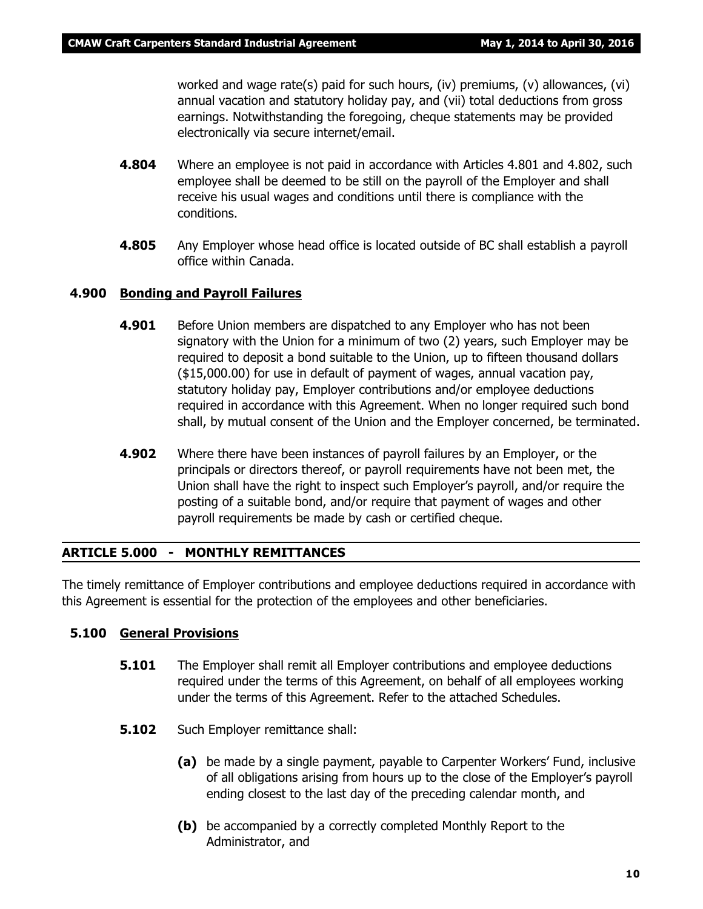worked and wage rate(s) paid for such hours, (iv) premiums, (v) allowances, (vi) annual vacation and statutory holiday pay, and (vii) total deductions from gross earnings. Notwithstanding the foregoing, cheque statements may be provided electronically via secure internet/email.

**4.804** Where an employee is not paid in accordance with Articles 4.801 and 4.802, such employee shall be deemed to be still on the payroll of the Employer and shall receive his usual wages and conditions until there is compliance with the conditions.

**4.805** Any Employer whose head office is located outside of BC shall establish a payroll office within Canada.

### 4.900 Bonding and Payroll Failures

**4.901** Before Union members are dispatched to any Employer who has not been signatory with the Union for a minimum of two (2) years, such Employer may be required to deposit a bond suitable to the Union, up to fifteen thousand dollars ($15,000.00) for use in default of payment of wages, annual vacation pay, statutory holiday pay, Employer contributions and/or employee deductions required in accordance with this Agreement. When no longer required such bond shall, by mutual consent of the Union and the Employer concerned, be terminated.

**4.902** Where there have been instances of payroll failures by an Employer, or the principals or directors thereof, or payroll requirements have not been met, the Union shall have the right to inspect such Employer's payroll, and/or require the posting of a suitable bond, and/or require that payment of wages and other payroll requirements be made by cash or certified cheque.

## ARTICLE 5.000 - MONTHLY REMITTANCES

The timely remittance of Employer contributions and employee deductions required in accordance with this Agreement is essential for the protection of the employees and other beneficiaries.

### 5.100 General Provisions

**5.101** The Employer shall remit all Employer contributions and employee deductions required under the terms of this Agreement, on behalf of all employees working under the terms of this Agreement. Refer to the attached Schedules.

**5.102** Such Employer remittance shall:

**(a)** be made by a single payment, payable to Carpenter Workers' Fund, inclusive of all obligations arising from hours up to the close of the Employer's payroll ending closest to the last day of the preceding calendar month, and

**(b)** be accompanied by a correctly completed Monthly Report to the Administrator, and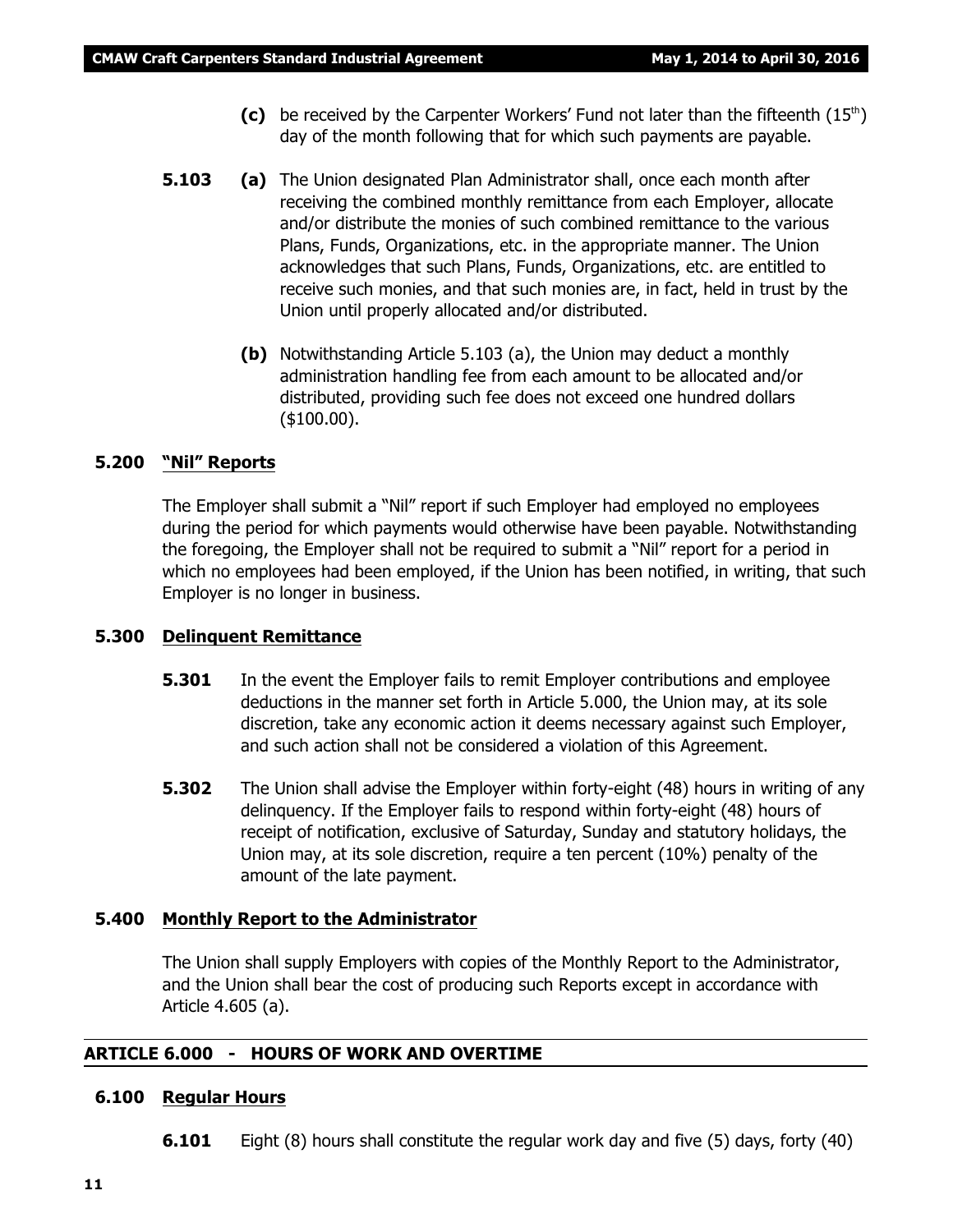**(c)** be received by the Carpenter Workers' Fund not later than the fifteenth ($15^{th}$) day of the month following that for which such payments are payable.

**5.103** **(a)** The Union designated Plan Administrator shall, once each month after receiving the combined monthly remittance from each Employer, allocate and/or distribute the monies of such combined remittance to the various Plans, Funds, Organizations, etc. in the appropriate manner. The Union acknowledges that such Plans, Funds, Organizations, etc. are entitled to receive such monies, and that such monies are, in fact, held in trust by the Union until properly allocated and/or distributed.

**(b)** Notwithstanding Article 5.103 (a), the Union may deduct a monthly administration handling fee from each amount to be allocated and/or distributed, providing such fee does not exceed one hundred dollars ($100.00).

### 5.200 "Nil" Reports

The Employer shall submit a "Nil" report if such Employer had employed no employees during the period for which payments would otherwise have been payable. Notwithstanding the foregoing, the Employer shall not be required to submit a "Nil" report for a period in which no employees had been employed, if the Union has been notified, in writing, that such Employer is no longer in business.

### 5.300 Delinquent Remittance

**5.301** In the event the Employer fails to remit Employer contributions and employee deductions in the manner set forth in Article 5.000, the Union may, at its sole discretion, take any economic action it deems necessary against such Employer, and such action shall not be considered a violation of this Agreement.

**5.302** The Union shall advise the Employer within forty-eight (48) hours in writing of any delinquency. If the Employer fails to respond within forty-eight (48) hours of receipt of notification, exclusive of Saturday, Sunday and statutory holidays, the Union may, at its sole discretion, require a ten percent (10%) penalty of the amount of the late payment.

### 5.400 Monthly Report to the Administrator

The Union shall supply Employers with copies of the Monthly Report to the Administrator, and the Union shall bear the cost of producing such Reports except in accordance with Article 4.605 (a).

## ARTICLE 6.000 - HOURS OF WORK AND OVERTIME

### 6.100 Regular Hours

**6.101** Eight (8) hours shall constitute the regular work day and five (5) days, forty (40)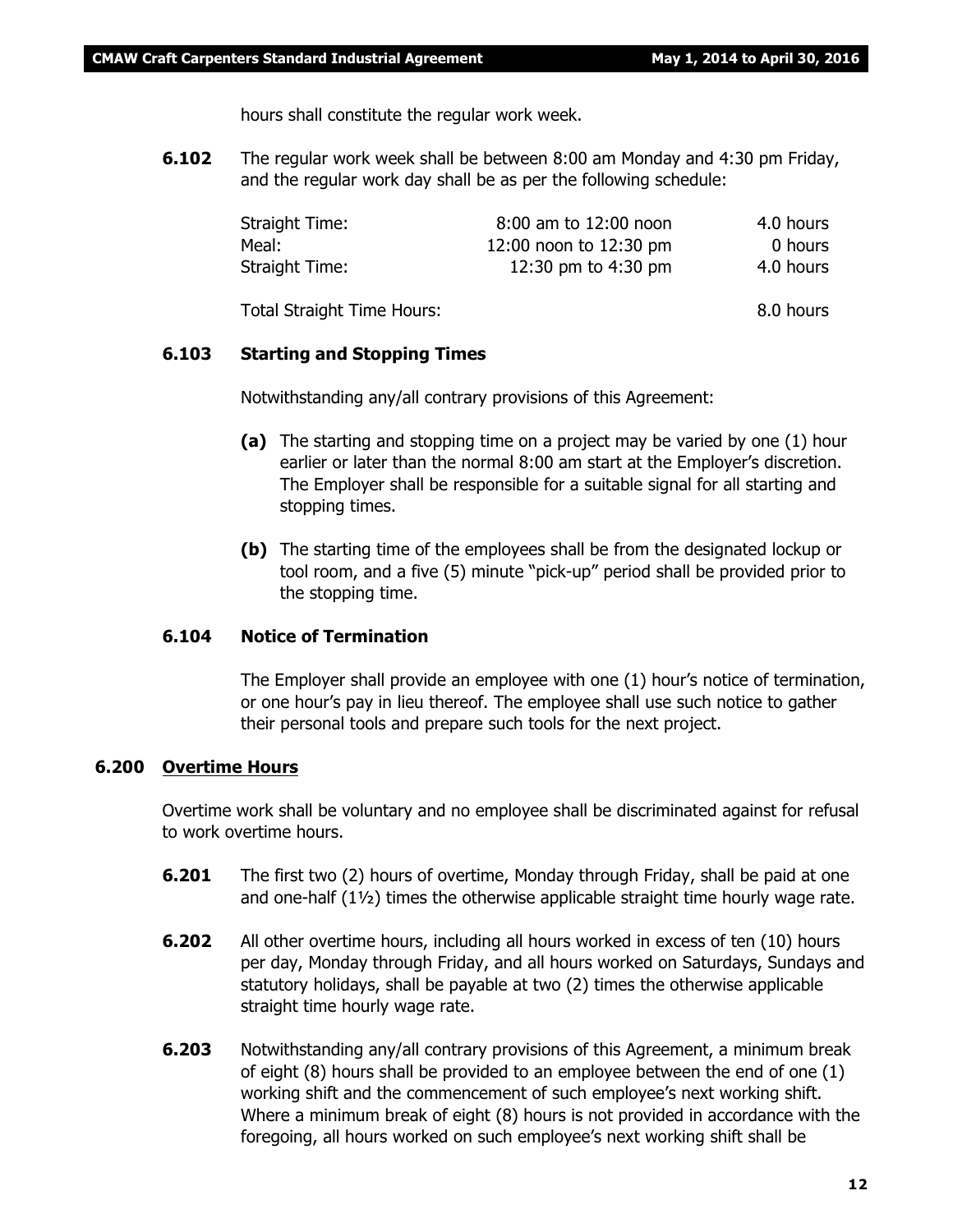hours shall constitute the regular work week.

**6.102** The regular work week shall be between 8:00 am Monday and 4:30 pm Friday, and the regular work day shall be as per the following schedule:

| | | |
|---|---|---|
| Straight Time: | 8:00 am to 12:00 noon | 4.0 hours |
| Meal: | 12:00 noon to 12:30 pm | 0 hours |
| Straight Time: | 12:30 pm to 4:30 pm | 4.0 hours |
| Total Straight Time Hours: | | 8.0 hours |

**6.103 Starting and Stopping Times**

Notwithstanding any/all contrary provisions of this Agreement:

**(a)** The starting and stopping time on a project may be varied by one (1) hour earlier or later than the normal 8:00 am start at the Employer's discretion. The Employer shall be responsible for a suitable signal for all starting and stopping times.

**(b)** The starting time of the employees shall be from the designated lockup or tool room, and a five (5) minute "pick-up" period shall be provided prior to the stopping time.

**6.104 Notice of Termination**

The Employer shall provide an employee with one (1) hour's notice of termination, or one hour's pay in lieu thereof. The employee shall use such notice to gather their personal tools and prepare such tools for the next project.

**6.200 Overtime Hours**

Overtime work shall be voluntary and no employee shall be discriminated against for refusal to work overtime hours.

**6.201** The first two (2) hours of overtime, Monday through Friday, shall be paid at one and one-half (1½) times the otherwise applicable straight time hourly wage rate.

**6.202** All other overtime hours, including all hours worked in excess of ten (10) hours per day, Monday through Friday, and all hours worked on Saturdays, Sundays and statutory holidays, shall be payable at two (2) times the otherwise applicable straight time hourly wage rate.

**6.203** Notwithstanding any/all contrary provisions of this Agreement, a minimum break of eight (8) hours shall be provided to an employee between the end of one (1) working shift and the commencement of such employee's next working shift. Where a minimum break of eight (8) hours is not provided in accordance with the foregoing, all hours worked on such employee's next working shift shall be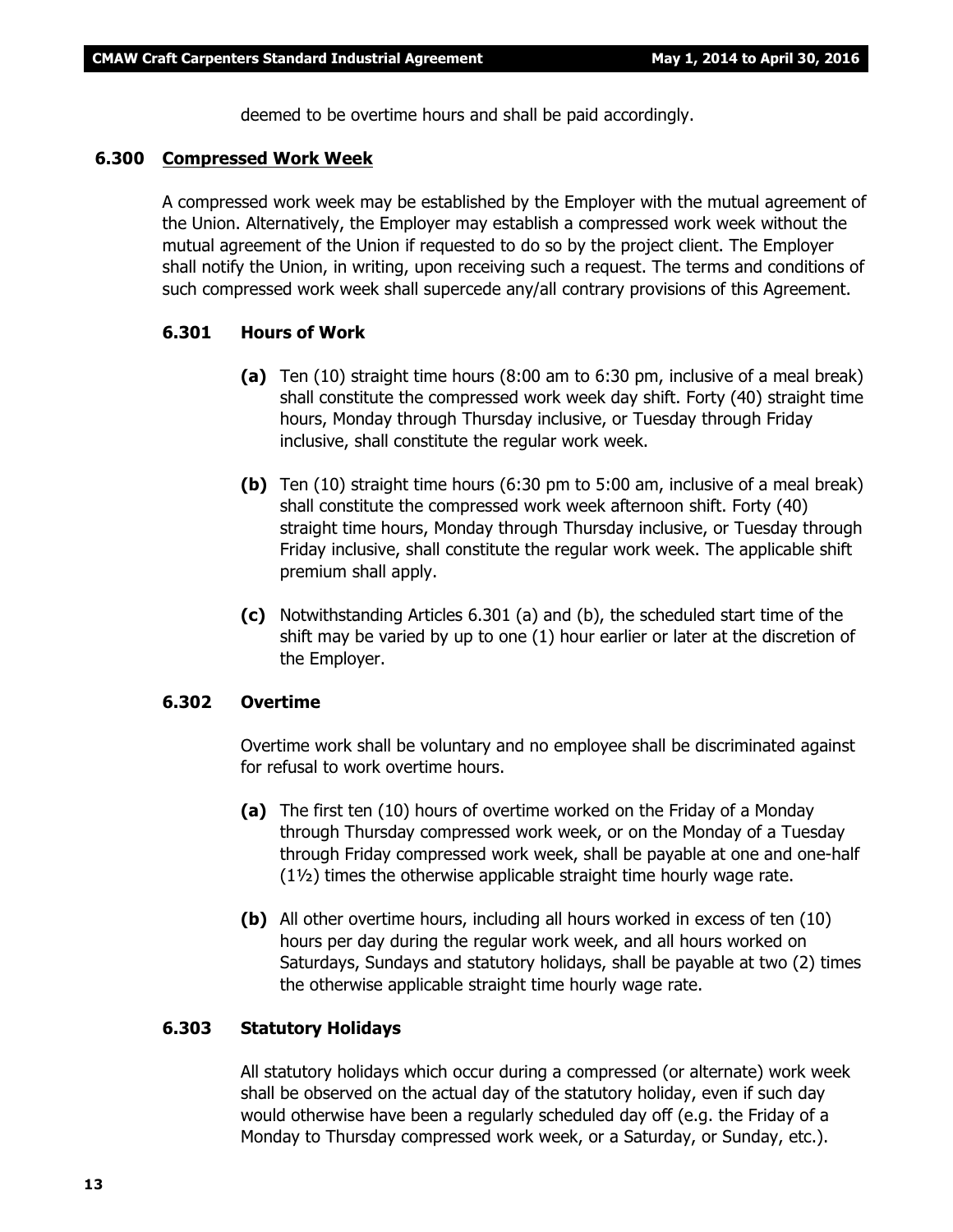deemed to be overtime hours and shall be paid accordingly.

## 6.300 Compressed Work Week

A compressed work week may be established by the Employer with the mutual agreement of the Union. Alternatively, the Employer may establish a compressed work week without the mutual agreement of the Union if requested to do so by the project client. The Employer shall notify the Union, in writing, upon receiving such a request. The terms and conditions of such compressed work week shall supercede any/all contrary provisions of this Agreement.

### 6.301 Hours of Work

**(a)** Ten (10) straight time hours (8:00 am to 6:30 pm, inclusive of a meal break) shall constitute the compressed work week day shift. Forty (40) straight time hours, Monday through Thursday inclusive, or Tuesday through Friday inclusive, shall constitute the regular work week.

**(b)** Ten (10) straight time hours (6:30 pm to 5:00 am, inclusive of a meal break) shall constitute the compressed work week afternoon shift. Forty (40) straight time hours, Monday through Thursday inclusive, or Tuesday through Friday inclusive, shall constitute the regular work week. The applicable shift premium shall apply.

**(c)** Notwithstanding Articles 6.301 (a) and (b), the scheduled start time of the shift may be varied by up to one (1) hour earlier or later at the discretion of the Employer.

### 6.302 Overtime

Overtime work shall be voluntary and no employee shall be discriminated against for refusal to work overtime hours.

**(a)** The first ten (10) hours of overtime worked on the Friday of a Monday through Thursday compressed work week, or on the Monday of a Tuesday through Friday compressed work week, shall be payable at one and one-half (1½) times the otherwise applicable straight time hourly wage rate.

**(b)** All other overtime hours, including all hours worked in excess of ten (10) hours per day during the regular work week, and all hours worked on Saturdays, Sundays and statutory holidays, shall be payable at two (2) times the otherwise applicable straight time hourly wage rate.

### 6.303 Statutory Holidays

All statutory holidays which occur during a compressed (or alternate) work week shall be observed on the actual day of the statutory holiday, even if such day would otherwise have been a regularly scheduled day off (e.g. the Friday of a Monday to Thursday compressed work week, or a Saturday, or Sunday, etc.).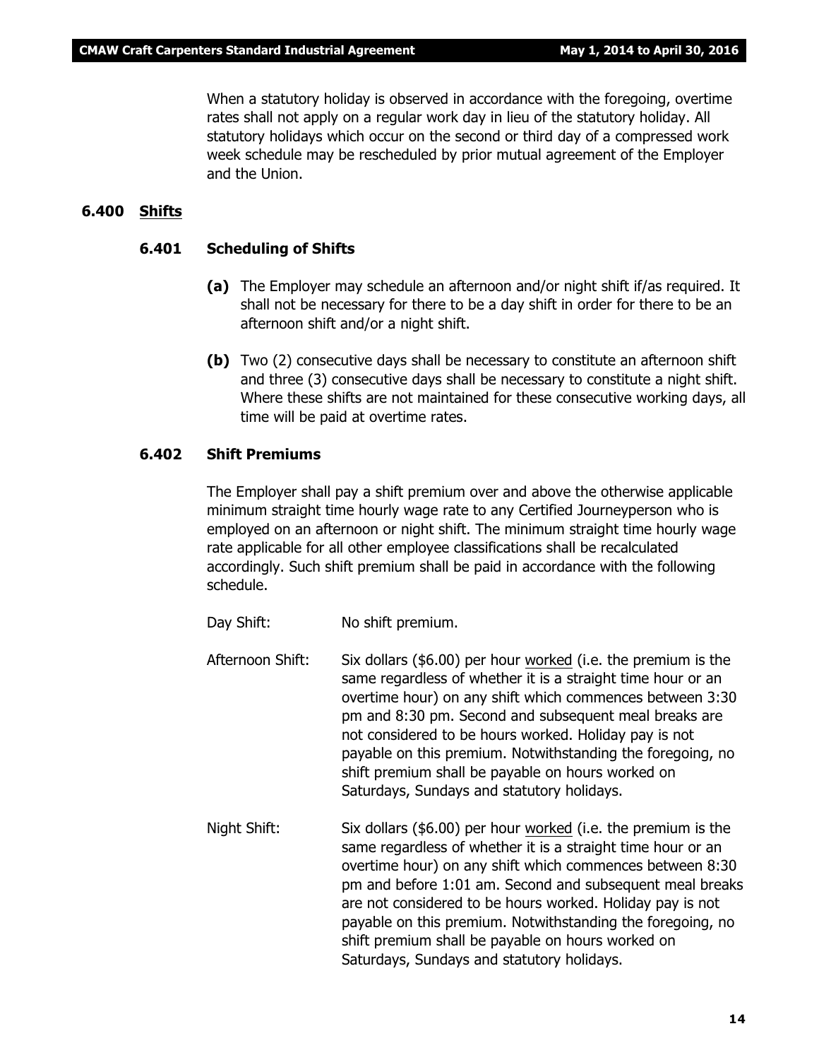When a statutory holiday is observed in accordance with the foregoing, overtime rates shall not apply on a regular work day in lieu of the statutory holiday. All statutory holidays which occur on the second or third day of a compressed work week schedule may be rescheduled by prior mutual agreement of the Employer and the Union.

## 6.400 Shifts

### 6.401 Scheduling of Shifts

**(a)** The Employer may schedule an afternoon and/or night shift if/as required. It shall not be necessary for there to be a day shift in order for there to be an afternoon shift and/or a night shift.

**(b)** Two (2) consecutive days shall be necessary to constitute an afternoon shift and three (3) consecutive days shall be necessary to constitute a night shift. Where these shifts are not maintained for these consecutive working days, all time will be paid at overtime rates.

### 6.402 Shift Premiums

The Employer shall pay a shift premium over and above the otherwise applicable minimum straight time hourly wage rate to any Certified Journeyperson who is employed on an afternoon or night shift. The minimum straight time hourly wage rate applicable for all other employee classifications shall be recalculated accordingly. Such shift premium shall be paid in accordance with the following schedule.

Day Shift: No shift premium.

Afternoon Shift: Six dollars ($6.00) per hour worked (i.e. the premium is the same regardless of whether it is a straight time hour or an overtime hour) on any shift which commences between 3:30 pm and 8:30 pm. Second and subsequent meal breaks are not considered to be hours worked. Holiday pay is not payable on this premium. Notwithstanding the foregoing, no shift premium shall be payable on hours worked on Saturdays, Sundays and statutory holidays.

Night Shift: Six dollars ($6.00) per hour worked (i.e. the premium is the same regardless of whether it is a straight time hour or an overtime hour) on any shift which commences between 8:30 pm and before 1:01 am. Second and subsequent meal breaks are not considered to be hours worked. Holiday pay is not payable on this premium. Notwithstanding the foregoing, no shift premium shall be payable on hours worked on Saturdays, Sundays and statutory holidays.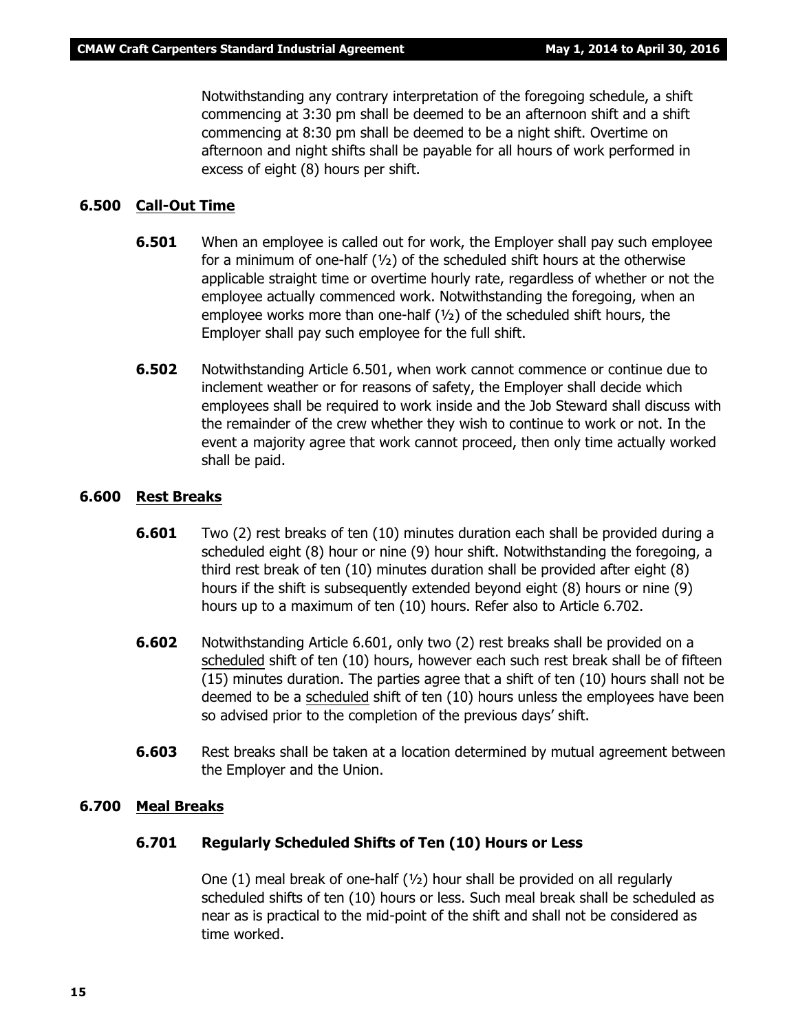Notwithstanding any contrary interpretation of the foregoing schedule, a shift commencing at 3:30 pm shall be deemed to be an afternoon shift and a shift commencing at 8:30 pm shall be deemed to be a night shift. Overtime on afternoon and night shifts shall be payable for all hours of work performed in excess of eight (8) hours per shift.

## 6.500 Call-Out Time

**6.501** When an employee is called out for work, the Employer shall pay such employee for a minimum of one-half (½) of the scheduled shift hours at the otherwise applicable straight time or overtime hourly rate, regardless of whether or not the employee actually commenced work. Notwithstanding the foregoing, when an employee works more than one-half (½) of the scheduled shift hours, the Employer shall pay such employee for the full shift.

**6.502** Notwithstanding Article 6.501, when work cannot commence or continue due to inclement weather or for reasons of safety, the Employer shall decide which employees shall be required to work inside and the Job Steward shall discuss with the remainder of the crew whether they wish to continue to work or not. In the event a majority agree that work cannot proceed, then only time actually worked shall be paid.

## 6.600 Rest Breaks

**6.601** Two (2) rest breaks of ten (10) minutes duration each shall be provided during a scheduled eight (8) hour or nine (9) hour shift. Notwithstanding the foregoing, a third rest break of ten (10) minutes duration shall be provided after eight (8) hours if the shift is subsequently extended beyond eight (8) hours or nine (9) hours up to a maximum of ten (10) hours. Refer also to Article 6.702.

**6.602** Notwithstanding Article 6.601, only two (2) rest breaks shall be provided on a scheduled shift of ten (10) hours, however each such rest break shall be of fifteen (15) minutes duration. The parties agree that a shift of ten (10) hours shall not be deemed to be a scheduled shift of ten (10) hours unless the employees have been so advised prior to the completion of the previous days' shift.

**6.603** Rest breaks shall be taken at a location determined by mutual agreement between the Employer and the Union.

## 6.700 Meal Breaks

### 6.701 Regularly Scheduled Shifts of Ten (10) Hours or Less

One (1) meal break of one-half (½) hour shall be provided on all regularly scheduled shifts of ten (10) hours or less. Such meal break shall be scheduled as near as is practical to the mid-point of the shift and shall not be considered as time worked.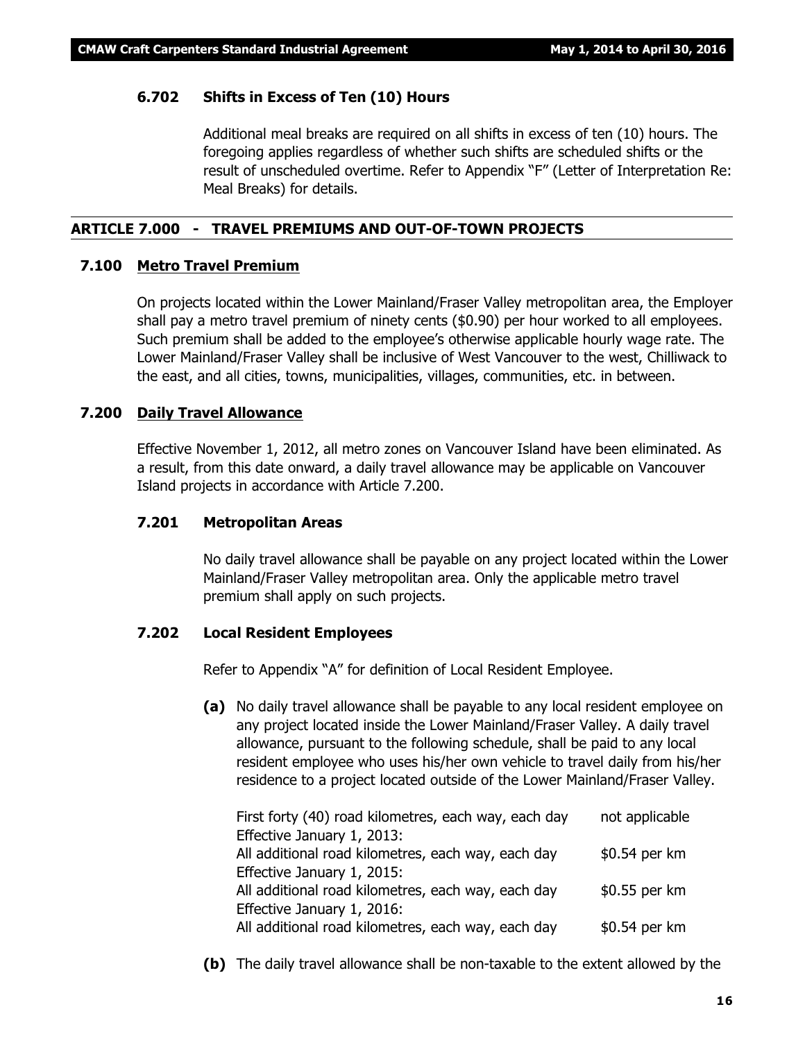### 6.702 Shifts in Excess of Ten (10) Hours

Additional meal breaks are required on all shifts in excess of ten (10) hours. The foregoing applies regardless of whether such shifts are scheduled shifts or the result of unscheduled overtime. Refer to Appendix "F" (Letter of Interpretation Re: Meal Breaks) for details.

## ARTICLE 7.000 - TRAVEL PREMIUMS AND OUT-OF-TOWN PROJECTS

### 7.100 Metro Travel Premium

On projects located within the Lower Mainland/Fraser Valley metropolitan area, the Employer shall pay a metro travel premium of ninety cents ($0.90) per hour worked to all employees. Such premium shall be added to the employee's otherwise applicable hourly wage rate. The Lower Mainland/Fraser Valley shall be inclusive of West Vancouver to the west, Chilliwack to the east, and all cities, towns, municipalities, villages, communities, etc. in between.

### 7.200 Daily Travel Allowance

Effective November 1, 2012, all metro zones on Vancouver Island have been eliminated. As a result, from this date onward, a daily travel allowance may be applicable on Vancouver Island projects in accordance with Article 7.200.

#### 7.201 Metropolitan Areas

No daily travel allowance shall be payable on any project located within the Lower Mainland/Fraser Valley metropolitan area. Only the applicable metro travel premium shall apply on such projects.

#### 7.202 Local Resident Employees

Refer to Appendix "A" for definition of Local Resident Employee.

**(a)** No daily travel allowance shall be payable to any local resident employee on any project located inside the Lower Mainland/Fraser Valley. A daily travel allowance, pursuant to the following schedule, shall be paid to any local resident employee who uses his/her own vehicle to travel daily from his/her residence to a project located outside of the Lower Mainland/Fraser Valley.

| | |
|---|---|
| First forty (40) road kilometres, each way, each day | not applicable |
| Effective January 1, 2013: | |
| All additional road kilometres, each way, each day | $0.54 per km |
| Effective January 1, 2015: | |
| All additional road kilometres, each way, each day | $0.55 per km |
| Effective January 1, 2016: | |
| All additional road kilometres, each way, each day | $0.54 per km |

**(b)** The daily travel allowance shall be non-taxable to the extent allowed by the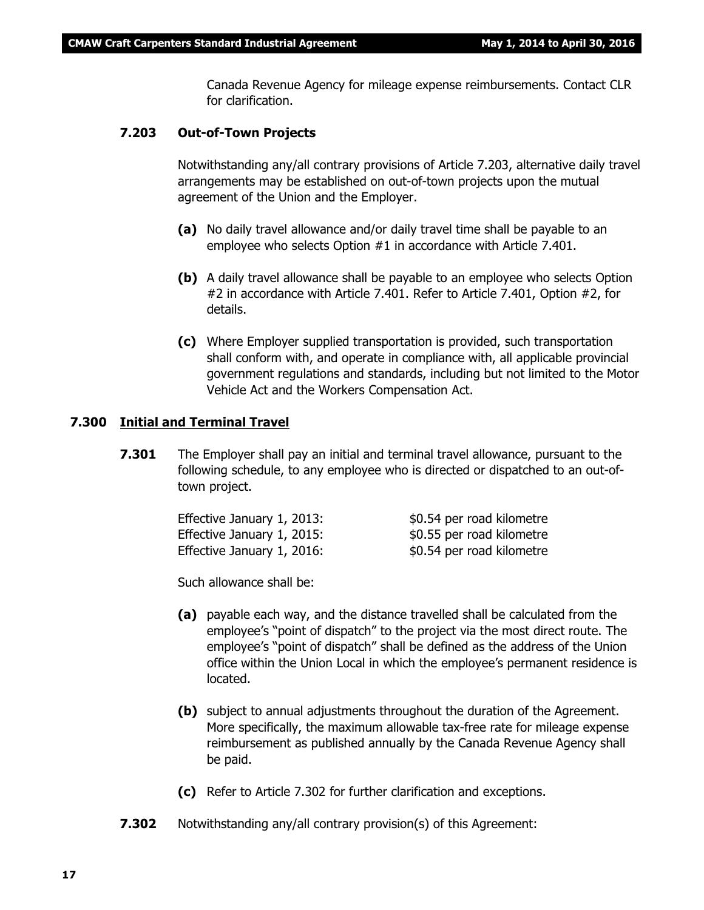Canada Revenue Agency for mileage expense reimbursements. Contact CLR for clarification.

### 7.203 Out-of-Town Projects

Notwithstanding any/all contrary provisions of Article 7.203, alternative daily travel arrangements may be established on out-of-town projects upon the mutual agreement of the Union and the Employer.

**(a)** No daily travel allowance and/or daily travel time shall be payable to an employee who selects Option #1 in accordance with Article 7.401.

**(b)** A daily travel allowance shall be payable to an employee who selects Option #2 in accordance with Article 7.401. Refer to Article 7.401, Option #2, for details.

**(c)** Where Employer supplied transportation is provided, such transportation shall conform with, and operate in compliance with, all applicable provincial government regulations and standards, including but not limited to the Motor Vehicle Act and the Workers Compensation Act.

## 7.300 Initial and Terminal Travel

**7.301** The Employer shall pay an initial and terminal travel allowance, pursuant to the following schedule, to any employee who is directed or dispatched to an out-of-town project.

| | |
|---|---|
| Effective January 1, 2013: | $0.54 per road kilometre |
| Effective January 1, 2015: | $0.55 per road kilometre |
| Effective January 1, 2016: | $0.54 per road kilometre |

Such allowance shall be:

**(a)** payable each way, and the distance travelled shall be calculated from the employee's "point of dispatch" to the project via the most direct route. The employee's "point of dispatch" shall be defined as the address of the Union office within the Union Local in which the employee's permanent residence is located.

**(b)** subject to annual adjustments throughout the duration of the Agreement. More specifically, the maximum allowable tax-free rate for mileage expense reimbursement as published annually by the Canada Revenue Agency shall be paid.

**(c)** Refer to Article 7.302 for further clarification and exceptions.

**7.302** Notwithstanding any/all contrary provision(s) of this Agreement: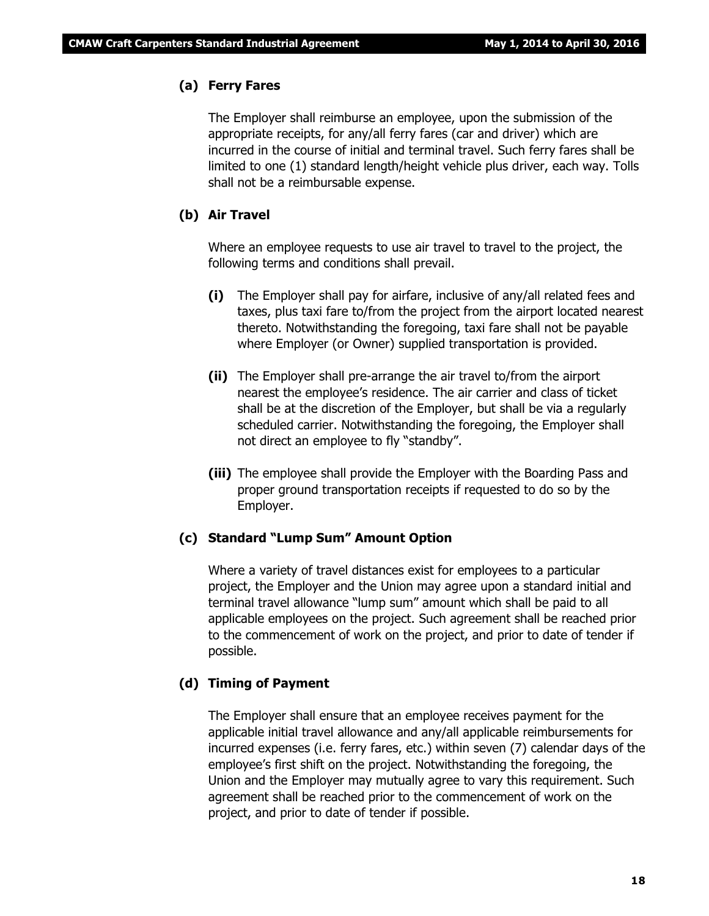**(a) Ferry Fares**

The Employer shall reimburse an employee, upon the submission of the appropriate receipts, for any/all ferry fares (car and driver) which are incurred in the course of initial and terminal travel. Such ferry fares shall be limited to one (1) standard length/height vehicle plus driver, each way. Tolls shall not be a reimbursable expense.

**(b) Air Travel**

Where an employee requests to use air travel to travel to the project, the following terms and conditions shall prevail.

**(i)** The Employer shall pay for airfare, inclusive of any/all related fees and taxes, plus taxi fare to/from the project from the airport located nearest thereto. Notwithstanding the foregoing, taxi fare shall not be payable where Employer (or Owner) supplied transportation is provided.

**(ii)** The Employer shall pre-arrange the air travel to/from the airport nearest the employee's residence. The air carrier and class of ticket shall be at the discretion of the Employer, but shall be via a regularly scheduled carrier. Notwithstanding the foregoing, the Employer shall not direct an employee to fly "standby".

**(iii)** The employee shall provide the Employer with the Boarding Pass and proper ground transportation receipts if requested to do so by the Employer.

**(c) Standard "Lump Sum" Amount Option**

Where a variety of travel distances exist for employees to a particular project, the Employer and the Union may agree upon a standard initial and terminal travel allowance "lump sum" amount which shall be paid to all applicable employees on the project. Such agreement shall be reached prior to the commencement of work on the project, and prior to date of tender if possible.

**(d) Timing of Payment**

The Employer shall ensure that an employee receives payment for the applicable initial travel allowance and any/all applicable reimbursements for incurred expenses (i.e. ferry fares, etc.) within seven (7) calendar days of the employee's first shift on the project. Notwithstanding the foregoing, the Union and the Employer may mutually agree to vary this requirement. Such agreement shall be reached prior to the commencement of work on the project, and prior to date of tender if possible.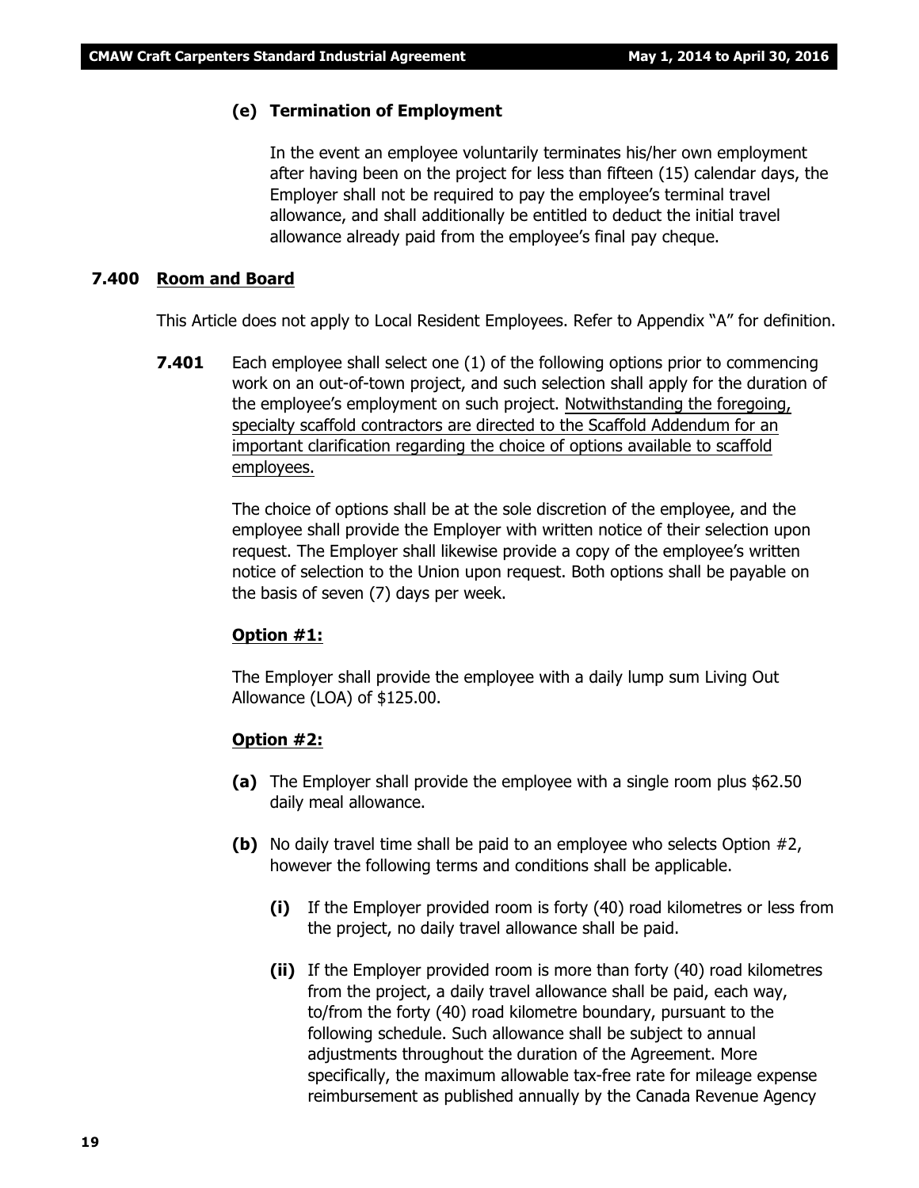### (e) Termination of Employment

In the event an employee voluntarily terminates his/her own employment after having been on the project for less than fifteen (15) calendar days, the Employer shall not be required to pay the employee's terminal travel allowance, and shall additionally be entitled to deduct the initial travel allowance already paid from the employee's final pay cheque.

## 7.400 Room and Board

This Article does not apply to Local Resident Employees. Refer to Appendix "A" for definition.

**7.401** Each employee shall select one (1) of the following options prior to commencing work on an out-of-town project, and such selection shall apply for the duration of the employee's employment on such project. Notwithstanding the foregoing, specialty scaffold contractors are directed to the Scaffold Addendum for an important clarification regarding the choice of options available to scaffold employees.

The choice of options shall be at the sole discretion of the employee, and the employee shall provide the Employer with written notice of their selection upon request. The Employer shall likewise provide a copy of the employee's written notice of selection to the Union upon request. Both options shall be payable on the basis of seven (7) days per week.

**Option #1:**

The Employer shall provide the employee with a daily lump sum Living Out Allowance (LOA) of $125.00.

**Option #2:**

**(a)** The Employer shall provide the employee with a single room plus $62.50 daily meal allowance.

**(b)** No daily travel time shall be paid to an employee who selects Option #2, however the following terms and conditions shall be applicable.

**(i)** If the Employer provided room is forty (40) road kilometres or less from the project, no daily travel allowance shall be paid.

**(ii)** If the Employer provided room is more than forty (40) road kilometres from the project, a daily travel allowance shall be paid, each way, to/from the forty (40) road kilometre boundary, pursuant to the following schedule. Such allowance shall be subject to annual adjustments throughout the duration of the Agreement. More specifically, the maximum allowable tax-free rate for mileage expense reimbursement as published annually by the Canada Revenue Agency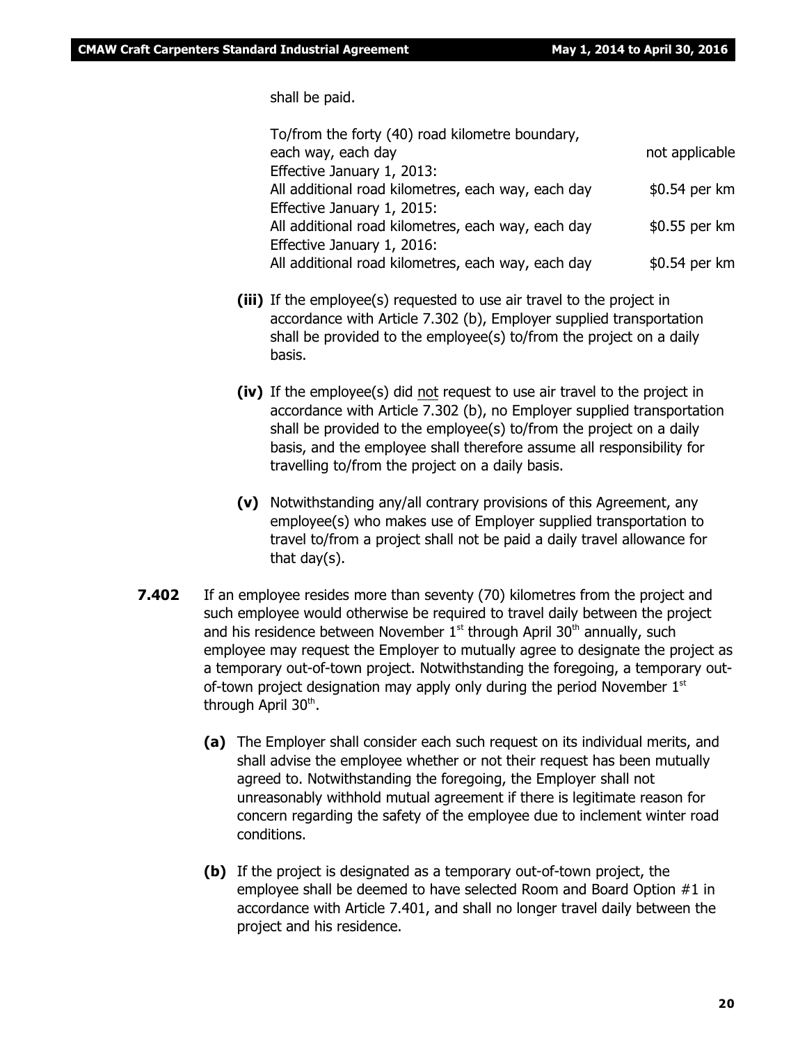shall be paid.

| | |
|---|---|
| To/from the forty (40) road kilometre boundary, each way, each day | not applicable |
| Effective January 1, 2013: All additional road kilometres, each way, each day | $0.54 per km |
| Effective January 1, 2015: All additional road kilometres, each way, each day | $0.55 per km |
| Effective January 1, 2016: All additional road kilometres, each way, each day | $0.54 per km |

**(iii)** If the employee(s) requested to use air travel to the project in accordance with Article 7.302 (b), Employer supplied transportation shall be provided to the employee(s) to/from the project on a daily basis.

**(iv)** If the employee(s) did not request to use air travel to the project in accordance with Article 7.302 (b), no Employer supplied transportation shall be provided to the employee(s) to/from the project on a daily basis, and the employee shall therefore assume all responsibility for travelling to/from the project on a daily basis.

**(v)** Notwithstanding any/all contrary provisions of this Agreement, any employee(s) who makes use of Employer supplied transportation to travel to/from a project shall not be paid a daily travel allowance for that day(s).

**7.402** If an employee resides more than seventy (70) kilometres from the project and such employee would otherwise be required to travel daily between the project and his residence between November 1st through April 30th annually, such employee may request the Employer to mutually agree to designate the project as a temporary out-of-town project. Notwithstanding the foregoing, a temporary out-of-town project designation may apply only during the period November 1st through April 30th.

**(a)** The Employer shall consider each such request on its individual merits, and shall advise the employee whether or not their request has been mutually agreed to. Notwithstanding the foregoing, the Employer shall not unreasonably withhold mutual agreement if there is legitimate reason for concern regarding the safety of the employee due to inclement winter road conditions.

**(b)** If the project is designated as a temporary out-of-town project, the employee shall be deemed to have selected Room and Board Option #1 in accordance with Article 7.401, and shall no longer travel daily between the project and his residence.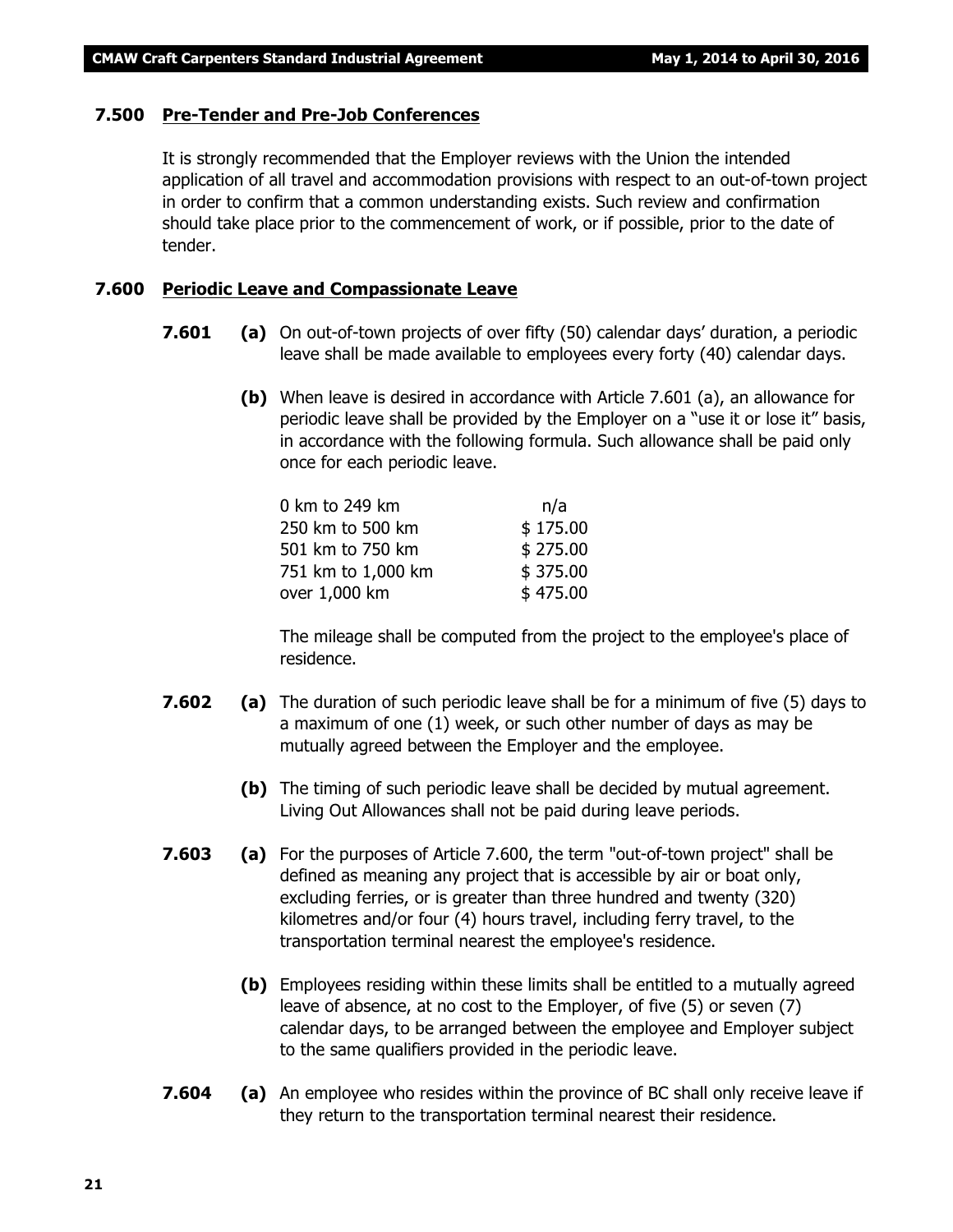### 7.500 Pre-Tender and Pre-Job Conferences

It is strongly recommended that the Employer reviews with the Union the intended application of all travel and accommodation provisions with respect to an out-of-town project in order to confirm that a common understanding exists. Such review and confirmation should take place prior to the commencement of work, or if possible, prior to the date of tender.

### 7.600 Periodic Leave and Compassionate Leave

**7.601** **(a)** On out-of-town projects of over fifty (50) calendar days' duration, a periodic leave shall be made available to employees every forty (40) calendar days.

**(b)** When leave is desired in accordance with Article 7.601 (a), an allowance for periodic leave shall be provided by the Employer on a "use it or lose it" basis, in accordance with the following formula. Such allowance shall be paid only once for each periodic leave.

| | |
|---|---|
| 0 km to 249 km | n/a |
| 250 km to 500 km | $ 175.00 |
| 501 km to 750 km | $ 275.00 |
| 751 km to 1,000 km | $ 375.00 |
| over 1,000 km | $ 475.00 |

The mileage shall be computed from the project to the employee's place of residence.

**7.602** **(a)** The duration of such periodic leave shall be for a minimum of five (5) days to a maximum of one (1) week, or such other number of days as may be mutually agreed between the Employer and the employee.

**(b)** The timing of such periodic leave shall be decided by mutual agreement. Living Out Allowances shall not be paid during leave periods.

**7.603** **(a)** For the purposes of Article 7.600, the term "out-of-town project" shall be defined as meaning any project that is accessible by air or boat only, excluding ferries, or is greater than three hundred and twenty (320) kilometres and/or four (4) hours travel, including ferry travel, to the transportation terminal nearest the employee's residence.

**(b)** Employees residing within these limits shall be entitled to a mutually agreed leave of absence, at no cost to the Employer, of five (5) or seven (7) calendar days, to be arranged between the employee and Employer subject to the same qualifiers provided in the periodic leave.

**7.604** **(a)** An employee who resides within the province of BC shall only receive leave if they return to the transportation terminal nearest their residence.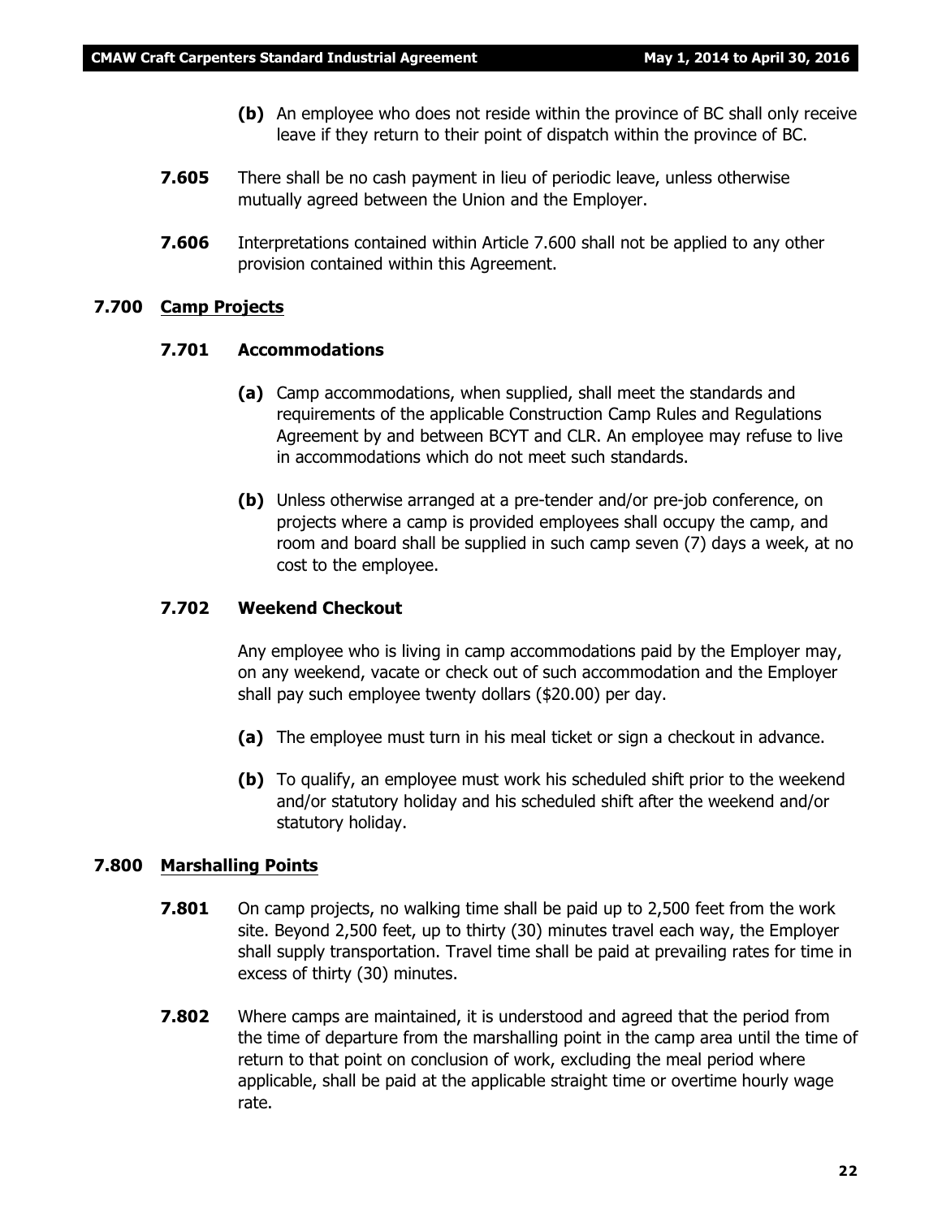**(b)** An employee who does not reside within the province of BC shall only receive leave if they return to their point of dispatch within the province of BC.

**7.605** There shall be no cash payment in lieu of periodic leave, unless otherwise mutually agreed between the Union and the Employer.

**7.606** Interpretations contained within Article 7.600 shall not be applied to any other provision contained within this Agreement.

## 7.700 Camp Projects

### 7.701 Accommodations

**(a)** Camp accommodations, when supplied, shall meet the standards and requirements of the applicable Construction Camp Rules and Regulations Agreement by and between BCYT and CLR. An employee may refuse to live in accommodations which do not meet such standards.

**(b)** Unless otherwise arranged at a pre-tender and/or pre-job conference, on projects where a camp is provided employees shall occupy the camp, and room and board shall be supplied in such camp seven (7) days a week, at no cost to the employee.

### 7.702 Weekend Checkout

Any employee who is living in camp accommodations paid by the Employer may, on any weekend, vacate or check out of such accommodation and the Employer shall pay such employee twenty dollars ($20.00) per day.

**(a)** The employee must turn in his meal ticket or sign a checkout in advance.

**(b)** To qualify, an employee must work his scheduled shift prior to the weekend and/or statutory holiday and his scheduled shift after the weekend and/or statutory holiday.

## 7.800 Marshalling Points

**7.801** On camp projects, no walking time shall be paid up to 2,500 feet from the work site. Beyond 2,500 feet, up to thirty (30) minutes travel each way, the Employer shall supply transportation. Travel time shall be paid at prevailing rates for time in excess of thirty (30) minutes.

**7.802** Where camps are maintained, it is understood and agreed that the period from the time of departure from the marshalling point in the camp area until the time of return to that point on conclusion of work, excluding the meal period where applicable, shall be paid at the applicable straight time or overtime hourly wage rate.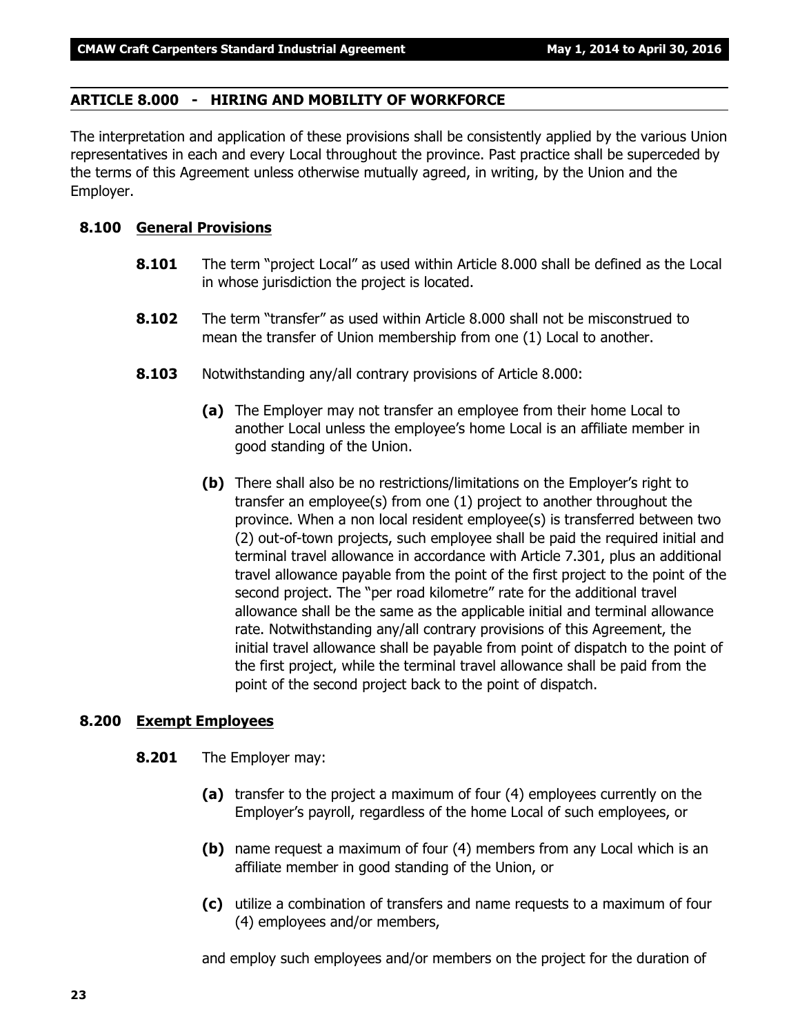## ARTICLE 8.000 - HIRING AND MOBILITY OF WORKFORCE

The interpretation and application of these provisions shall be consistently applied by the various Union representatives in each and every Local throughout the province. Past practice shall be superceded by the terms of this Agreement unless otherwise mutually agreed, in writing, by the Union and the Employer.

### 8.100 General Provisions

**8.101** The term "project Local" as used within Article 8.000 shall be defined as the Local in whose jurisdiction the project is located.

**8.102** The term "transfer" as used within Article 8.000 shall not be misconstrued to mean the transfer of Union membership from one (1) Local to another.

**8.103** Notwithstanding any/all contrary provisions of Article 8.000:

- **(a)** The Employer may not transfer an employee from their home Local to another Local unless the employee's home Local is an affiliate member in good standing of the Union.
- **(b)** There shall also be no restrictions/limitations on the Employer's right to transfer an employee(s) from one (1) project to another throughout the province. When a non local resident employee(s) is transferred between two (2) out-of-town projects, such employee shall be paid the required initial and terminal travel allowance in accordance with Article 7.301, plus an additional travel allowance payable from the point of the first project to the point of the second project. The "per road kilometre" rate for the additional travel allowance shall be the same as the applicable initial and terminal allowance rate. Notwithstanding any/all contrary provisions of this Agreement, the initial travel allowance shall be payable from point of dispatch to the point of the first project, while the terminal travel allowance shall be paid from the point of the second project back to the point of dispatch.

### 8.200 Exempt Employees

**8.201** The Employer may:

- **(a)** transfer to the project a maximum of four (4) employees currently on the Employer's payroll, regardless of the home Local of such employees, or
- **(b)** name request a maximum of four (4) members from any Local which is an affiliate member in good standing of the Union, or
- **(c)** utilize a combination of transfers and name requests to a maximum of four (4) employees and/or members,

and employ such employees and/or members on the project for the duration of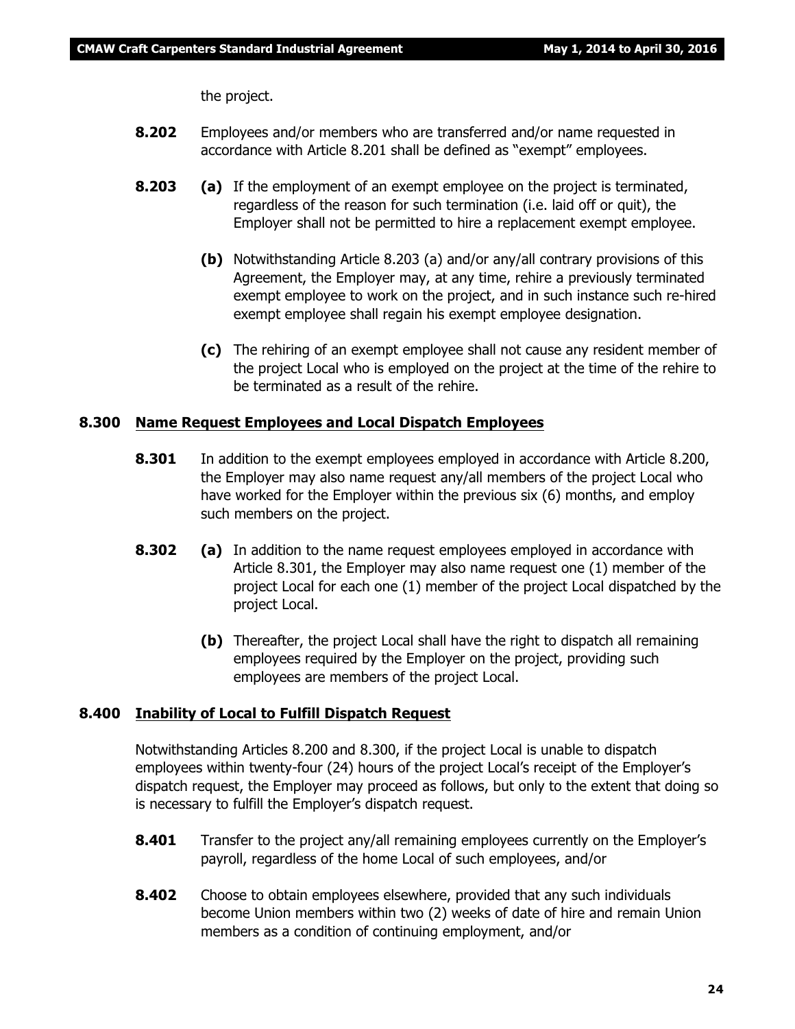the project.

**8.202** Employees and/or members who are transferred and/or name requested in accordance with Article 8.201 shall be defined as "exempt" employees.

**8.203** **(a)** If the employment of an exempt employee on the project is terminated, regardless of the reason for such termination (i.e. laid off or quit), the Employer shall not be permitted to hire a replacement exempt employee.

**(b)** Notwithstanding Article 8.203 (a) and/or any/all contrary provisions of this Agreement, the Employer may, at any time, rehire a previously terminated exempt employee to work on the project, and in such instance such re-hired exempt employee shall regain his exempt employee designation.

**(c)** The rehiring of an exempt employee shall not cause any resident member of the project Local who is employed on the project at the time of the rehire to be terminated as a result of the rehire.

### 8.300 Name Request Employees and Local Dispatch Employees

**8.301** In addition to the exempt employees employed in accordance with Article 8.200, the Employer may also name request any/all members of the project Local who have worked for the Employer within the previous six (6) months, and employ such members on the project.

**8.302** **(a)** In addition to the name request employees employed in accordance with Article 8.301, the Employer may also name request one (1) member of the project Local for each one (1) member of the project Local dispatched by the project Local.

**(b)** Thereafter, the project Local shall have the right to dispatch all remaining employees required by the Employer on the project, providing such employees are members of the project Local.

### 8.400 Inability of Local to Fulfill Dispatch Request

Notwithstanding Articles 8.200 and 8.300, if the project Local is unable to dispatch employees within twenty-four (24) hours of the project Local's receipt of the Employer's dispatch request, the Employer may proceed as follows, but only to the extent that doing so is necessary to fulfill the Employer's dispatch request.

**8.401** Transfer to the project any/all remaining employees currently on the Employer's payroll, regardless of the home Local of such employees, and/or

**8.402** Choose to obtain employees elsewhere, provided that any such individuals become Union members within two (2) weeks of date of hire and remain Union members as a condition of continuing employment, and/or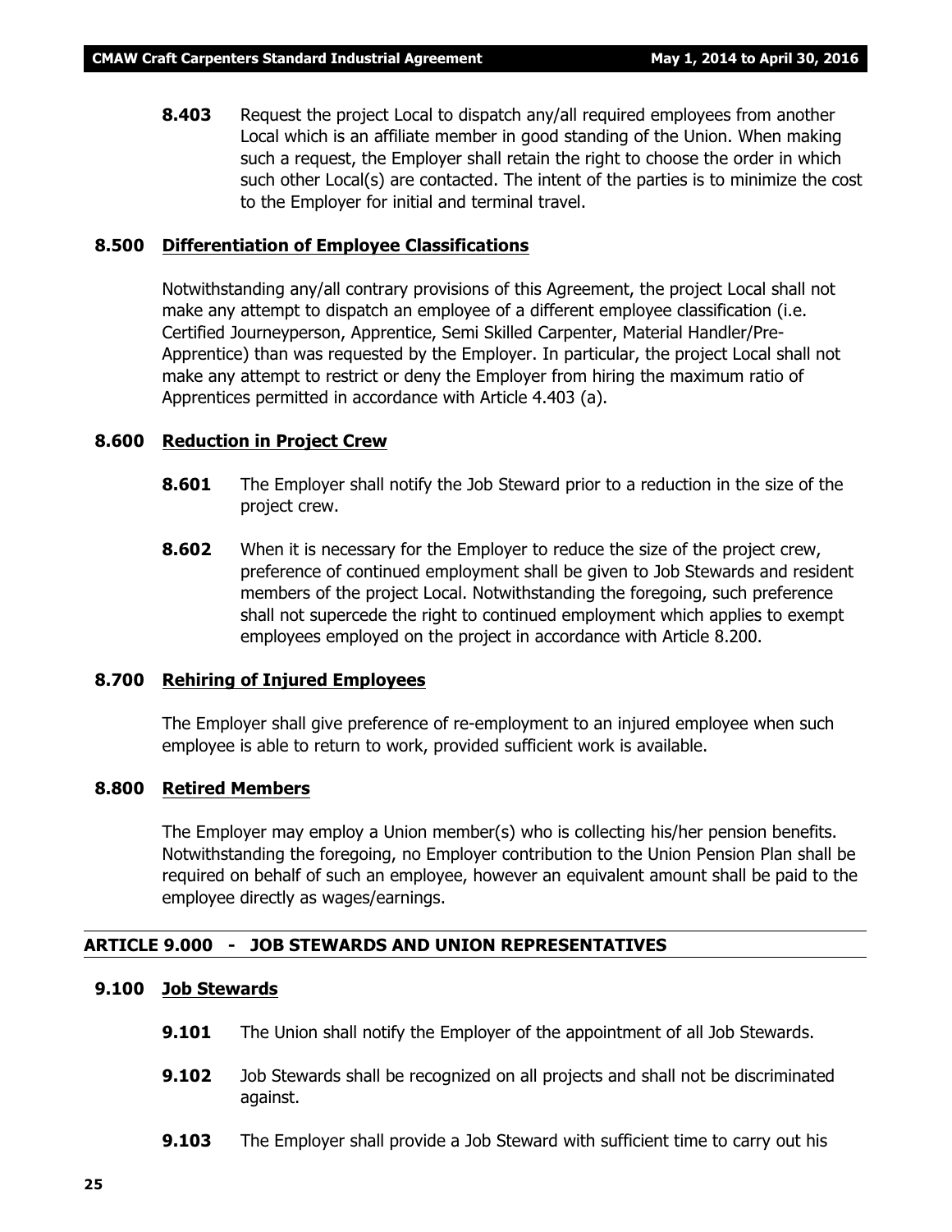**8.403** Request the project Local to dispatch any/all required employees from another Local which is an affiliate member in good standing of the Union. When making such a request, the Employer shall retain the right to choose the order in which such other Local(s) are contacted. The intent of the parties is to minimize the cost to the Employer for initial and terminal travel.

### 8.500 Differentiation of Employee Classifications

Notwithstanding any/all contrary provisions of this Agreement, the project Local shall not make any attempt to dispatch an employee of a different employee classification (i.e. Certified Journeyperson, Apprentice, Semi Skilled Carpenter, Material Handler/Pre-Apprentice) than was requested by the Employer. In particular, the project Local shall not make any attempt to restrict or deny the Employer from hiring the maximum ratio of Apprentices permitted in accordance with Article 4.403 (a).

### 8.600 Reduction in Project Crew

**8.601** The Employer shall notify the Job Steward prior to a reduction in the size of the project crew.

**8.602** When it is necessary for the Employer to reduce the size of the project crew, preference of continued employment shall be given to Job Stewards and resident members of the project Local. Notwithstanding the foregoing, such preference shall not supercede the right to continued employment which applies to exempt employees employed on the project in accordance with Article 8.200.

### 8.700 Rehiring of Injured Employees

The Employer shall give preference of re-employment to an injured employee when such employee is able to return to work, provided sufficient work is available.

### 8.800 Retired Members

The Employer may employ a Union member(s) who is collecting his/her pension benefits. Notwithstanding the foregoing, no Employer contribution to the Union Pension Plan shall be required on behalf of such an employee, however an equivalent amount shall be paid to the employee directly as wages/earnings.

## ARTICLE 9.000 - JOB STEWARDS AND UNION REPRESENTATIVES

### 9.100 Job Stewards

**9.101** The Union shall notify the Employer of the appointment of all Job Stewards.

**9.102** Job Stewards shall be recognized on all projects and shall not be discriminated against.

**9.103** The Employer shall provide a Job Steward with sufficient time to carry out his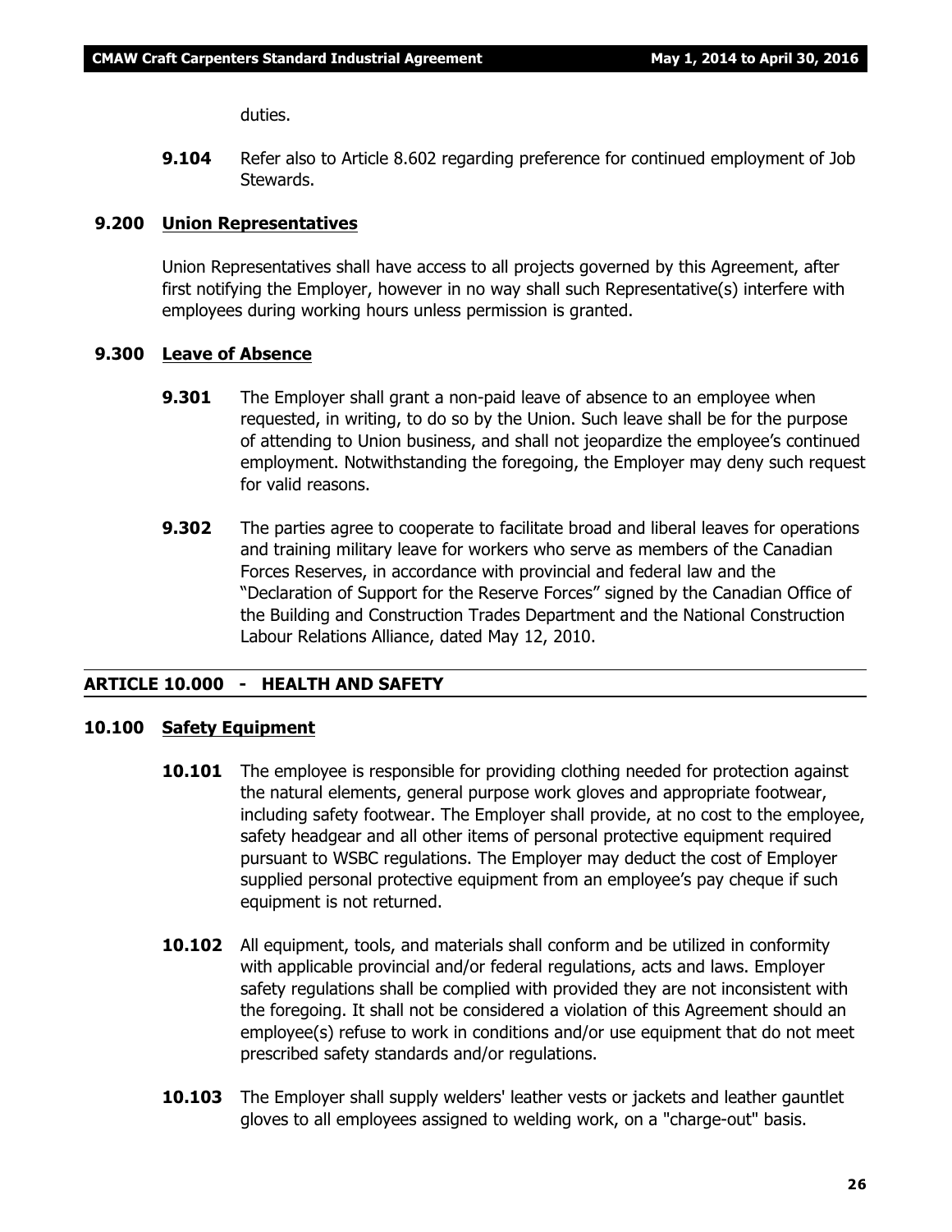duties.

**9.104** Refer also to Article 8.602 regarding preference for continued employment of Job Stewards.

**9.200 Union Representatives**

Union Representatives shall have access to all projects governed by this Agreement, after first notifying the Employer, however in no way shall such Representative(s) interfere with employees during working hours unless permission is granted.

**9.300 Leave of Absence**

**9.301** The Employer shall grant a non-paid leave of absence to an employee when requested, in writing, to do so by the Union. Such leave shall be for the purpose of attending to Union business, and shall not jeopardize the employee's continued employment. Notwithstanding the foregoing, the Employer may deny such request for valid reasons.

**9.302** The parties agree to cooperate to facilitate broad and liberal leaves for operations and training military leave for workers who serve as members of the Canadian Forces Reserves, in accordance with provincial and federal law and the "Declaration of Support for the Reserve Forces" signed by the Canadian Office of the Building and Construction Trades Department and the National Construction Labour Relations Alliance, dated May 12, 2010.

## ARTICLE 10.000 - HEALTH AND SAFETY

**10.100 Safety Equipment**

**10.101** The employee is responsible for providing clothing needed for protection against the natural elements, general purpose work gloves and appropriate footwear, including safety footwear. The Employer shall provide, at no cost to the employee, safety headgear and all other items of personal protective equipment required pursuant to WSBC regulations. The Employer may deduct the cost of Employer supplied personal protective equipment from an employee's pay cheque if such equipment is not returned.

**10.102** All equipment, tools, and materials shall conform and be utilized in conformity with applicable provincial and/or federal regulations, acts and laws. Employer safety regulations shall be complied with provided they are not inconsistent with the foregoing. It shall not be considered a violation of this Agreement should an employee(s) refuse to work in conditions and/or use equipment that do not meet prescribed safety standards and/or regulations.

**10.103** The Employer shall supply welders' leather vests or jackets and leather gauntlet gloves to all employees assigned to welding work, on a "charge-out" basis.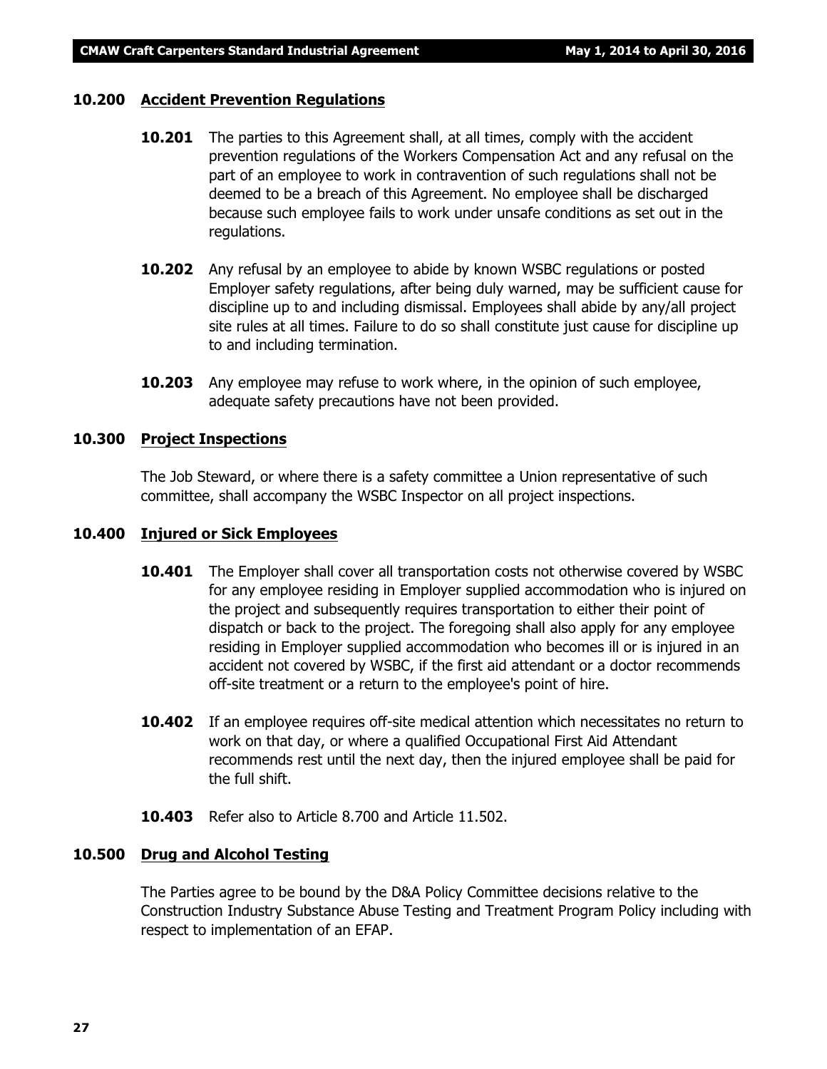### 10.200 Accident Prevention Regulations

**10.201** The parties to this Agreement shall, at all times, comply with the accident prevention regulations of the Workers Compensation Act and any refusal on the part of an employee to work in contravention of such regulations shall not be deemed to be a breach of this Agreement. No employee shall be discharged because such employee fails to work under unsafe conditions as set out in the regulations.

**10.202** Any refusal by an employee to abide by known WSBC regulations or posted Employer safety regulations, after being duly warned, may be sufficient cause for discipline up to and including dismissal. Employees shall abide by any/all project site rules at all times. Failure to do so shall constitute just cause for discipline up to and including termination.

**10.203** Any employee may refuse to work where, in the opinion of such employee, adequate safety precautions have not been provided.

### 10.300 Project Inspections

The Job Steward, or where there is a safety committee a Union representative of such committee, shall accompany the WSBC Inspector on all project inspections.

### 10.400 Injured or Sick Employees

**10.401** The Employer shall cover all transportation costs not otherwise covered by WSBC for any employee residing in Employer supplied accommodation who is injured on the project and subsequently requires transportation to either their point of dispatch or back to the project. The foregoing shall also apply for any employee residing in Employer supplied accommodation who becomes ill or is injured in an accident not covered by WSBC, if the first aid attendant or a doctor recommends off-site treatment or a return to the employee's point of hire.

**10.402** If an employee requires off-site medical attention which necessitates no return to work on that day, or where a qualified Occupational First Aid Attendant recommends rest until the next day, then the injured employee shall be paid for the full shift.

**10.403** Refer also to Article 8.700 and Article 11.502.

### 10.500 Drug and Alcohol Testing

The Parties agree to be bound by the D&A Policy Committee decisions relative to the Construction Industry Substance Abuse Testing and Treatment Program Policy including with respect to implementation of an EFAP.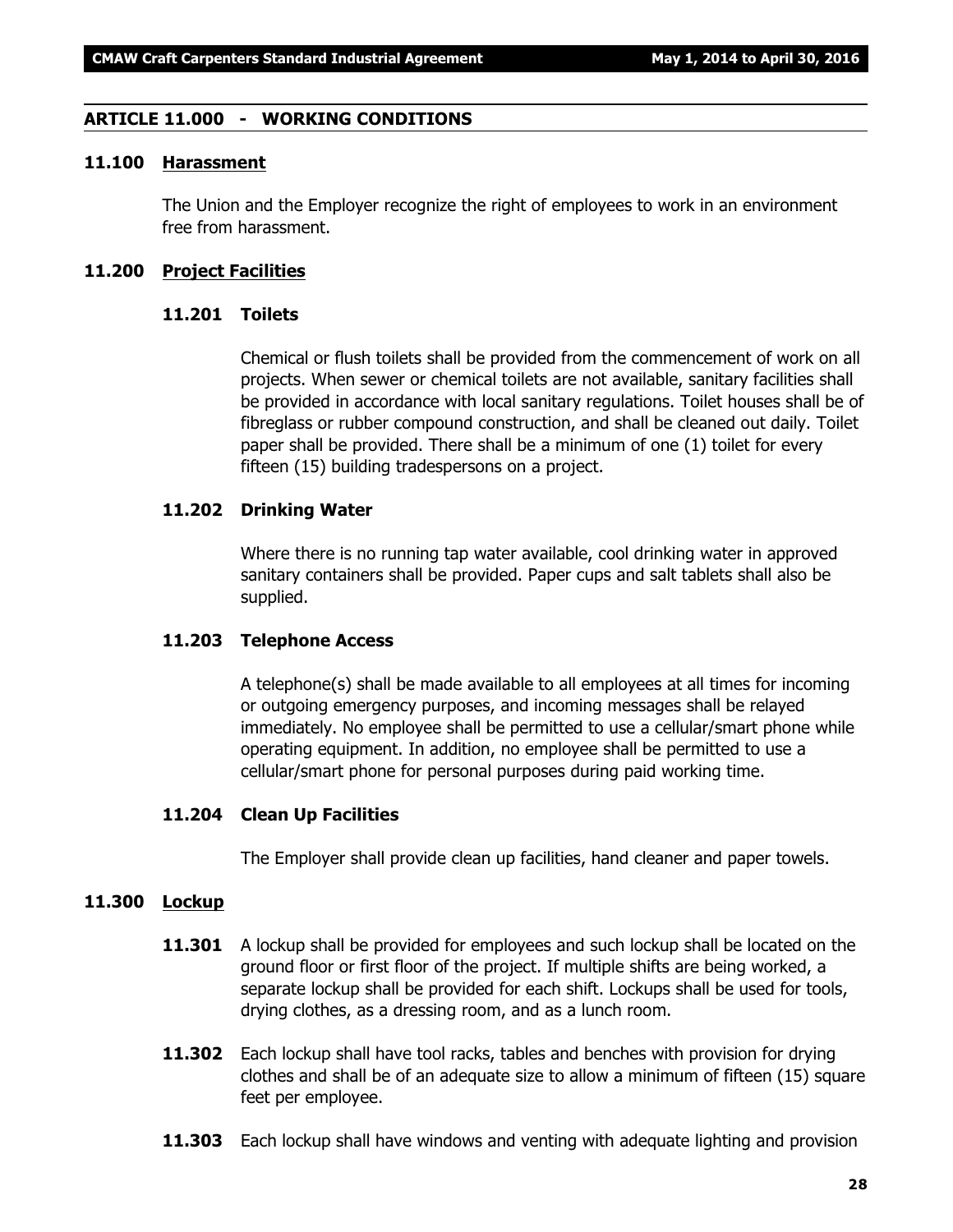## ARTICLE 11.000 - WORKING CONDITIONS

### 11.100 Harassment

The Union and the Employer recognize the right of employees to work in an environment free from harassment.

### 11.200 Project Facilities

#### 11.201 Toilets

Chemical or flush toilets shall be provided from the commencement of work on all projects. When sewer or chemical toilets are not available, sanitary facilities shall be provided in accordance with local sanitary regulations. Toilet houses shall be of fibreglass or rubber compound construction, and shall be cleaned out daily. Toilet paper shall be provided. There shall be a minimum of one (1) toilet for every fifteen (15) building tradespersons on a project.

#### 11.202 Drinking Water

Where there is no running tap water available, cool drinking water in approved sanitary containers shall be provided. Paper cups and salt tablets shall also be supplied.

#### 11.203 Telephone Access

A telephone(s) shall be made available to all employees at all times for incoming or outgoing emergency purposes, and incoming messages shall be relayed immediately. No employee shall be permitted to use a cellular/smart phone while operating equipment. In addition, no employee shall be permitted to use a cellular/smart phone for personal purposes during paid working time.

#### 11.204 Clean Up Facilities

The Employer shall provide clean up facilities, hand cleaner and paper towels.

### 11.300 Lockup

**11.301** A lockup shall be provided for employees and such lockup shall be located on the ground floor or first floor of the project. If multiple shifts are being worked, a separate lockup shall be provided for each shift. Lockups shall be used for tools, drying clothes, as a dressing room, and as a lunch room.

**11.302** Each lockup shall have tool racks, tables and benches with provision for drying clothes and shall be of an adequate size to allow a minimum of fifteen (15) square feet per employee.

**11.303** Each lockup shall have windows and venting with adequate lighting and provision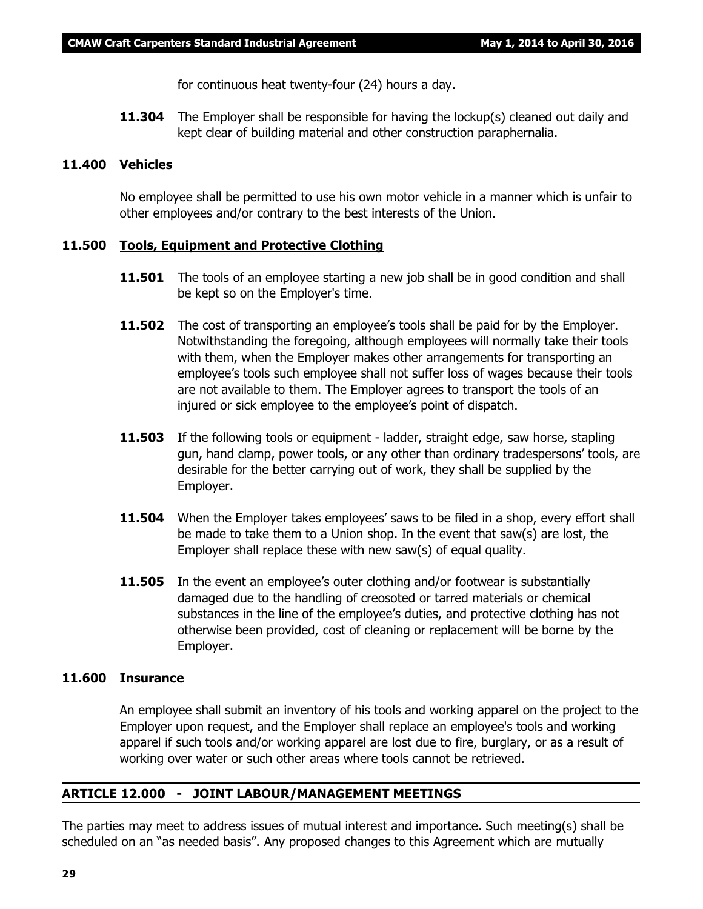for continuous heat twenty-four (24) hours a day.

**11.304** The Employer shall be responsible for having the lockup(s) cleaned out daily and kept clear of building material and other construction paraphernalia.

### 11.400 Vehicles

No employee shall be permitted to use his own motor vehicle in a manner which is unfair to other employees and/or contrary to the best interests of the Union.

### 11.500 Tools, Equipment and Protective Clothing

**11.501** The tools of an employee starting a new job shall be in good condition and shall be kept so on the Employer's time.

**11.502** The cost of transporting an employee's tools shall be paid for by the Employer. Notwithstanding the foregoing, although employees will normally take their tools with them, when the Employer makes other arrangements for transporting an employee's tools such employee shall not suffer loss of wages because their tools are not available to them. The Employer agrees to transport the tools of an injured or sick employee to the employee's point of dispatch.

**11.503** If the following tools or equipment - ladder, straight edge, saw horse, stapling gun, hand clamp, power tools, or any other than ordinary tradespersons' tools, are desirable for the better carrying out of work, they shall be supplied by the Employer.

**11.504** When the Employer takes employees' saws to be filed in a shop, every effort shall be made to take them to a Union shop. In the event that saw(s) are lost, the Employer shall replace these with new saw(s) of equal quality.

**11.505** In the event an employee's outer clothing and/or footwear is substantially damaged due to the handling of creosoted or tarred materials or chemical substances in the line of the employee's duties, and protective clothing has not otherwise been provided, cost of cleaning or replacement will be borne by the Employer.

### 11.600 Insurance

An employee shall submit an inventory of his tools and working apparel on the project to the Employer upon request, and the Employer shall replace an employee's tools and working apparel if such tools and/or working apparel are lost due to fire, burglary, or as a result of working over water or such other areas where tools cannot be retrieved.

## ARTICLE 12.000 - JOINT LABOUR/MANAGEMENT MEETINGS

The parties may meet to address issues of mutual interest and importance. Such meeting(s) shall be scheduled on an "as needed basis". Any proposed changes to this Agreement which are mutually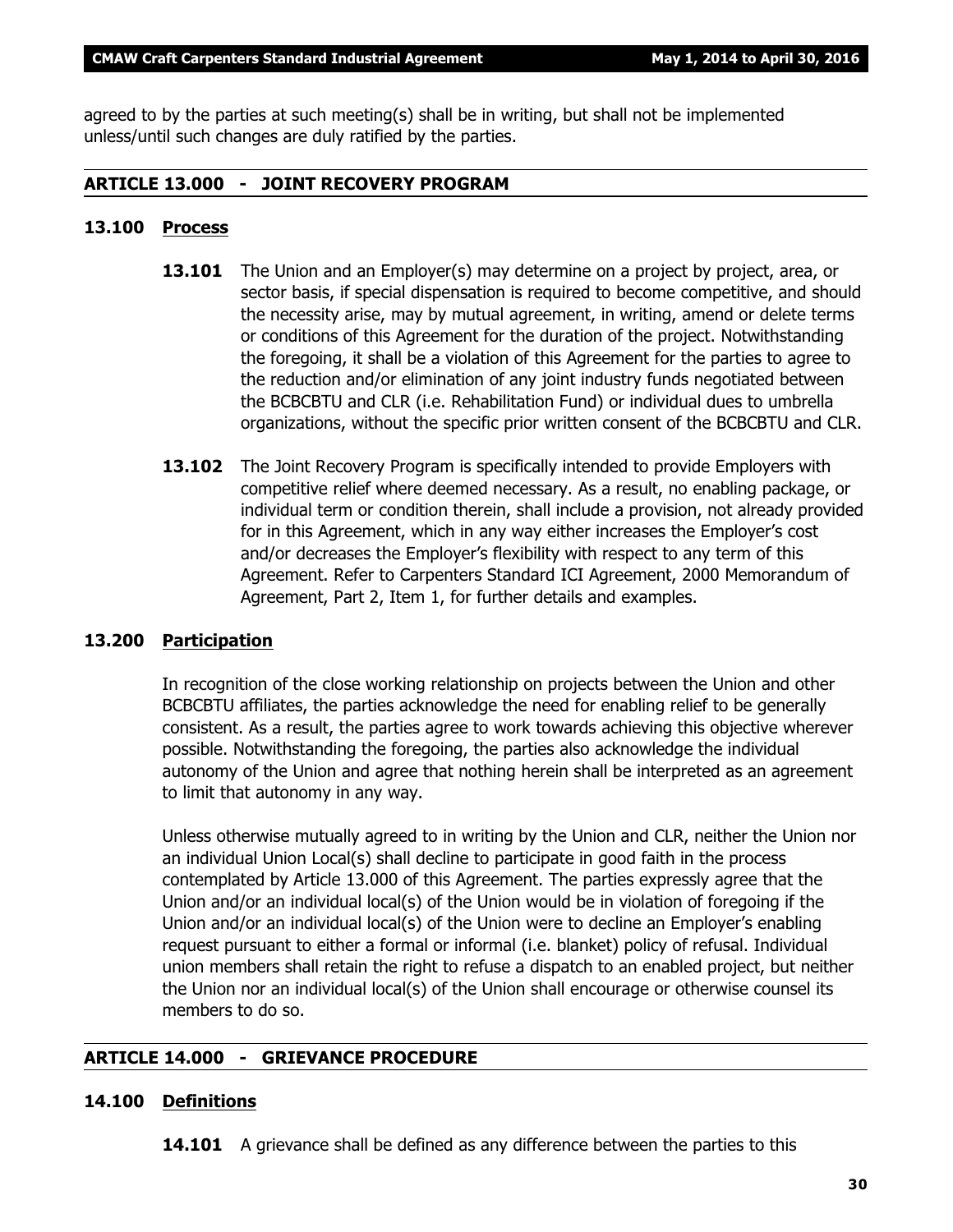agreed to by the parties at such meeting(s) shall be in writing, but shall not be implemented unless/until such changes are duly ratified by the parties.

## ARTICLE 13.000 - JOINT RECOVERY PROGRAM

### 13.100 Process

**13.101** The Union and an Employer(s) may determine on a project by project, area, or sector basis, if special dispensation is required to become competitive, and should the necessity arise, may by mutual agreement, in writing, amend or delete terms or conditions of this Agreement for the duration of the project. Notwithstanding the foregoing, it shall be a violation of this Agreement for the parties to agree to the reduction and/or elimination of any joint industry funds negotiated between the BCBCBTU and CLR (i.e. Rehabilitation Fund) or individual dues to umbrella organizations, without the specific prior written consent of the BCBCBTU and CLR.

**13.102** The Joint Recovery Program is specifically intended to provide Employers with competitive relief where deemed necessary. As a result, no enabling package, or individual term or condition therein, shall include a provision, not already provided for in this Agreement, which in any way either increases the Employer's cost and/or decreases the Employer's flexibility with respect to any term of this Agreement. Refer to Carpenters Standard ICI Agreement, 2000 Memorandum of Agreement, Part 2, Item 1, for further details and examples.

### 13.200 Participation

In recognition of the close working relationship on projects between the Union and other BCBCBTU affiliates, the parties acknowledge the need for enabling relief to be generally consistent. As a result, the parties agree to work towards achieving this objective wherever possible. Notwithstanding the foregoing, the parties also acknowledge the individual autonomy of the Union and agree that nothing herein shall be interpreted as an agreement to limit that autonomy in any way.

Unless otherwise mutually agreed to in writing by the Union and CLR, neither the Union nor an individual Union Local(s) shall decline to participate in good faith in the process contemplated by Article 13.000 of this Agreement. The parties expressly agree that the Union and/or an individual local(s) of the Union would be in violation of foregoing if the Union and/or an individual local(s) of the Union were to decline an Employer's enabling request pursuant to either a formal or informal (i.e. blanket) policy of refusal. Individual union members shall retain the right to refuse a dispatch to an enabled project, but neither the Union nor an individual local(s) of the Union shall encourage or otherwise counsel its members to do so.

## ARTICLE 14.000 - GRIEVANCE PROCEDURE

### 14.100 Definitions

**14.101** A grievance shall be defined as any difference between the parties to this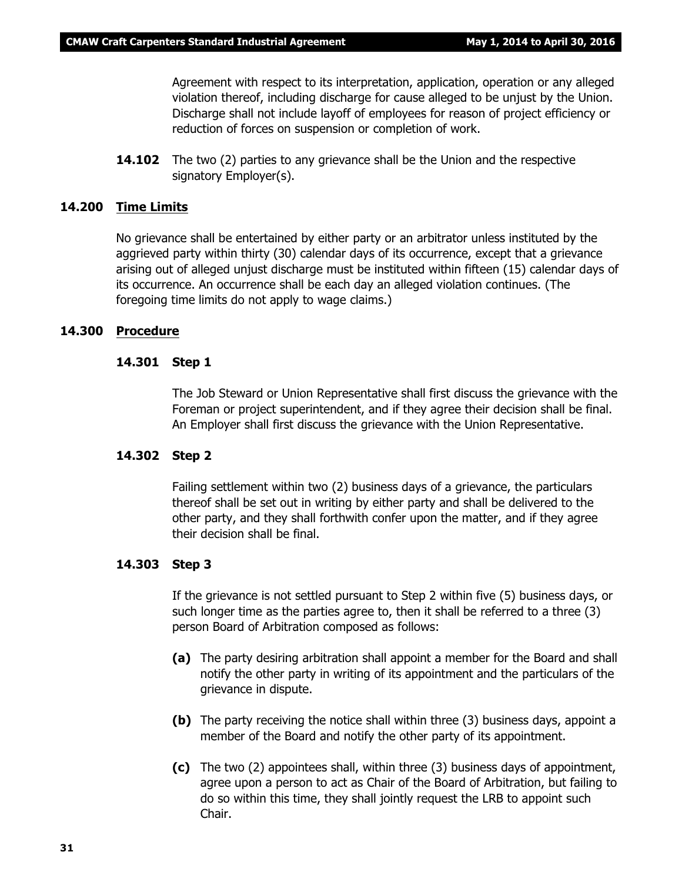Agreement with respect to its interpretation, application, operation or any alleged violation thereof, including discharge for cause alleged to be unjust by the Union. Discharge shall not include layoff of employees for reason of project efficiency or reduction of forces on suspension or completion of work.

**14.102** The two (2) parties to any grievance shall be the Union and the respective signatory Employer(s).

### 14.200 Time Limits

No grievance shall be entertained by either party or an arbitrator unless instituted by the aggrieved party within thirty (30) calendar days of its occurrence, except that a grievance arising out of alleged unjust discharge must be instituted within fifteen (15) calendar days of its occurrence. An occurrence shall be each day an alleged violation continues. (The foregoing time limits do not apply to wage claims.)

### 14.300 Procedure

#### 14.301 Step 1

The Job Steward or Union Representative shall first discuss the grievance with the Foreman or project superintendent, and if they agree their decision shall be final. An Employer shall first discuss the grievance with the Union Representative.

#### 14.302 Step 2

Failing settlement within two (2) business days of a grievance, the particulars thereof shall be set out in writing by either party and shall be delivered to the other party, and they shall forthwith confer upon the matter, and if they agree their decision shall be final.

#### 14.303 Step 3

If the grievance is not settled pursuant to Step 2 within five (5) business days, or such longer time as the parties agree to, then it shall be referred to a three (3) person Board of Arbitration composed as follows:

**(a)** The party desiring arbitration shall appoint a member for the Board and shall notify the other party in writing of its appointment and the particulars of the grievance in dispute.

**(b)** The party receiving the notice shall within three (3) business days, appoint a member of the Board and notify the other party of its appointment.

**(c)** The two (2) appointees shall, within three (3) business days of appointment, agree upon a person to act as Chair of the Board of Arbitration, but failing to do so within this time, they shall jointly request the LRB to appoint such Chair.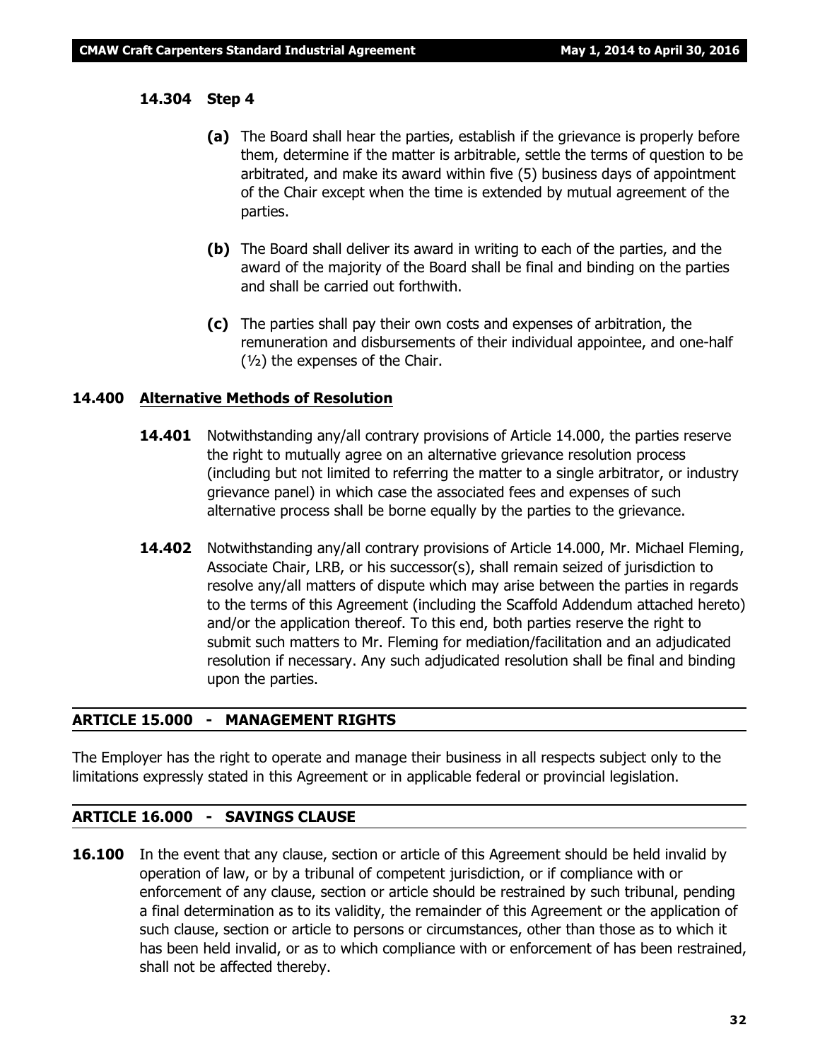#### 14.304 Step 4

**(a)** The Board shall hear the parties, establish if the grievance is properly before them, determine if the matter is arbitrable, settle the terms of question to be arbitrated, and make its award within five (5) business days of appointment of the Chair except when the time is extended by mutual agreement of the parties.

**(b)** The Board shall deliver its award in writing to each of the parties, and the award of the majority of the Board shall be final and binding on the parties and shall be carried out forthwith.

**(c)** The parties shall pay their own costs and expenses of arbitration, the remuneration and disbursements of their individual appointee, and one-half (½) the expenses of the Chair.

### 14.400 Alternative Methods of Resolution

**14.401** Notwithstanding any/all contrary provisions of Article 14.000, the parties reserve the right to mutually agree on an alternative grievance resolution process (including but not limited to referring the matter to a single arbitrator, or industry grievance panel) in which case the associated fees and expenses of such alternative process shall be borne equally by the parties to the grievance.

**14.402** Notwithstanding any/all contrary provisions of Article 14.000, Mr. Michael Fleming, Associate Chair, LRB, or his successor(s), shall remain seized of jurisdiction to resolve any/all matters of dispute which may arise between the parties in regards to the terms of this Agreement (including the Scaffold Addendum attached hereto) and/or the application thereof. To this end, both parties reserve the right to submit such matters to Mr. Fleming for mediation/facilitation and an adjudicated resolution if necessary. Any such adjudicated resolution shall be final and binding upon the parties.

## ARTICLE 15.000 - MANAGEMENT RIGHTS

The Employer has the right to operate and manage their business in all respects subject only to the limitations expressly stated in this Agreement or in applicable federal or provincial legislation.

## ARTICLE 16.000 - SAVINGS CLAUSE

**16.100** In the event that any clause, section or article of this Agreement should be held invalid by operation of law, or by a tribunal of competent jurisdiction, or if compliance with or enforcement of any clause, section or article should be restrained by such tribunal, pending a final determination as to its validity, the remainder of this Agreement or the application of such clause, section or article to persons or circumstances, other than those as to which it has been held invalid, or as to which compliance with or enforcement of has been restrained, shall not be affected thereby.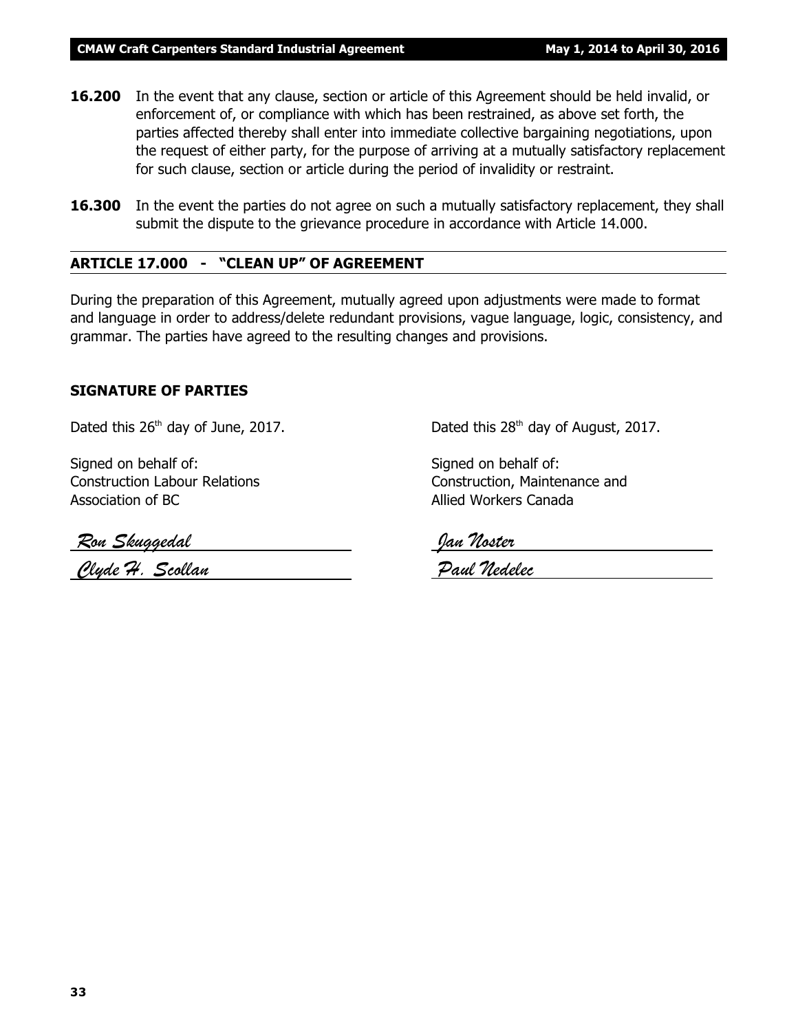**16.200** In the event that any clause, section or article of this Agreement should be held invalid, or enforcement of, or compliance with which has been restrained, as above set forth, the parties affected thereby shall enter into immediate collective bargaining negotiations, upon the request of either party, for the purpose of arriving at a mutually satisfactory replacement for such clause, section or article during the period of invalidity or restraint.

**16.300** In the event the parties do not agree on such a mutually satisfactory replacement, they shall submit the dispute to the grievance procedure in accordance with Article 14.000.

## ARTICLE 17.000 - "CLEAN UP" OF AGREEMENT

During the preparation of this Agreement, mutually agreed upon adjustments were made to format and language in order to address/delete redundant provisions, vague language, logic, consistency, and grammar. The parties have agreed to the resulting changes and provisions.

**SIGNATURE OF PARTIES**

Dated this 26th day of June, 2017.

Signed on behalf of:
Construction Labour Relations
Association of BC

*Ron Skuggedal*

*Clyde H. Scollan*

Dated this 28th day of August, 2017.

Signed on behalf of:
Construction, Maintenance and
Allied Workers Canada

*Jan Noster*

*Paul Nedelec*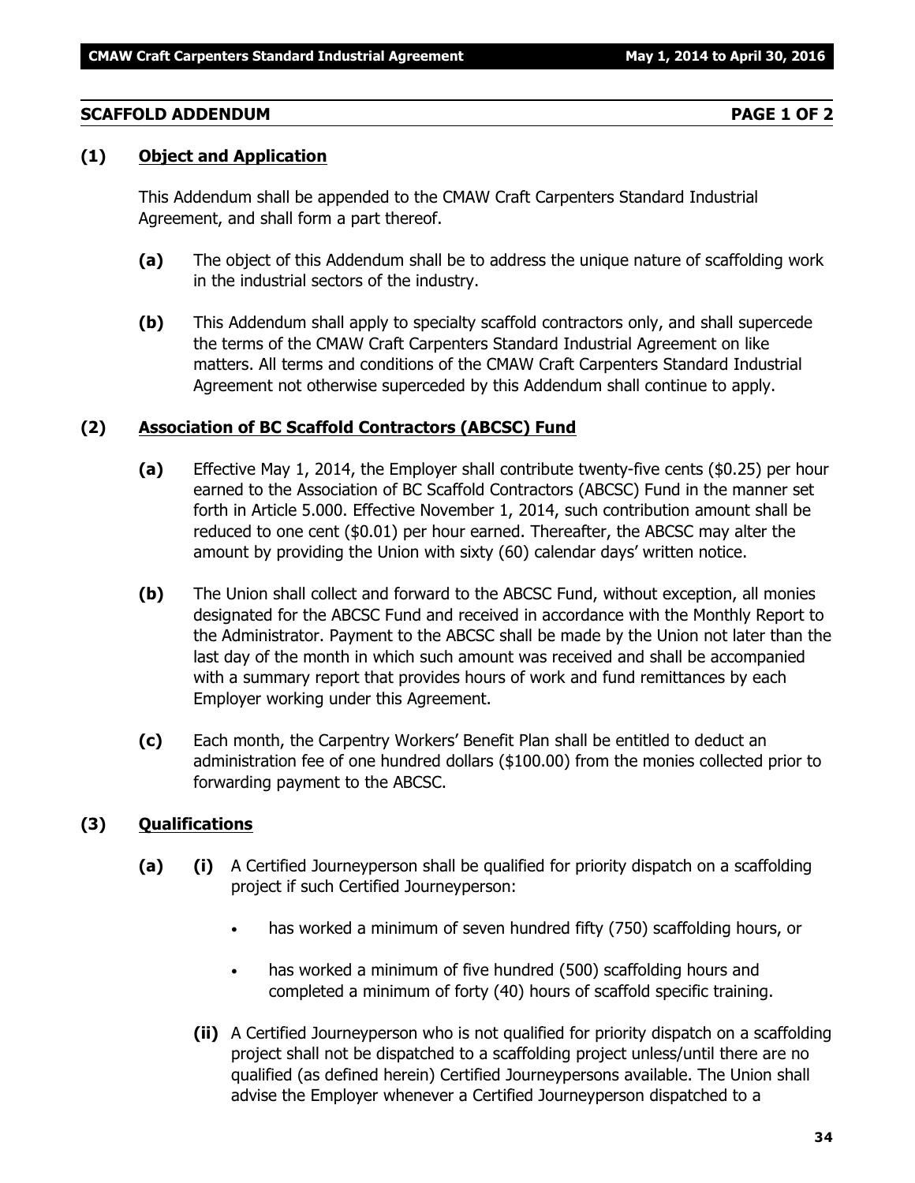## SCAFFOLD ADDENDUM PAGE 1 OF 2

### (1) Object and Application

This Addendum shall be appended to the CMAW Craft Carpenters Standard Industrial Agreement, and shall form a part thereof.

**(a)** The object of this Addendum shall be to address the unique nature of scaffolding work in the industrial sectors of the industry.

**(b)** This Addendum shall apply to specialty scaffold contractors only, and shall supercede the terms of the CMAW Craft Carpenters Standard Industrial Agreement on like matters. All terms and conditions of the CMAW Craft Carpenters Standard Industrial Agreement not otherwise superceded by this Addendum shall continue to apply.

### (2) Association of BC Scaffold Contractors (ABCSC) Fund

**(a)** Effective May 1, 2014, the Employer shall contribute twenty-five cents ($0.25) per hour earned to the Association of BC Scaffold Contractors (ABCSC) Fund in the manner set forth in Article 5.000. Effective November 1, 2014, such contribution amount shall be reduced to one cent ($0.01) per hour earned. Thereafter, the ABCSC may alter the amount by providing the Union with sixty (60) calendar days' written notice.

**(b)** The Union shall collect and forward to the ABCSC Fund, without exception, all monies designated for the ABCSC Fund and received in accordance with the Monthly Report to the Administrator. Payment to the ABCSC shall be made by the Union not later than the last day of the month in which such amount was received and shall be accompanied with a summary report that provides hours of work and fund remittances by each Employer working under this Agreement.

**(c)** Each month, the Carpentry Workers' Benefit Plan shall be entitled to deduct an administration fee of one hundred dollars ($100.00) from the monies collected prior to forwarding payment to the ABCSC.

### (3) Qualifications

**(a)** **(i)** A Certified Journeyperson shall be qualified for priority dispatch on a scaffolding project if such Certified Journeyperson:

- has worked a minimum of seven hundred fifty (750) scaffolding hours, or
- has worked a minimum of five hundred (500) scaffolding hours and completed a minimum of forty (40) hours of scaffold specific training.

**(ii)** A Certified Journeyperson who is not qualified for priority dispatch on a scaffolding project shall not be dispatched to a scaffolding project unless/until there are no qualified (as defined herein) Certified Journeypersons available. The Union shall advise the Employer whenever a Certified Journeyperson dispatched to a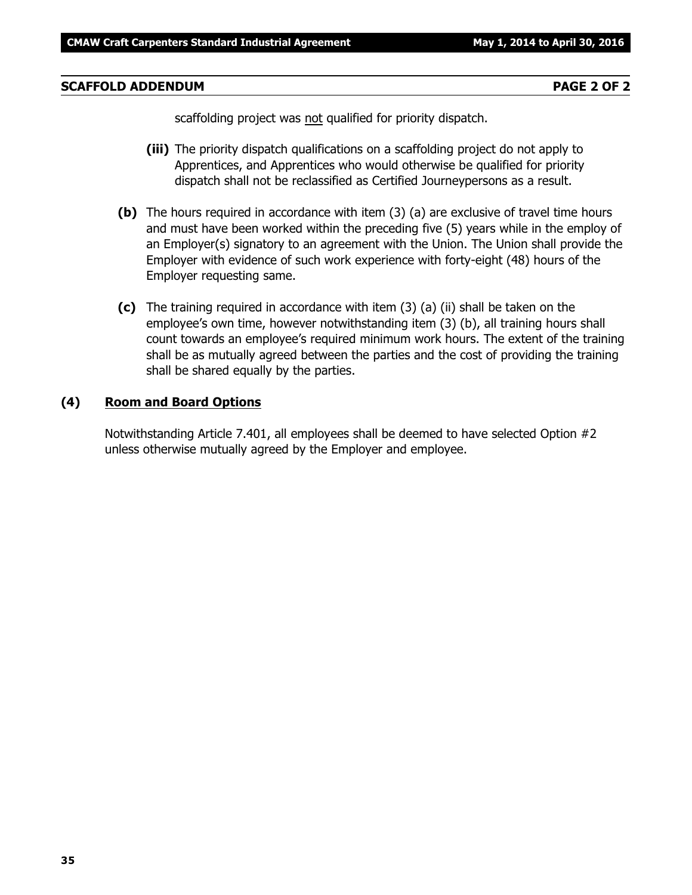## SCAFFOLD ADDENDUM

scaffolding project was not qualified for priority dispatch.

**(iii)** The priority dispatch qualifications on a scaffolding project do not apply to Apprentices, and Apprentices who would otherwise be qualified for priority dispatch shall not be reclassified as Certified Journeypersons as a result.

**(b)** The hours required in accordance with item (3) (a) are exclusive of travel time hours and must have been worked within the preceding five (5) years while in the employ of an Employer(s) signatory to an agreement with the Union. The Union shall provide the Employer with evidence of such work experience with forty-eight (48) hours of the Employer requesting same.

**(c)** The training required in accordance with item (3) (a) (ii) shall be taken on the employee's own time, however notwithstanding item (3) (b), all training hours shall count towards an employee's required minimum work hours. The extent of the training shall be as mutually agreed between the parties and the cost of providing the training shall be shared equally by the parties.

### (4) Room and Board Options

Notwithstanding Article 7.401, all employees shall be deemed to have selected Option #2 unless otherwise mutually agreed by the Employer and employee.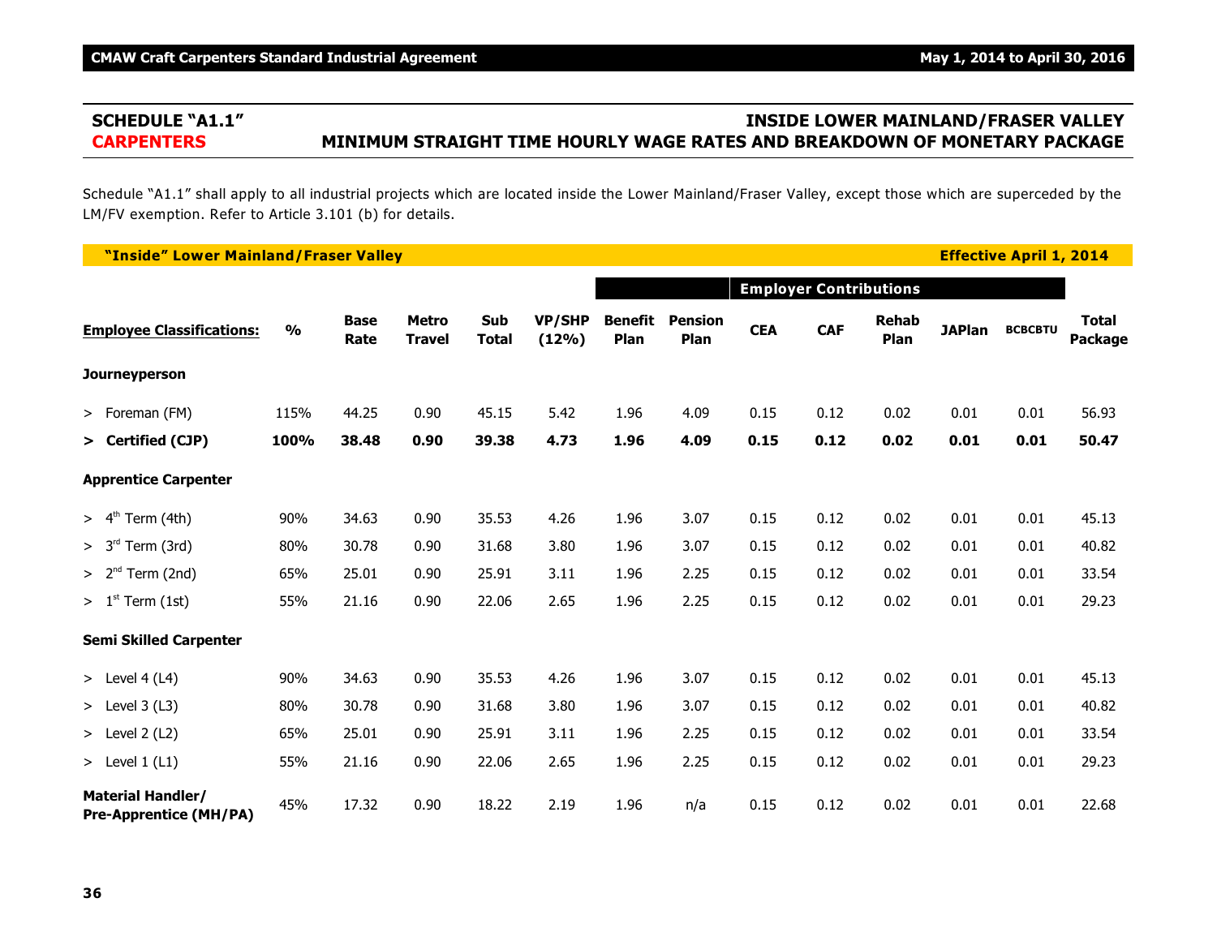## SCHEDULE "A1.1" — INSIDE LOWER MAINLAND/FRASER VALLEY

## CARPENTERS — MINIMUM STRAIGHT TIME HOURLY WAGE RATES AND BREAKDOWN OF MONETARY PACKAGE

Schedule "A1.1" shall apply to all industrial projects which are located inside the Lower Mainland/Fraser Valley, except those which are superceded by the LM/FV exemption. Refer to Article 3.101 (b) for details.

**"Inside" Lower Mainland/Fraser Valley** — **Effective April 1, 2014**

| | | | | | | Employer Contributions | | | | | | | |
|---|---|---|---|---|---|---|---|---|---|---|---|---|---|
| **Employee Classifications:** | **%** | **Base Rate** | **Metro Travel** | **Sub Total** | **VP/SHP (12%)** | **Benefit Plan** | **Pension Plan** | **CEA** | **CAF** | **Rehab Plan** | **JAPlan** | **BCBCBTU** | **Total Package** |
| **Journeyperson** | | | | | | | | | | | | | |
| > Foreman (FM) | 115% | 44.25 | 0.90 | 45.15 | 5.42 | 1.96 | 4.09 | 0.15 | 0.12 | 0.02 | 0.01 | 0.01 | 56.93 |
| **> Certified (CJP)** | **100%** | **38.48** | **0.90** | **39.38** | **4.73** | **1.96** | **4.09** | **0.15** | **0.12** | **0.02** | **0.01** | **0.01** | **50.47** |
| **Apprentice Carpenter** | | | | | | | | | | | | | |
| > 4th Term (4th) | 90% | 34.63 | 0.90 | 35.53 | 4.26 | 1.96 | 3.07 | 0.15 | 0.12 | 0.02 | 0.01 | 0.01 | 45.13 |
| > 3rd Term (3rd) | 80% | 30.78 | 0.90 | 31.68 | 3.80 | 1.96 | 3.07 | 0.15 | 0.12 | 0.02 | 0.01 | 0.01 | 40.82 |
| > 2nd Term (2nd) | 65% | 25.01 | 0.90 | 25.91 | 3.11 | 1.96 | 2.25 | 0.15 | 0.12 | 0.02 | 0.01 | 0.01 | 33.54 |
| > 1st Term (1st) | 55% | 21.16 | 0.90 | 22.06 | 2.65 | 1.96 | 2.25 | 0.15 | 0.12 | 0.02 | 0.01 | 0.01 | 29.23 |
| **Semi Skilled Carpenter** | | | | | | | | | | | | | |
| > Level 4 (L4) | 90% | 34.63 | 0.90 | 35.53 | 4.26 | 1.96 | 3.07 | 0.15 | 0.12 | 0.02 | 0.01 | 0.01 | 45.13 |
| > Level 3 (L3) | 80% | 30.78 | 0.90 | 31.68 | 3.80 | 1.96 | 3.07 | 0.15 | 0.12 | 0.02 | 0.01 | 0.01 | 40.82 |
| > Level 2 (L2) | 65% | 25.01 | 0.90 | 25.91 | 3.11 | 1.96 | 2.25 | 0.15 | 0.12 | 0.02 | 0.01 | 0.01 | 33.54 |
| > Level 1 (L1) | 55% | 21.16 | 0.90 | 22.06 | 2.65 | 1.96 | 2.25 | 0.15 | 0.12 | 0.02 | 0.01 | 0.01 | 29.23 |
| **Material Handler/ Pre-Apprentice (MH/PA)** | 45% | 17.32 | 0.90 | 18.22 | 2.19 | 1.96 | n/a | 0.15 | 0.12 | 0.02 | 0.01 | 0.01 | 22.68 |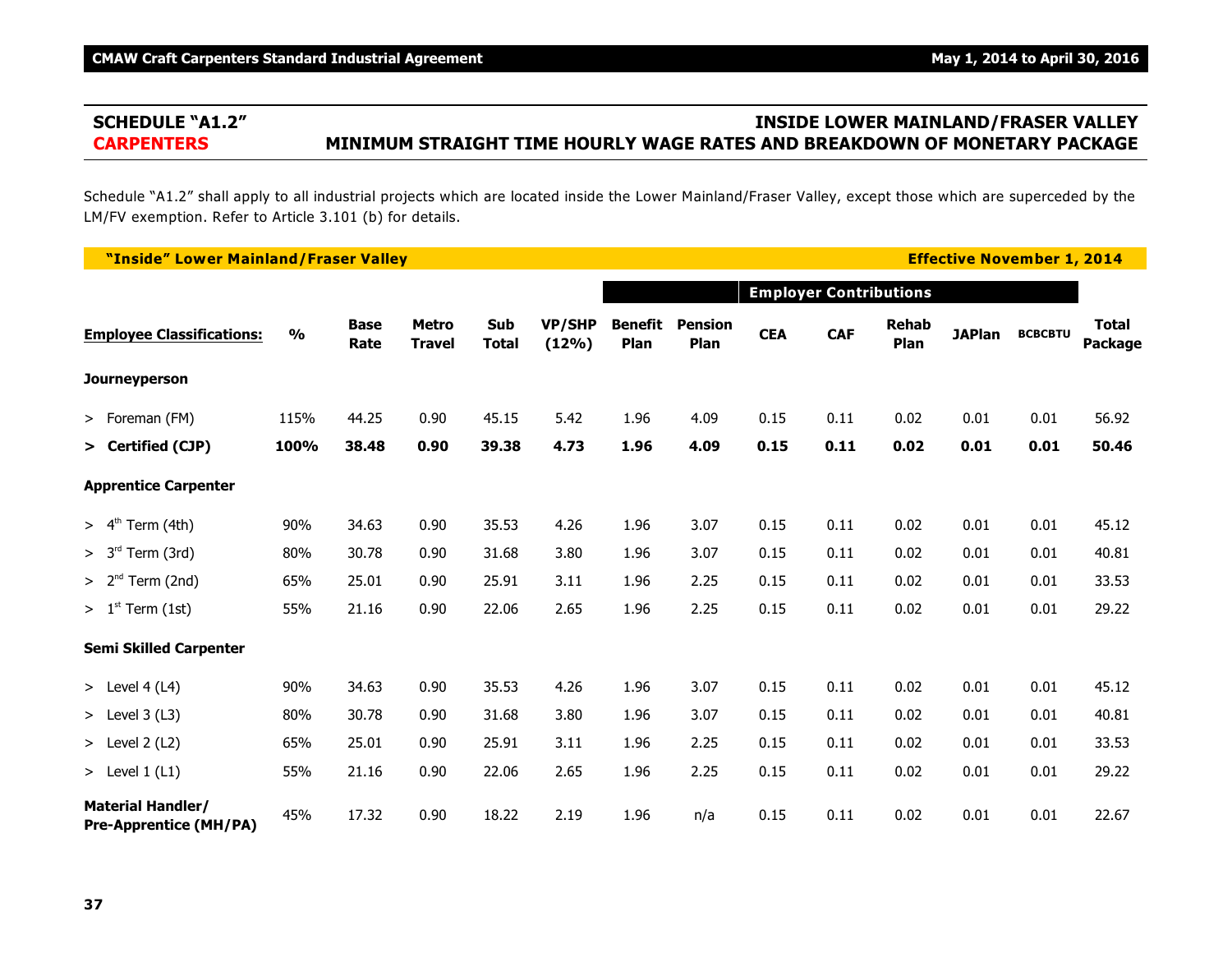## SCHEDULE "A1.2" — INSIDE LOWER MAINLAND/FRASER VALLEY

## CARPENTERS — MINIMUM STRAIGHT TIME HOURLY WAGE RATES AND BREAKDOWN OF MONETARY PACKAGE

Schedule "A1.2" shall apply to all industrial projects which are located inside the Lower Mainland/Fraser Valley, except those which are superceded by the LM/FV exemption. Refer to Article 3.101 (b) for details.

**"Inside" Lower Mainland/Fraser Valley** — **Effective November 1, 2014**

| | | | | | | Employer Contributions | | | | | | | |
|---|---|---|---|---|---|---|---|---|---|---|---|---|---|
| **Employee Classifications:** | **%** | **Base Rate** | **Metro Travel** | **Sub Total** | **VP/SHP (12%)** | **Benefit Plan** | **Pension Plan** | **CEA** | **CAF** | **Rehab Plan** | **JAPlan** | **BCBCBTU** | **Total Package** |
| **Journeyperson** | | | | | | | | | | | | | |
| > Foreman (FM) | 115% | 44.25 | 0.90 | 45.15 | 5.42 | 1.96 | 4.09 | 0.15 | 0.11 | 0.02 | 0.01 | 0.01 | 56.92 |
| **> Certified (CJP)** | **100%** | **38.48** | **0.90** | **39.38** | **4.73** | **1.96** | **4.09** | **0.15** | **0.11** | **0.02** | **0.01** | **0.01** | **50.46** |
| **Apprentice Carpenter** | | | | | | | | | | | | | |
| > 4th Term (4th) | 90% | 34.63 | 0.90 | 35.53 | 4.26 | 1.96 | 3.07 | 0.15 | 0.11 | 0.02 | 0.01 | 0.01 | 45.12 |
| > 3rd Term (3rd) | 80% | 30.78 | 0.90 | 31.68 | 3.80 | 1.96 | 3.07 | 0.15 | 0.11 | 0.02 | 0.01 | 0.01 | 40.81 |
| > 2nd Term (2nd) | 65% | 25.01 | 0.90 | 25.91 | 3.11 | 1.96 | 2.25 | 0.15 | 0.11 | 0.02 | 0.01 | 0.01 | 33.53 |
| > 1st Term (1st) | 55% | 21.16 | 0.90 | 22.06 | 2.65 | 1.96 | 2.25 | 0.15 | 0.11 | 0.02 | 0.01 | 0.01 | 29.22 |
| **Semi Skilled Carpenter** | | | | | | | | | | | | | |
| > Level 4 (L4) | 90% | 34.63 | 0.90 | 35.53 | 4.26 | 1.96 | 3.07 | 0.15 | 0.11 | 0.02 | 0.01 | 0.01 | 45.12 |
| > Level 3 (L3) | 80% | 30.78 | 0.90 | 31.68 | 3.80 | 1.96 | 3.07 | 0.15 | 0.11 | 0.02 | 0.01 | 0.01 | 40.81 |
| > Level 2 (L2) | 65% | 25.01 | 0.90 | 25.91 | 3.11 | 1.96 | 2.25 | 0.15 | 0.11 | 0.02 | 0.01 | 0.01 | 33.53 |
| > Level 1 (L1) | 55% | 21.16 | 0.90 | 22.06 | 2.65 | 1.96 | 2.25 | 0.15 | 0.11 | 0.02 | 0.01 | 0.01 | 29.22 |
| **Material Handler/ Pre-Apprentice (MH/PA)** | 45% | 17.32 | 0.90 | 18.22 | 2.19 | 1.96 | n/a | 0.15 | 0.11 | 0.02 | 0.01 | 0.01 | 22.67 |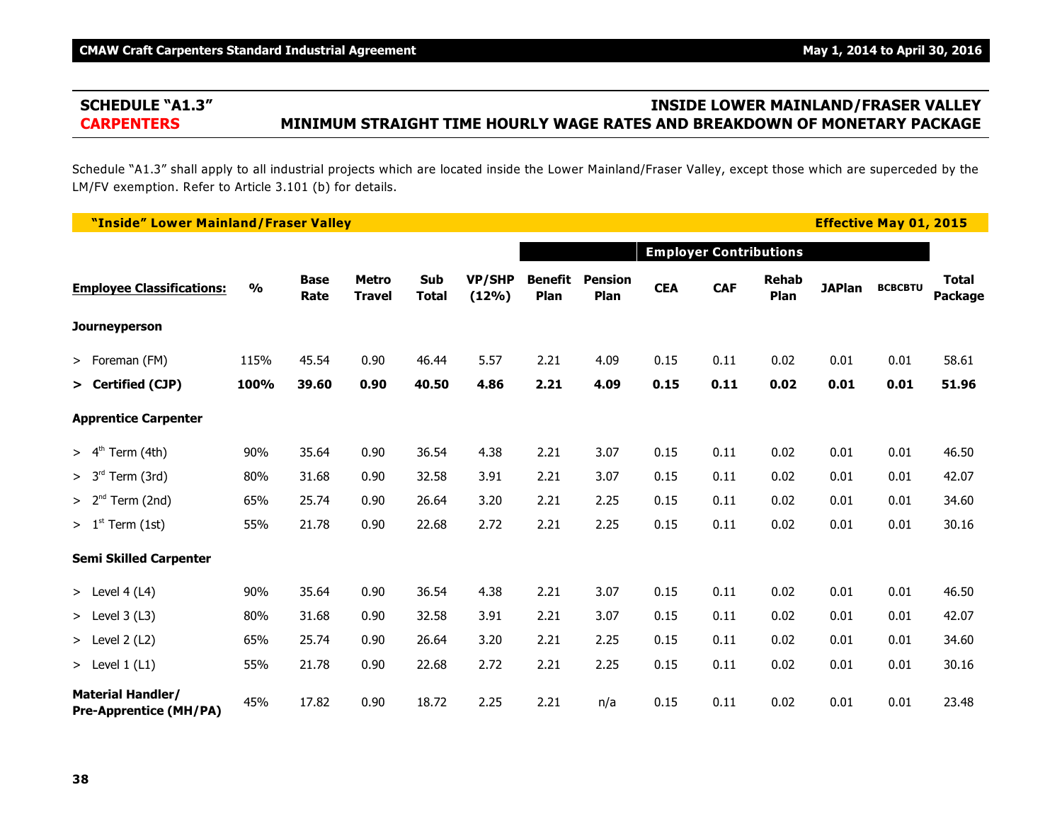## SCHEDULE "A1.3" — INSIDE LOWER MAINLAND/FRASER VALLEY

## CARPENTERS — MINIMUM STRAIGHT TIME HOURLY WAGE RATES AND BREAKDOWN OF MONETARY PACKAGE

Schedule "A1.3" shall apply to all industrial projects which are located inside the Lower Mainland/Fraser Valley, except those which are superceded by the LM/FV exemption. Refer to Article 3.101 (b) for details.

**"Inside" Lower Mainland/Fraser Valley** — **Effective May 01, 2015**

| | | | | | | Employer Contributions | | | | | | | | |
|---|---|---|---|---|---|---|---|---|---|---|---|---|---|---|
| **Employee Classifications:** | **%** | **Base Rate** | **Metro Travel** | **Sub Total** | **VP/SHP (12%)** | **Benefit Plan** | **Pension Plan** | **CEA** | **CAF** | **Rehab Plan** | **JAPlan** | **BCBCBTU** | **Total Package** |
| **Journeyperson** | | | | | | | | | | | | | |
| > Foreman (FM) | 115% | 45.54 | 0.90 | 46.44 | 5.57 | 2.21 | 4.09 | 0.15 | 0.11 | 0.02 | 0.01 | 0.01 | 58.61 |
| **> Certified (CJP)** | **100%** | **39.60** | **0.90** | **40.50** | **4.86** | **2.21** | **4.09** | **0.15** | **0.11** | **0.02** | **0.01** | **0.01** | **51.96** |
| **Apprentice Carpenter** | | | | | | | | | | | | | |
| > 4th Term (4th) | 90% | 35.64 | 0.90 | 36.54 | 4.38 | 2.21 | 3.07 | 0.15 | 0.11 | 0.02 | 0.01 | 0.01 | 46.50 |
| > 3rd Term (3rd) | 80% | 31.68 | 0.90 | 32.58 | 3.91 | 2.21 | 3.07 | 0.15 | 0.11 | 0.02 | 0.01 | 0.01 | 42.07 |
| > 2nd Term (2nd) | 65% | 25.74 | 0.90 | 26.64 | 3.20 | 2.21 | 2.25 | 0.15 | 0.11 | 0.02 | 0.01 | 0.01 | 34.60 |
| > 1st Term (1st) | 55% | 21.78 | 0.90 | 22.68 | 2.72 | 2.21 | 2.25 | 0.15 | 0.11 | 0.02 | 0.01 | 0.01 | 30.16 |
| **Semi Skilled Carpenter** | | | | | | | | | | | | | |
| > Level 4 (L4) | 90% | 35.64 | 0.90 | 36.54 | 4.38 | 2.21 | 3.07 | 0.15 | 0.11 | 0.02 | 0.01 | 0.01 | 46.50 |
| > Level 3 (L3) | 80% | 31.68 | 0.90 | 32.58 | 3.91 | 2.21 | 3.07 | 0.15 | 0.11 | 0.02 | 0.01 | 0.01 | 42.07 |
| > Level 2 (L2) | 65% | 25.74 | 0.90 | 26.64 | 3.20 | 2.21 | 2.25 | 0.15 | 0.11 | 0.02 | 0.01 | 0.01 | 34.60 |
| > Level 1 (L1) | 55% | 21.78 | 0.90 | 22.68 | 2.72 | 2.21 | 2.25 | 0.15 | 0.11 | 0.02 | 0.01 | 0.01 | 30.16 |
| **Material Handler/ Pre-Apprentice (MH/PA)** | 45% | 17.82 | 0.90 | 18.72 | 2.25 | 2.21 | n/a | 0.15 | 0.11 | 0.02 | 0.01 | 0.01 | 23.48 |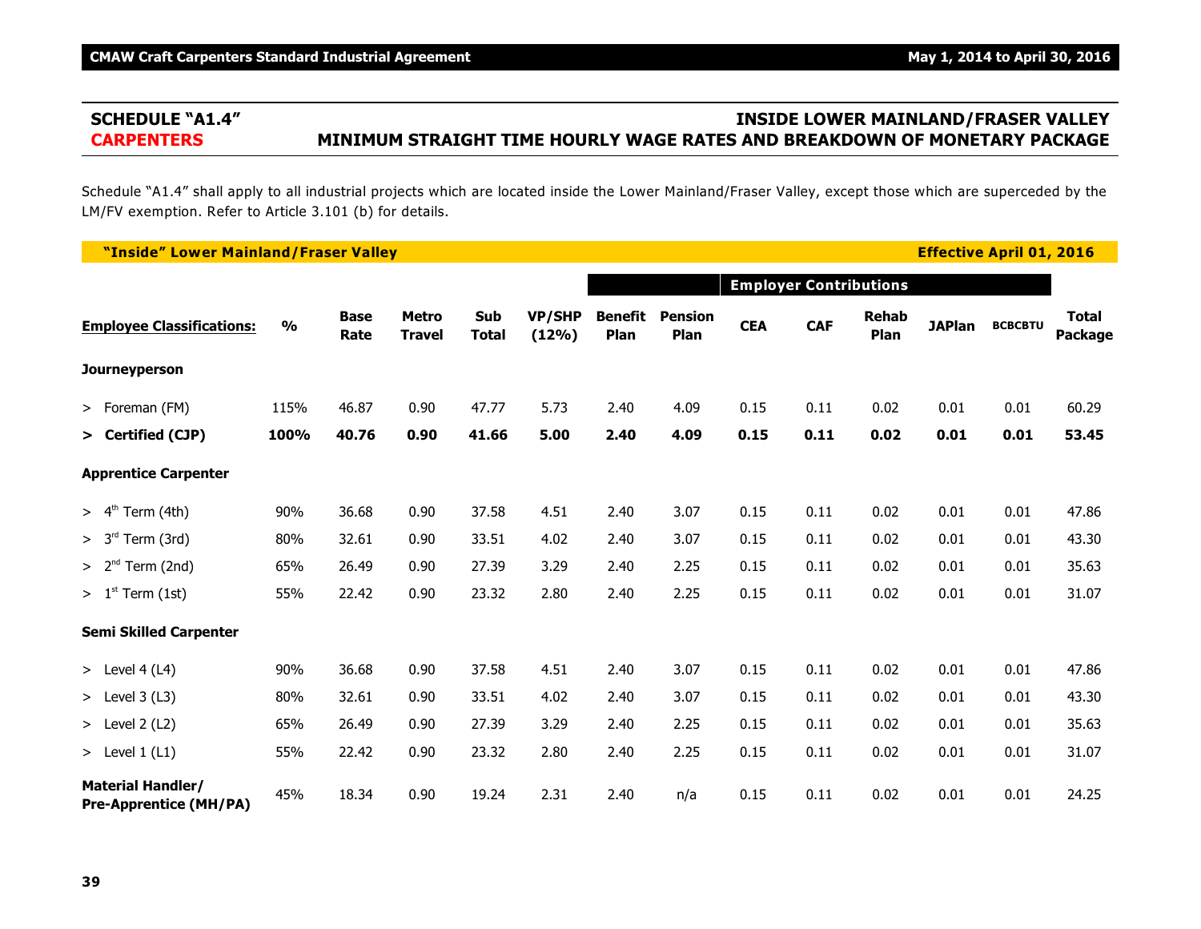## SCHEDULE "A1.4" — INSIDE LOWER MAINLAND/FRASER VALLEY

## CARPENTERS — MINIMUM STRAIGHT TIME HOURLY WAGE RATES AND BREAKDOWN OF MONETARY PACKAGE

Schedule "A1.4" shall apply to all industrial projects which are located inside the Lower Mainland/Fraser Valley, except those which are superceded by the LM/FV exemption. Refer to Article 3.101 (b) for details.

**"Inside" Lower Mainland/Fraser Valley** — **Effective April 01, 2016**

| | | | | | | | Employer Contributions | | | | | | |
|---|---|---|---|---|---|---|---|---|---|---|---|---|---|
| **Employee Classifications:** | **%** | **Base Rate** | **Metro Travel** | **Sub Total** | **VP/SHP (12%)** | **Benefit Plan** | **Pension Plan** | **CEA** | **CAF** | **Rehab Plan** | **JAPlan** | **BCBCBTU** | **Total Package** |
| **Journeyperson** | | | | | | | | | | | | | |
| > Foreman (FM) | 115% | 46.87 | 0.90 | 47.77 | 5.73 | 2.40 | 4.09 | 0.15 | 0.11 | 0.02 | 0.01 | 0.01 | 60.29 |
| **> Certified (CJP)** | **100%** | **40.76** | **0.90** | **41.66** | **5.00** | **2.40** | **4.09** | **0.15** | **0.11** | **0.02** | **0.01** | **0.01** | **53.45** |
| **Apprentice Carpenter** | | | | | | | | | | | | | |
| > 4th Term (4th) | 90% | 36.68 | 0.90 | 37.58 | 4.51 | 2.40 | 3.07 | 0.15 | 0.11 | 0.02 | 0.01 | 0.01 | 47.86 |
| > 3rd Term (3rd) | 80% | 32.61 | 0.90 | 33.51 | 4.02 | 2.40 | 3.07 | 0.15 | 0.11 | 0.02 | 0.01 | 0.01 | 43.30 |
| > 2nd Term (2nd) | 65% | 26.49 | 0.90 | 27.39 | 3.29 | 2.40 | 2.25 | 0.15 | 0.11 | 0.02 | 0.01 | 0.01 | 35.63 |
| > 1st Term (1st) | 55% | 22.42 | 0.90 | 23.32 | 2.80 | 2.40 | 2.25 | 0.15 | 0.11 | 0.02 | 0.01 | 0.01 | 31.07 |
| **Semi Skilled Carpenter** | | | | | | | | | | | | | |
| > Level 4 (L4) | 90% | 36.68 | 0.90 | 37.58 | 4.51 | 2.40 | 3.07 | 0.15 | 0.11 | 0.02 | 0.01 | 0.01 | 47.86 |
| > Level 3 (L3) | 80% | 32.61 | 0.90 | 33.51 | 4.02 | 2.40 | 3.07 | 0.15 | 0.11 | 0.02 | 0.01 | 0.01 | 43.30 |
| > Level 2 (L2) | 65% | 26.49 | 0.90 | 27.39 | 3.29 | 2.40 | 2.25 | 0.15 | 0.11 | 0.02 | 0.01 | 0.01 | 35.63 |
| > Level 1 (L1) | 55% | 22.42 | 0.90 | 23.32 | 2.80 | 2.40 | 2.25 | 0.15 | 0.11 | 0.02 | 0.01 | 0.01 | 31.07 |
| **Material Handler/ Pre-Apprentice (MH/PA)** | 45% | 18.34 | 0.90 | 19.24 | 2.31 | 2.40 | n/a | 0.15 | 0.11 | 0.02 | 0.01 | 0.01 | 24.25 |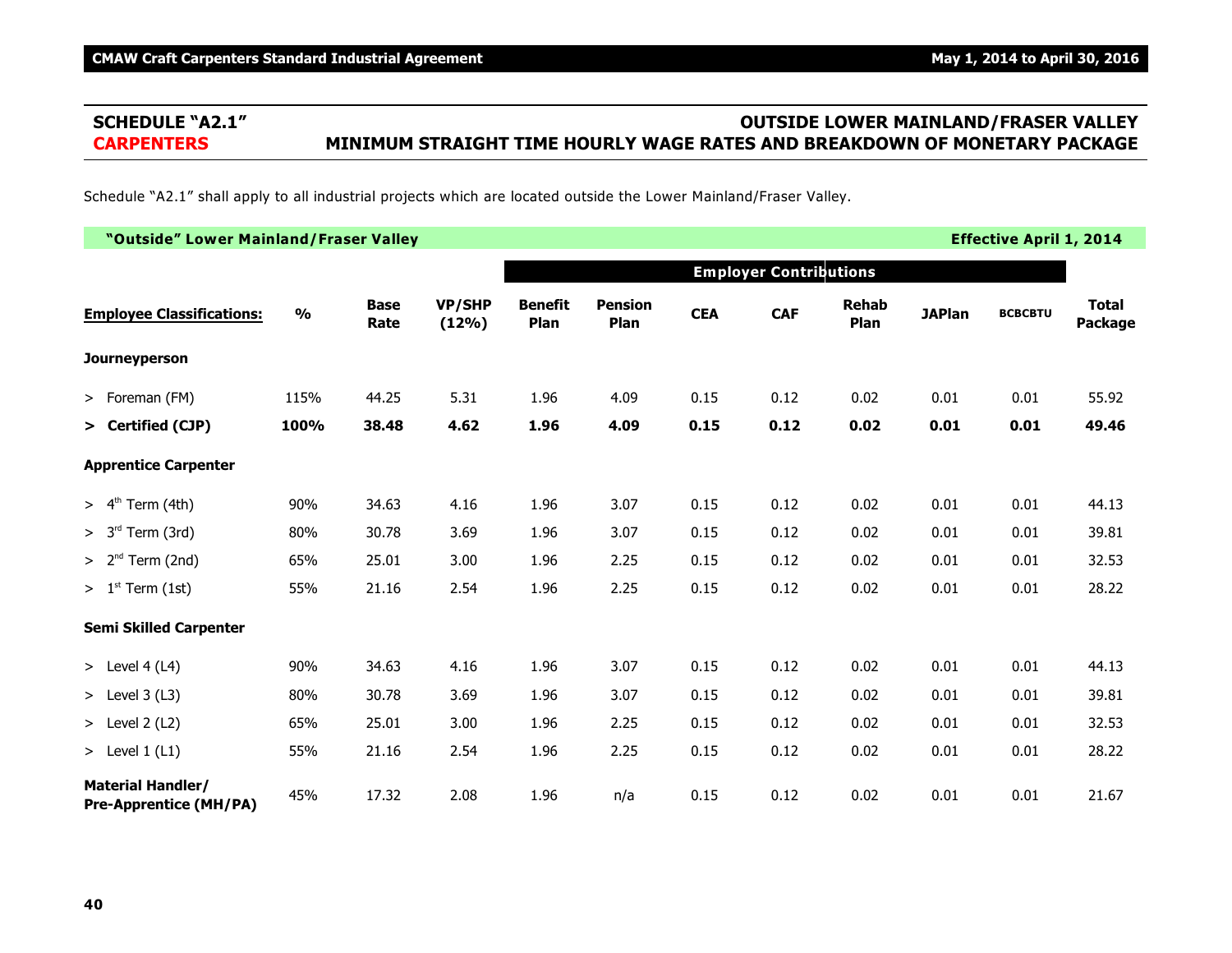## SCHEDULE "A2.1" — OUTSIDE LOWER MAINLAND/FRASER VALLEY

## CARPENTERS — MINIMUM STRAIGHT TIME HOURLY WAGE RATES AND BREAKDOWN OF MONETARY PACKAGE

Schedule "A2.1" shall apply to all industrial projects which are located outside the Lower Mainland/Fraser Valley.

**"Outside" Lower Mainland/Fraser Valley — Effective April 1, 2014**

| | | | | Employer Contributions | | | | | | | |
|---|---|---|---|---|---|---|---|---|---|---|---|
| **Employee Classifications:** | **%** | **Base Rate** | **VP/SHP (12%)** | **Benefit Plan** | **Pension Plan** | **CEA** | **CAF** | **Rehab Plan** | **JAPlan** | **BCBCBTU** | **Total Package** |
| **Journeyperson** | | | | | | | | | | | |
| > Foreman (FM) | 115% | 44.25 | 5.31 | 1.96 | 4.09 | 0.15 | 0.12 | 0.02 | 0.01 | 0.01 | 55.92 |
| **> Certified (CJP)** | **100%** | **38.48** | **4.62** | **1.96** | **4.09** | **0.15** | **0.12** | **0.02** | **0.01** | **0.01** | **49.46** |
| **Apprentice Carpenter** | | | | | | | | | | | |
| > 4th Term (4th) | 90% | 34.63 | 4.16 | 1.96 | 3.07 | 0.15 | 0.12 | 0.02 | 0.01 | 0.01 | 44.13 |
| > 3rd Term (3rd) | 80% | 30.78 | 3.69 | 1.96 | 3.07 | 0.15 | 0.12 | 0.02 | 0.01 | 0.01 | 39.81 |
| > 2nd Term (2nd) | 65% | 25.01 | 3.00 | 1.96 | 2.25 | 0.15 | 0.12 | 0.02 | 0.01 | 0.01 | 32.53 |
| > 1st Term (1st) | 55% | 21.16 | 2.54 | 1.96 | 2.25 | 0.15 | 0.12 | 0.02 | 0.01 | 0.01 | 28.22 |
| **Semi Skilled Carpenter** | | | | | | | | | | | |
| > Level 4 (L4) | 90% | 34.63 | 4.16 | 1.96 | 3.07 | 0.15 | 0.12 | 0.02 | 0.01 | 0.01 | 44.13 |
| > Level 3 (L3) | 80% | 30.78 | 3.69 | 1.96 | 3.07 | 0.15 | 0.12 | 0.02 | 0.01 | 0.01 | 39.81 |
| > Level 2 (L2) | 65% | 25.01 | 3.00 | 1.96 | 2.25 | 0.15 | 0.12 | 0.02 | 0.01 | 0.01 | 32.53 |
| > Level 1 (L1) | 55% | 21.16 | 2.54 | 1.96 | 2.25 | 0.15 | 0.12 | 0.02 | 0.01 | 0.01 | 28.22 |
| **Material Handler/ Pre-Apprentice (MH/PA)** | 45% | 17.32 | 2.08 | 1.96 | n/a | 0.15 | 0.12 | 0.02 | 0.01 | 0.01 | 21.67 |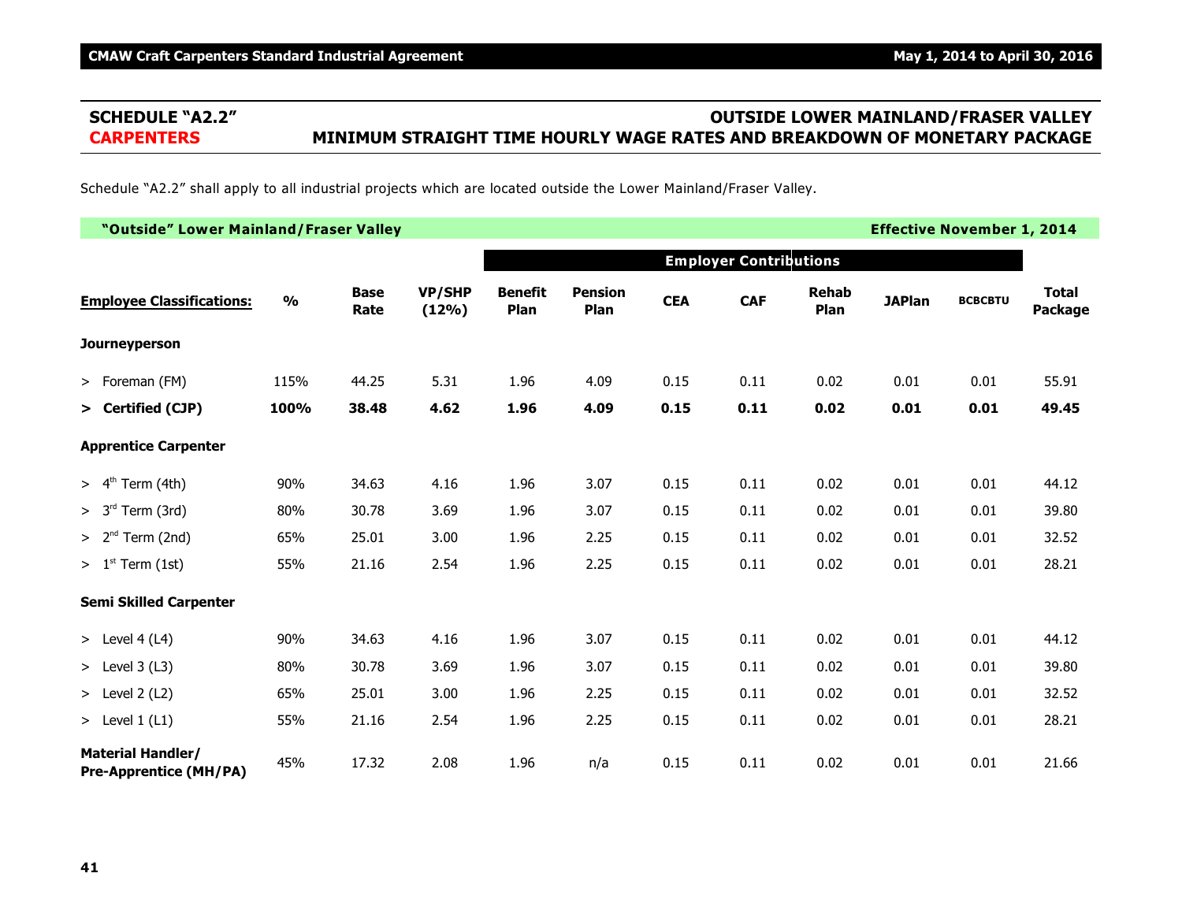## SCHEDULE "A2.2" — OUTSIDE LOWER MAINLAND/FRASER VALLEY

## CARPENTERS — MINIMUM STRAIGHT TIME HOURLY WAGE RATES AND BREAKDOWN OF MONETARY PACKAGE

Schedule "A2.2" shall apply to all industrial projects which are located outside the Lower Mainland/Fraser Valley.

**"Outside" Lower Mainland/Fraser Valley** — **Effective November 1, 2014**

| Employee Classifications: | % | Base Rate | VP/SHP (12%) | Employer Contributions | | | | | | | Total Package |
|---|---|---|---|---|---|---|---|---|---|---|---|
| | | | | Benefit Plan | Pension Plan | CEA | CAF | Rehab Plan | JAPlan | BCBCBTU | |
| **Journeyperson** | | | | | | | | | | | |
| > Foreman (FM) | 115% | 44.25 | 5.31 | 1.96 | 4.09 | 0.15 | 0.11 | 0.02 | 0.01 | 0.01 | 55.91 |
| **> Certified (CJP)** | **100%** | **38.48** | **4.62** | **1.96** | **4.09** | **0.15** | **0.11** | **0.02** | **0.01** | **0.01** | **49.45** |
| **Apprentice Carpenter** | | | | | | | | | | | |
| > 4th Term (4th) | 90% | 34.63 | 4.16 | 1.96 | 3.07 | 0.15 | 0.11 | 0.02 | 0.01 | 0.01 | 44.12 |
| > 3rd Term (3rd) | 80% | 30.78 | 3.69 | 1.96 | 3.07 | 0.15 | 0.11 | 0.02 | 0.01 | 0.01 | 39.80 |
| > 2nd Term (2nd) | 65% | 25.01 | 3.00 | 1.96 | 2.25 | 0.15 | 0.11 | 0.02 | 0.01 | 0.01 | 32.52 |
| > 1st Term (1st) | 55% | 21.16 | 2.54 | 1.96 | 2.25 | 0.15 | 0.11 | 0.02 | 0.01 | 0.01 | 28.21 |
| **Semi Skilled Carpenter** | | | | | | | | | | | |
| > Level 4 (L4) | 90% | 34.63 | 4.16 | 1.96 | 3.07 | 0.15 | 0.11 | 0.02 | 0.01 | 0.01 | 44.12 |
| > Level 3 (L3) | 80% | 30.78 | 3.69 | 1.96 | 3.07 | 0.15 | 0.11 | 0.02 | 0.01 | 0.01 | 39.80 |
| > Level 2 (L2) | 65% | 25.01 | 3.00 | 1.96 | 2.25 | 0.15 | 0.11 | 0.02 | 0.01 | 0.01 | 32.52 |
| > Level 1 (L1) | 55% | 21.16 | 2.54 | 1.96 | 2.25 | 0.15 | 0.11 | 0.02 | 0.01 | 0.01 | 28.21 |
| **Material Handler/ Pre-Apprentice (MH/PA)** | 45% | 17.32 | 2.08 | 1.96 | n/a | 0.15 | 0.11 | 0.02 | 0.01 | 0.01 | 21.66 |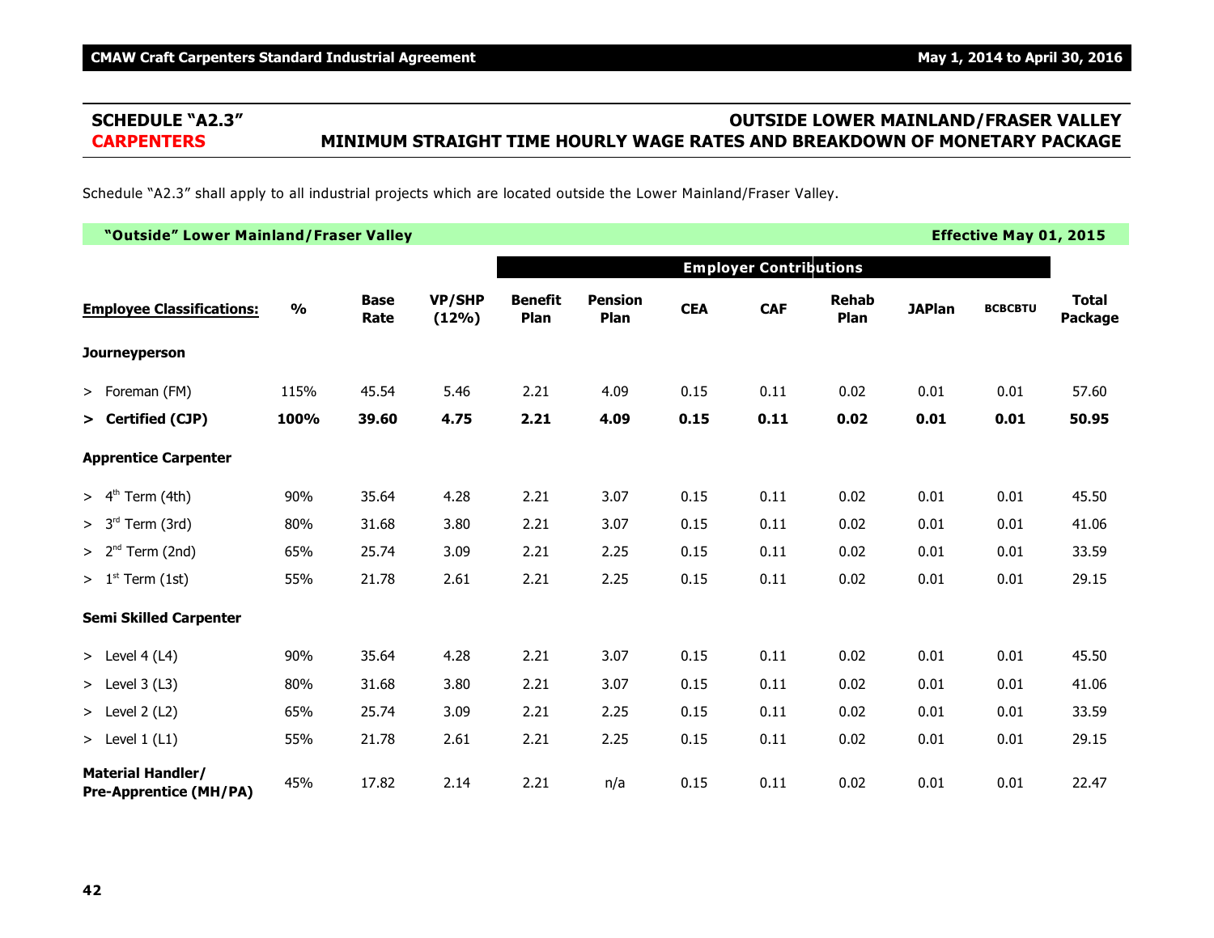## SCHEDULE "A2.3" — OUTSIDE LOWER MAINLAND/FRASER VALLEY

## CARPENTERS — MINIMUM STRAIGHT TIME HOURLY WAGE RATES AND BREAKDOWN OF MONETARY PACKAGE

Schedule "A2.3" shall apply to all industrial projects which are located outside the Lower Mainland/Fraser Valley.

**"Outside" Lower Mainland/Fraser Valley — Effective May 01, 2015**

| | | | | Employer Contributions | | | | | | | |
|---|---|---|---|---|---|---|---|---|---|---|---|
| **Employee Classifications:** | **%** | **Base Rate** | **VP/SHP (12%)** | **Benefit Plan** | **Pension Plan** | **CEA** | **CAF** | **Rehab Plan** | **JAPlan** | **BCBCBTU** | **Total Package** |
| **Journeyperson** | | | | | | | | | | | |
| > Foreman (FM) | 115% | 45.54 | 5.46 | 2.21 | 4.09 | 0.15 | 0.11 | 0.02 | 0.01 | 0.01 | 57.60 |
| **> Certified (CJP)** | **100%** | **39.60** | **4.75** | **2.21** | **4.09** | **0.15** | **0.11** | **0.02** | **0.01** | **0.01** | **50.95** |
| **Apprentice Carpenter** | | | | | | | | | | | |
| > 4th Term (4th) | 90% | 35.64 | 4.28 | 2.21 | 3.07 | 0.15 | 0.11 | 0.02 | 0.01 | 0.01 | 45.50 |
| > 3rd Term (3rd) | 80% | 31.68 | 3.80 | 2.21 | 3.07 | 0.15 | 0.11 | 0.02 | 0.01 | 0.01 | 41.06 |
| > 2nd Term (2nd) | 65% | 25.74 | 3.09 | 2.21 | 2.25 | 0.15 | 0.11 | 0.02 | 0.01 | 0.01 | 33.59 |
| > 1st Term (1st) | 55% | 21.78 | 2.61 | 2.21 | 2.25 | 0.15 | 0.11 | 0.02 | 0.01 | 0.01 | 29.15 |
| **Semi Skilled Carpenter** | | | | | | | | | | | |
| > Level 4 (L4) | 90% | 35.64 | 4.28 | 2.21 | 3.07 | 0.15 | 0.11 | 0.02 | 0.01 | 0.01 | 45.50 |
| > Level 3 (L3) | 80% | 31.68 | 3.80 | 2.21 | 3.07 | 0.15 | 0.11 | 0.02 | 0.01 | 0.01 | 41.06 |
| > Level 2 (L2) | 65% | 25.74 | 3.09 | 2.21 | 2.25 | 0.15 | 0.11 | 0.02 | 0.01 | 0.01 | 33.59 |
| > Level 1 (L1) | 55% | 21.78 | 2.61 | 2.21 | 2.25 | 0.15 | 0.11 | 0.02 | 0.01 | 0.01 | 29.15 |
| **Material Handler/ Pre-Apprentice (MH/PA)** | 45% | 17.82 | 2.14 | 2.21 | n/a | 0.15 | 0.11 | 0.02 | 0.01 | 0.01 | 22.47 |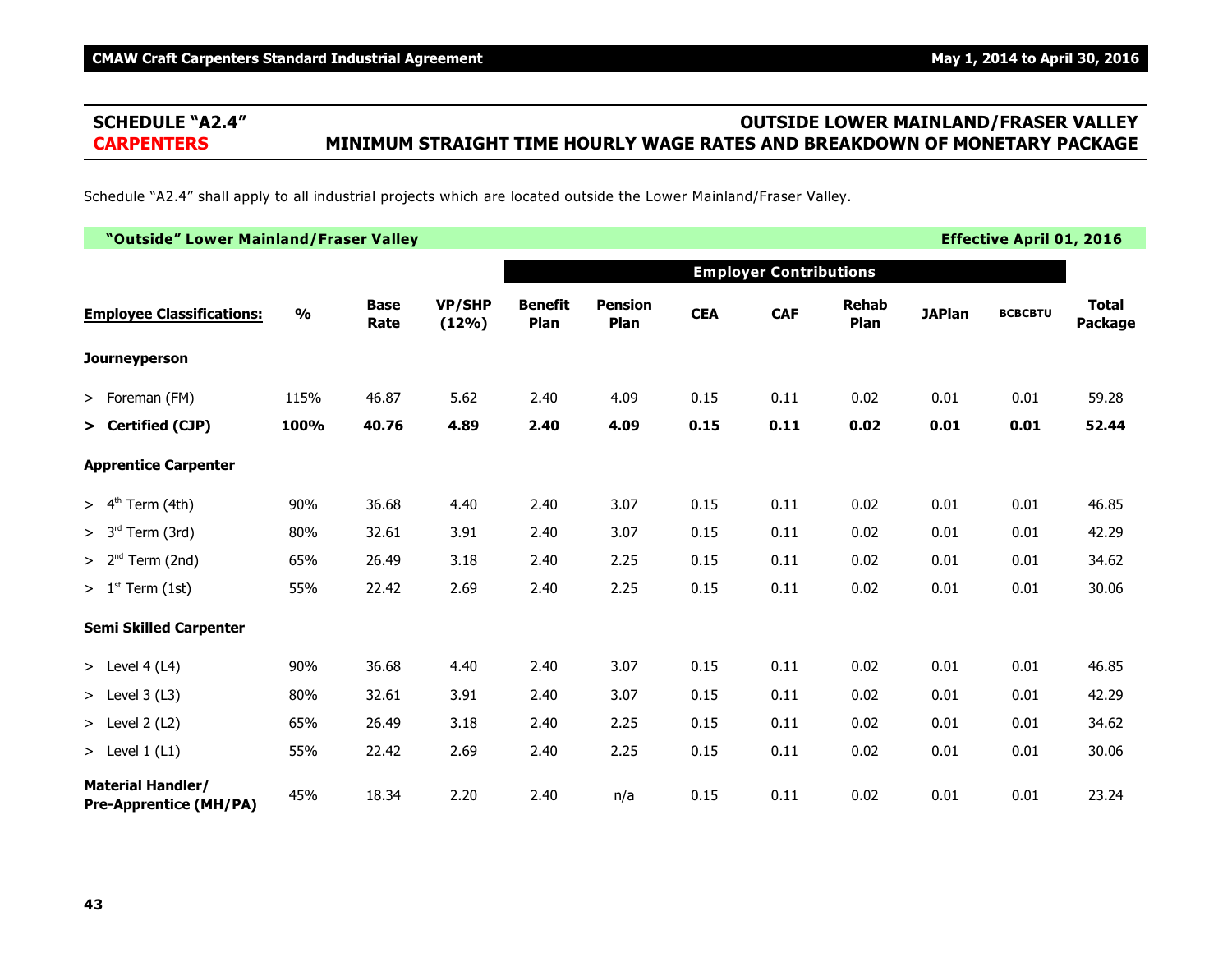## SCHEDULE "A2.4" — OUTSIDE LOWER MAINLAND/FRASER VALLEY

## CARPENTERS — MINIMUM STRAIGHT TIME HOURLY WAGE RATES AND BREAKDOWN OF MONETARY PACKAGE

Schedule "A2.4" shall apply to all industrial projects which are located outside the Lower Mainland/Fraser Valley.

**"Outside" Lower Mainland/Fraser Valley** — **Effective April 01, 2016**

| | | | | Employer Contributions | | | | | | | |
|---|---|---|---|---|---|---|---|---|---|---|---|
| **Employee Classifications:** | **%** | **Base Rate** | **VP/SHP (12%)** | **Benefit Plan** | **Pension Plan** | **CEA** | **CAF** | **Rehab Plan** | **JAPlan** | **BCBCBTU** | **Total Package** |
| **Journeyperson** | | | | | | | | | | | |
| > Foreman (FM) | 115% | 46.87 | 5.62 | 2.40 | 4.09 | 0.15 | 0.11 | 0.02 | 0.01 | 0.01 | 59.28 |
| **> Certified (CJP)** | **100%** | **40.76** | **4.89** | **2.40** | **4.09** | **0.15** | **0.11** | **0.02** | **0.01** | **0.01** | **52.44** |
| **Apprentice Carpenter** | | | | | | | | | | | |
| > 4th Term (4th) | 90% | 36.68 | 4.40 | 2.40 | 3.07 | 0.15 | 0.11 | 0.02 | 0.01 | 0.01 | 46.85 |
| > 3rd Term (3rd) | 80% | 32.61 | 3.91 | 2.40 | 3.07 | 0.15 | 0.11 | 0.02 | 0.01 | 0.01 | 42.29 |
| > 2nd Term (2nd) | 65% | 26.49 | 3.18 | 2.40 | 2.25 | 0.15 | 0.11 | 0.02 | 0.01 | 0.01 | 34.62 |
| > 1st Term (1st) | 55% | 22.42 | 2.69 | 2.40 | 2.25 | 0.15 | 0.11 | 0.02 | 0.01 | 0.01 | 30.06 |
| **Semi Skilled Carpenter** | | | | | | | | | | | |
| > Level 4 (L4) | 90% | 36.68 | 4.40 | 2.40 | 3.07 | 0.15 | 0.11 | 0.02 | 0.01 | 0.01 | 46.85 |
| > Level 3 (L3) | 80% | 32.61 | 3.91 | 2.40 | 3.07 | 0.15 | 0.11 | 0.02 | 0.01 | 0.01 | 42.29 |
| > Level 2 (L2) | 65% | 26.49 | 3.18 | 2.40 | 2.25 | 0.15 | 0.11 | 0.02 | 0.01 | 0.01 | 34.62 |
| > Level 1 (L1) | 55% | 22.42 | 2.69 | 2.40 | 2.25 | 0.15 | 0.11 | 0.02 | 0.01 | 0.01 | 30.06 |
| **Material Handler/ Pre-Apprentice (MH/PA)** | 45% | 18.34 | 2.20 | 2.40 | n/a | 0.15 | 0.11 | 0.02 | 0.01 | 0.01 | 23.24 |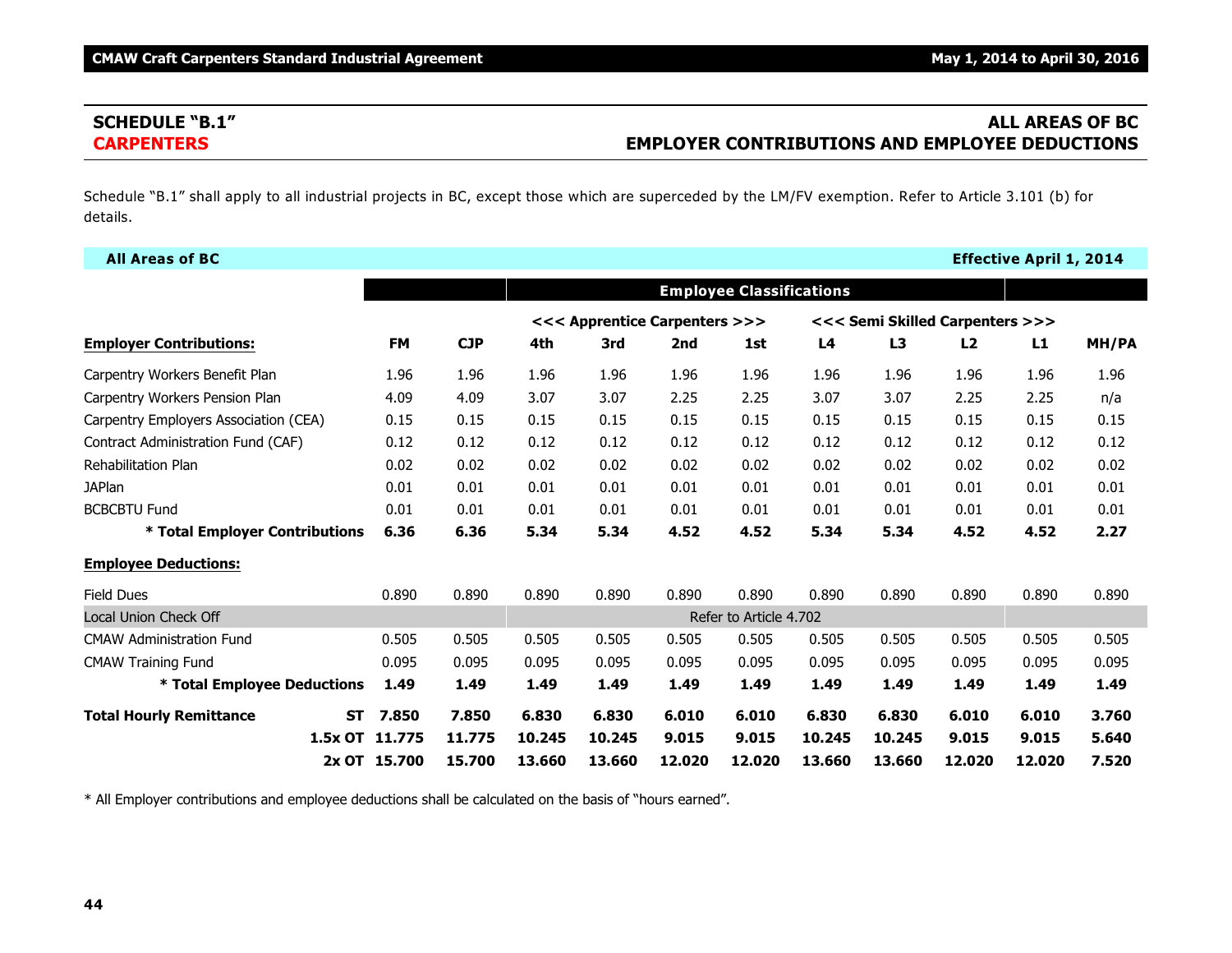## SCHEDULE "B.1" — ALL AREAS OF BC

## CARPENTERS — EMPLOYER CONTRIBUTIONS AND EMPLOYEE DEDUCTIONS

Schedule "B.1" shall apply to all industrial projects in BC, except those which are superceded by the LM/FV exemption. Refer to Article 3.101 (b) for details.

**All Areas of BC** — **Effective April 1, 2014**

| | | | Employee Classifications | | | | | | | | |
|---|---|---|---|---|---|---|---|---|---|---|---|
| | | | <<< Apprentice Carpenters >>> | | | | <<< Semi Skilled Carpenters >>> | | | | |
| **Employer Contributions:** | **FM** | **CJP** | **4th** | **3rd** | **2nd** | **1st** | **L4** | **L3** | **L2** | **L1** | **MH/PA** |
| Carpentry Workers Benefit Plan | 1.96 | 1.96 | 1.96 | 1.96 | 1.96 | 1.96 | 1.96 | 1.96 | 1.96 | 1.96 | 1.96 |
| Carpentry Workers Pension Plan | 4.09 | 4.09 | 3.07 | 3.07 | 2.25 | 2.25 | 3.07 | 3.07 | 2.25 | 2.25 | n/a |
| Carpentry Employers Association (CEA) | 0.15 | 0.15 | 0.15 | 0.15 | 0.15 | 0.15 | 0.15 | 0.15 | 0.15 | 0.15 | 0.15 |
| Contract Administration Fund (CAF) | 0.12 | 0.12 | 0.12 | 0.12 | 0.12 | 0.12 | 0.12 | 0.12 | 0.12 | 0.12 | 0.12 |
| Rehabilitation Plan | 0.02 | 0.02 | 0.02 | 0.02 | 0.02 | 0.02 | 0.02 | 0.02 | 0.02 | 0.02 | 0.02 |
| JAPlan | 0.01 | 0.01 | 0.01 | 0.01 | 0.01 | 0.01 | 0.01 | 0.01 | 0.01 | 0.01 | 0.01 |
| BCBCBTU Fund | 0.01 | 0.01 | 0.01 | 0.01 | 0.01 | 0.01 | 0.01 | 0.01 | 0.01 | 0.01 | 0.01 |
| **\* Total Employer Contributions** | **6.36** | **6.36** | **5.34** | **5.34** | **4.52** | **4.52** | **5.34** | **5.34** | **4.52** | **4.52** | **2.27** |
| **Employee Deductions:** | | | | | | | | | | | |
| Field Dues | 0.890 | 0.890 | 0.890 | 0.890 | 0.890 | 0.890 | 0.890 | 0.890 | 0.890 | 0.890 | 0.890 |
| Local Union Check Off | | | Refer to Article 4.702 | | | | | | | | |
| CMAW Administration Fund | 0.505 | 0.505 | 0.505 | 0.505 | 0.505 | 0.505 | 0.505 | 0.505 | 0.505 | 0.505 | 0.505 |
| CMAW Training Fund | 0.095 | 0.095 | 0.095 | 0.095 | 0.095 | 0.095 | 0.095 | 0.095 | 0.095 | 0.095 | 0.095 |
| **\* Total Employee Deductions** | **1.49** | **1.49** | **1.49** | **1.49** | **1.49** | **1.49** | **1.49** | **1.49** | **1.49** | **1.49** | **1.49** |
| **Total Hourly Remittance ST** | **7.850** | **7.850** | **6.830** | **6.830** | **6.010** | **6.010** | **6.830** | **6.830** | **6.010** | **6.010** | **3.760** |
| **1.5x OT** | **11.775** | **11.775** | **10.245** | **10.245** | **9.015** | **9.015** | **10.245** | **10.245** | **9.015** | **9.015** | **5.640** |
| **2x OT** | **15.700** | **15.700** | **13.660** | **13.660** | **12.020** | **12.020** | **13.660** | **13.660** | **12.020** | **12.020** | **7.520** |

\* All Employer contributions and employee deductions shall be calculated on the basis of "hours earned".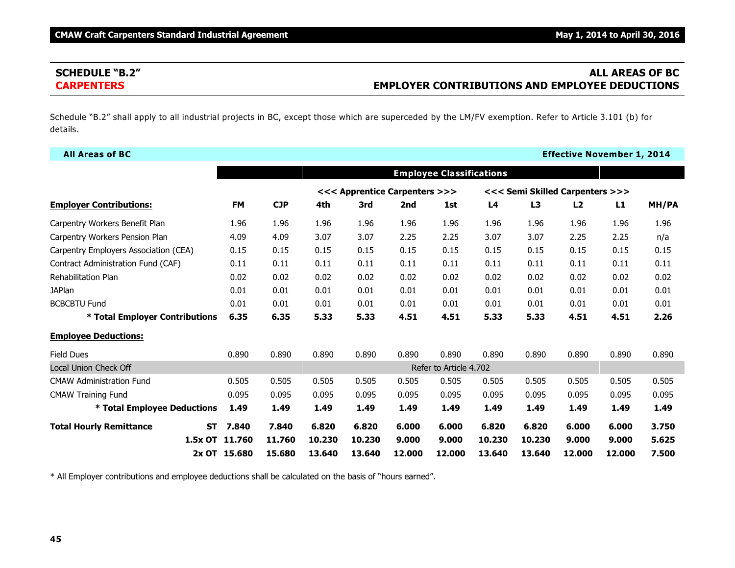## SCHEDULE "B.2"
## CARPENTERS

## ALL AREAS OF BC
## EMPLOYER CONTRIBUTIONS AND EMPLOYEE DEDUCTIONS

Schedule "B.2" shall apply to all industrial projects in BC, except those which are superceded by the LM/FV exemption. Refer to Article 3.101 (b) for details.

**All Areas of BC** — **Effective November 1, 2014**

| | | | | Employee Classifications | | | | | | | | |
|---|---|---|---|---|---|---|---|---|---|---|---|---|
| | | | | <<< Apprentice Carpenters >>> | | | | <<< Semi Skilled Carpenters >>> | | | | |
| **Employer Contributions:** | | **FM** | **CJP** | **4th** | **3rd** | **2nd** | **1st** | **L4** | **L3** | **L2** | **L1** | **MH/PA** |
| Carpentry Workers Benefit Plan | | 1.96 | 1.96 | 1.96 | 1.96 | 1.96 | 1.96 | 1.96 | 1.96 | 1.96 | 1.96 | 1.96 |
| Carpentry Workers Pension Plan | | 4.09 | 4.09 | 3.07 | 3.07 | 2.25 | 2.25 | 3.07 | 3.07 | 2.25 | 2.25 | n/a |
| Carpentry Employers Association (CEA) | | 0.15 | 0.15 | 0.15 | 0.15 | 0.15 | 0.15 | 0.15 | 0.15 | 0.15 | 0.15 | 0.15 |
| Contract Administration Fund (CAF) | | 0.11 | 0.11 | 0.11 | 0.11 | 0.11 | 0.11 | 0.11 | 0.11 | 0.11 | 0.11 | 0.11 |
| Rehabilitation Plan | | 0.02 | 0.02 | 0.02 | 0.02 | 0.02 | 0.02 | 0.02 | 0.02 | 0.02 | 0.02 | 0.02 |
| JAPlan | | 0.01 | 0.01 | 0.01 | 0.01 | 0.01 | 0.01 | 0.01 | 0.01 | 0.01 | 0.01 | 0.01 |
| BCBCBTU Fund | | 0.01 | 0.01 | 0.01 | 0.01 | 0.01 | 0.01 | 0.01 | 0.01 | 0.01 | 0.01 | 0.01 |
| **\* Total Employer Contributions** | | **6.35** | **6.35** | **5.33** | **5.33** | **4.51** | **4.51** | **5.33** | **5.33** | **4.51** | **4.51** | **2.26** |
| **Employee Deductions:** | | | | | | | | | | | | |
| Field Dues | | 0.890 | 0.890 | 0.890 | 0.890 | 0.890 | 0.890 | 0.890 | 0.890 | 0.890 | 0.890 | 0.890 |
| Local Union Check Off | | | | Refer to Article 4.702 | | | | | | | | |
| CMAW Administration Fund | | 0.505 | 0.505 | 0.505 | 0.505 | 0.505 | 0.505 | 0.505 | 0.505 | 0.505 | 0.505 | 0.505 |
| CMAW Training Fund | | 0.095 | 0.095 | 0.095 | 0.095 | 0.095 | 0.095 | 0.095 | 0.095 | 0.095 | 0.095 | 0.095 |
| **\* Total Employee Deductions** | | **1.49** | **1.49** | **1.49** | **1.49** | **1.49** | **1.49** | **1.49** | **1.49** | **1.49** | **1.49** | **1.49** |
| **Total Hourly Remittance** | **ST** | **7.840** | **7.840** | **6.820** | **6.820** | **6.000** | **6.000** | **6.820** | **6.820** | **6.000** | **6.000** | **3.750** |
| | **1.5x OT** | **11.760** | **11.760** | **10.230** | **10.230** | **9.000** | **9.000** | **10.230** | **10.230** | **9.000** | **9.000** | **5.625** |
| | **2x OT** | **15.680** | **15.680** | **13.640** | **13.640** | **12.000** | **12.000** | **13.640** | **13.640** | **12.000** | **12.000** | **7.500** |

\* All Employer contributions and employee deductions shall be calculated on the basis of "hours earned".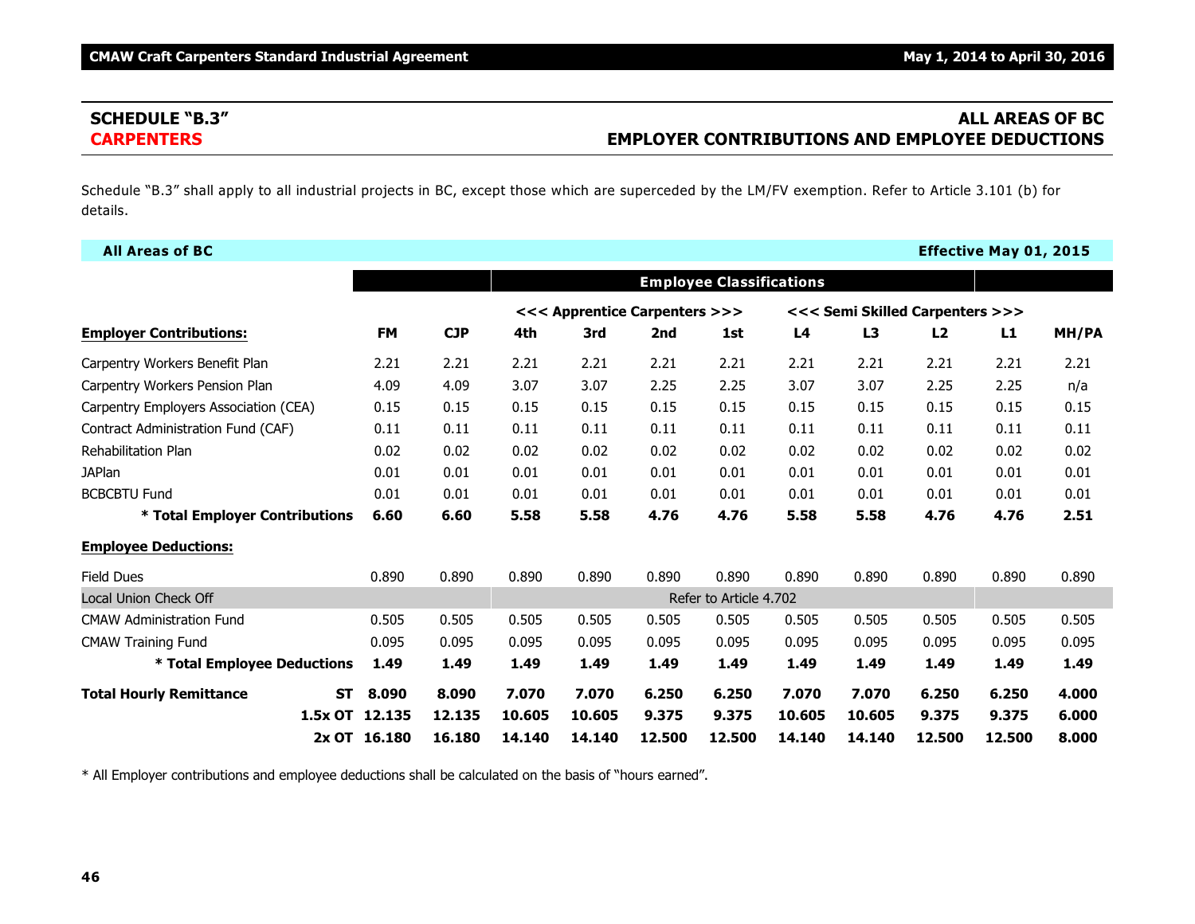## SCHEDULE "B.3" — ALL AREAS OF BC

## CARPENTERS — EMPLOYER CONTRIBUTIONS AND EMPLOYEE DEDUCTIONS

Schedule "B.3" shall apply to all industrial projects in BC, except those which are superceded by the LM/FV exemption. Refer to Article 3.101 (b) for details.

**All Areas of BC** — **Effective May 01, 2015**

| | | | Employee Classifications | | | | | | | | |
|---|---|---|---|---|---|---|---|---|---|---|---|
| | | | <<< Apprentice Carpenters >>> | | | | <<< Semi Skilled Carpenters >>> | | | | |
| **Employer Contributions:** | **FM** | **CJP** | **4th** | **3rd** | **2nd** | **1st** | **L4** | **L3** | **L2** | **L1** | **MH/PA** |
| Carpentry Workers Benefit Plan | 2.21 | 2.21 | 2.21 | 2.21 | 2.21 | 2.21 | 2.21 | 2.21 | 2.21 | 2.21 | 2.21 |
| Carpentry Workers Pension Plan | 4.09 | 4.09 | 3.07 | 3.07 | 2.25 | 2.25 | 3.07 | 3.07 | 2.25 | 2.25 | n/a |
| Carpentry Employers Association (CEA) | 0.15 | 0.15 | 0.15 | 0.15 | 0.15 | 0.15 | 0.15 | 0.15 | 0.15 | 0.15 | 0.15 |
| Contract Administration Fund (CAF) | 0.11 | 0.11 | 0.11 | 0.11 | 0.11 | 0.11 | 0.11 | 0.11 | 0.11 | 0.11 | 0.11 |
| Rehabilitation Plan | 0.02 | 0.02 | 0.02 | 0.02 | 0.02 | 0.02 | 0.02 | 0.02 | 0.02 | 0.02 | 0.02 |
| JAPlan | 0.01 | 0.01 | 0.01 | 0.01 | 0.01 | 0.01 | 0.01 | 0.01 | 0.01 | 0.01 | 0.01 |
| BCBCBTU Fund | 0.01 | 0.01 | 0.01 | 0.01 | 0.01 | 0.01 | 0.01 | 0.01 | 0.01 | 0.01 | 0.01 |
| **\* Total Employer Contributions** | **6.60** | **6.60** | **5.58** | **5.58** | **4.76** | **4.76** | **5.58** | **5.58** | **4.76** | **4.76** | **2.51** |
| **Employee Deductions:** | | | | | | | | | | | |
| Field Dues | 0.890 | 0.890 | 0.890 | 0.890 | 0.890 | 0.890 | 0.890 | 0.890 | 0.890 | 0.890 | 0.890 |
| Local Union Check Off | | | Refer to Article 4.702 | | | | | | | | |
| CMAW Administration Fund | 0.505 | 0.505 | 0.505 | 0.505 | 0.505 | 0.505 | 0.505 | 0.505 | 0.505 | 0.505 | 0.505 |
| CMAW Training Fund | 0.095 | 0.095 | 0.095 | 0.095 | 0.095 | 0.095 | 0.095 | 0.095 | 0.095 | 0.095 | 0.095 |
| **\* Total Employee Deductions** | **1.49** | **1.49** | **1.49** | **1.49** | **1.49** | **1.49** | **1.49** | **1.49** | **1.49** | **1.49** | **1.49** |
| **Total Hourly Remittance ST** | **8.090** | **8.090** | **7.070** | **7.070** | **6.250** | **6.250** | **7.070** | **7.070** | **6.250** | **6.250** | **4.000** |
| **1.5x OT** | **12.135** | **12.135** | **10.605** | **10.605** | **9.375** | **9.375** | **10.605** | **10.605** | **9.375** | **9.375** | **6.000** |
| **2x OT** | **16.180** | **16.180** | **14.140** | **14.140** | **12.500** | **12.500** | **14.140** | **14.140** | **12.500** | **12.500** | **8.000** |

\* All Employer contributions and employee deductions shall be calculated on the basis of "hours earned".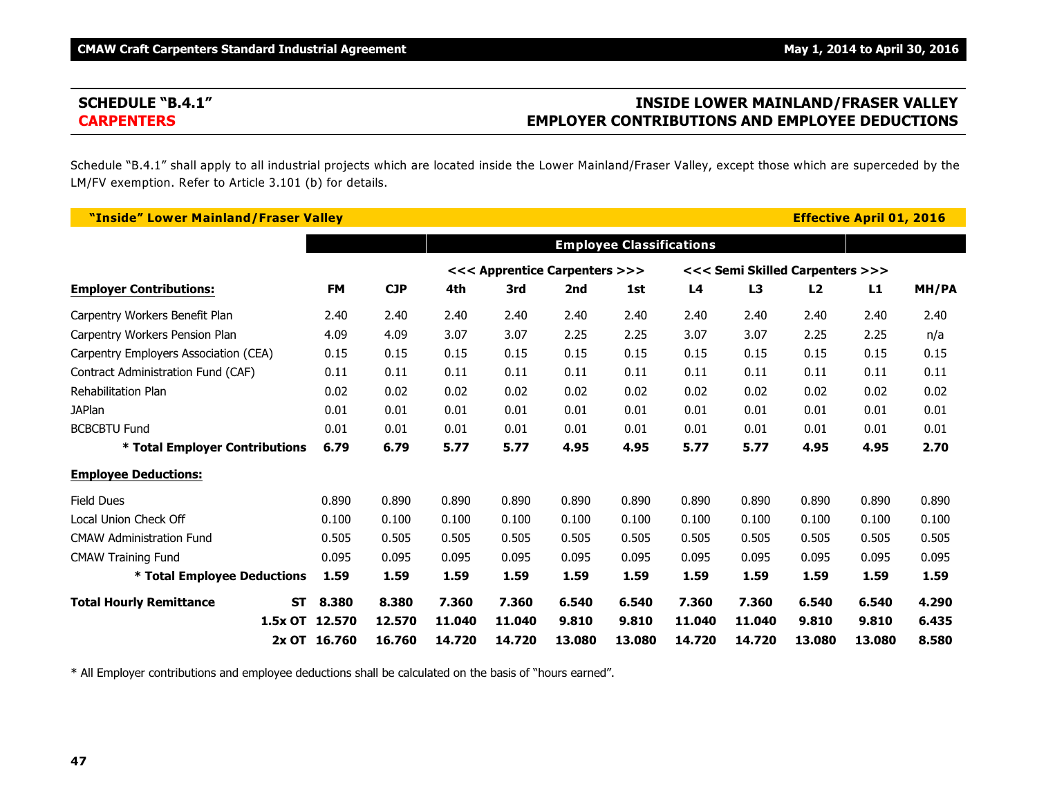## SCHEDULE "B.4.1" — CARPENTERS

## INSIDE LOWER MAINLAND/FRASER VALLEY EMPLOYER CONTRIBUTIONS AND EMPLOYEE DEDUCTIONS

Schedule "B.4.1" shall apply to all industrial projects which are located inside the Lower Mainland/Fraser Valley, except those which are superceded by the LM/FV exemption. Refer to Article 3.101 (b) for details.

**"Inside" Lower Mainland/Fraser Valley** — **Effective April 01, 2016**

| | | | | | Employee Classifications | | | | | | |
|---|---|---|---|---|---|---|---|---|---|---|---|
| | | | <<< Apprentice Carpenters >>> | | | | <<< Semi Skilled Carpenters >>> | | | | |
| **Employer Contributions:** | **FM** | **CJP** | **4th** | **3rd** | **2nd** | **1st** | **L4** | **L3** | **L2** | **L1** | **MH/PA** |
| Carpentry Workers Benefit Plan | 2.40 | 2.40 | 2.40 | 2.40 | 2.40 | 2.40 | 2.40 | 2.40 | 2.40 | 2.40 | 2.40 |
| Carpentry Workers Pension Plan | 4.09 | 4.09 | 3.07 | 3.07 | 2.25 | 2.25 | 3.07 | 3.07 | 2.25 | 2.25 | n/a |
| Carpentry Employers Association (CEA) | 0.15 | 0.15 | 0.15 | 0.15 | 0.15 | 0.15 | 0.15 | 0.15 | 0.15 | 0.15 | 0.15 |
| Contract Administration Fund (CAF) | 0.11 | 0.11 | 0.11 | 0.11 | 0.11 | 0.11 | 0.11 | 0.11 | 0.11 | 0.11 | 0.11 |
| Rehabilitation Plan | 0.02 | 0.02 | 0.02 | 0.02 | 0.02 | 0.02 | 0.02 | 0.02 | 0.02 | 0.02 | 0.02 |
| JAPlan | 0.01 | 0.01 | 0.01 | 0.01 | 0.01 | 0.01 | 0.01 | 0.01 | 0.01 | 0.01 | 0.01 |
| BCBCBTU Fund | 0.01 | 0.01 | 0.01 | 0.01 | 0.01 | 0.01 | 0.01 | 0.01 | 0.01 | 0.01 | 0.01 |
| **\* Total Employer Contributions** | **6.79** | **6.79** | **5.77** | **5.77** | **4.95** | **4.95** | **5.77** | **5.77** | **4.95** | **4.95** | **2.70** |
| **Employee Deductions:** | | | | | | | | | | | |
| Field Dues | 0.890 | 0.890 | 0.890 | 0.890 | 0.890 | 0.890 | 0.890 | 0.890 | 0.890 | 0.890 | 0.890 |
| Local Union Check Off | 0.100 | 0.100 | 0.100 | 0.100 | 0.100 | 0.100 | 0.100 | 0.100 | 0.100 | 0.100 | 0.100 |
| CMAW Administration Fund | 0.505 | 0.505 | 0.505 | 0.505 | 0.505 | 0.505 | 0.505 | 0.505 | 0.505 | 0.505 | 0.505 |
| CMAW Training Fund | 0.095 | 0.095 | 0.095 | 0.095 | 0.095 | 0.095 | 0.095 | 0.095 | 0.095 | 0.095 | 0.095 |
| **\* Total Employee Deductions** | **1.59** | **1.59** | **1.59** | **1.59** | **1.59** | **1.59** | **1.59** | **1.59** | **1.59** | **1.59** | **1.59** |
| **Total Hourly Remittance ST** | **8.380** | **8.380** | **7.360** | **7.360** | **6.540** | **6.540** | **7.360** | **7.360** | **6.540** | **6.540** | **4.290** |
| **1.5x OT** | **12.570** | **12.570** | **11.040** | **11.040** | **9.810** | **9.810** | **11.040** | **11.040** | **9.810** | **9.810** | **6.435** |
| **2x OT** | **16.760** | **16.760** | **14.720** | **14.720** | **13.080** | **13.080** | **14.720** | **14.720** | **13.080** | **13.080** | **8.580** |

\* All Employer contributions and employee deductions shall be calculated on the basis of "hours earned".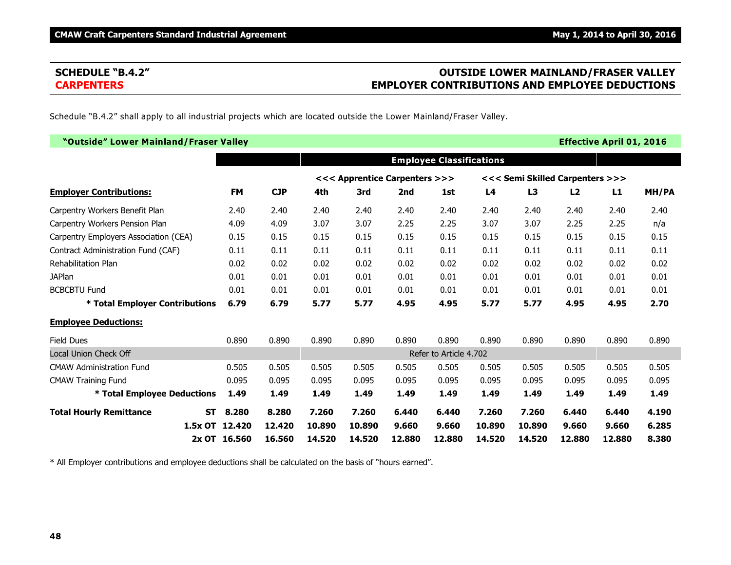## SCHEDULE "B.4.2" CARPENTERS

## OUTSIDE LOWER MAINLAND/FRASER VALLEY EMPLOYER CONTRIBUTIONS AND EMPLOYEE DEDUCTIONS

Schedule "B.4.2" shall apply to all industrial projects which are located outside the Lower Mainland/Fraser Valley.

**"Outside" Lower Mainland/Fraser Valley** — **Effective April 01, 2016**

| | | | Employee Classifications | | | | | | | | |
|---|---|---|---|---|---|---|---|---|---|---|---|
| | | | <<< Apprentice Carpenters >>> | | | | <<< Semi Skilled Carpenters >>> | | | | |
| **Employer Contributions:** | **FM** | **CJP** | **4th** | **3rd** | **2nd** | **1st** | **L4** | **L3** | **L2** | **L1** | **MH/PA** |
| Carpentry Workers Benefit Plan | 2.40 | 2.40 | 2.40 | 2.40 | 2.40 | 2.40 | 2.40 | 2.40 | 2.40 | 2.40 | 2.40 |
| Carpentry Workers Pension Plan | 4.09 | 4.09 | 3.07 | 3.07 | 2.25 | 2.25 | 3.07 | 3.07 | 2.25 | 2.25 | n/a |
| Carpentry Employers Association (CEA) | 0.15 | 0.15 | 0.15 | 0.15 | 0.15 | 0.15 | 0.15 | 0.15 | 0.15 | 0.15 | 0.15 |
| Contract Administration Fund (CAF) | 0.11 | 0.11 | 0.11 | 0.11 | 0.11 | 0.11 | 0.11 | 0.11 | 0.11 | 0.11 | 0.11 |
| Rehabilitation Plan | 0.02 | 0.02 | 0.02 | 0.02 | 0.02 | 0.02 | 0.02 | 0.02 | 0.02 | 0.02 | 0.02 |
| JAPlan | 0.01 | 0.01 | 0.01 | 0.01 | 0.01 | 0.01 | 0.01 | 0.01 | 0.01 | 0.01 | 0.01 |
| BCBCBTU Fund | 0.01 | 0.01 | 0.01 | 0.01 | 0.01 | 0.01 | 0.01 | 0.01 | 0.01 | 0.01 | 0.01 |
| **\* Total Employer Contributions** | **6.79** | **6.79** | **5.77** | **5.77** | **4.95** | **4.95** | **5.77** | **5.77** | **4.95** | **4.95** | **2.70** |
| **Employee Deductions:** | | | | | | | | | | | |
| Field Dues | 0.890 | 0.890 | 0.890 | 0.890 | 0.890 | 0.890 | 0.890 | 0.890 | 0.890 | 0.890 | 0.890 |
| Local Union Check Off | | | Refer to Article 4.702 | | | | | | | | |
| CMAW Administration Fund | 0.505 | 0.505 | 0.505 | 0.505 | 0.505 | 0.505 | 0.505 | 0.505 | 0.505 | 0.505 | 0.505 |
| CMAW Training Fund | 0.095 | 0.095 | 0.095 | 0.095 | 0.095 | 0.095 | 0.095 | 0.095 | 0.095 | 0.095 | 0.095 |
| **\* Total Employee Deductions** | **1.49** | **1.49** | **1.49** | **1.49** | **1.49** | **1.49** | **1.49** | **1.49** | **1.49** | **1.49** | **1.49** |
| **Total Hourly Remittance ST** | **8.280** | **8.280** | **7.260** | **7.260** | **6.440** | **6.440** | **7.260** | **7.260** | **6.440** | **6.440** | **4.190** |
| **1.5x OT** | **12.420** | **12.420** | **10.890** | **10.890** | **9.660** | **9.660** | **10.890** | **10.890** | **9.660** | **9.660** | **6.285** |
| **2x OT** | **16.560** | **16.560** | **14.520** | **14.520** | **12.880** | **12.880** | **14.520** | **14.520** | **12.880** | **12.880** | **8.380** |

\* All Employer contributions and employee deductions shall be calculated on the basis of "hours earned".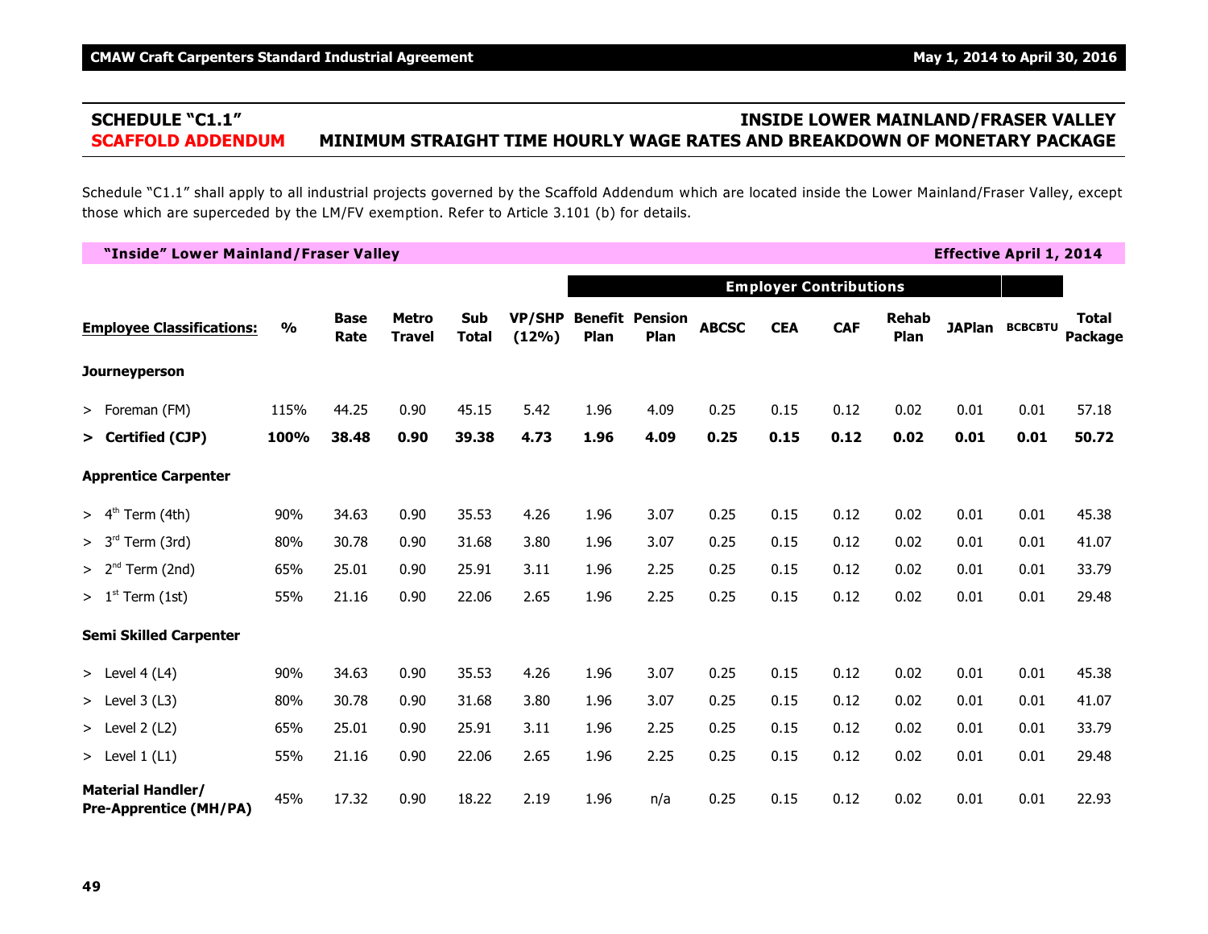## SCHEDULE "C1.1" — INSIDE LOWER MAINLAND/FRASER VALLEY

## SCAFFOLD ADDENDUM — MINIMUM STRAIGHT TIME HOURLY WAGE RATES AND BREAKDOWN OF MONETARY PACKAGE

Schedule "C1.1" shall apply to all industrial projects governed by the Scaffold Addendum which are located inside the Lower Mainland/Fraser Valley, except those which are superceded by the LM/FV exemption. Refer to Article 3.101 (b) for details.

**"Inside" Lower Mainland/Fraser Valley** — **Effective April 1, 2014**

| | | | | | | Employer Contributions | | | | | | | | |
|---|---|---|---|---|---|---|---|---|---|---|---|---|---|---|
| **Employee Classifications:** | **%** | **Base Rate** | **Metro Travel** | **Sub Total** | **VP/SHP (12%)** | **Benefit Plan** | **Pension Plan** | **ABCSC** | **CEA** | **CAF** | **Rehab Plan** | **JAPlan** | **BCBCBTU** | **Total Package** |
| **Journeyperson** | | | | | | | | | | | | | | |
| > Foreman (FM) | 115% | 44.25 | 0.90 | 45.15 | 5.42 | 1.96 | 4.09 | 0.25 | 0.15 | 0.12 | 0.02 | 0.01 | 0.01 | 57.18 |
| **> Certified (CJP)** | **100%** | **38.48** | **0.90** | **39.38** | **4.73** | **1.96** | **4.09** | **0.25** | **0.15** | **0.12** | **0.02** | **0.01** | **0.01** | **50.72** |
| **Apprentice Carpenter** | | | | | | | | | | | | | | |
| > 4th Term (4th) | 90% | 34.63 | 0.90 | 35.53 | 4.26 | 1.96 | 3.07 | 0.25 | 0.15 | 0.12 | 0.02 | 0.01 | 0.01 | 45.38 |
| > 3rd Term (3rd) | 80% | 30.78 | 0.90 | 31.68 | 3.80 | 1.96 | 3.07 | 0.25 | 0.15 | 0.12 | 0.02 | 0.01 | 0.01 | 41.07 |
| > 2nd Term (2nd) | 65% | 25.01 | 0.90 | 25.91 | 3.11 | 1.96 | 2.25 | 0.25 | 0.15 | 0.12 | 0.02 | 0.01 | 0.01 | 33.79 |
| > 1st Term (1st) | 55% | 21.16 | 0.90 | 22.06 | 2.65 | 1.96 | 2.25 | 0.25 | 0.15 | 0.12 | 0.02 | 0.01 | 0.01 | 29.48 |
| **Semi Skilled Carpenter** | | | | | | | | | | | | | | |
| > Level 4 (L4) | 90% | 34.63 | 0.90 | 35.53 | 4.26 | 1.96 | 3.07 | 0.25 | 0.15 | 0.12 | 0.02 | 0.01 | 0.01 | 45.38 |
| > Level 3 (L3) | 80% | 30.78 | 0.90 | 31.68 | 3.80 | 1.96 | 3.07 | 0.25 | 0.15 | 0.12 | 0.02 | 0.01 | 0.01 | 41.07 |
| > Level 2 (L2) | 65% | 25.01 | 0.90 | 25.91 | 3.11 | 1.96 | 2.25 | 0.25 | 0.15 | 0.12 | 0.02 | 0.01 | 0.01 | 33.79 |
| > Level 1 (L1) | 55% | 21.16 | 0.90 | 22.06 | 2.65 | 1.96 | 2.25 | 0.25 | 0.15 | 0.12 | 0.02 | 0.01 | 0.01 | 29.48 |
| **Material Handler/ Pre-Apprentice (MH/PA)** | 45% | 17.32 | 0.90 | 18.22 | 2.19 | 1.96 | n/a | 0.25 | 0.15 | 0.12 | 0.02 | 0.01 | 0.01 | 22.93 |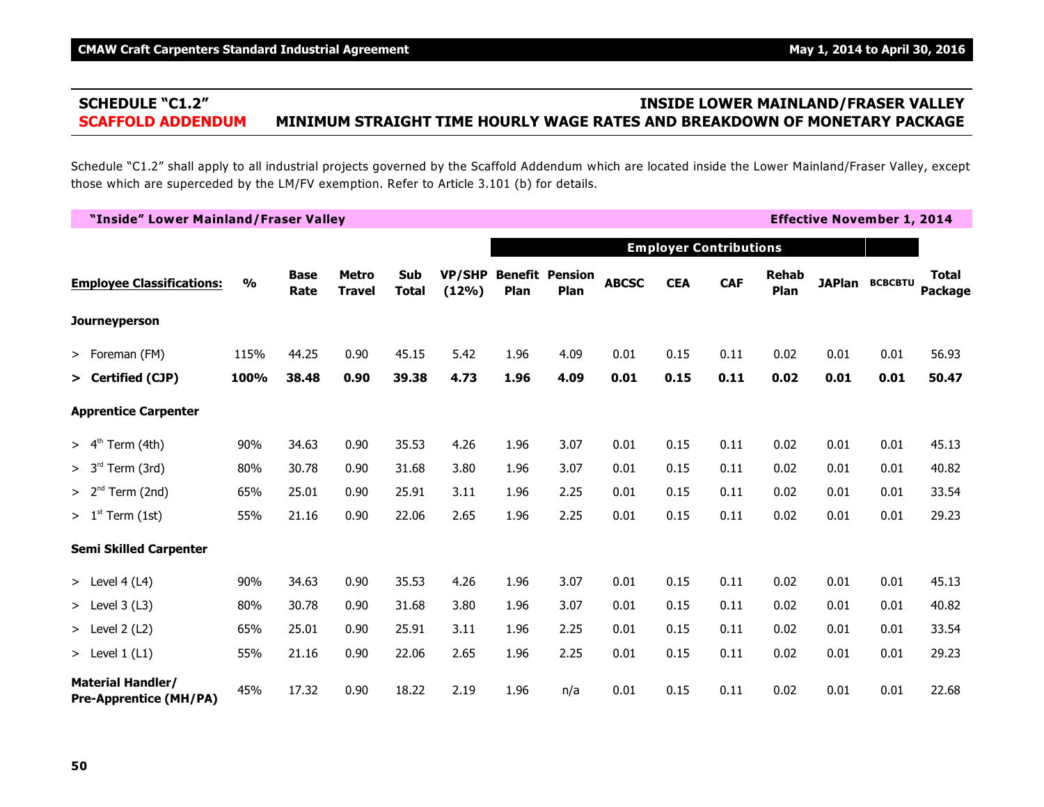## SCHEDULE "C1.2" — INSIDE LOWER MAINLAND/FRASER VALLEY

## SCAFFOLD ADDENDUM — MINIMUM STRAIGHT TIME HOURLY WAGE RATES AND BREAKDOWN OF MONETARY PACKAGE

Schedule "C1.2" shall apply to all industrial projects governed by the Scaffold Addendum which are located inside the Lower Mainland/Fraser Valley, except those which are superceded by the LM/FV exemption. Refer to Article 3.101 (b) for details.

**"Inside" Lower Mainland/Fraser Valley** — **Effective November 1, 2014**

| Employee Classifications: | % | Base Rate | Metro Travel | Sub Total | VP/SHP (12%) | Employer Contributions | | | | | | | | Total Package |
|---|---|---|---|---|---|---|---|---|---|---|---|---|---|---|
| | | | | | | Benefit Plan | Pension Plan | ABCSC | CEA | CAF | Rehab Plan | JAPlan | BCBCBTU | |
| **Journeyperson** | | | | | | | | | | | | | | |
| > Foreman (FM) | 115% | 44.25 | 0.90 | 45.15 | 5.42 | 1.96 | 4.09 | 0.01 | 0.15 | 0.11 | 0.02 | 0.01 | 0.01 | 56.93 |
| **> Certified (CJP)** | **100%** | **38.48** | **0.90** | **39.38** | **4.73** | **1.96** | **4.09** | **0.01** | **0.15** | **0.11** | **0.02** | **0.01** | **0.01** | **50.47** |
| **Apprentice Carpenter** | | | | | | | | | | | | | | |
| > 4th Term (4th) | 90% | 34.63 | 0.90 | 35.53 | 4.26 | 1.96 | 3.07 | 0.01 | 0.15 | 0.11 | 0.02 | 0.01 | 0.01 | 45.13 |
| > 3rd Term (3rd) | 80% | 30.78 | 0.90 | 31.68 | 3.80 | 1.96 | 3.07 | 0.01 | 0.15 | 0.11 | 0.02 | 0.01 | 0.01 | 40.82 |
| > 2nd Term (2nd) | 65% | 25.01 | 0.90 | 25.91 | 3.11 | 1.96 | 2.25 | 0.01 | 0.15 | 0.11 | 0.02 | 0.01 | 0.01 | 33.54 |
| > 1st Term (1st) | 55% | 21.16 | 0.90 | 22.06 | 2.65 | 1.96 | 2.25 | 0.01 | 0.15 | 0.11 | 0.02 | 0.01 | 0.01 | 29.23 |
| **Semi Skilled Carpenter** | | | | | | | | | | | | | | |
| > Level 4 (L4) | 90% | 34.63 | 0.90 | 35.53 | 4.26 | 1.96 | 3.07 | 0.01 | 0.15 | 0.11 | 0.02 | 0.01 | 0.01 | 45.13 |
| > Level 3 (L3) | 80% | 30.78 | 0.90 | 31.68 | 3.80 | 1.96 | 3.07 | 0.01 | 0.15 | 0.11 | 0.02 | 0.01 | 0.01 | 40.82 |
| > Level 2 (L2) | 65% | 25.01 | 0.90 | 25.91 | 3.11 | 1.96 | 2.25 | 0.01 | 0.15 | 0.11 | 0.02 | 0.01 | 0.01 | 33.54 |
| > Level 1 (L1) | 55% | 21.16 | 0.90 | 22.06 | 2.65 | 1.96 | 2.25 | 0.01 | 0.15 | 0.11 | 0.02 | 0.01 | 0.01 | 29.23 |
| **Material Handler/ Pre-Apprentice (MH/PA)** | 45% | 17.32 | 0.90 | 18.22 | 2.19 | 1.96 | n/a | 0.01 | 0.15 | 0.11 | 0.02 | 0.01 | 0.01 | 22.68 |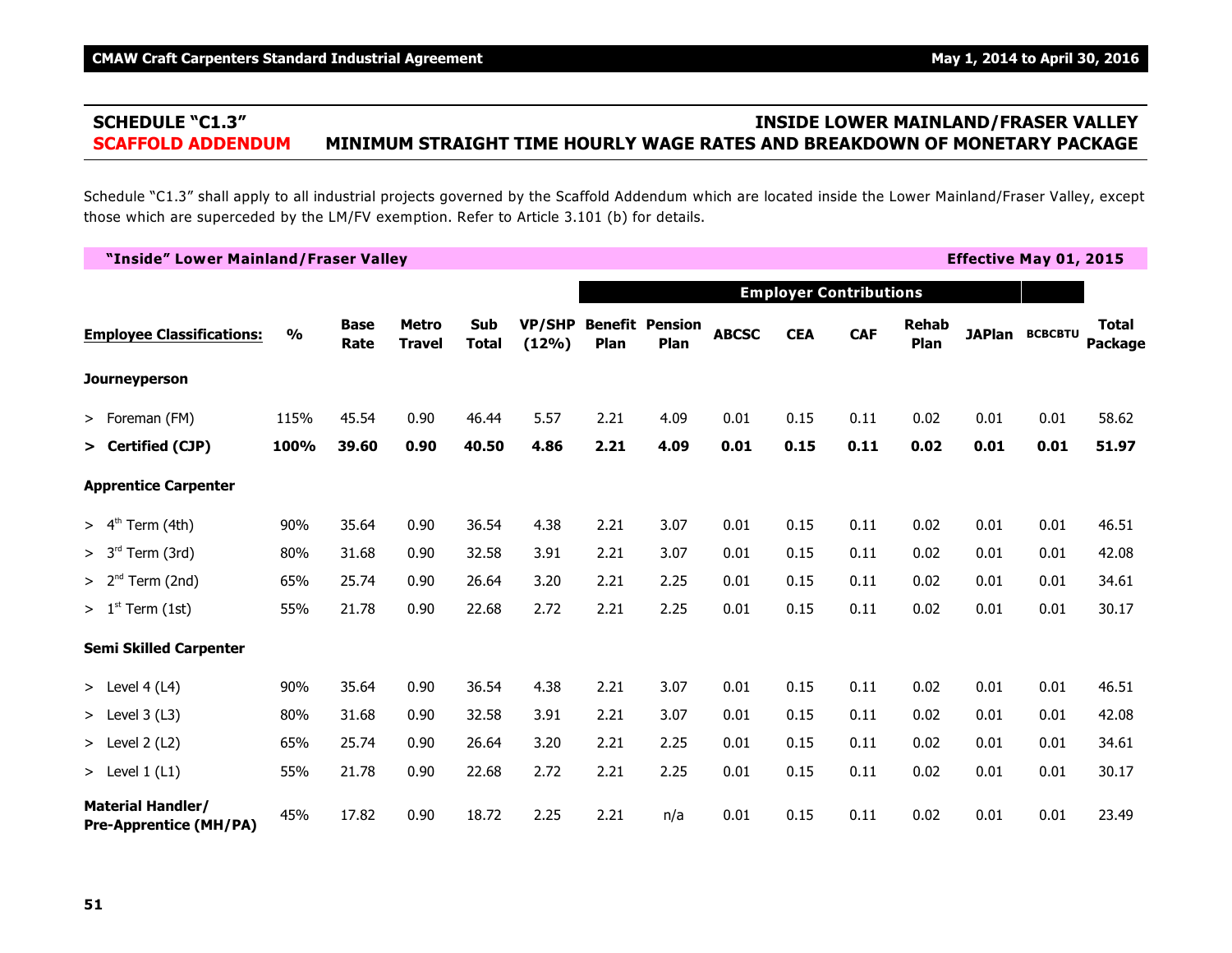## SCHEDULE "C1.3" — INSIDE LOWER MAINLAND/FRASER VALLEY

## SCAFFOLD ADDENDUM — MINIMUM STRAIGHT TIME HOURLY WAGE RATES AND BREAKDOWN OF MONETARY PACKAGE

Schedule "C1.3" shall apply to all industrial projects governed by the Scaffold Addendum which are located inside the Lower Mainland/Fraser Valley, except those which are superceded by the LM/FV exemption. Refer to Article 3.101 (b) for details.

**"Inside" Lower Mainland/Fraser Valley** — **Effective May 01, 2015**

| | | | | | | Employer Contributions | | | | | | | | |
|---|---|---|---|---|---|---|---|---|---|---|---|---|---|---|
| **Employee Classifications:** | **%** | **Base Rate** | **Metro Travel** | **Sub Total** | **VP/SHP (12%)** | **Benefit Plan** | **Pension Plan** | **ABCSC** | **CEA** | **CAF** | **Rehab Plan** | **JAPlan** | **BCBCBTU** | **Total Package** |
| **Journeyperson** | | | | | | | | | | | | | | |
| > Foreman (FM) | 115% | 45.54 | 0.90 | 46.44 | 5.57 | 2.21 | 4.09 | 0.01 | 0.15 | 0.11 | 0.02 | 0.01 | 0.01 | 58.62 |
| **> Certified (CJP)** | **100%** | **39.60** | **0.90** | **40.50** | **4.86** | **2.21** | **4.09** | **0.01** | **0.15** | **0.11** | **0.02** | **0.01** | **0.01** | **51.97** |
| **Apprentice Carpenter** | | | | | | | | | | | | | | |
| > 4th Term (4th) | 90% | 35.64 | 0.90 | 36.54 | 4.38 | 2.21 | 3.07 | 0.01 | 0.15 | 0.11 | 0.02 | 0.01 | 0.01 | 46.51 |
| > 3rd Term (3rd) | 80% | 31.68 | 0.90 | 32.58 | 3.91 | 2.21 | 3.07 | 0.01 | 0.15 | 0.11 | 0.02 | 0.01 | 0.01 | 42.08 |
| > 2nd Term (2nd) | 65% | 25.74 | 0.90 | 26.64 | 3.20 | 2.21 | 2.25 | 0.01 | 0.15 | 0.11 | 0.02 | 0.01 | 0.01 | 34.61 |
| > 1st Term (1st) | 55% | 21.78 | 0.90 | 22.68 | 2.72 | 2.21 | 2.25 | 0.01 | 0.15 | 0.11 | 0.02 | 0.01 | 0.01 | 30.17 |
| **Semi Skilled Carpenter** | | | | | | | | | | | | | | |
| > Level 4 (L4) | 90% | 35.64 | 0.90 | 36.54 | 4.38 | 2.21 | 3.07 | 0.01 | 0.15 | 0.11 | 0.02 | 0.01 | 0.01 | 46.51 |
| > Level 3 (L3) | 80% | 31.68 | 0.90 | 32.58 | 3.91 | 2.21 | 3.07 | 0.01 | 0.15 | 0.11 | 0.02 | 0.01 | 0.01 | 42.08 |
| > Level 2 (L2) | 65% | 25.74 | 0.90 | 26.64 | 3.20 | 2.21 | 2.25 | 0.01 | 0.15 | 0.11 | 0.02 | 0.01 | 0.01 | 34.61 |
| > Level 1 (L1) | 55% | 21.78 | 0.90 | 22.68 | 2.72 | 2.21 | 2.25 | 0.01 | 0.15 | 0.11 | 0.02 | 0.01 | 0.01 | 30.17 |
| **Material Handler/ Pre-Apprentice (MH/PA)** | 45% | 17.82 | 0.90 | 18.72 | 2.25 | 2.21 | n/a | 0.01 | 0.15 | 0.11 | 0.02 | 0.01 | 0.01 | 23.49 |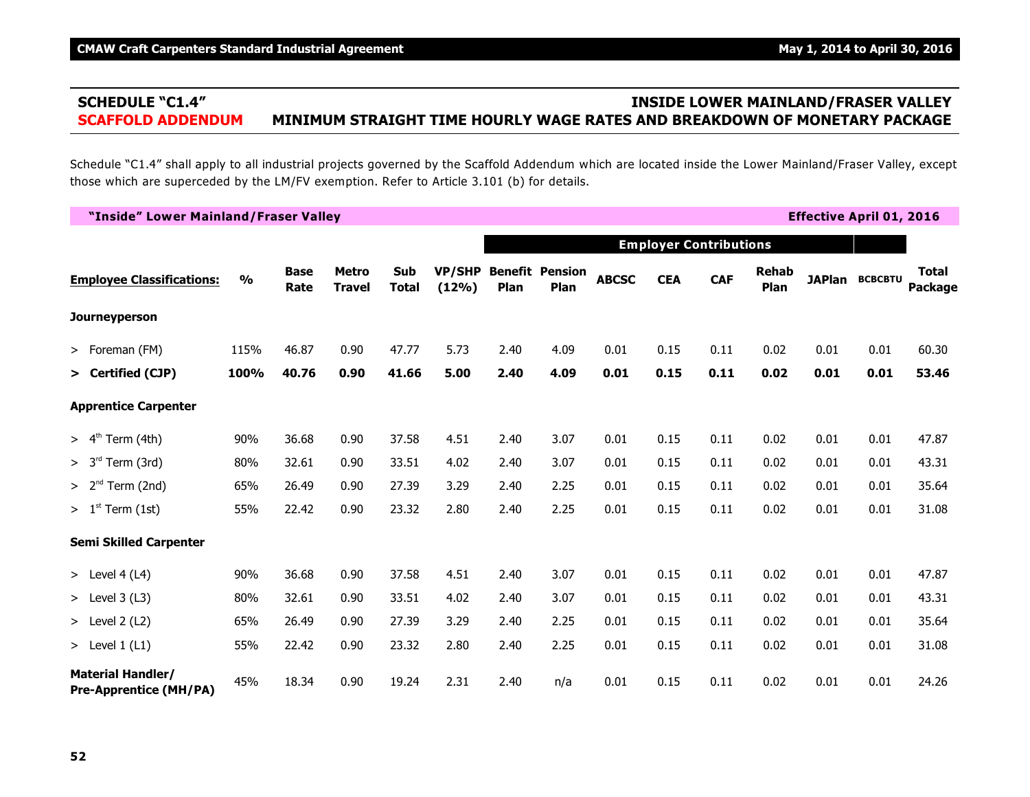## SCHEDULE "C1.4" — INSIDE LOWER MAINLAND/FRASER VALLEY

## SCAFFOLD ADDENDUM — MINIMUM STRAIGHT TIME HOURLY WAGE RATES AND BREAKDOWN OF MONETARY PACKAGE

Schedule "C1.4" shall apply to all industrial projects governed by the Scaffold Addendum which are located inside the Lower Mainland/Fraser Valley, except those which are superceded by the LM/FV exemption. Refer to Article 3.101 (b) for details.

**"Inside" Lower Mainland/Fraser Valley** — **Effective April 01, 2016**

| Employee Classifications: | % | Base Rate | Metro Travel | Sub Total | VP/SHP (12%) | Employer Contributions | | | | | | | | Total Package |
|---|---|---|---|---|---|---|---|---|---|---|---|---|---|---|
| | | | | | | Benefit Plan | Pension Plan | ABCSC | CEA | CAF | Rehab Plan | JAPlan | BCBCBTU | |
| **Journeyperson** | | | | | | | | | | | | | | |
| > Foreman (FM) | 115% | 46.87 | 0.90 | 47.77 | 5.73 | 2.40 | 4.09 | 0.01 | 0.15 | 0.11 | 0.02 | 0.01 | 0.01 | 60.30 |
| **> Certified (CJP)** | **100%** | **40.76** | **0.90** | **41.66** | **5.00** | **2.40** | **4.09** | **0.01** | **0.15** | **0.11** | **0.02** | **0.01** | **0.01** | **53.46** |
| **Apprentice Carpenter** | | | | | | | | | | | | | | |
| > 4th Term (4th) | 90% | 36.68 | 0.90 | 37.58 | 4.51 | 2.40 | 3.07 | 0.01 | 0.15 | 0.11 | 0.02 | 0.01 | 0.01 | 47.87 |
| > 3rd Term (3rd) | 80% | 32.61 | 0.90 | 33.51 | 4.02 | 2.40 | 3.07 | 0.01 | 0.15 | 0.11 | 0.02 | 0.01 | 0.01 | 43.31 |
| > 2nd Term (2nd) | 65% | 26.49 | 0.90 | 27.39 | 3.29 | 2.40 | 2.25 | 0.01 | 0.15 | 0.11 | 0.02 | 0.01 | 0.01 | 35.64 |
| > 1st Term (1st) | 55% | 22.42 | 0.90 | 23.32 | 2.80 | 2.40 | 2.25 | 0.01 | 0.15 | 0.11 | 0.02 | 0.01 | 0.01 | 31.08 |
| **Semi Skilled Carpenter** | | | | | | | | | | | | | | |
| > Level 4 (L4) | 90% | 36.68 | 0.90 | 37.58 | 4.51 | 2.40 | 3.07 | 0.01 | 0.15 | 0.11 | 0.02 | 0.01 | 0.01 | 47.87 |
| > Level 3 (L3) | 80% | 32.61 | 0.90 | 33.51 | 4.02 | 2.40 | 3.07 | 0.01 | 0.15 | 0.11 | 0.02 | 0.01 | 0.01 | 43.31 |
| > Level 2 (L2) | 65% | 26.49 | 0.90 | 27.39 | 3.29 | 2.40 | 2.25 | 0.01 | 0.15 | 0.11 | 0.02 | 0.01 | 0.01 | 35.64 |
| > Level 1 (L1) | 55% | 22.42 | 0.90 | 23.32 | 2.80 | 2.40 | 2.25 | 0.01 | 0.15 | 0.11 | 0.02 | 0.01 | 0.01 | 31.08 |
| **Material Handler/ Pre-Apprentice (MH/PA)** | 45% | 18.34 | 0.90 | 19.24 | 2.31 | 2.40 | n/a | 0.01 | 0.15 | 0.11 | 0.02 | 0.01 | 0.01 | 24.26 |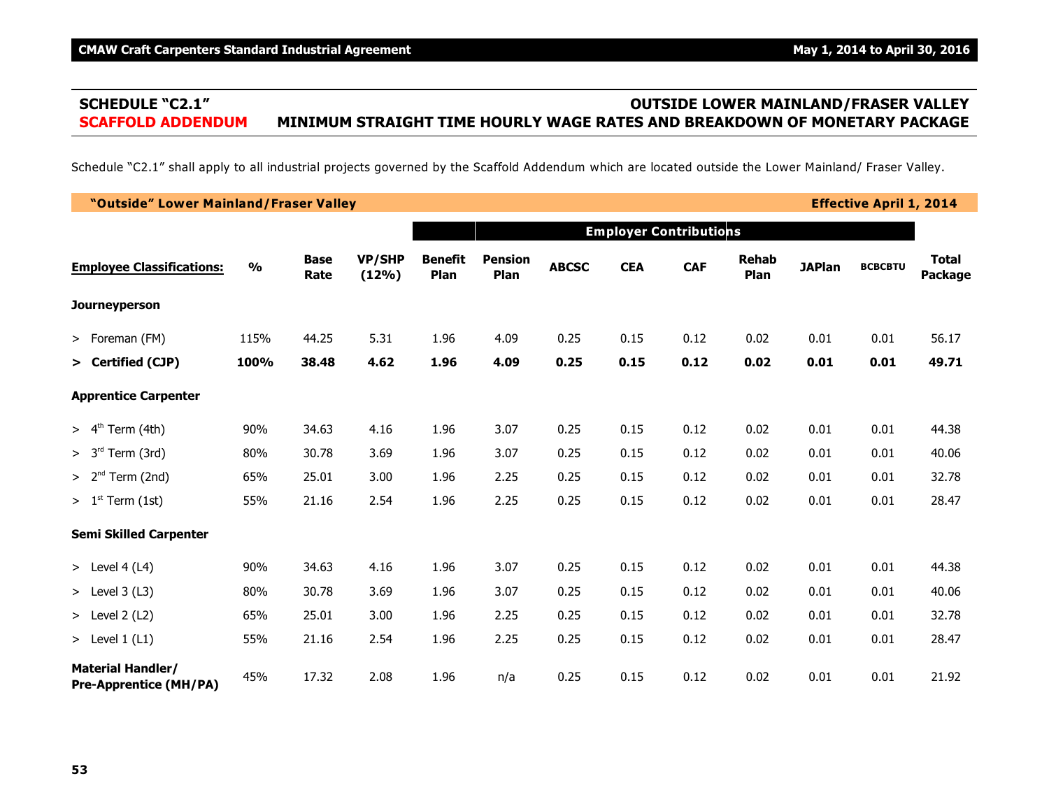## SCHEDULE "C2.1" — OUTSIDE LOWER MAINLAND/FRASER VALLEY

## SCAFFOLD ADDENDUM — MINIMUM STRAIGHT TIME HOURLY WAGE RATES AND BREAKDOWN OF MONETARY PACKAGE

Schedule "C2.1" shall apply to all industrial projects governed by the Scaffold Addendum which are located outside the Lower Mainland/ Fraser Valley.

**"Outside" Lower Mainland/Fraser Valley** — **Effective April 1, 2014**

| | | | | Employer Contributions | | | | | | | | |
|---|---|---|---|---|---|---|---|---|---|---|---|---|
| **Employee Classifications:** | **%** | **Base Rate** | **VP/SHP (12%)** | **Benefit Plan** | **Pension Plan** | **ABCSC** | **CEA** | **CAF** | **Rehab Plan** | **JAPlan** | **BCBCBTU** | **Total Package** |
| **Journeyperson** | | | | | | | | | | | | |
| > Foreman (FM) | 115% | 44.25 | 5.31 | 1.96 | 4.09 | 0.25 | 0.15 | 0.12 | 0.02 | 0.01 | 0.01 | 56.17 |
| **> Certified (CJP)** | **100%** | **38.48** | **4.62** | **1.96** | **4.09** | **0.25** | **0.15** | **0.12** | **0.02** | **0.01** | **0.01** | **49.71** |
| **Apprentice Carpenter** | | | | | | | | | | | | |
| > 4th Term (4th) | 90% | 34.63 | 4.16 | 1.96 | 3.07 | 0.25 | 0.15 | 0.12 | 0.02 | 0.01 | 0.01 | 44.38 |
| > 3rd Term (3rd) | 80% | 30.78 | 3.69 | 1.96 | 3.07 | 0.25 | 0.15 | 0.12 | 0.02 | 0.01 | 0.01 | 40.06 |
| > 2nd Term (2nd) | 65% | 25.01 | 3.00 | 1.96 | 2.25 | 0.25 | 0.15 | 0.12 | 0.02 | 0.01 | 0.01 | 32.78 |
| > 1st Term (1st) | 55% | 21.16 | 2.54 | 1.96 | 2.25 | 0.25 | 0.15 | 0.12 | 0.02 | 0.01 | 0.01 | 28.47 |
| **Semi Skilled Carpenter** | | | | | | | | | | | | |
| > Level 4 (L4) | 90% | 34.63 | 4.16 | 1.96 | 3.07 | 0.25 | 0.15 | 0.12 | 0.02 | 0.01 | 0.01 | 44.38 |
| > Level 3 (L3) | 80% | 30.78 | 3.69 | 1.96 | 3.07 | 0.25 | 0.15 | 0.12 | 0.02 | 0.01 | 0.01 | 40.06 |
| > Level 2 (L2) | 65% | 25.01 | 3.00 | 1.96 | 2.25 | 0.25 | 0.15 | 0.12 | 0.02 | 0.01 | 0.01 | 32.78 |
| > Level 1 (L1) | 55% | 21.16 | 2.54 | 1.96 | 2.25 | 0.25 | 0.15 | 0.12 | 0.02 | 0.01 | 0.01 | 28.47 |
| **Material Handler/ Pre-Apprentice (MH/PA)** | 45% | 17.32 | 2.08 | 1.96 | n/a | 0.25 | 0.15 | 0.12 | 0.02 | 0.01 | 0.01 | 21.92 |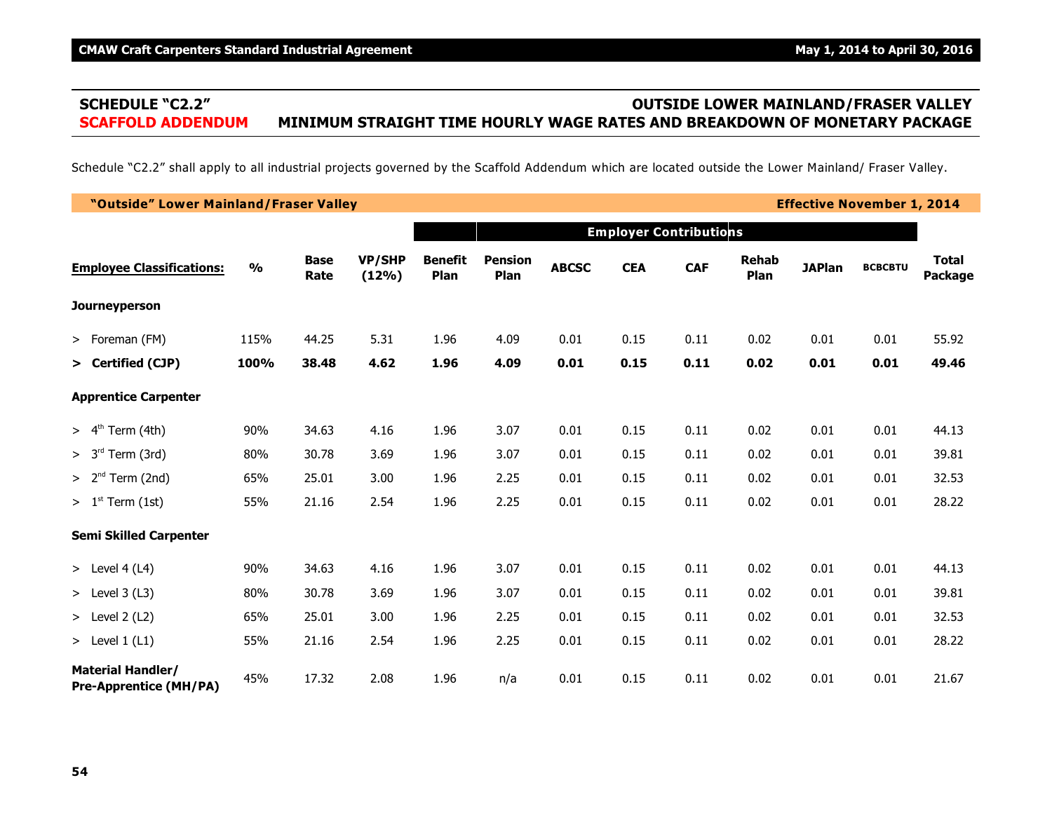## SCHEDULE "C2.2" OUTSIDE LOWER MAINLAND/FRASER VALLEY

## SCAFFOLD ADDENDUM MINIMUM STRAIGHT TIME HOURLY WAGE RATES AND BREAKDOWN OF MONETARY PACKAGE

Schedule "C2.2" shall apply to all industrial projects governed by the Scaffold Addendum which are located outside the Lower Mainland/ Fraser Valley.

**"Outside" Lower Mainland/Fraser Valley** **Effective November 1, 2014**

| | | | | Employer Contributions | | | | | | | | |
|---|---|---|---|---|---|---|---|---|---|---|---|---|
| **Employee Classifications:** | **%** | **Base Rate** | **VP/SHP (12%)** | **Benefit Plan** | **Pension Plan** | **ABCSC** | **CEA** | **CAF** | **Rehab Plan** | **JAPlan** | **BCBCBTU** | **Total Package** |
| **Journeyperson** | | | | | | | | | | | | |
| > Foreman (FM) | 115% | 44.25 | 5.31 | 1.96 | 4.09 | 0.01 | 0.15 | 0.11 | 0.02 | 0.01 | 0.01 | 55.92 |
| **> Certified (CJP)** | **100%** | **38.48** | **4.62** | **1.96** | **4.09** | **0.01** | **0.15** | **0.11** | **0.02** | **0.01** | **0.01** | **49.46** |
| **Apprentice Carpenter** | | | | | | | | | | | | |
| > 4th Term (4th) | 90% | 34.63 | 4.16 | 1.96 | 3.07 | 0.01 | 0.15 | 0.11 | 0.02 | 0.01 | 0.01 | 44.13 |
| > 3rd Term (3rd) | 80% | 30.78 | 3.69 | 1.96 | 3.07 | 0.01 | 0.15 | 0.11 | 0.02 | 0.01 | 0.01 | 39.81 |
| > 2nd Term (2nd) | 65% | 25.01 | 3.00 | 1.96 | 2.25 | 0.01 | 0.15 | 0.11 | 0.02 | 0.01 | 0.01 | 32.53 |
| > 1st Term (1st) | 55% | 21.16 | 2.54 | 1.96 | 2.25 | 0.01 | 0.15 | 0.11 | 0.02 | 0.01 | 0.01 | 28.22 |
| **Semi Skilled Carpenter** | | | | | | | | | | | | |
| > Level 4 (L4) | 90% | 34.63 | 4.16 | 1.96 | 3.07 | 0.01 | 0.15 | 0.11 | 0.02 | 0.01 | 0.01 | 44.13 |
| > Level 3 (L3) | 80% | 30.78 | 3.69 | 1.96 | 3.07 | 0.01 | 0.15 | 0.11 | 0.02 | 0.01 | 0.01 | 39.81 |
| > Level 2 (L2) | 65% | 25.01 | 3.00 | 1.96 | 2.25 | 0.01 | 0.15 | 0.11 | 0.02 | 0.01 | 0.01 | 32.53 |
| > Level 1 (L1) | 55% | 21.16 | 2.54 | 1.96 | 2.25 | 0.01 | 0.15 | 0.11 | 0.02 | 0.01 | 0.01 | 28.22 |
| **Material Handler/ Pre-Apprentice (MH/PA)** | 45% | 17.32 | 2.08 | 1.96 | n/a | 0.01 | 0.15 | 0.11 | 0.02 | 0.01 | 0.01 | 21.67 |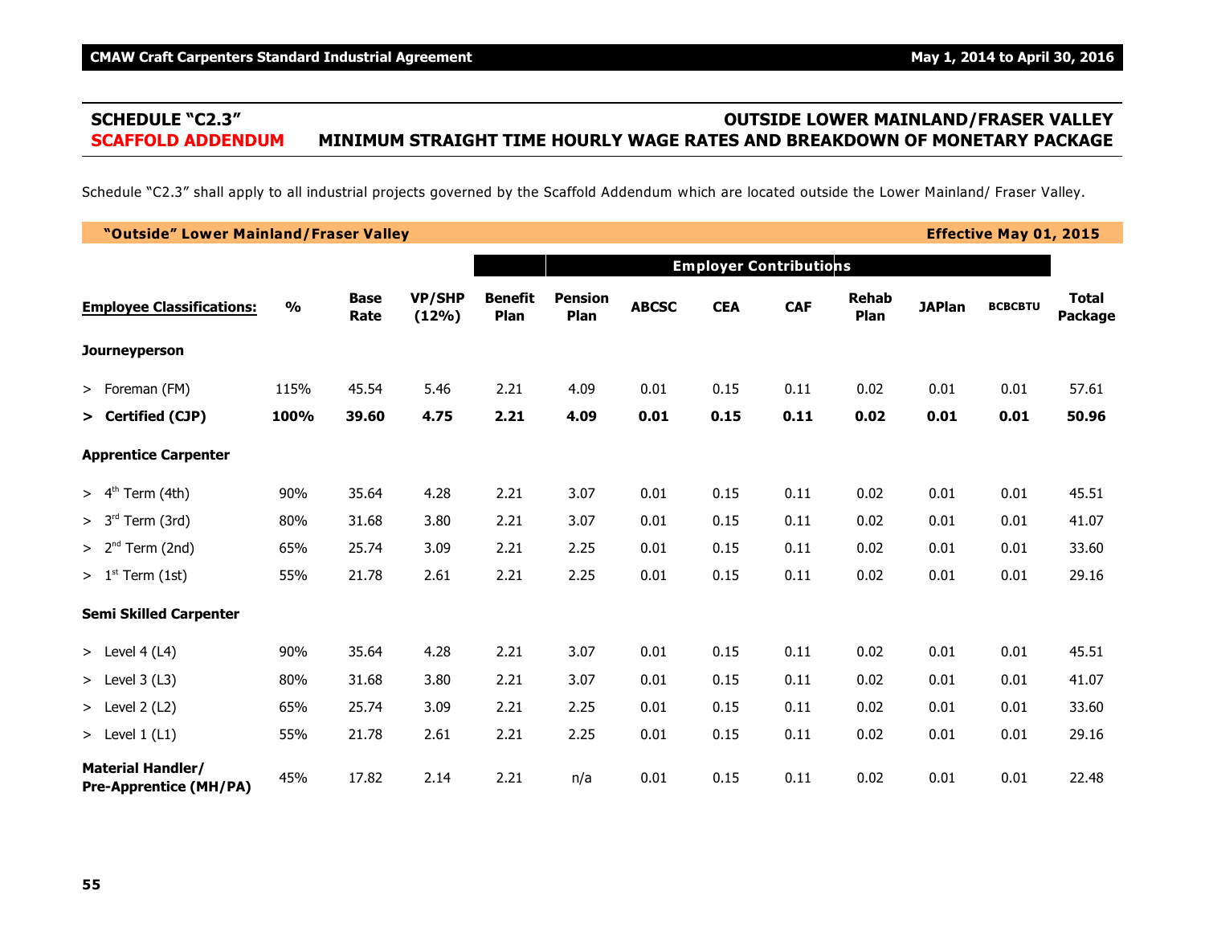## SCHEDULE "C2.3" — OUTSIDE LOWER MAINLAND/FRASER VALLEY

## SCAFFOLD ADDENDUM — MINIMUM STRAIGHT TIME HOURLY WAGE RATES AND BREAKDOWN OF MONETARY PACKAGE

Schedule "C2.3" shall apply to all industrial projects governed by the Scaffold Addendum which are located outside the Lower Mainland/ Fraser Valley.

**"Outside" Lower Mainland/Fraser Valley** — **Effective May 01, 2015**

| | | | | Employer Contributions | | | | | | | | |
|---|---|---|---|---|---|---|---|---|---|---|---|---|
| **Employee Classifications:** | **%** | **Base Rate** | **VP/SHP (12%)** | **Benefit Plan** | **Pension Plan** | **ABCSC** | **CEA** | **CAF** | **Rehab Plan** | **JAPlan** | **BCBCBTU** | **Total Package** |
| **Journeyperson** | | | | | | | | | | | | |
| > Foreman (FM) | 115% | 45.54 | 5.46 | 2.21 | 4.09 | 0.01 | 0.15 | 0.11 | 0.02 | 0.01 | 0.01 | 57.61 |
| **> Certified (CJP)** | **100%** | **39.60** | **4.75** | **2.21** | **4.09** | **0.01** | **0.15** | **0.11** | **0.02** | **0.01** | **0.01** | **50.96** |
| **Apprentice Carpenter** | | | | | | | | | | | | |
| > 4th Term (4th) | 90% | 35.64 | 4.28 | 2.21 | 3.07 | 0.01 | 0.15 | 0.11 | 0.02 | 0.01 | 0.01 | 45.51 |
| > 3rd Term (3rd) | 80% | 31.68 | 3.80 | 2.21 | 3.07 | 0.01 | 0.15 | 0.11 | 0.02 | 0.01 | 0.01 | 41.07 |
| > 2nd Term (2nd) | 65% | 25.74 | 3.09 | 2.21 | 2.25 | 0.01 | 0.15 | 0.11 | 0.02 | 0.01 | 0.01 | 33.60 |
| > 1st Term (1st) | 55% | 21.78 | 2.61 | 2.21 | 2.25 | 0.01 | 0.15 | 0.11 | 0.02 | 0.01 | 0.01 | 29.16 |
| **Semi Skilled Carpenter** | | | | | | | | | | | | |
| > Level 4 (L4) | 90% | 35.64 | 4.28 | 2.21 | 3.07 | 0.01 | 0.15 | 0.11 | 0.02 | 0.01 | 0.01 | 45.51 |
| > Level 3 (L3) | 80% | 31.68 | 3.80 | 2.21 | 3.07 | 0.01 | 0.15 | 0.11 | 0.02 | 0.01 | 0.01 | 41.07 |
| > Level 2 (L2) | 65% | 25.74 | 3.09 | 2.21 | 2.25 | 0.01 | 0.15 | 0.11 | 0.02 | 0.01 | 0.01 | 33.60 |
| > Level 1 (L1) | 55% | 21.78 | 2.61 | 2.21 | 2.25 | 0.01 | 0.15 | 0.11 | 0.02 | 0.01 | 0.01 | 29.16 |
| **Material Handler/ Pre-Apprentice (MH/PA)** | 45% | 17.82 | 2.14 | 2.21 | n/a | 0.01 | 0.15 | 0.11 | 0.02 | 0.01 | 0.01 | 22.48 |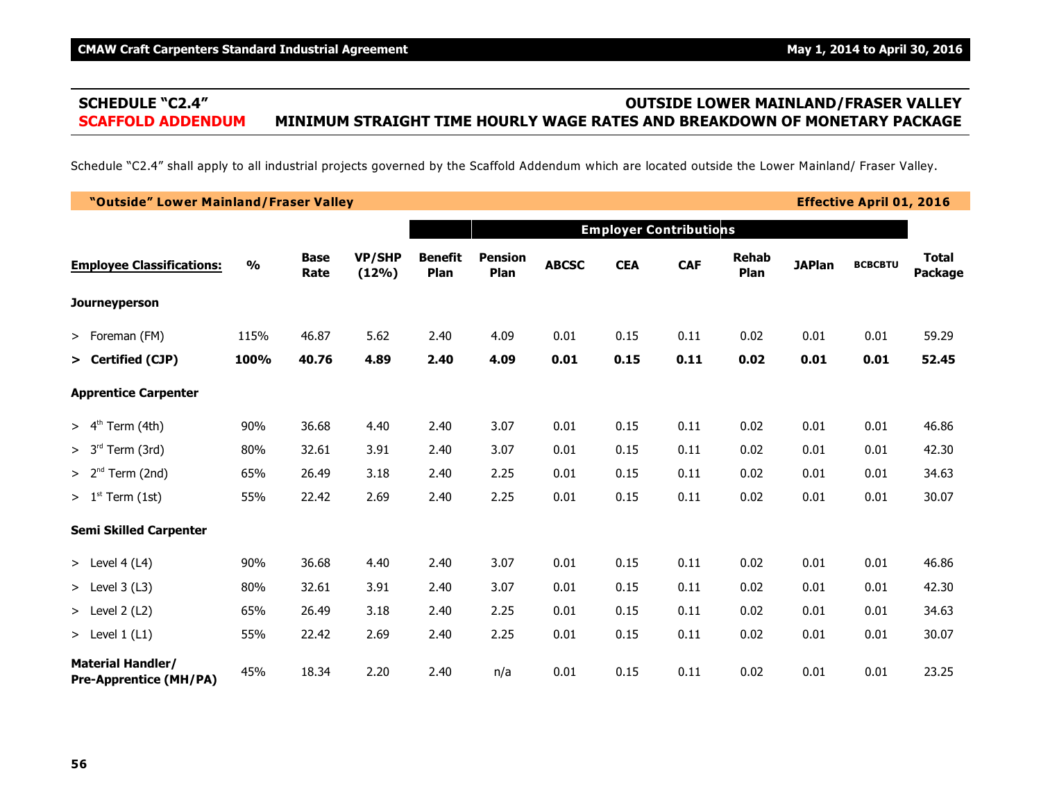## SCHEDULE "C2.4" OUTSIDE LOWER MAINLAND/FRASER VALLEY

## SCAFFOLD ADDENDUM MINIMUM STRAIGHT TIME HOURLY WAGE RATES AND BREAKDOWN OF MONETARY PACKAGE

Schedule "C2.4" shall apply to all industrial projects governed by the Scaffold Addendum which are located outside the Lower Mainland/ Fraser Valley.

**"Outside" Lower Mainland/Fraser Valley** — **Effective April 01, 2016**

| Employee Classifications: | % | Base Rate | VP/SHP (12%) | Employer Contributions | | | | | | | | Total Package |
|---|---|---|---|---|---|---|---|---|---|---|---|---|
| | | | | Benefit Plan | Pension Plan | ABCSC | CEA | CAF | Rehab Plan | JAPlan | BCBCBTU | |
| **Journeyperson** | | | | | | | | | | | | |
| > Foreman (FM) | 115% | 46.87 | 5.62 | 2.40 | 4.09 | 0.01 | 0.15 | 0.11 | 0.02 | 0.01 | 0.01 | 59.29 |
| **> Certified (CJP)** | **100%** | **40.76** | **4.89** | **2.40** | **4.09** | **0.01** | **0.15** | **0.11** | **0.02** | **0.01** | **0.01** | **52.45** |
| **Apprentice Carpenter** | | | | | | | | | | | | |
| > 4th Term (4th) | 90% | 36.68 | 4.40 | 2.40 | 3.07 | 0.01 | 0.15 | 0.11 | 0.02 | 0.01 | 0.01 | 46.86 |
| > 3rd Term (3rd) | 80% | 32.61 | 3.91 | 2.40 | 3.07 | 0.01 | 0.15 | 0.11 | 0.02 | 0.01 | 0.01 | 42.30 |
| > 2nd Term (2nd) | 65% | 26.49 | 3.18 | 2.40 | 2.25 | 0.01 | 0.15 | 0.11 | 0.02 | 0.01 | 0.01 | 34.63 |
| > 1st Term (1st) | 55% | 22.42 | 2.69 | 2.40 | 2.25 | 0.01 | 0.15 | 0.11 | 0.02 | 0.01 | 0.01 | 30.07 |
| **Semi Skilled Carpenter** | | | | | | | | | | | | |
| > Level 4 (L4) | 90% | 36.68 | 4.40 | 2.40 | 3.07 | 0.01 | 0.15 | 0.11 | 0.02 | 0.01 | 0.01 | 46.86 |
| > Level 3 (L3) | 80% | 32.61 | 3.91 | 2.40 | 3.07 | 0.01 | 0.15 | 0.11 | 0.02 | 0.01 | 0.01 | 42.30 |
| > Level 2 (L2) | 65% | 26.49 | 3.18 | 2.40 | 2.25 | 0.01 | 0.15 | 0.11 | 0.02 | 0.01 | 0.01 | 34.63 |
| > Level 1 (L1) | 55% | 22.42 | 2.69 | 2.40 | 2.25 | 0.01 | 0.15 | 0.11 | 0.02 | 0.01 | 0.01 | 30.07 |
| **Material Handler/ Pre-Apprentice (MH/PA)** | 45% | 18.34 | 2.20 | 2.40 | n/a | 0.01 | 0.15 | 0.11 | 0.02 | 0.01 | 0.01 | 23.25 |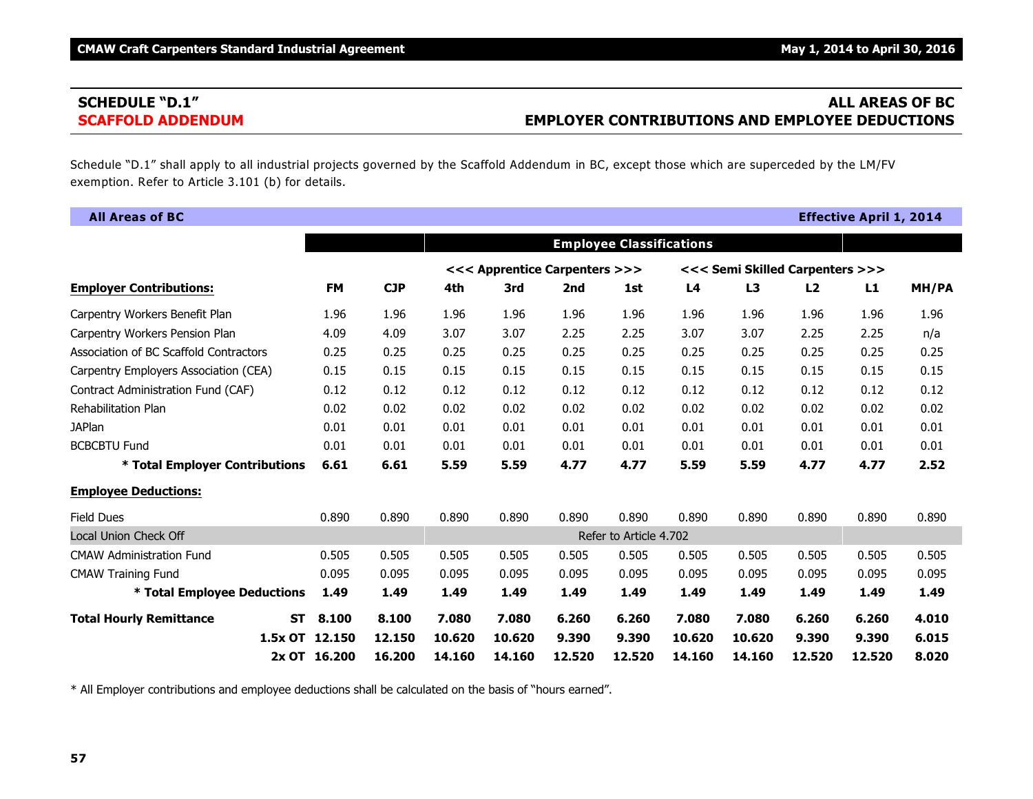## SCHEDULE "D.1"
## SCAFFOLD ADDENDUM

## ALL AREAS OF BC
## EMPLOYER CONTRIBUTIONS AND EMPLOYEE DEDUCTIONS

Schedule "D.1" shall apply to all industrial projects governed by the Scaffold Addendum in BC, except those which are superceded by the LM/FV exemption. Refer to Article 3.101 (b) for details.

**All Areas of BC** — **Effective April 1, 2014**

| | | | | Employee Classifications | | | | | | | | |
|---|---|---|---|---|---|---|---|---|---|---|---|---|
| | | | | <<< Apprentice Carpenters >>> | | | | <<< Semi Skilled Carpenters >>> | | | | |
| **Employer Contributions:** | | **FM** | **CJP** | **4th** | **3rd** | **2nd** | **1st** | **L4** | **L3** | **L2** | **L1** | **MH/PA** |
| Carpentry Workers Benefit Plan | | 1.96 | 1.96 | 1.96 | 1.96 | 1.96 | 1.96 | 1.96 | 1.96 | 1.96 | 1.96 | 1.96 |
| Carpentry Workers Pension Plan | | 4.09 | 4.09 | 3.07 | 3.07 | 2.25 | 2.25 | 3.07 | 3.07 | 2.25 | 2.25 | n/a |
| Association of BC Scaffold Contractors | | 0.25 | 0.25 | 0.25 | 0.25 | 0.25 | 0.25 | 0.25 | 0.25 | 0.25 | 0.25 | 0.25 |
| Carpentry Employers Association (CEA) | | 0.15 | 0.15 | 0.15 | 0.15 | 0.15 | 0.15 | 0.15 | 0.15 | 0.15 | 0.15 | 0.15 |
| Contract Administration Fund (CAF) | | 0.12 | 0.12 | 0.12 | 0.12 | 0.12 | 0.12 | 0.12 | 0.12 | 0.12 | 0.12 | 0.12 |
| Rehabilitation Plan | | 0.02 | 0.02 | 0.02 | 0.02 | 0.02 | 0.02 | 0.02 | 0.02 | 0.02 | 0.02 | 0.02 |
| JAPlan | | 0.01 | 0.01 | 0.01 | 0.01 | 0.01 | 0.01 | 0.01 | 0.01 | 0.01 | 0.01 | 0.01 |
| BCBCBTU Fund | | 0.01 | 0.01 | 0.01 | 0.01 | 0.01 | 0.01 | 0.01 | 0.01 | 0.01 | 0.01 | 0.01 |
| **\* Total Employer Contributions** | | **6.61** | **6.61** | **5.59** | **5.59** | **4.77** | **4.77** | **5.59** | **5.59** | **4.77** | **4.77** | **2.52** |
| **Employee Deductions:** | | | | | | | | | | | | |
| Field Dues | | 0.890 | 0.890 | 0.890 | 0.890 | 0.890 | 0.890 | 0.890 | 0.890 | 0.890 | 0.890 | 0.890 |
| Local Union Check Off | | | | Refer to Article 4.702 | | | | | | | | |
| CMAW Administration Fund | | 0.505 | 0.505 | 0.505 | 0.505 | 0.505 | 0.505 | 0.505 | 0.505 | 0.505 | 0.505 | 0.505 |
| CMAW Training Fund | | 0.095 | 0.095 | 0.095 | 0.095 | 0.095 | 0.095 | 0.095 | 0.095 | 0.095 | 0.095 | 0.095 |
| **\* Total Employee Deductions** | | **1.49** | **1.49** | **1.49** | **1.49** | **1.49** | **1.49** | **1.49** | **1.49** | **1.49** | **1.49** | **1.49** |
| **Total Hourly Remittance** | **ST** | **8.100** | **8.100** | **7.080** | **7.080** | **6.260** | **6.260** | **7.080** | **7.080** | **6.260** | **6.260** | **4.010** |
| | **1.5x OT** | **12.150** | **12.150** | **10.620** | **10.620** | **9.390** | **9.390** | **10.620** | **10.620** | **9.390** | **9.390** | **6.015** |
| | **2x OT** | **16.200** | **16.200** | **14.160** | **14.160** | **12.520** | **12.520** | **14.160** | **14.160** | **12.520** | **12.520** | **8.020** |

\* All Employer contributions and employee deductions shall be calculated on the basis of "hours earned".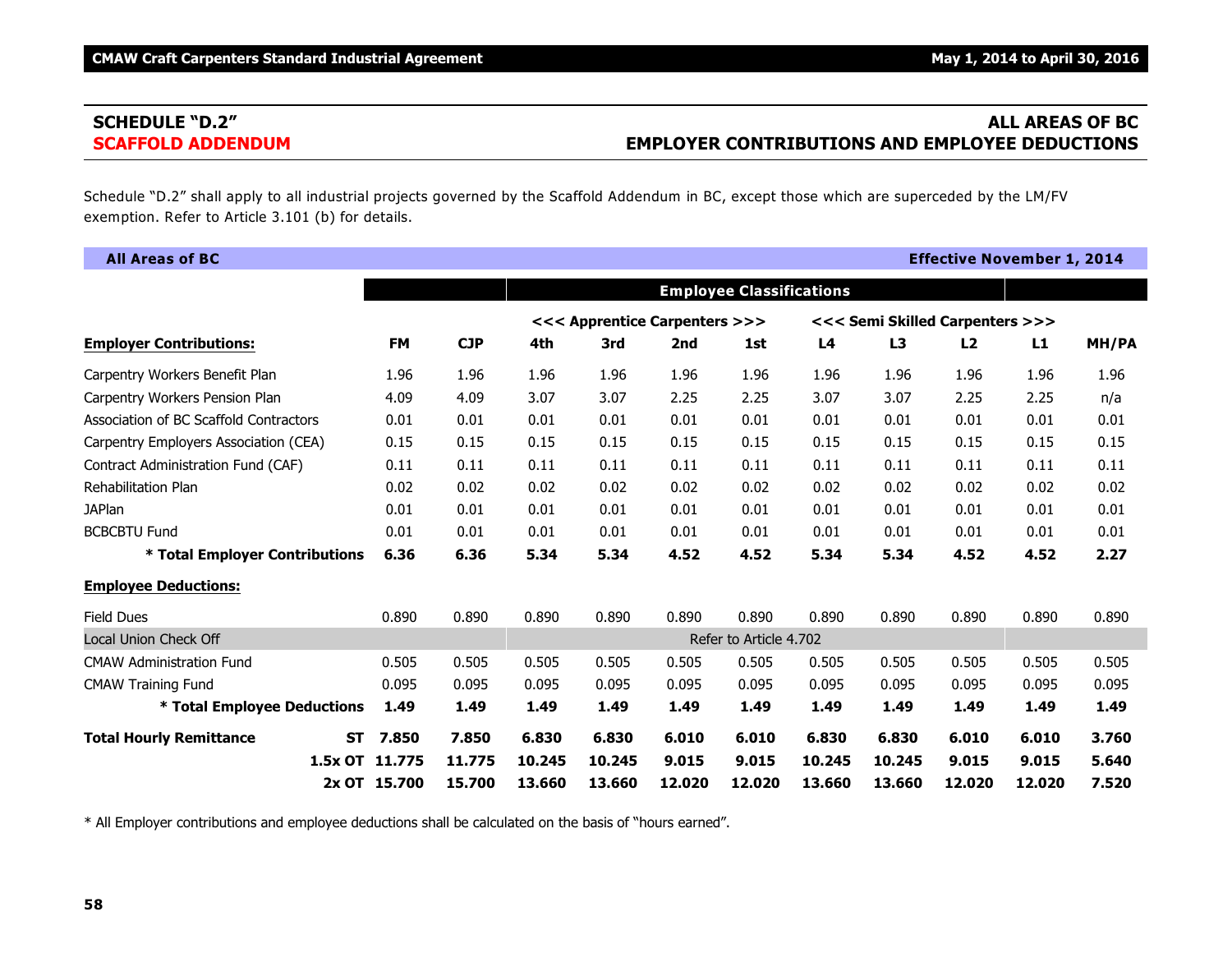## SCHEDULE "D.2" — ALL AREAS OF BC

## SCAFFOLD ADDENDUM — EMPLOYER CONTRIBUTIONS AND EMPLOYEE DEDUCTIONS

Schedule "D.2" shall apply to all industrial projects governed by the Scaffold Addendum in BC, except those which are superceded by the LM/FV exemption. Refer to Article 3.101 (b) for details.

**All Areas of BC** — **Effective November 1, 2014**

| | | | Employee Classifications | | | | | | | | |
|---|---|---|---|---|---|---|---|---|---|---|---|
| | | | <<< Apprentice Carpenters >>> | | | | <<< Semi Skilled Carpenters >>> | | | | |
| **Employer Contributions:** | **FM** | **CJP** | **4th** | **3rd** | **2nd** | **1st** | **L4** | **L3** | **L2** | **L1** | **MH/PA** |
| Carpentry Workers Benefit Plan | 1.96 | 1.96 | 1.96 | 1.96 | 1.96 | 1.96 | 1.96 | 1.96 | 1.96 | 1.96 | 1.96 |
| Carpentry Workers Pension Plan | 4.09 | 4.09 | 3.07 | 3.07 | 2.25 | 2.25 | 3.07 | 3.07 | 2.25 | 2.25 | n/a |
| Association of BC Scaffold Contractors | 0.01 | 0.01 | 0.01 | 0.01 | 0.01 | 0.01 | 0.01 | 0.01 | 0.01 | 0.01 | 0.01 |
| Carpentry Employers Association (CEA) | 0.15 | 0.15 | 0.15 | 0.15 | 0.15 | 0.15 | 0.15 | 0.15 | 0.15 | 0.15 | 0.15 |
| Contract Administration Fund (CAF) | 0.11 | 0.11 | 0.11 | 0.11 | 0.11 | 0.11 | 0.11 | 0.11 | 0.11 | 0.11 | 0.11 |
| Rehabilitation Plan | 0.02 | 0.02 | 0.02 | 0.02 | 0.02 | 0.02 | 0.02 | 0.02 | 0.02 | 0.02 | 0.02 |
| JAPlan | 0.01 | 0.01 | 0.01 | 0.01 | 0.01 | 0.01 | 0.01 | 0.01 | 0.01 | 0.01 | 0.01 |
| BCBCBTU Fund | 0.01 | 0.01 | 0.01 | 0.01 | 0.01 | 0.01 | 0.01 | 0.01 | 0.01 | 0.01 | 0.01 |
| **\* Total Employer Contributions** | **6.36** | **6.36** | **5.34** | **5.34** | **4.52** | **4.52** | **5.34** | **5.34** | **4.52** | **4.52** | **2.27** |
| **Employee Deductions:** | | | | | | | | | | | |
| Field Dues | 0.890 | 0.890 | 0.890 | 0.890 | 0.890 | 0.890 | 0.890 | 0.890 | 0.890 | 0.890 | 0.890 |
| Local Union Check Off | | | Refer to Article 4.702 | | | | | | | | |
| CMAW Administration Fund | 0.505 | 0.505 | 0.505 | 0.505 | 0.505 | 0.505 | 0.505 | 0.505 | 0.505 | 0.505 | 0.505 |
| CMAW Training Fund | 0.095 | 0.095 | 0.095 | 0.095 | 0.095 | 0.095 | 0.095 | 0.095 | 0.095 | 0.095 | 0.095 |
| **\* Total Employee Deductions** | **1.49** | **1.49** | **1.49** | **1.49** | **1.49** | **1.49** | **1.49** | **1.49** | **1.49** | **1.49** | **1.49** |
| **Total Hourly Remittance ST** | **7.850** | **7.850** | **6.830** | **6.830** | **6.010** | **6.010** | **6.830** | **6.830** | **6.010** | **6.010** | **3.760** |
| **1.5x OT** | **11.775** | **11.775** | **10.245** | **10.245** | **9.015** | **9.015** | **10.245** | **10.245** | **9.015** | **9.015** | **5.640** |
| **2x OT** | **15.700** | **15.700** | **13.660** | **13.660** | **12.020** | **12.020** | **13.660** | **13.660** | **12.020** | **12.020** | **7.520** |

\* All Employer contributions and employee deductions shall be calculated on the basis of "hours earned".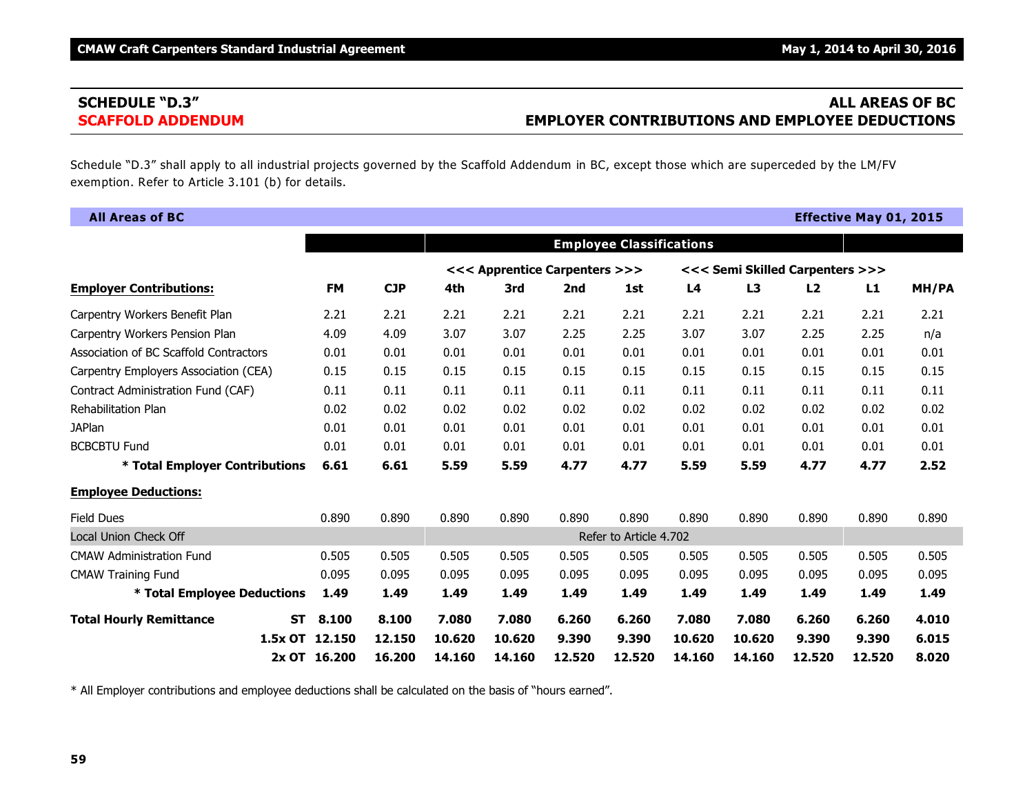## SCHEDULE "D.3"
## SCAFFOLD ADDENDUM

## ALL AREAS OF BC
## EMPLOYER CONTRIBUTIONS AND EMPLOYEE DEDUCTIONS

Schedule "D.3" shall apply to all industrial projects governed by the Scaffold Addendum in BC, except those which are superceded by the LM/FV exemption. Refer to Article 3.101 (b) for details.

**All Areas of BC** — **Effective May 01, 2015**

| | | | Employee Classifications | | | | | | | | |
|---|---|---|---|---|---|---|---|---|---|---|---|
| | | | <<< Apprentice Carpenters >>> | | | | <<< Semi Skilled Carpenters >>> | | | | |
| **Employer Contributions:** | **FM** | **CJP** | **4th** | **3rd** | **2nd** | **1st** | **L4** | **L3** | **L2** | **L1** | **MH/PA** |
| Carpentry Workers Benefit Plan | 2.21 | 2.21 | 2.21 | 2.21 | 2.21 | 2.21 | 2.21 | 2.21 | 2.21 | 2.21 | 2.21 |
| Carpentry Workers Pension Plan | 4.09 | 4.09 | 3.07 | 3.07 | 2.25 | 2.25 | 3.07 | 3.07 | 2.25 | 2.25 | n/a |
| Association of BC Scaffold Contractors | 0.01 | 0.01 | 0.01 | 0.01 | 0.01 | 0.01 | 0.01 | 0.01 | 0.01 | 0.01 | 0.01 |
| Carpentry Employers Association (CEA) | 0.15 | 0.15 | 0.15 | 0.15 | 0.15 | 0.15 | 0.15 | 0.15 | 0.15 | 0.15 | 0.15 |
| Contract Administration Fund (CAF) | 0.11 | 0.11 | 0.11 | 0.11 | 0.11 | 0.11 | 0.11 | 0.11 | 0.11 | 0.11 | 0.11 |
| Rehabilitation Plan | 0.02 | 0.02 | 0.02 | 0.02 | 0.02 | 0.02 | 0.02 | 0.02 | 0.02 | 0.02 | 0.02 |
| JAPlan | 0.01 | 0.01 | 0.01 | 0.01 | 0.01 | 0.01 | 0.01 | 0.01 | 0.01 | 0.01 | 0.01 |
| BCBCBTU Fund | 0.01 | 0.01 | 0.01 | 0.01 | 0.01 | 0.01 | 0.01 | 0.01 | 0.01 | 0.01 | 0.01 |
| **\* Total Employer Contributions** | **6.61** | **6.61** | **5.59** | **5.59** | **4.77** | **4.77** | **5.59** | **5.59** | **4.77** | **4.77** | **2.52** |
| **Employee Deductions:** | | | | | | | | | | | |
| Field Dues | 0.890 | 0.890 | 0.890 | 0.890 | 0.890 | 0.890 | 0.890 | 0.890 | 0.890 | 0.890 | 0.890 |
| Local Union Check Off | | | Refer to Article 4.702 | | | | | | | | |
| CMAW Administration Fund | 0.505 | 0.505 | 0.505 | 0.505 | 0.505 | 0.505 | 0.505 | 0.505 | 0.505 | 0.505 | 0.505 |
| CMAW Training Fund | 0.095 | 0.095 | 0.095 | 0.095 | 0.095 | 0.095 | 0.095 | 0.095 | 0.095 | 0.095 | 0.095 |
| **\* Total Employee Deductions** | **1.49** | **1.49** | **1.49** | **1.49** | **1.49** | **1.49** | **1.49** | **1.49** | **1.49** | **1.49** | **1.49** |
| **Total Hourly Remittance ST** | **8.100** | **8.100** | **7.080** | **7.080** | **6.260** | **6.260** | **7.080** | **7.080** | **6.260** | **6.260** | **4.010** |
| **1.5x OT** | **12.150** | **12.150** | **10.620** | **10.620** | **9.390** | **9.390** | **10.620** | **10.620** | **9.390** | **9.390** | **6.015** |
| **2x OT** | **16.200** | **16.200** | **14.160** | **14.160** | **12.520** | **12.520** | **14.160** | **14.160** | **12.520** | **12.520** | **8.020** |

\* All Employer contributions and employee deductions shall be calculated on the basis of "hours earned".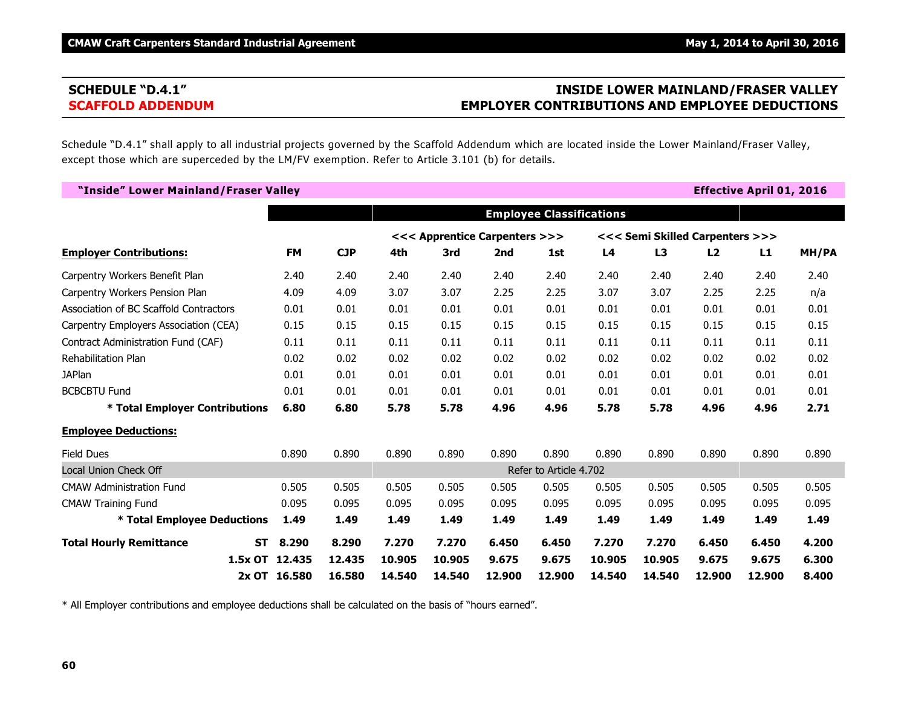## SCHEDULE "D.4.1" — SCAFFOLD ADDENDUM

## INSIDE LOWER MAINLAND/FRASER VALLEY EMPLOYER CONTRIBUTIONS AND EMPLOYEE DEDUCTIONS

Schedule "D.4.1" shall apply to all industrial projects governed by the Scaffold Addendum which are located inside the Lower Mainland/Fraser Valley, except those which are superceded by the LM/FV exemption. Refer to Article 3.101 (b) for details.

**"Inside" Lower Mainland/Fraser Valley** — **Effective April 01, 2016**

| | | | | | Employee Classifications | | | | | | |
|---|---|---|---|---|---|---|---|---|---|---|---|
| | | | <<< Apprentice Carpenters >>> | | | | <<< Semi Skilled Carpenters >>> | | | | |
| **Employer Contributions:** | **FM** | **CJP** | **4th** | **3rd** | **2nd** | **1st** | **L4** | **L3** | **L2** | **L1** | **MH/PA** |
| Carpentry Workers Benefit Plan | 2.40 | 2.40 | 2.40 | 2.40 | 2.40 | 2.40 | 2.40 | 2.40 | 2.40 | 2.40 | 2.40 |
| Carpentry Workers Pension Plan | 4.09 | 4.09 | 3.07 | 3.07 | 2.25 | 2.25 | 3.07 | 3.07 | 2.25 | 2.25 | n/a |
| Association of BC Scaffold Contractors | 0.01 | 0.01 | 0.01 | 0.01 | 0.01 | 0.01 | 0.01 | 0.01 | 0.01 | 0.01 | 0.01 |
| Carpentry Employers Association (CEA) | 0.15 | 0.15 | 0.15 | 0.15 | 0.15 | 0.15 | 0.15 | 0.15 | 0.15 | 0.15 | 0.15 |
| Contract Administration Fund (CAF) | 0.11 | 0.11 | 0.11 | 0.11 | 0.11 | 0.11 | 0.11 | 0.11 | 0.11 | 0.11 | 0.11 |
| Rehabilitation Plan | 0.02 | 0.02 | 0.02 | 0.02 | 0.02 | 0.02 | 0.02 | 0.02 | 0.02 | 0.02 | 0.02 |
| JAPlan | 0.01 | 0.01 | 0.01 | 0.01 | 0.01 | 0.01 | 0.01 | 0.01 | 0.01 | 0.01 | 0.01 |
| BCBCBTU Fund | 0.01 | 0.01 | 0.01 | 0.01 | 0.01 | 0.01 | 0.01 | 0.01 | 0.01 | 0.01 | 0.01 |
| **\* Total Employer Contributions** | **6.80** | **6.80** | **5.78** | **5.78** | **4.96** | **4.96** | **5.78** | **5.78** | **4.96** | **4.96** | **2.71** |
| **Employee Deductions:** | | | | | | | | | | | |
| Field Dues | 0.890 | 0.890 | 0.890 | 0.890 | 0.890 | 0.890 | 0.890 | 0.890 | 0.890 | 0.890 | 0.890 |
| Local Union Check Off | | | Refer to Article 4.702 | | | | | | | | |
| CMAW Administration Fund | 0.505 | 0.505 | 0.505 | 0.505 | 0.505 | 0.505 | 0.505 | 0.505 | 0.505 | 0.505 | 0.505 |
| CMAW Training Fund | 0.095 | 0.095 | 0.095 | 0.095 | 0.095 | 0.095 | 0.095 | 0.095 | 0.095 | 0.095 | 0.095 |
| **\* Total Employee Deductions** | **1.49** | **1.49** | **1.49** | **1.49** | **1.49** | **1.49** | **1.49** | **1.49** | **1.49** | **1.49** | **1.49** |
| **Total Hourly Remittance ST** | **8.290** | **8.290** | **7.270** | **7.270** | **6.450** | **6.450** | **7.270** | **7.270** | **6.450** | **6.450** | **4.200** |
| **1.5x OT** | **12.435** | **12.435** | **10.905** | **10.905** | **9.675** | **9.675** | **10.905** | **10.905** | **9.675** | **9.675** | **6.300** |
| **2x OT** | **16.580** | **16.580** | **14.540** | **14.540** | **12.900** | **12.900** | **14.540** | **14.540** | **12.900** | **12.900** | **8.400** |

\* All Employer contributions and employee deductions shall be calculated on the basis of "hours earned".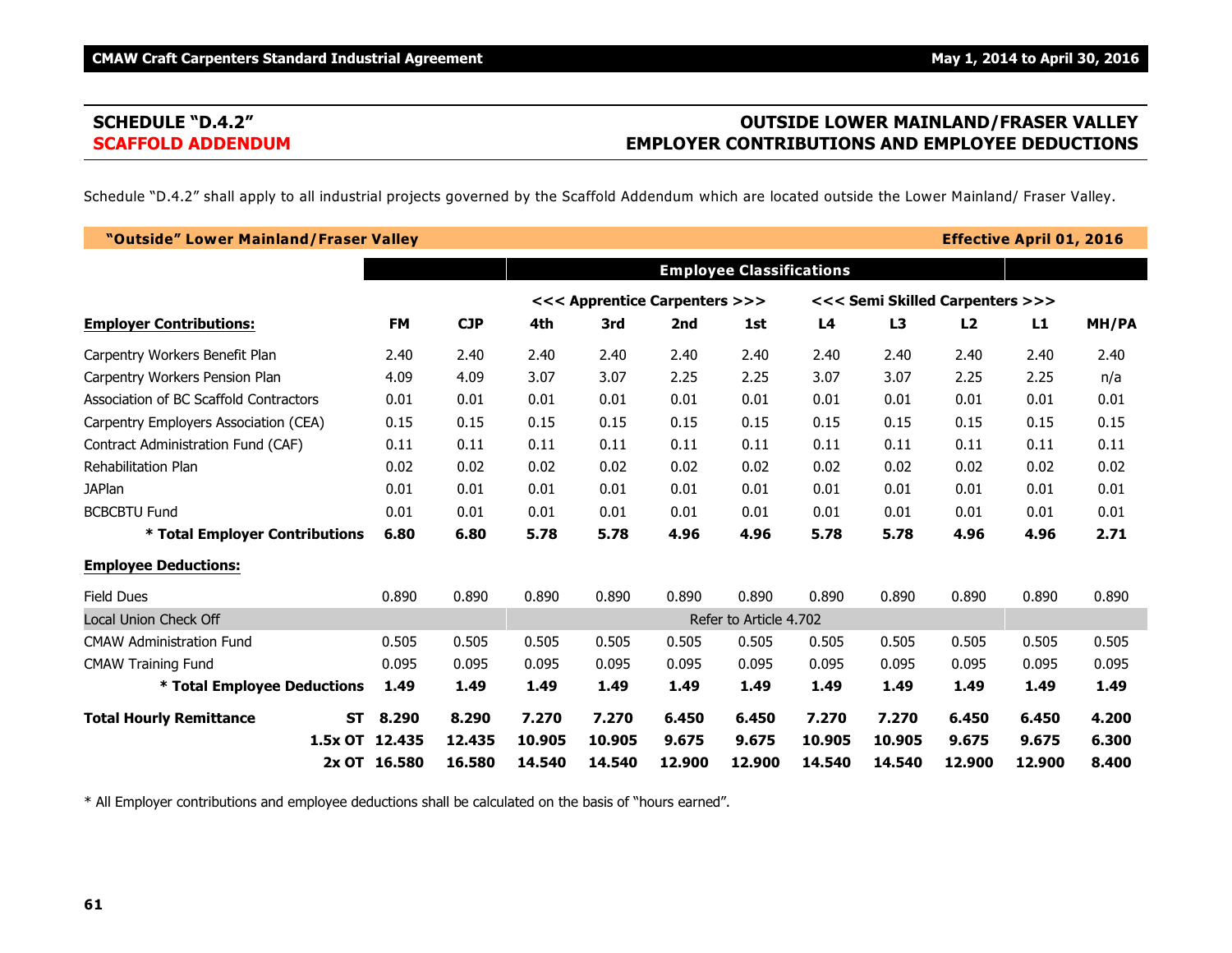## SCHEDULE "D.4.2"
## SCAFFOLD ADDENDUM

## OUTSIDE LOWER MAINLAND/FRASER VALLEY EMPLOYER CONTRIBUTIONS AND EMPLOYEE DEDUCTIONS

Schedule "D.4.2" shall apply to all industrial projects governed by the Scaffold Addendum which are located outside the Lower Mainland/ Fraser Valley.

**"Outside" Lower Mainland/Fraser Valley** — **Effective April 01, 2016**

| | | | **Employee Classifications** | | | | | | | | |
|---|---|---|---|---|---|---|---|---|---|---|---|
| | | | **<<< Apprentice Carpenters >>>** | | | | **<<< Semi Skilled Carpenters >>>** | | | | |
| **Employer Contributions:** | **FM** | **CJP** | **4th** | **3rd** | **2nd** | **1st** | **L4** | **L3** | **L2** | **L1** | **MH/PA** |
| Carpentry Workers Benefit Plan | 2.40 | 2.40 | 2.40 | 2.40 | 2.40 | 2.40 | 2.40 | 2.40 | 2.40 | 2.40 | 2.40 |
| Carpentry Workers Pension Plan | 4.09 | 4.09 | 3.07 | 3.07 | 2.25 | 2.25 | 3.07 | 3.07 | 2.25 | 2.25 | n/a |
| Association of BC Scaffold Contractors | 0.01 | 0.01 | 0.01 | 0.01 | 0.01 | 0.01 | 0.01 | 0.01 | 0.01 | 0.01 | 0.01 |
| Carpentry Employers Association (CEA) | 0.15 | 0.15 | 0.15 | 0.15 | 0.15 | 0.15 | 0.15 | 0.15 | 0.15 | 0.15 | 0.15 |
| Contract Administration Fund (CAF) | 0.11 | 0.11 | 0.11 | 0.11 | 0.11 | 0.11 | 0.11 | 0.11 | 0.11 | 0.11 | 0.11 |
| Rehabilitation Plan | 0.02 | 0.02 | 0.02 | 0.02 | 0.02 | 0.02 | 0.02 | 0.02 | 0.02 | 0.02 | 0.02 |
| JAPlan | 0.01 | 0.01 | 0.01 | 0.01 | 0.01 | 0.01 | 0.01 | 0.01 | 0.01 | 0.01 | 0.01 |
| BCBCBTU Fund | 0.01 | 0.01 | 0.01 | 0.01 | 0.01 | 0.01 | 0.01 | 0.01 | 0.01 | 0.01 | 0.01 |
| **\* Total Employer Contributions** | **6.80** | **6.80** | **5.78** | **5.78** | **4.96** | **4.96** | **5.78** | **5.78** | **4.96** | **4.96** | **2.71** |
| **Employee Deductions:** | | | | | | | | | | | |
| Field Dues | 0.890 | 0.890 | 0.890 | 0.890 | 0.890 | 0.890 | 0.890 | 0.890 | 0.890 | 0.890 | 0.890 |
| Local Union Check Off | | | Refer to Article 4.702 | | | | | | | | |
| CMAW Administration Fund | 0.505 | 0.505 | 0.505 | 0.505 | 0.505 | 0.505 | 0.505 | 0.505 | 0.505 | 0.505 | 0.505 |
| CMAW Training Fund | 0.095 | 0.095 | 0.095 | 0.095 | 0.095 | 0.095 | 0.095 | 0.095 | 0.095 | 0.095 | 0.095 |
| **\* Total Employee Deductions** | **1.49** | **1.49** | **1.49** | **1.49** | **1.49** | **1.49** | **1.49** | **1.49** | **1.49** | **1.49** | **1.49** |
| **Total Hourly Remittance ST** | **8.290** | **8.290** | **7.270** | **7.270** | **6.450** | **6.450** | **7.270** | **7.270** | **6.450** | **6.450** | **4.200** |
| **1.5x OT** | **12.435** | **12.435** | **10.905** | **10.905** | **9.675** | **9.675** | **10.905** | **10.905** | **9.675** | **9.675** | **6.300** |
| **2x OT** | **16.580** | **16.580** | **14.540** | **14.540** | **12.900** | **12.900** | **14.540** | **14.540** | **12.900** | **12.900** | **8.400** |

\* All Employer contributions and employee deductions shall be calculated on the basis of "hours earned".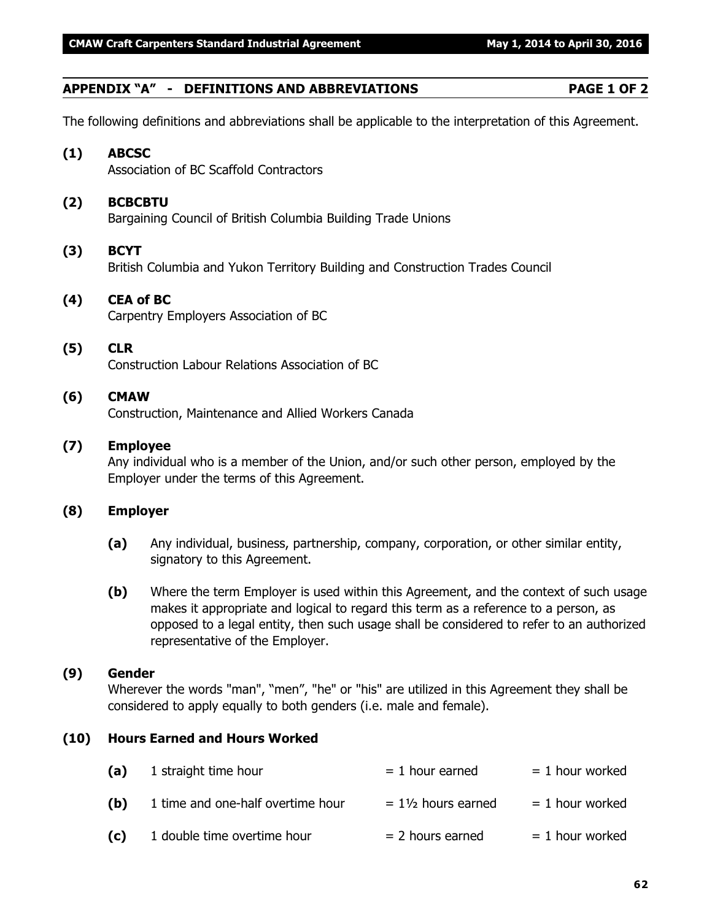## APPENDIX "A" - DEFINITIONS AND ABBREVIATIONS PAGE 1 OF 2

The following definitions and abbreviations shall be applicable to the interpretation of this Agreement.

**(1) ABCSC**
Association of BC Scaffold Contractors

**(2) BCBCBTU**
Bargaining Council of British Columbia Building Trade Unions

**(3) BCYT**
British Columbia and Yukon Territory Building and Construction Trades Council

**(4) CEA of BC**
Carpentry Employers Association of BC

**(5) CLR**
Construction Labour Relations Association of BC

**(6) CMAW**
Construction, Maintenance and Allied Workers Canada

**(7) Employee**
Any individual who is a member of the Union, and/or such other person, employed by the Employer under the terms of this Agreement.

**(8) Employer**

**(a)** Any individual, business, partnership, company, corporation, or other similar entity, signatory to this Agreement.

**(b)** Where the term Employer is used within this Agreement, and the context of such usage makes it appropriate and logical to regard this term as a reference to a person, as opposed to a legal entity, then such usage shall be considered to refer to an authorized representative of the Employer.

**(9) Gender**
Wherever the words "man", "men", "he" or "his" are utilized in this Agreement they shall be considered to apply equally to both genders (i.e. male and female).

**(10) Hours Earned and Hours Worked**

| | | | |
|---|---|---|---|
| **(a)** | 1 straight time hour | = 1 hour earned | = 1 hour worked |
| **(b)** | 1 time and one-half overtime hour | = 1½ hours earned | = 1 hour worked |
| **(c)** | 1 double time overtime hour | = 2 hours earned | = 1 hour worked |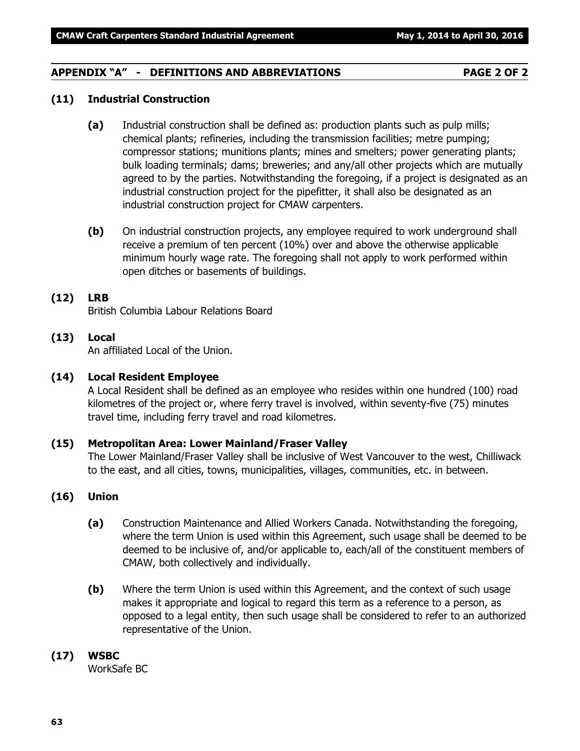## APPENDIX "A" - DEFINITIONS AND ABBREVIATIONS

### (11) Industrial Construction

**(a)** Industrial construction shall be defined as: production plants such as pulp mills; chemical plants; refineries, including the transmission facilities; metre pumping; compressor stations; munitions plants; mines and smelters; power generating plants; bulk loading terminals; dams; breweries; and any/all other projects which are mutually agreed to by the parties. Notwithstanding the foregoing, if a project is designated as an industrial construction project for the pipefitter, it shall also be designated as an industrial construction project for CMAW carpenters.

**(b)** On industrial construction projects, any employee required to work underground shall receive a premium of ten percent (10%) over and above the otherwise applicable minimum hourly wage rate. The foregoing shall not apply to work performed within open ditches or basements of buildings.

### (12) LRB

British Columbia Labour Relations Board

### (13) Local

An affiliated Local of the Union.

### (14) Local Resident Employee

A Local Resident shall be defined as an employee who resides within one hundred (100) road kilometres of the project or, where ferry travel is involved, within seventy-five (75) minutes travel time, including ferry travel and road kilometres.

### (15) Metropolitan Area: Lower Mainland/Fraser Valley

The Lower Mainland/Fraser Valley shall be inclusive of West Vancouver to the west, Chilliwack to the east, and all cities, towns, municipalities, villages, communities, etc. in between.

### (16) Union

**(a)** Construction Maintenance and Allied Workers Canada. Notwithstanding the foregoing, where the term Union is used within this Agreement, such usage shall be deemed to be deemed to be inclusive of, and/or applicable to, each/all of the constituent members of CMAW, both collectively and individually.

**(b)** Where the term Union is used within this Agreement, and the context of such usage makes it appropriate and logical to regard this term as a reference to a person, as opposed to a legal entity, then such usage shall be considered to refer to an authorized representative of the Union.

### (17) WSBC

WorkSafe BC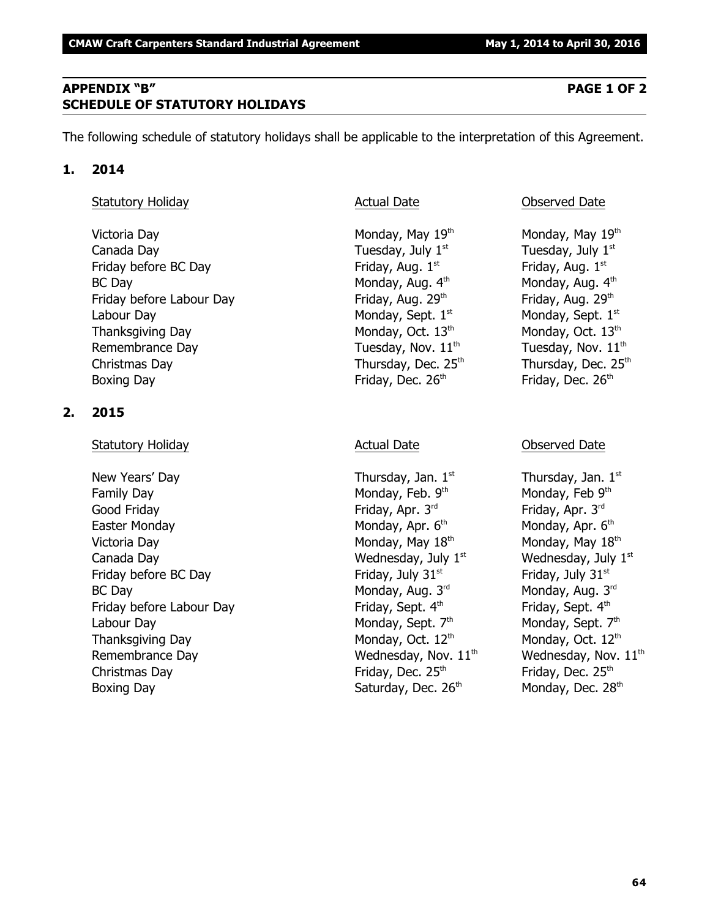## APPENDIX "B" PAGE 1 OF 2
## SCHEDULE OF STATUTORY HOLIDAYS

The following schedule of statutory holidays shall be applicable to the interpretation of this Agreement.

### 1. 2014

| Statutory Holiday | Actual Date | Observed Date |
|---|---|---|
| Victoria Day | Monday, May 19th | Monday, May 19th |
| Canada Day | Tuesday, July 1st | Tuesday, July 1st |
| Friday before BC Day | Friday, Aug. 1st | Friday, Aug. 1st |
| BC Day | Monday, Aug. 4th | Monday, Aug. 4th |
| Friday before Labour Day | Friday, Aug. 29th | Friday, Aug. 29th |
| Labour Day | Monday, Sept. 1st | Monday, Sept. 1st |
| Thanksgiving Day | Monday, Oct. 13th | Monday, Oct. 13th |
| Remembrance Day | Tuesday, Nov. 11th | Tuesday, Nov. 11th |
| Christmas Day | Thursday, Dec. 25th | Thursday, Dec. 25th |
| Boxing Day | Friday, Dec. 26th | Friday, Dec. 26th |

### 2. 2015

| Statutory Holiday | Actual Date | Observed Date |
|---|---|---|
| New Years' Day | Thursday, Jan. 1st | Thursday, Jan. 1st |
| Family Day | Monday, Feb. 9th | Monday, Feb 9th |
| Good Friday | Friday, Apr. 3rd | Friday, Apr. 3rd |
| Easter Monday | Monday, Apr. 6th | Monday, Apr. 6th |
| Victoria Day | Monday, May 18th | Monday, May 18th |
| Canada Day | Wednesday, July 1st | Wednesday, July 1st |
| Friday before BC Day | Friday, July 31st | Friday, July 31st |
| BC Day | Monday, Aug. 3rd | Monday, Aug. 3rd |
| Friday before Labour Day | Friday, Sept. 4th | Friday, Sept. 4th |
| Labour Day | Monday, Sept. 7th | Monday, Sept. 7th |
| Thanksgiving Day | Monday, Oct. 12th | Monday, Oct. 12th |
| Remembrance Day | Wednesday, Nov. 11th | Wednesday, Nov. 11th |
| Christmas Day | Friday, Dec. 25th | Friday, Dec. 25th |
| Boxing Day | Saturday, Dec. 26th | Monday, Dec. 28th |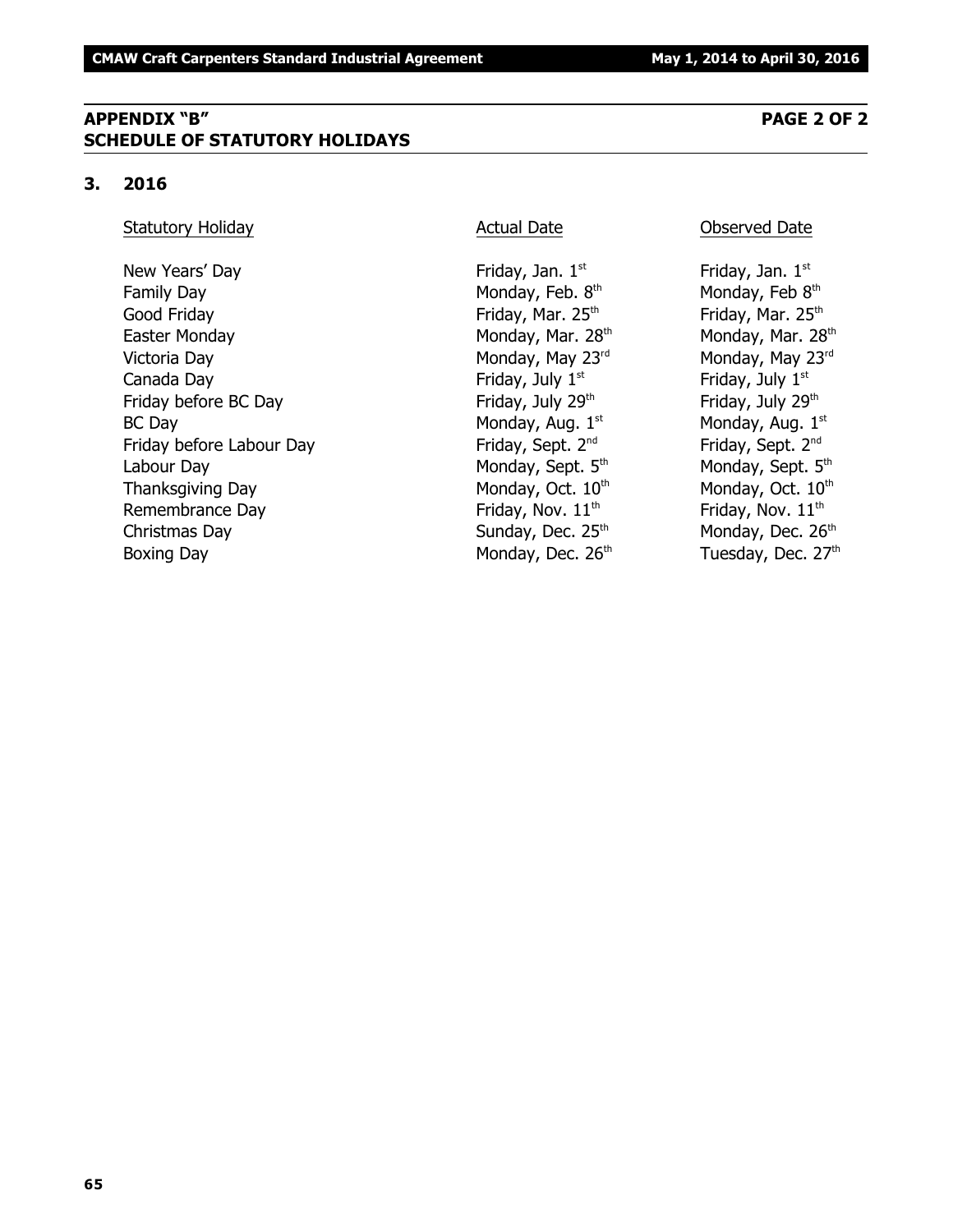## APPENDIX "B" — PAGE 2 OF 2
## SCHEDULE OF STATUTORY HOLIDAYS

### 3. 2016

| Statutory Holiday | Actual Date | Observed Date |
|---|---|---|
| New Years' Day | Friday, Jan. 1st | Friday, Jan. 1st |
| Family Day | Monday, Feb. 8th | Monday, Feb 8th |
| Good Friday | Friday, Mar. 25th | Friday, Mar. 25th |
| Easter Monday | Monday, Mar. 28th | Monday, Mar. 28th |
| Victoria Day | Monday, May 23rd | Monday, May 23rd |
| Canada Day | Friday, July 1st | Friday, July 1st |
| Friday before BC Day | Friday, July 29th | Friday, July 29th |
| BC Day | Monday, Aug. 1st | Monday, Aug. 1st |
| Friday before Labour Day | Friday, Sept. 2nd | Friday, Sept. 2nd |
| Labour Day | Monday, Sept. 5th | Monday, Sept. 5th |
| Thanksgiving Day | Monday, Oct. 10th | Monday, Oct. 10th |
| Remembrance Day | Friday, Nov. 11th | Friday, Nov. 11th |
| Christmas Day | Sunday, Dec. 25th | Monday, Dec. 26th |
| Boxing Day | Monday, Dec. 26th | Tuesday, Dec. 27th |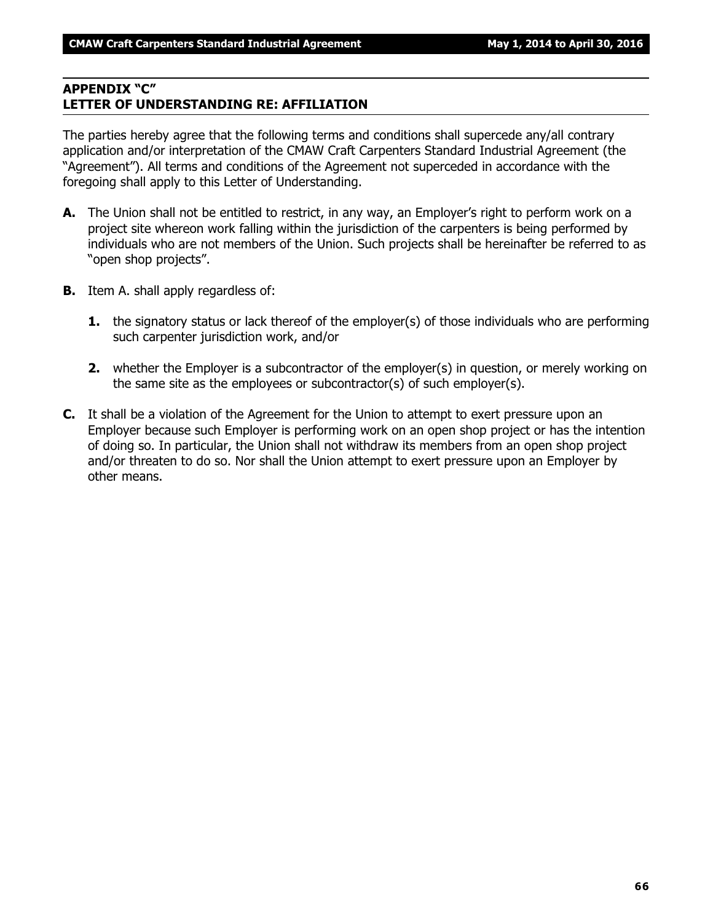## APPENDIX "C"
## LETTER OF UNDERSTANDING RE: AFFILIATION

The parties hereby agree that the following terms and conditions shall supercede any/all contrary application and/or interpretation of the CMAW Craft Carpenters Standard Industrial Agreement (the "Agreement"). All terms and conditions of the Agreement not superceded in accordance with the foregoing shall apply to this Letter of Understanding.

**A.** The Union shall not be entitled to restrict, in any way, an Employer's right to perform work on a project site whereon work falling within the jurisdiction of the carpenters is being performed by individuals who are not members of the Union. Such projects shall be hereinafter be referred to as "open shop projects".

**B.** Item A. shall apply regardless of:

**1.** the signatory status or lack thereof of the employer(s) of those individuals who are performing such carpenter jurisdiction work, and/or

**2.** whether the Employer is a subcontractor of the employer(s) in question, or merely working on the same site as the employees or subcontractor(s) of such employer(s).

**C.** It shall be a violation of the Agreement for the Union to attempt to exert pressure upon an Employer because such Employer is performing work on an open shop project or has the intention of doing so. In particular, the Union shall not withdraw its members from an open shop project and/or threaten to do so. Nor shall the Union attempt to exert pressure upon an Employer by other means.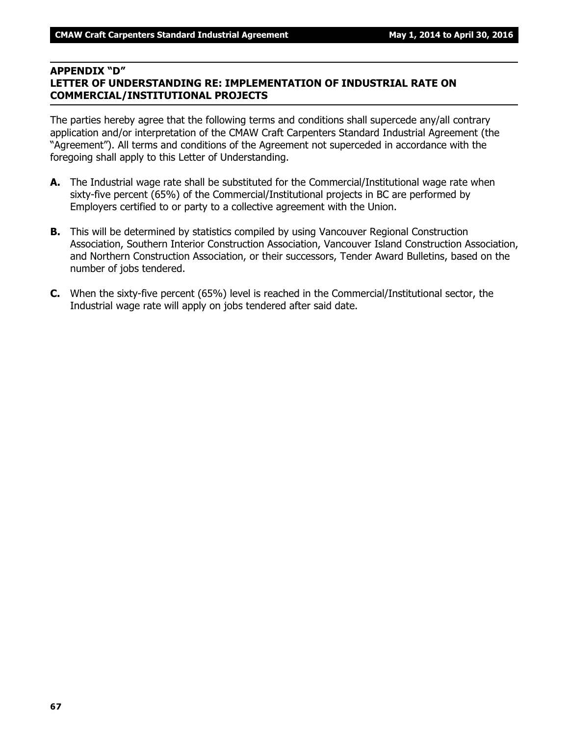## APPENDIX "D"
## LETTER OF UNDERSTANDING RE: IMPLEMENTATION OF INDUSTRIAL RATE ON COMMERCIAL/INSTITUTIONAL PROJECTS

The parties hereby agree that the following terms and conditions shall supercede any/all contrary application and/or interpretation of the CMAW Craft Carpenters Standard Industrial Agreement (the "Agreement"). All terms and conditions of the Agreement not superceded in accordance with the foregoing shall apply to this Letter of Understanding.

**A.** The Industrial wage rate shall be substituted for the Commercial/Institutional wage rate when sixty-five percent (65%) of the Commercial/Institutional projects in BC are performed by Employers certified to or party to a collective agreement with the Union.

**B.** This will be determined by statistics compiled by using Vancouver Regional Construction Association, Southern Interior Construction Association, Vancouver Island Construction Association, and Northern Construction Association, or their successors, Tender Award Bulletins, based on the number of jobs tendered.

**C.** When the sixty-five percent (65%) level is reached in the Commercial/Institutional sector, the Industrial wage rate will apply on jobs tendered after said date.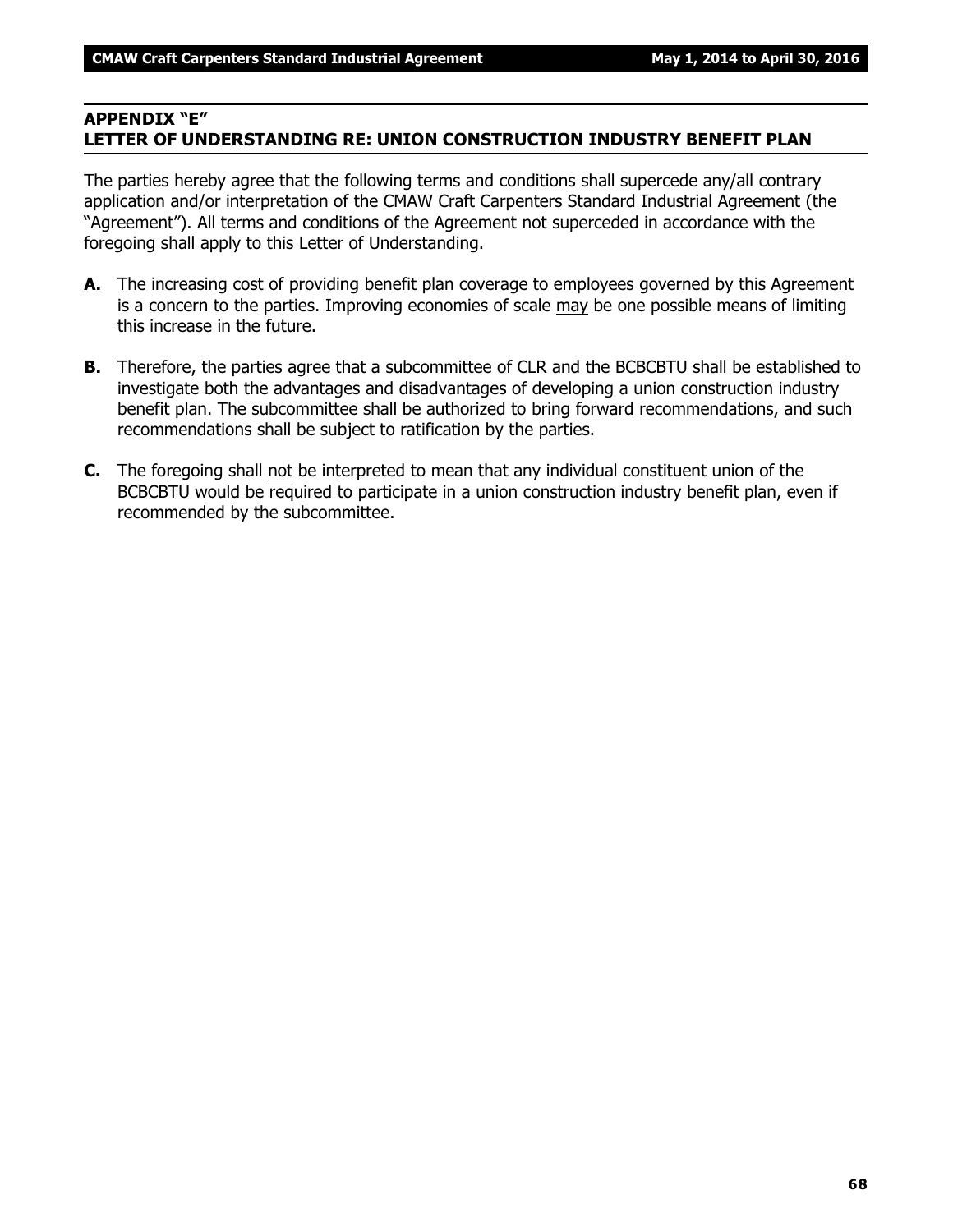## APPENDIX "E"
## LETTER OF UNDERSTANDING RE: UNION CONSTRUCTION INDUSTRY BENEFIT PLAN

The parties hereby agree that the following terms and conditions shall supercede any/all contrary application and/or interpretation of the CMAW Craft Carpenters Standard Industrial Agreement (the "Agreement"). All terms and conditions of the Agreement not superceded in accordance with the foregoing shall apply to this Letter of Understanding.

**A.** The increasing cost of providing benefit plan coverage to employees governed by this Agreement is a concern to the parties. Improving economies of scale <u>may</u> be one possible means of limiting this increase in the future.

**B.** Therefore, the parties agree that a subcommittee of CLR and the BCBCBTU shall be established to investigate both the advantages and disadvantages of developing a union construction industry benefit plan. The subcommittee shall be authorized to bring forward recommendations, and such recommendations shall be subject to ratification by the parties.

**C.** The foregoing shall <u>not</u> be interpreted to mean that any individual constituent union of the BCBCBTU would be required to participate in a union construction industry benefit plan, even if recommended by the subcommittee.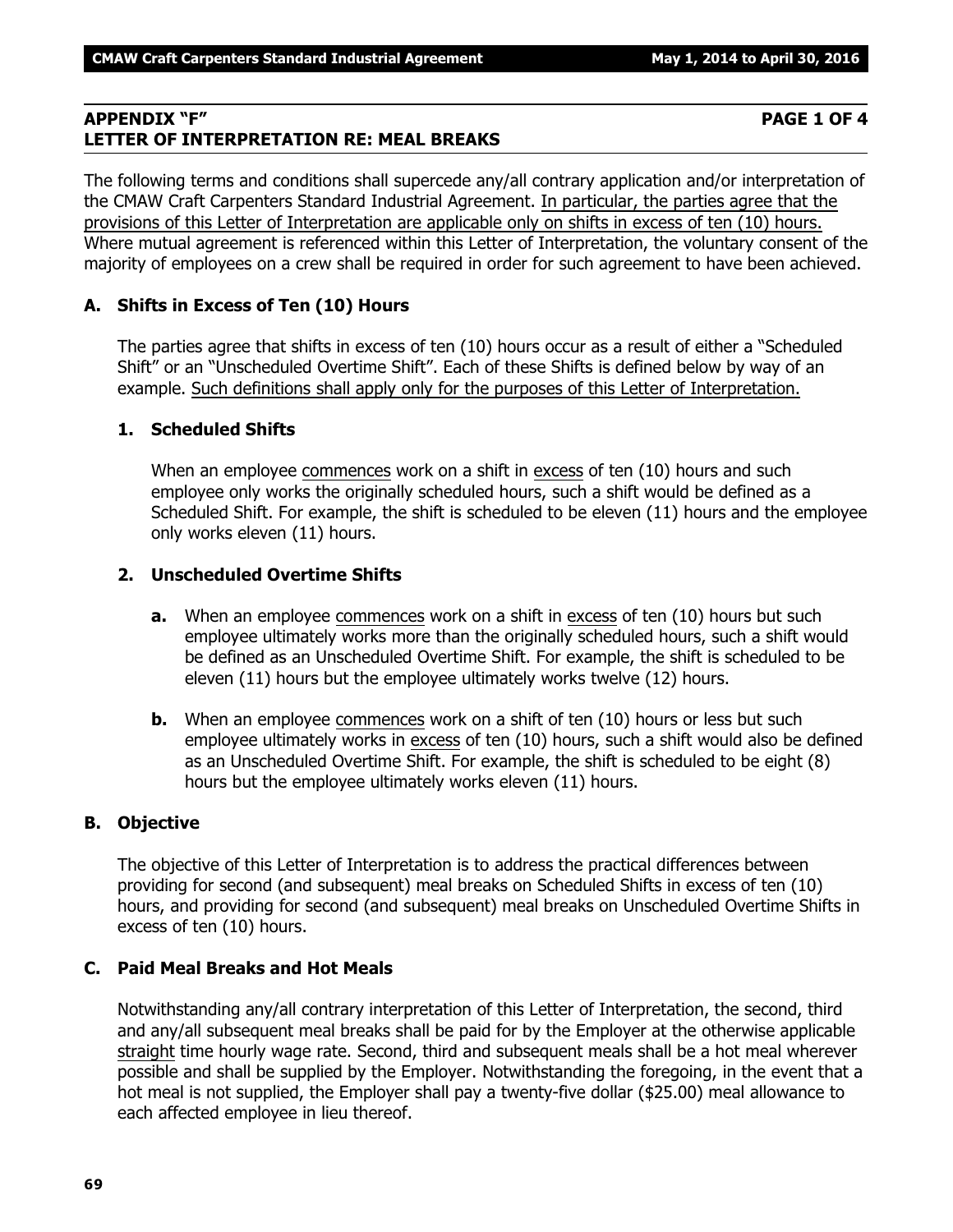## APPENDIX "F" PAGE 1 OF 4
## LETTER OF INTERPRETATION RE: MEAL BREAKS

The following terms and conditions shall supercede any/all contrary application and/or interpretation of the CMAW Craft Carpenters Standard Industrial Agreement. <u>In particular, the parties agree that the provisions of this Letter of Interpretation are applicable only on shifts in excess of ten (10) hours.</u> Where mutual agreement is referenced within this Letter of Interpretation, the voluntary consent of the majority of employees on a crew shall be required in order for such agreement to have been achieved.

### A. Shifts in Excess of Ten (10) Hours

The parties agree that shifts in excess of ten (10) hours occur as a result of either a "Scheduled Shift" or an "Unscheduled Overtime Shift". Each of these Shifts is defined below by way of an example. <u>Such definitions shall apply only for the purposes of this Letter of Interpretation.</u>

#### 1. Scheduled Shifts

When an employee <u>commences</u> work on a shift in <u>excess</u> of ten (10) hours and such employee only works the originally scheduled hours, such a shift would be defined as a Scheduled Shift. For example, the shift is scheduled to be eleven (11) hours and the employee only works eleven (11) hours.

#### 2. Unscheduled Overtime Shifts

**a.** When an employee <u>commences</u> work on a shift in <u>excess</u> of ten (10) hours but such employee ultimately works more than the originally scheduled hours, such a shift would be defined as an Unscheduled Overtime Shift. For example, the shift is scheduled to be eleven (11) hours but the employee ultimately works twelve (12) hours.

**b.** When an employee <u>commences</u> work on a shift of ten (10) hours or less but such employee ultimately works in <u>excess</u> of ten (10) hours, such a shift would also be defined as an Unscheduled Overtime Shift. For example, the shift is scheduled to be eight (8) hours but the employee ultimately works eleven (11) hours.

### B. Objective

The objective of this Letter of Interpretation is to address the practical differences between providing for second (and subsequent) meal breaks on Scheduled Shifts in excess of ten (10) hours, and providing for second (and subsequent) meal breaks on Unscheduled Overtime Shifts in excess of ten (10) hours.

### C. Paid Meal Breaks and Hot Meals

Notwithstanding any/all contrary interpretation of this Letter of Interpretation, the second, third and any/all subsequent meal breaks shall be paid for by the Employer at the otherwise applicable <u>straight</u> time hourly wage rate. Second, third and subsequent meals shall be a hot meal wherever possible and shall be supplied by the Employer. Notwithstanding the foregoing, in the event that a hot meal is not supplied, the Employer shall pay a twenty-five dollar ($25.00) meal allowance to each affected employee in lieu thereof.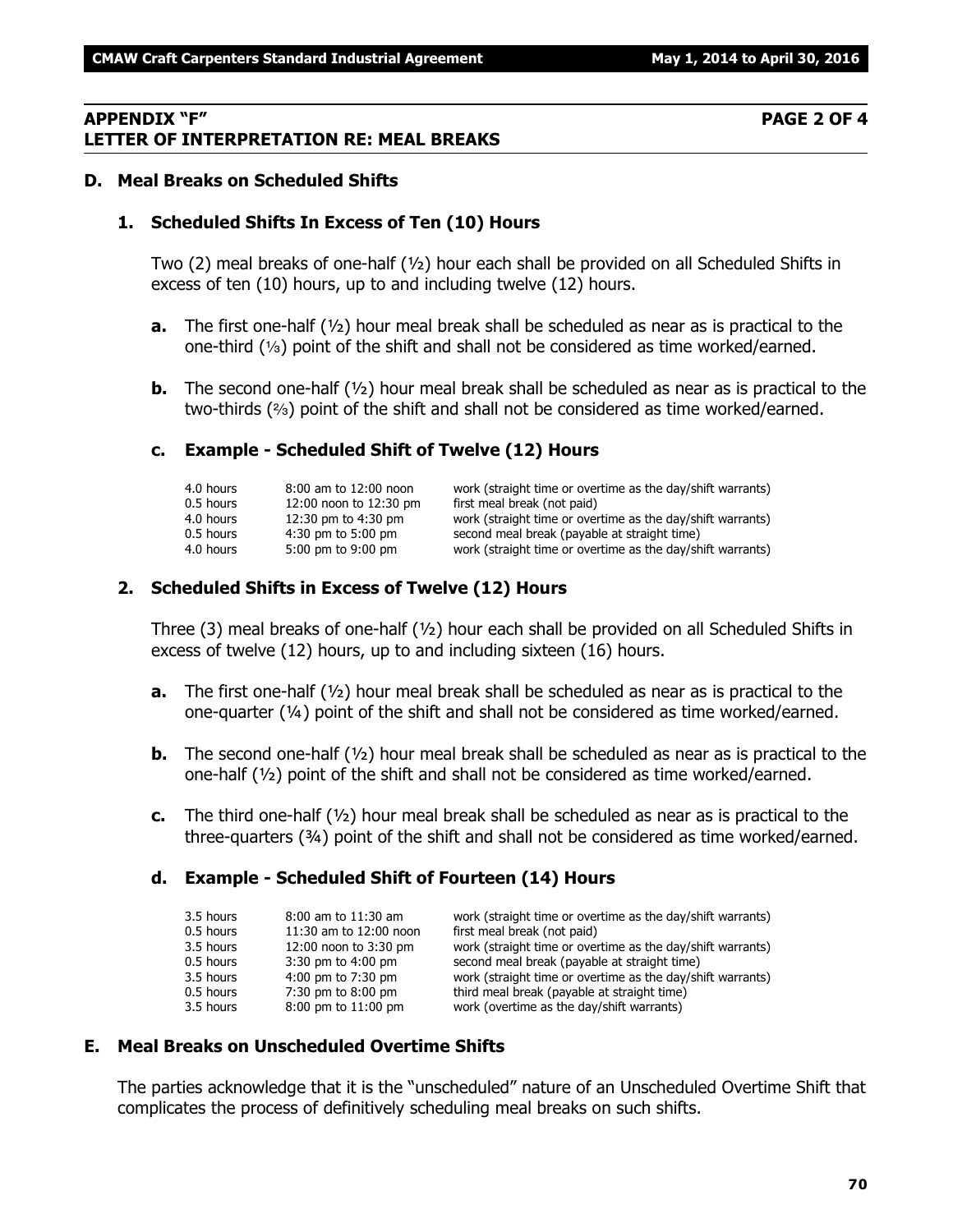## APPENDIX "F" — PAGE 2 OF 4
## LETTER OF INTERPRETATION RE: MEAL BREAKS

### D. Meal Breaks on Scheduled Shifts

#### 1. Scheduled Shifts In Excess of Ten (10) Hours

Two (2) meal breaks of one-half (½) hour each shall be provided on all Scheduled Shifts in excess of ten (10) hours, up to and including twelve (12) hours.

**a.** The first one-half (½) hour meal break shall be scheduled as near as is practical to the one-third (⅓) point of the shift and shall not be considered as time worked/earned.

**b.** The second one-half (½) hour meal break shall be scheduled as near as is practical to the two-thirds (⅔) point of the shift and shall not be considered as time worked/earned.

**c. Example - Scheduled Shift of Twelve (12) Hours**

| | | |
|---|---|---|
| 4.0 hours | 8:00 am to 12:00 noon | work (straight time or overtime as the day/shift warrants) |
| 0.5 hours | 12:00 noon to 12:30 pm | first meal break (not paid) |
| 4.0 hours | 12:30 pm to 4:30 pm | work (straight time or overtime as the day/shift warrants) |
| 0.5 hours | 4:30 pm to 5:00 pm | second meal break (payable at straight time) |
| 4.0 hours | 5:00 pm to 9:00 pm | work (straight time or overtime as the day/shift warrants) |

#### 2. Scheduled Shifts in Excess of Twelve (12) Hours

Three (3) meal breaks of one-half (½) hour each shall be provided on all Scheduled Shifts in excess of twelve (12) hours, up to and including sixteen (16) hours.

**a.** The first one-half (½) hour meal break shall be scheduled as near as is practical to the one-quarter (¼) point of the shift and shall not be considered as time worked/earned.

**b.** The second one-half (½) hour meal break shall be scheduled as near as is practical to the one-half (½) point of the shift and shall not be considered as time worked/earned.

**c.** The third one-half (½) hour meal break shall be scheduled as near as is practical to the three-quarters (¾) point of the shift and shall not be considered as time worked/earned.

**d. Example - Scheduled Shift of Fourteen (14) Hours**

| | | |
|---|---|---|
| 3.5 hours | 8:00 am to 11:30 am | work (straight time or overtime as the day/shift warrants) |
| 0.5 hours | 11:30 am to 12:00 noon | first meal break (not paid) |
| 3.5 hours | 12:00 noon to 3:30 pm | work (straight time or overtime as the day/shift warrants) |
| 0.5 hours | 3:30 pm to 4:00 pm | second meal break (payable at straight time) |
| 3.5 hours | 4:00 pm to 7:30 pm | work (straight time or overtime as the day/shift warrants) |
| 0.5 hours | 7:30 pm to 8:00 pm | third meal break (payable at straight time) |
| 3.5 hours | 8:00 pm to 11:00 pm | work (overtime as the day/shift warrants) |

### E. Meal Breaks on Unscheduled Overtime Shifts

The parties acknowledge that it is the "unscheduled" nature of an Unscheduled Overtime Shift that complicates the process of definitively scheduling meal breaks on such shifts.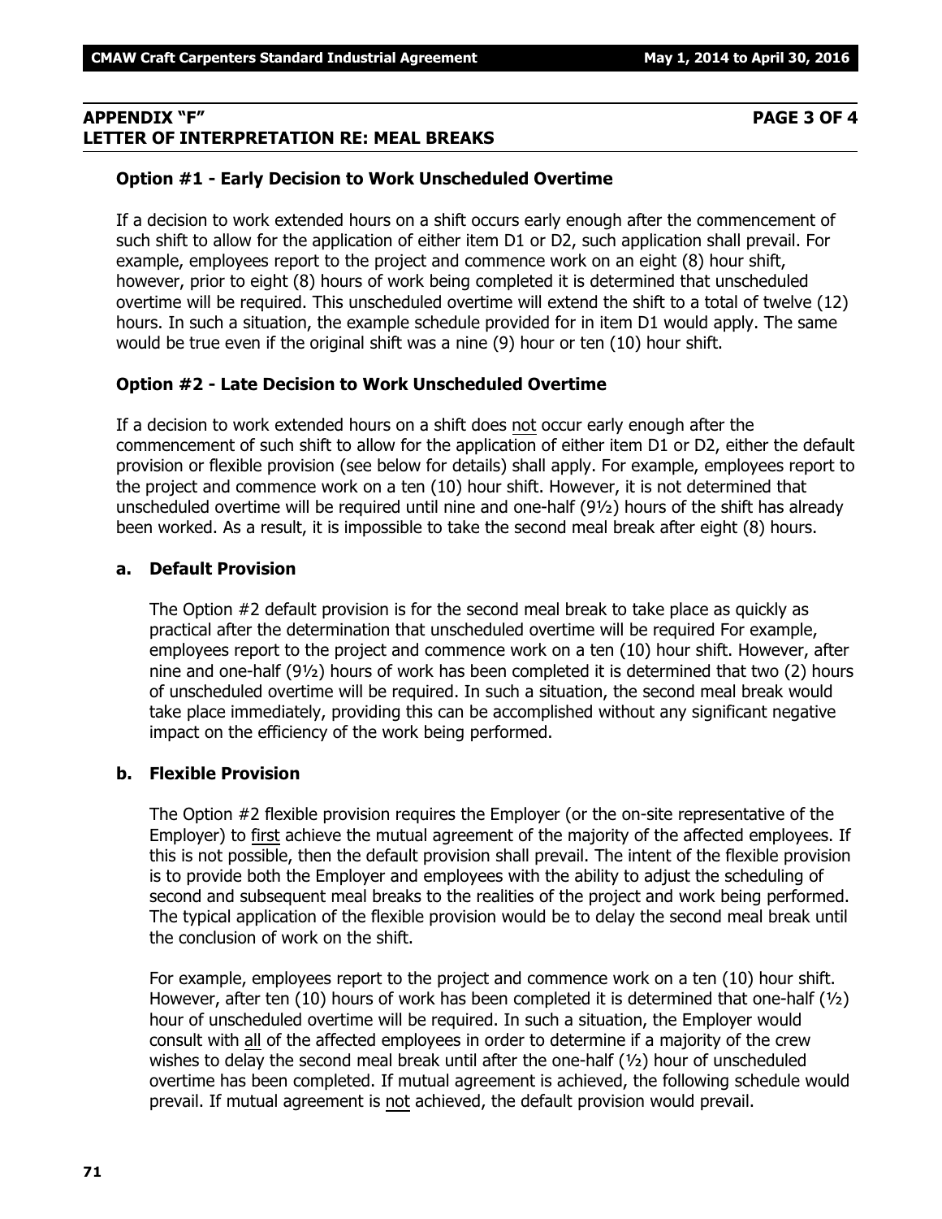## APPENDIX "F" PAGE 3 OF 4
## LETTER OF INTERPRETATION RE: MEAL BREAKS

### Option #1 - Early Decision to Work Unscheduled Overtime

If a decision to work extended hours on a shift occurs early enough after the commencement of such shift to allow for the application of either item D1 or D2, such application shall prevail. For example, employees report to the project and commence work on an eight (8) hour shift, however, prior to eight (8) hours of work being completed it is determined that unscheduled overtime will be required. This unscheduled overtime will extend the shift to a total of twelve (12) hours. In such a situation, the example schedule provided for in item D1 would apply. The same would be true even if the original shift was a nine (9) hour or ten (10) hour shift.

### Option #2 - Late Decision to Work Unscheduled Overtime

If a decision to work extended hours on a shift does not occur early enough after the commencement of such shift to allow for the application of either item D1 or D2, either the default provision or flexible provision (see below for details) shall apply. For example, employees report to the project and commence work on a ten (10) hour shift. However, it is not determined that unscheduled overtime will be required until nine and one-half (9½) hours of the shift has already been worked. As a result, it is impossible to take the second meal break after eight (8) hours.

### a. Default Provision

The Option #2 default provision is for the second meal break to take place as quickly as practical after the determination that unscheduled overtime will be required For example, employees report to the project and commence work on a ten (10) hour shift. However, after nine and one-half (9½) hours of work has been completed it is determined that two (2) hours of unscheduled overtime will be required. In such a situation, the second meal break would take place immediately, providing this can be accomplished without any significant negative impact on the efficiency of the work being performed.

### b. Flexible Provision

The Option #2 flexible provision requires the Employer (or the on-site representative of the Employer) to first achieve the mutual agreement of the majority of the affected employees. If this is not possible, then the default provision shall prevail. The intent of the flexible provision is to provide both the Employer and employees with the ability to adjust the scheduling of second and subsequent meal breaks to the realities of the project and work being performed. The typical application of the flexible provision would be to delay the second meal break until the conclusion of work on the shift.

For example, employees report to the project and commence work on a ten (10) hour shift. However, after ten (10) hours of work has been completed it is determined that one-half (½) hour of unscheduled overtime will be required. In such a situation, the Employer would consult with all of the affected employees in order to determine if a majority of the crew wishes to delay the second meal break until after the one-half (½) hour of unscheduled overtime has been completed. If mutual agreement is achieved, the following schedule would prevail. If mutual agreement is not achieved, the default provision would prevail.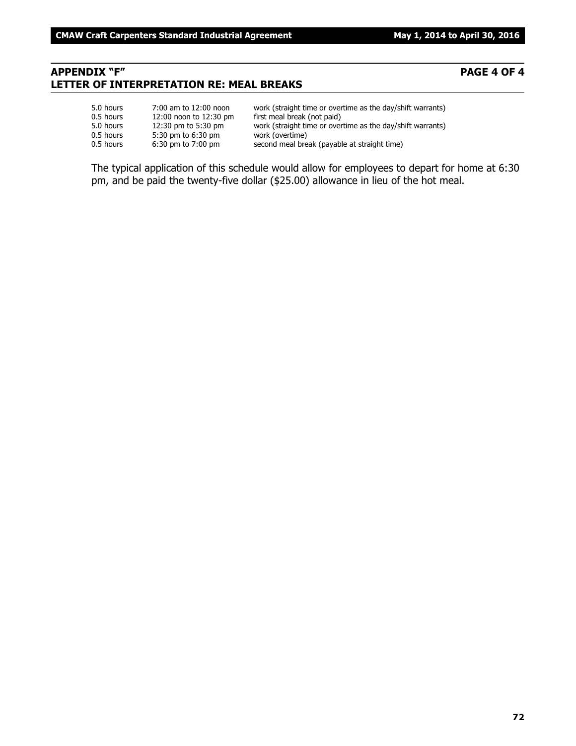## APPENDIX "F" PAGE 4 OF 4
## LETTER OF INTERPRETATION RE: MEAL BREAKS

| | | |
|---|---|---|
| 5.0 hours | 7:00 am to 12:00 noon | work (straight time or overtime as the day/shift warrants) |
| 0.5 hours | 12:00 noon to 12:30 pm | first meal break (not paid) |
| 5.0 hours | 12:30 pm to 5:30 pm | work (straight time or overtime as the day/shift warrants) |
| 0.5 hours | 5:30 pm to 6:30 pm | work (overtime) |
| 0.5 hours | 6:30 pm to 7:00 pm | second meal break (payable at straight time) |

The typical application of this schedule would allow for employees to depart for home at 6:30 pm, and be paid the twenty-five dollar ($25.00) allowance in lieu of the hot meal.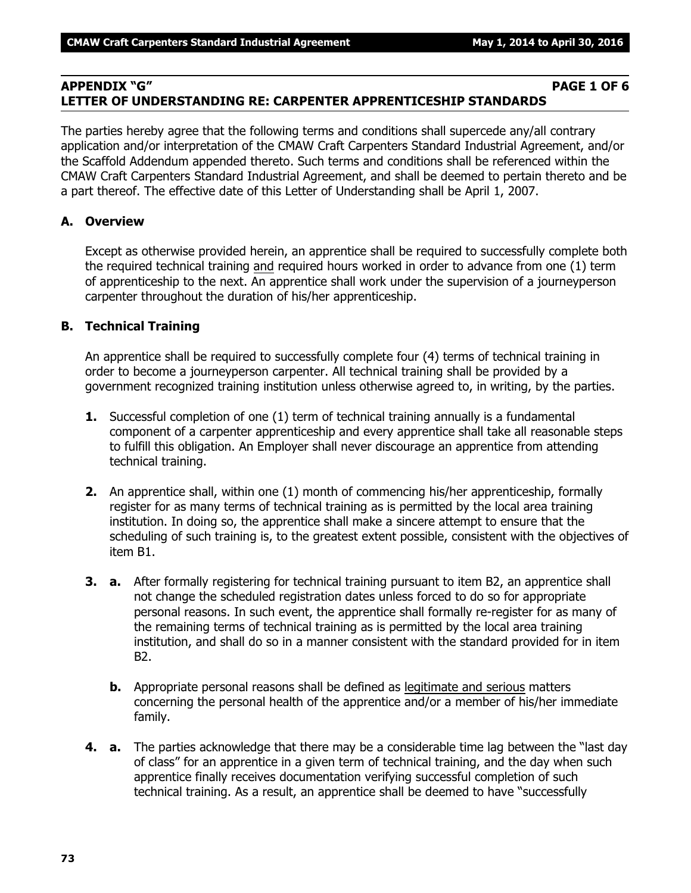## APPENDIX "G" PAGE 1 OF 6
## LETTER OF UNDERSTANDING RE: CARPENTER APPRENTICESHIP STANDARDS

The parties hereby agree that the following terms and conditions shall supercede any/all contrary application and/or interpretation of the CMAW Craft Carpenters Standard Industrial Agreement, and/or the Scaffold Addendum appended thereto. Such terms and conditions shall be referenced within the CMAW Craft Carpenters Standard Industrial Agreement, and shall be deemed to pertain thereto and be a part thereof. The effective date of this Letter of Understanding shall be April 1, 2007.

### A. Overview

Except as otherwise provided herein, an apprentice shall be required to successfully complete both the required technical training and required hours worked in order to advance from one (1) term of apprenticeship to the next. An apprentice shall work under the supervision of a journeyperson carpenter throughout the duration of his/her apprenticeship.

### B. Technical Training

An apprentice shall be required to successfully complete four (4) terms of technical training in order to become a journeyperson carpenter. All technical training shall be provided by a government recognized training institution unless otherwise agreed to, in writing, by the parties.

**1.** Successful completion of one (1) term of technical training annually is a fundamental component of a carpenter apprenticeship and every apprentice shall take all reasonable steps to fulfill this obligation. An Employer shall never discourage an apprentice from attending technical training.

**2.** An apprentice shall, within one (1) month of commencing his/her apprenticeship, formally register for as many terms of technical training as is permitted by the local area training institution. In doing so, the apprentice shall make a sincere attempt to ensure that the scheduling of such training is, to the greatest extent possible, consistent with the objectives of item B1.

**3. a.** After formally registering for technical training pursuant to item B2, an apprentice shall not change the scheduled registration dates unless forced to do so for appropriate personal reasons. In such event, the apprentice shall formally re-register for as many of the remaining terms of technical training as is permitted by the local area training institution, and shall do so in a manner consistent with the standard provided for in item B2.

**b.** Appropriate personal reasons shall be defined as legitimate and serious matters concerning the personal health of the apprentice and/or a member of his/her immediate family.

**4. a.** The parties acknowledge that there may be a considerable time lag between the "last day of class" for an apprentice in a given term of technical training, and the day when such apprentice finally receives documentation verifying successful completion of such technical training. As a result, an apprentice shall be deemed to have "successfully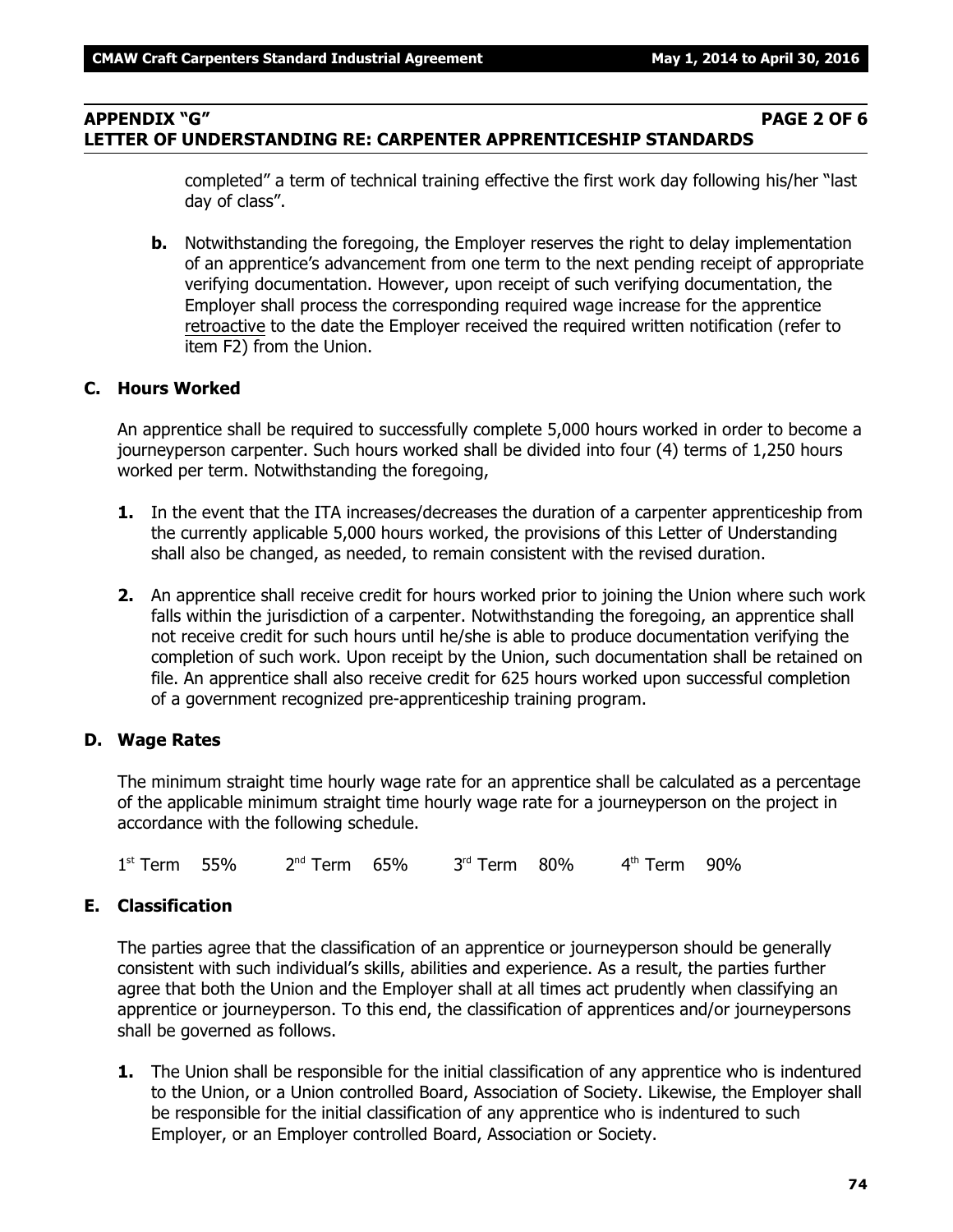## APPENDIX "G" PAGE 2 OF 6
## LETTER OF UNDERSTANDING RE: CARPENTER APPRENTICESHIP STANDARDS

completed" a term of technical training effective the first work day following his/her "last day of class".

**b.** Notwithstanding the foregoing, the Employer reserves the right to delay implementation of an apprentice's advancement from one term to the next pending receipt of appropriate verifying documentation. However, upon receipt of such verifying documentation, the Employer shall process the corresponding required wage increase for the apprentice retroactive to the date the Employer received the required written notification (refer to item F2) from the Union.

### C. Hours Worked

An apprentice shall be required to successfully complete 5,000 hours worked in order to become a journeyperson carpenter. Such hours worked shall be divided into four (4) terms of 1,250 hours worked per term. Notwithstanding the foregoing,

**1.** In the event that the ITA increases/decreases the duration of a carpenter apprenticeship from the currently applicable 5,000 hours worked, the provisions of this Letter of Understanding shall also be changed, as needed, to remain consistent with the revised duration.

**2.** An apprentice shall receive credit for hours worked prior to joining the Union where such work falls within the jurisdiction of a carpenter. Notwithstanding the foregoing, an apprentice shall not receive credit for such hours until he/she is able to produce documentation verifying the completion of such work. Upon receipt by the Union, such documentation shall be retained on file. An apprentice shall also receive credit for 625 hours worked upon successful completion of a government recognized pre-apprenticeship training program.

### D. Wage Rates

The minimum straight time hourly wage rate for an apprentice shall be calculated as a percentage of the applicable minimum straight time hourly wage rate for a journeyperson on the project in accordance with the following schedule.

| 1st Term | 2nd Term | 3rd Term | 4th Term |
|---|---|---|---|
| 55% | 65% | 80% | 90% |

### E. Classification

The parties agree that the classification of an apprentice or journeyperson should be generally consistent with such individual's skills, abilities and experience. As a result, the parties further agree that both the Union and the Employer shall at all times act prudently when classifying an apprentice or journeyperson. To this end, the classification of apprentices and/or journeypersons shall be governed as follows.

**1.** The Union shall be responsible for the initial classification of any apprentice who is indentured to the Union, or a Union controlled Board, Association of Society. Likewise, the Employer shall be responsible for the initial classification of any apprentice who is indentured to such Employer, or an Employer controlled Board, Association or Society.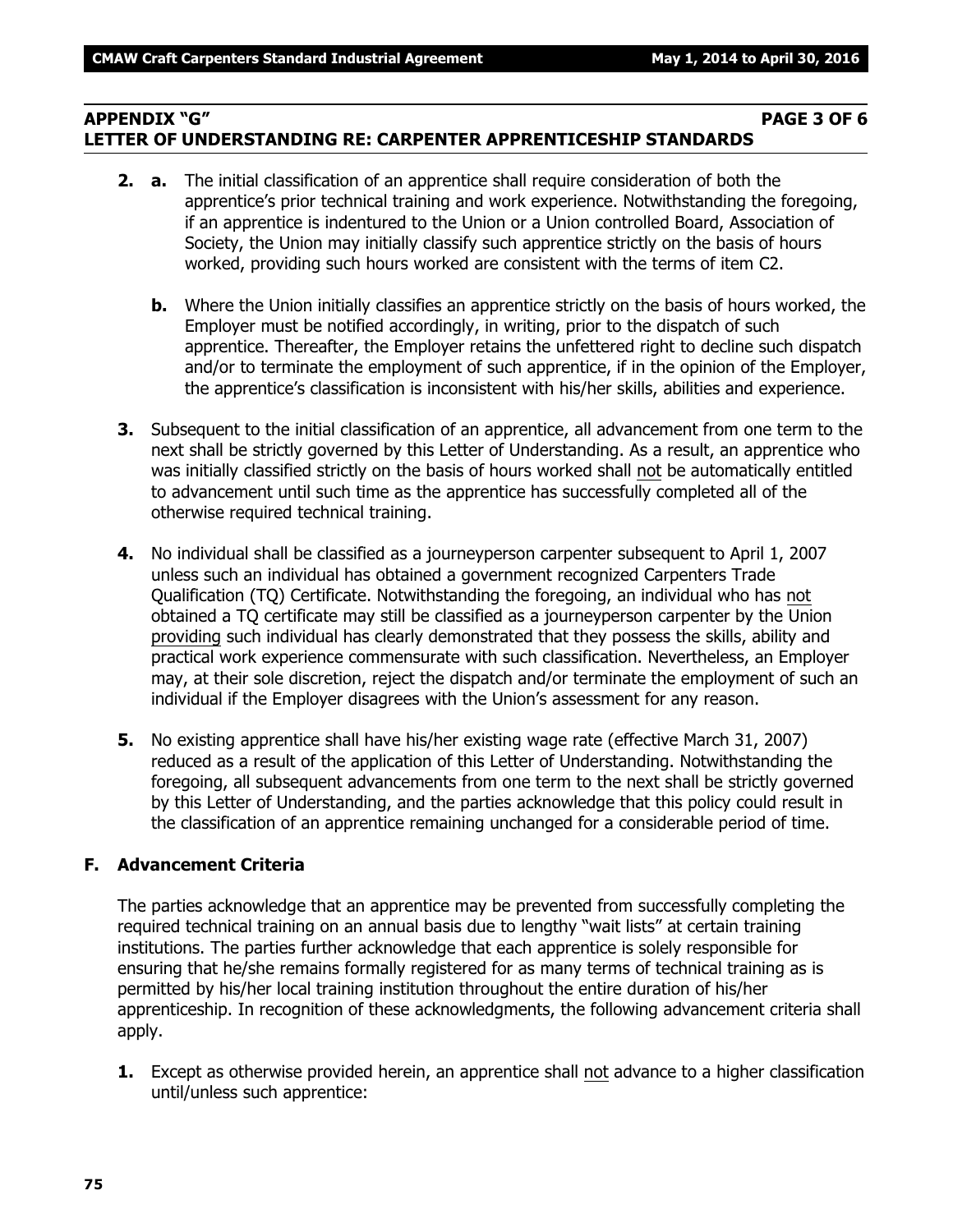## APPENDIX "G" PAGE 3 OF 6
## LETTER OF UNDERSTANDING RE: CARPENTER APPRENTICESHIP STANDARDS

**2. a.** The initial classification of an apprentice shall require consideration of both the apprentice's prior technical training and work experience. Notwithstanding the foregoing, if an apprentice is indentured to the Union or a Union controlled Board, Association of Society, the Union may initially classify such apprentice strictly on the basis of hours worked, providing such hours worked are consistent with the terms of item C2.

**b.** Where the Union initially classifies an apprentice strictly on the basis of hours worked, the Employer must be notified accordingly, in writing, prior to the dispatch of such apprentice. Thereafter, the Employer retains the unfettered right to decline such dispatch and/or to terminate the employment of such apprentice, if in the opinion of the Employer, the apprentice's classification is inconsistent with his/her skills, abilities and experience.

**3.** Subsequent to the initial classification of an apprentice, all advancement from one term to the next shall be strictly governed by this Letter of Understanding. As a result, an apprentice who was initially classified strictly on the basis of hours worked shall not be automatically entitled to advancement until such time as the apprentice has successfully completed all of the otherwise required technical training.

**4.** No individual shall be classified as a journeyperson carpenter subsequent to April 1, 2007 unless such an individual has obtained a government recognized Carpenters Trade Qualification (TQ) Certificate. Notwithstanding the foregoing, an individual who has not obtained a TQ certificate may still be classified as a journeyperson carpenter by the Union providing such individual has clearly demonstrated that they possess the skills, ability and practical work experience commensurate with such classification. Nevertheless, an Employer may, at their sole discretion, reject the dispatch and/or terminate the employment of such an individual if the Employer disagrees with the Union's assessment for any reason.

**5.** No existing apprentice shall have his/her existing wage rate (effective March 31, 2007) reduced as a result of the application of this Letter of Understanding. Notwithstanding the foregoing, all subsequent advancements from one term to the next shall be strictly governed by this Letter of Understanding, and the parties acknowledge that this policy could result in the classification of an apprentice remaining unchanged for a considerable period of time.

### F. Advancement Criteria

The parties acknowledge that an apprentice may be prevented from successfully completing the required technical training on an annual basis due to lengthy "wait lists" at certain training institutions. The parties further acknowledge that each apprentice is solely responsible for ensuring that he/she remains formally registered for as many terms of technical training as is permitted by his/her local training institution throughout the entire duration of his/her apprenticeship. In recognition of these acknowledgments, the following advancement criteria shall apply.

**1.** Except as otherwise provided herein, an apprentice shall not advance to a higher classification until/unless such apprentice: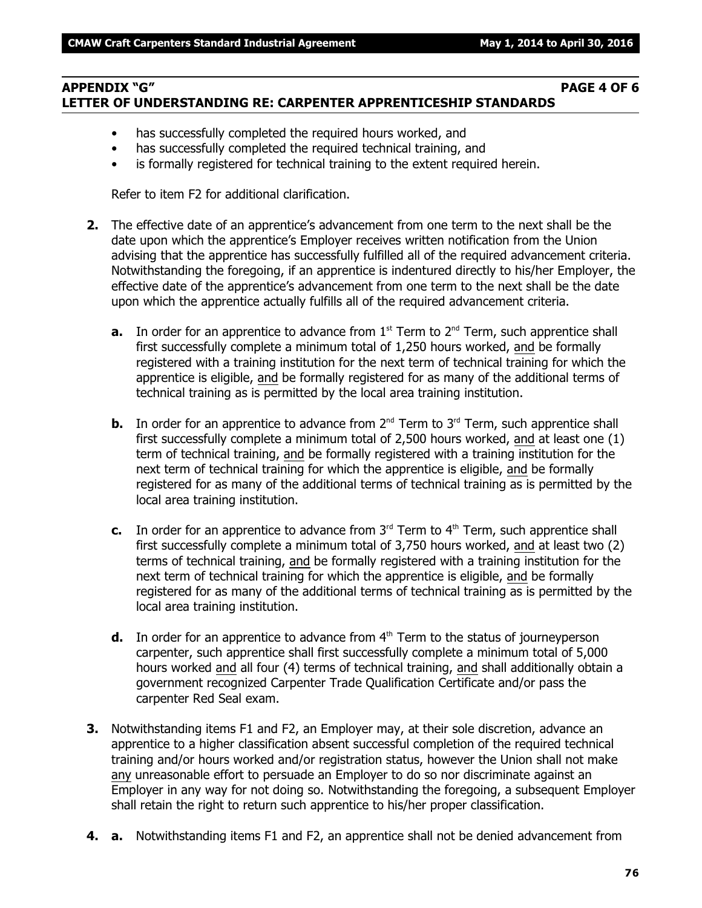**APPENDIX "G" PAGE 4 OF 6**
**LETTER OF UNDERSTANDING RE: CARPENTER APPRENTICESHIP STANDARDS**

- has successfully completed the required hours worked, and
- has successfully completed the required technical training, and
- is formally registered for technical training to the extent required herein.

Refer to item F2 for additional clarification.

**2.** The effective date of an apprentice's advancement from one term to the next shall be the date upon which the apprentice's Employer receives written notification from the Union advising that the apprentice has successfully fulfilled all of the required advancement criteria. Notwithstanding the foregoing, if an apprentice is indentured directly to his/her Employer, the effective date of the apprentice's advancement from one term to the next shall be the date upon which the apprentice actually fulfills all of the required advancement criteria.

**a.** In order for an apprentice to advance from 1st Term to 2nd Term, such apprentice shall first successfully complete a minimum total of 1,250 hours worked, and be formally registered with a training institution for the next term of technical training for which the apprentice is eligible, and be formally registered for as many of the additional terms of technical training as is permitted by the local area training institution.

**b.** In order for an apprentice to advance from 2nd Term to 3rd Term, such apprentice shall first successfully complete a minimum total of 2,500 hours worked, and at least one (1) term of technical training, and be formally registered with a training institution for the next term of technical training for which the apprentice is eligible, and be formally registered for as many of the additional terms of technical training as is permitted by the local area training institution.

**c.** In order for an apprentice to advance from 3rd Term to 4th Term, such apprentice shall first successfully complete a minimum total of 3,750 hours worked, and at least two (2) terms of technical training, and be formally registered with a training institution for the next term of technical training for which the apprentice is eligible, and be formally registered for as many of the additional terms of technical training as is permitted by the local area training institution.

**d.** In order for an apprentice to advance from 4th Term to the status of journeyperson carpenter, such apprentice shall first successfully complete a minimum total of 5,000 hours worked and all four (4) terms of technical training, and shall additionally obtain a government recognized Carpenter Trade Qualification Certificate and/or pass the carpenter Red Seal exam.

**3.** Notwithstanding items F1 and F2, an Employer may, at their sole discretion, advance an apprentice to a higher classification absent successful completion of the required technical training and/or hours worked and/or registration status, however the Union shall not make any unreasonable effort to persuade an Employer to do so nor discriminate against an Employer in any way for not doing so. Notwithstanding the foregoing, a subsequent Employer shall retain the right to return such apprentice to his/her proper classification.

**4. a.** Notwithstanding items F1 and F2, an apprentice shall not be denied advancement from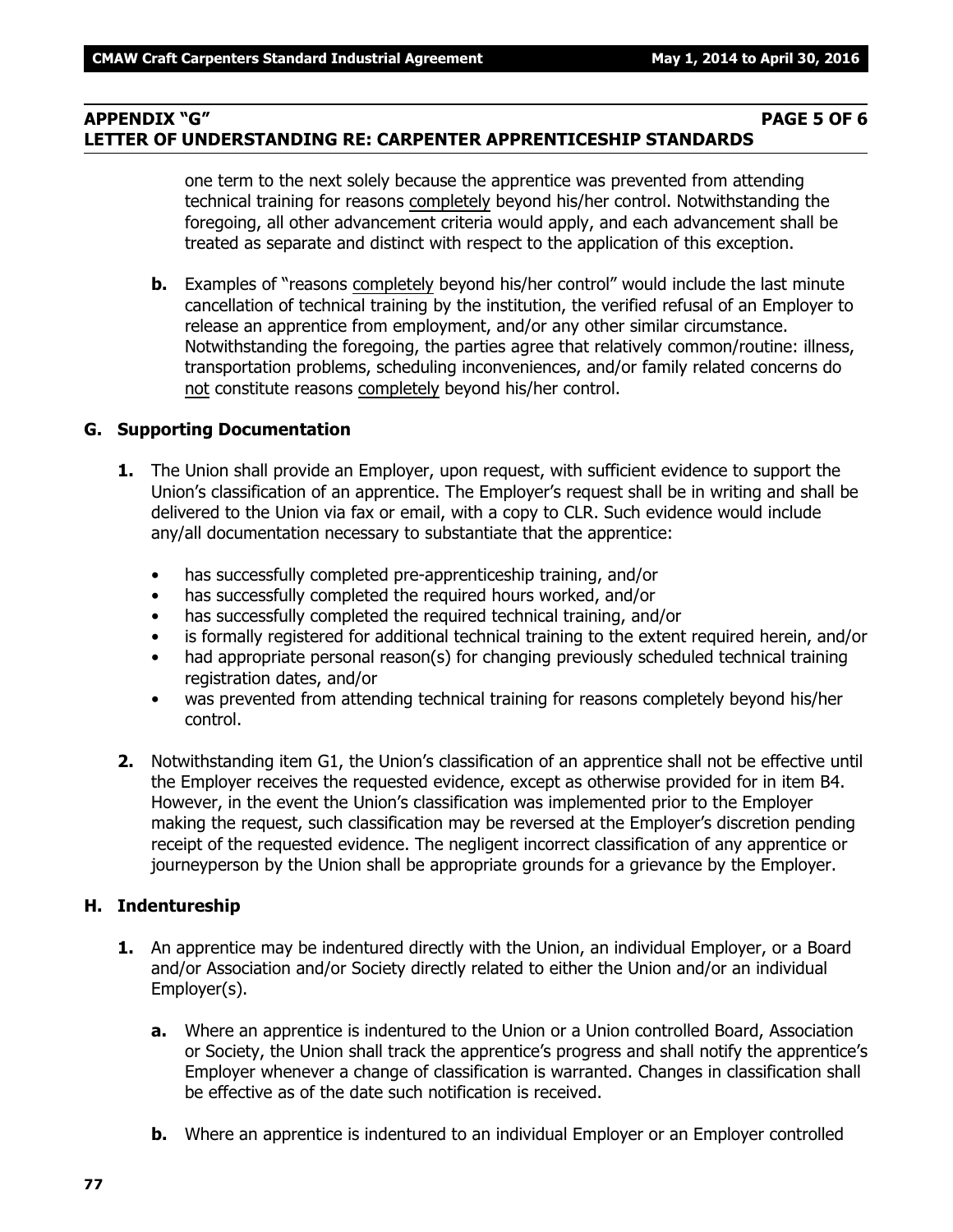one term to the next solely because the apprentice was prevented from attending technical training for reasons completely beyond his/her control. Notwithstanding the foregoing, all other advancement criteria would apply, and each advancement shall be treated as separate and distinct with respect to the application of this exception.

**b.** Examples of "reasons completely beyond his/her control" would include the last minute cancellation of technical training by the institution, the verified refusal of an Employer to release an apprentice from employment, and/or any other similar circumstance. Notwithstanding the foregoing, the parties agree that relatively common/routine: illness, transportation problems, scheduling inconveniences, and/or family related concerns do not constitute reasons completely beyond his/her control.

## G. Supporting Documentation

**1.** The Union shall provide an Employer, upon request, with sufficient evidence to support the Union's classification of an apprentice. The Employer's request shall be in writing and shall be delivered to the Union via fax or email, with a copy to CLR. Such evidence would include any/all documentation necessary to substantiate that the apprentice:

- has successfully completed pre-apprenticeship training, and/or
- has successfully completed the required hours worked, and/or
- has successfully completed the required technical training, and/or
- is formally registered for additional technical training to the extent required herein, and/or
- had appropriate personal reason(s) for changing previously scheduled technical training registration dates, and/or
- was prevented from attending technical training for reasons completely beyond his/her control.

**2.** Notwithstanding item G1, the Union's classification of an apprentice shall not be effective until the Employer receives the requested evidence, except as otherwise provided for in item B4. However, in the event the Union's classification was implemented prior to the Employer making the request, such classification may be reversed at the Employer's discretion pending receipt of the requested evidence. The negligent incorrect classification of any apprentice or journeyperson by the Union shall be appropriate grounds for a grievance by the Employer.

## H. Indentureship

**1.** An apprentice may be indentured directly with the Union, an individual Employer, or a Board and/or Association and/or Society directly related to either the Union and/or an individual Employer(s).

**a.** Where an apprentice is indentured to the Union or a Union controlled Board, Association or Society, the Union shall track the apprentice's progress and shall notify the apprentice's Employer whenever a change of classification is warranted. Changes in classification shall be effective as of the date such notification is received.

**b.** Where an apprentice is indentured to an individual Employer or an Employer controlled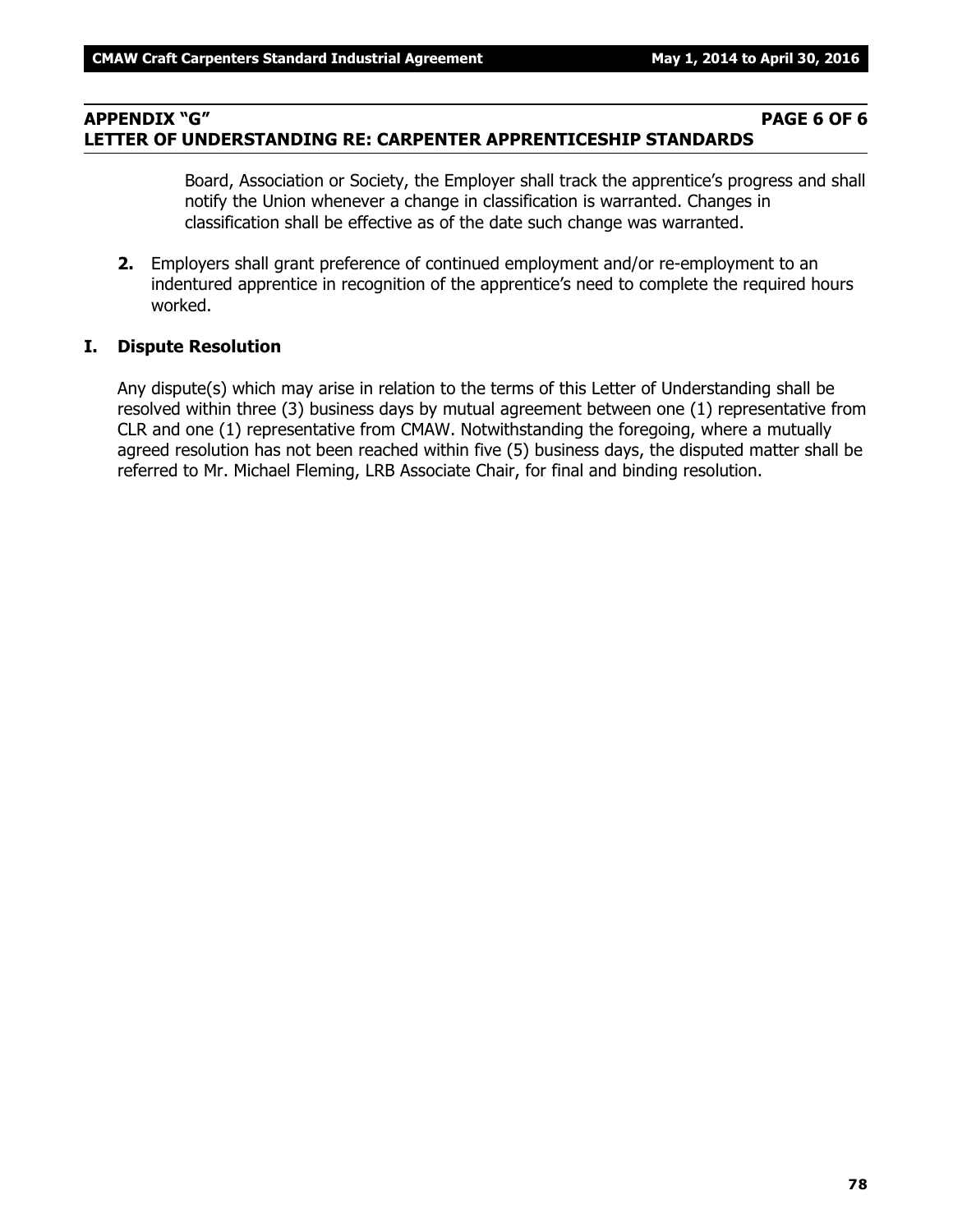## APPENDIX "G" PAGE 6 OF 6
## LETTER OF UNDERSTANDING RE: CARPENTER APPRENTICESHIP STANDARDS

Board, Association or Society, the Employer shall track the apprentice's progress and shall notify the Union whenever a change in classification is warranted. Changes in classification shall be effective as of the date such change was warranted.

**2.** Employers shall grant preference of continued employment and/or re-employment to an indentured apprentice in recognition of the apprentice's need to complete the required hours worked.

### I. Dispute Resolution

Any dispute(s) which may arise in relation to the terms of this Letter of Understanding shall be resolved within three (3) business days by mutual agreement between one (1) representative from CLR and one (1) representative from CMAW. Notwithstanding the foregoing, where a mutually agreed resolution has not been reached within five (5) business days, the disputed matter shall be referred to Mr. Michael Fleming, LRB Associate Chair, for final and binding resolution.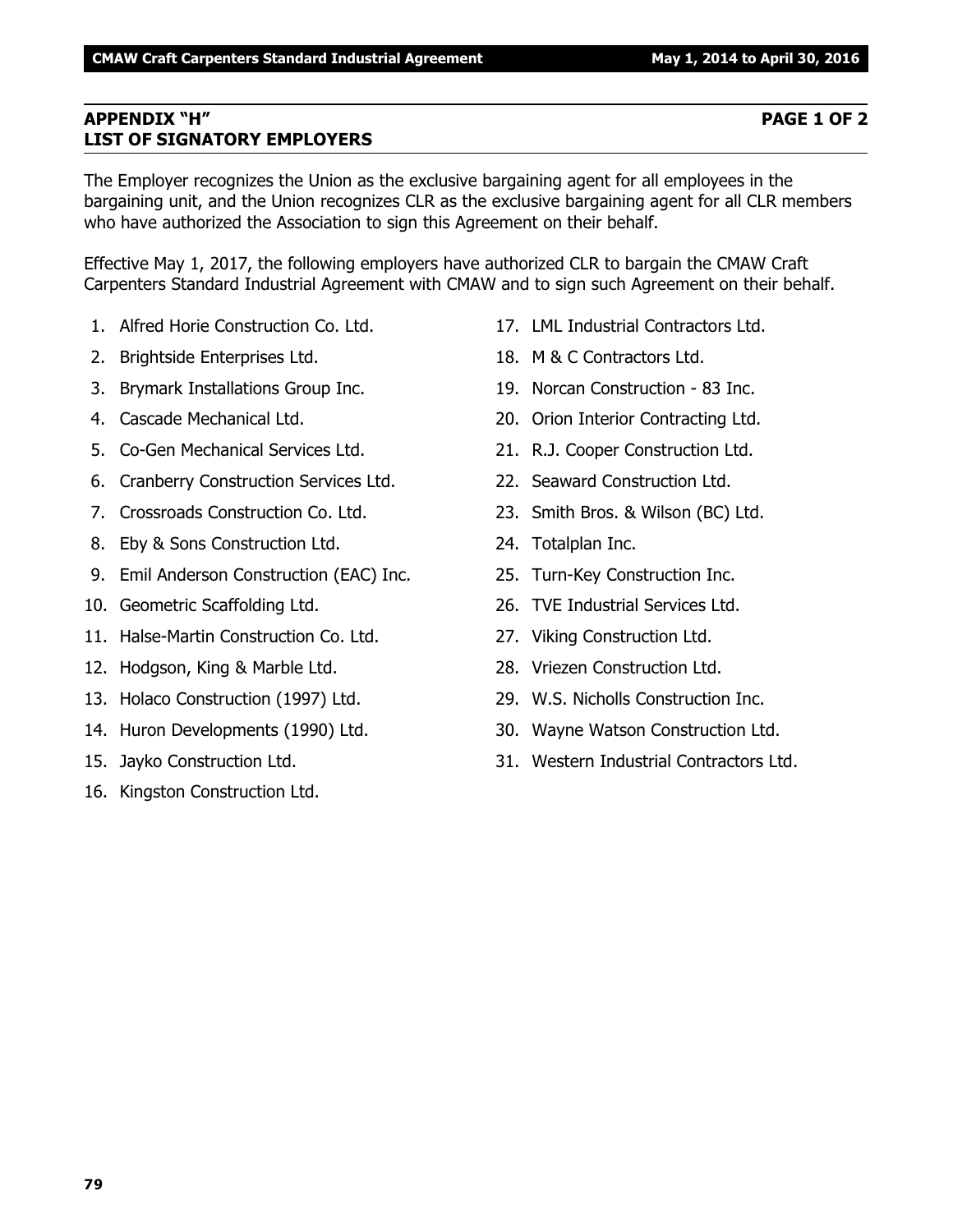## APPENDIX "H" PAGE 1 OF 2
## LIST OF SIGNATORY EMPLOYERS

The Employer recognizes the Union as the exclusive bargaining agent for all employees in the bargaining unit, and the Union recognizes CLR as the exclusive bargaining agent for all CLR members who have authorized the Association to sign this Agreement on their behalf.

Effective May 1, 2017, the following employers have authorized CLR to bargain the CMAW Craft Carpenters Standard Industrial Agreement with CMAW and to sign such Agreement on their behalf.

1. Alfred Horie Construction Co. Ltd.
2. Brightside Enterprises Ltd.
3. Brymark Installations Group Inc.
4. Cascade Mechanical Ltd.
5. Co-Gen Mechanical Services Ltd.
6. Cranberry Construction Services Ltd.
7. Crossroads Construction Co. Ltd.
8. Eby & Sons Construction Ltd.
9. Emil Anderson Construction (EAC) Inc.
10. Geometric Scaffolding Ltd.
11. Halse-Martin Construction Co. Ltd.
12. Hodgson, King & Marble Ltd.
13. Holaco Construction (1997) Ltd.
14. Huron Developments (1990) Ltd.
15. Jayko Construction Ltd.
16. Kingston Construction Ltd.
17. LML Industrial Contractors Ltd.
18. M & C Contractors Ltd.
19. Norcan Construction - 83 Inc.
20. Orion Interior Contracting Ltd.
21. R.J. Cooper Construction Ltd.
22. Seaward Construction Ltd.
23. Smith Bros. & Wilson (BC) Ltd.
24. Totalplan Inc.
25. Turn-Key Construction Inc.
26. TVE Industrial Services Ltd.
27. Viking Construction Ltd.
28. Vriezen Construction Ltd.
29. W.S. Nicholls Construction Inc.
30. Wayne Watson Construction Ltd.
31. Western Industrial Contractors Ltd.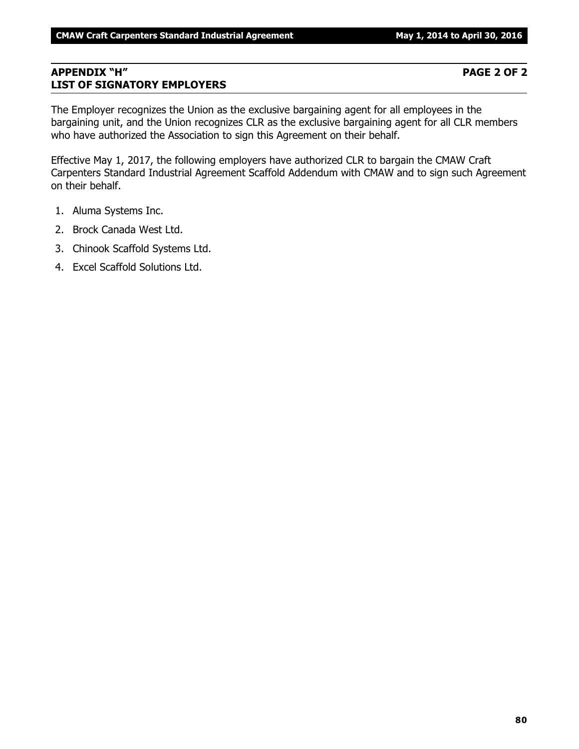## APPENDIX "H" PAGE 2 OF 2
## LIST OF SIGNATORY EMPLOYERS

The Employer recognizes the Union as the exclusive bargaining agent for all employees in the bargaining unit, and the Union recognizes CLR as the exclusive bargaining agent for all CLR members who have authorized the Association to sign this Agreement on their behalf.

Effective May 1, 2017, the following employers have authorized CLR to bargain the CMAW Craft Carpenters Standard Industrial Agreement Scaffold Addendum with CMAW and to sign such Agreement on their behalf.

1. Aluma Systems Inc.
2. Brock Canada West Ltd.
3. Chinook Scaffold Systems Ltd.
4. Excel Scaffold Solutions Ltd.